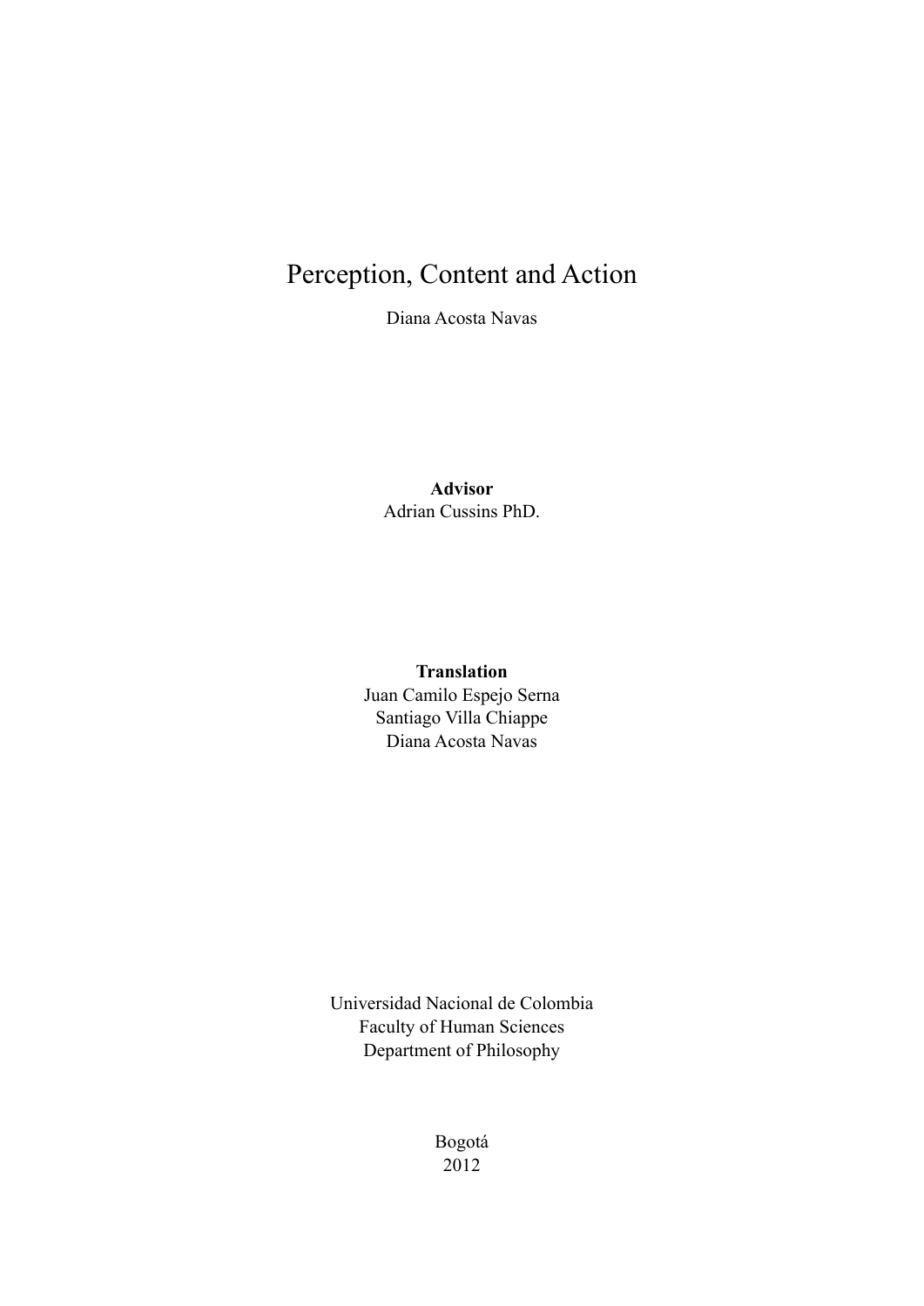# Perception, Content and Action

Diana Acosta Navas

**Advisor**

Adrian Cussins PhD.

**Translation**

Juan Camilo Espejo Serna

Santiago Villa Chiappe

Diana Acosta Navas

Universidad Nacional de Colombia

Faculty of Human Sciences

Department of Philosophy

Bogotá

2012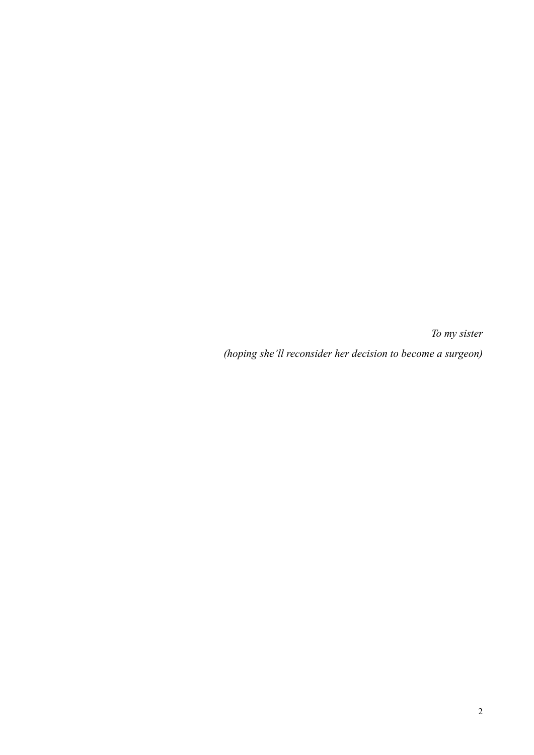*To my sister*

*(hoping she'll reconsider her decision to become a surgeon)*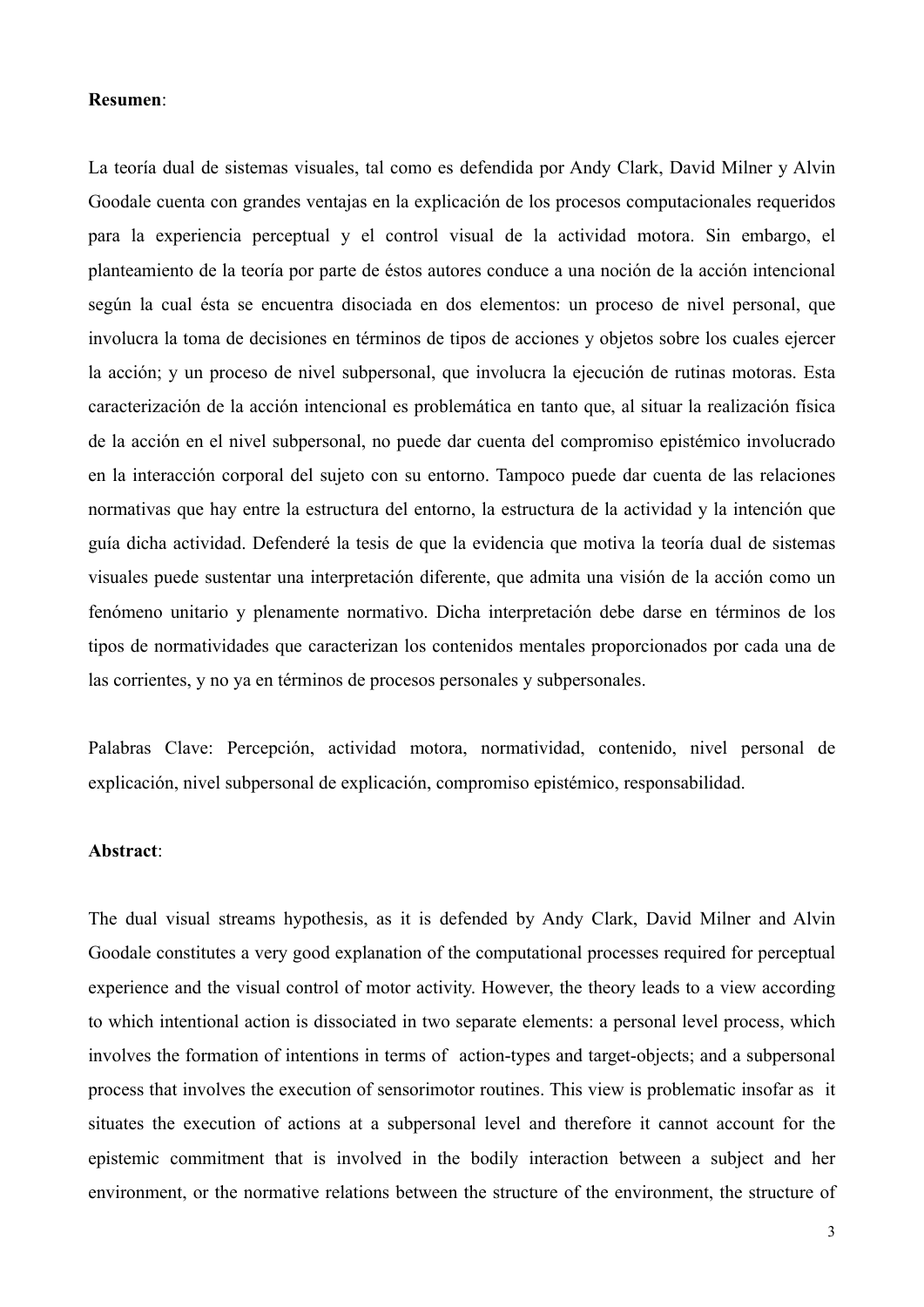**Resumen**:

La teoría dual de sistemas visuales, tal como es defendida por Andy Clark, David Milner y Alvin Goodale cuenta con grandes ventajas en la explicación de los procesos computacionales requeridos para la experiencia perceptual y el control visual de la actividad motora. Sin embargo, el planteamiento de la teoría por parte de éstos autores conduce a una noción de la acción intencional según la cual ésta se encuentra disociada en dos elementos: un proceso de nivel personal, que involucra la toma de decisiones en términos de tipos de acciones y objetos sobre los cuales ejercer la acción; y un proceso de nivel subpersonal, que involucra la ejecución de rutinas motoras. Esta caracterización de la acción intencional es problemática en tanto que, al situar la realización física de la acción en el nivel subpersonal, no puede dar cuenta del compromiso epistémico involucrado en la interacción corporal del sujeto con su entorno. Tampoco puede dar cuenta de las relaciones normativas que hay entre la estructura del entorno, la estructura de la actividad y la intención que guía dicha actividad. Defenderé la tesis de que la evidencia que motiva la teoría dual de sistemas visuales puede sustentar una interpretación diferente, que admita una visión de la acción como un fenómeno unitario y plenamente normativo. Dicha interpretación debe darse en términos de los tipos de normatividades que caracterizan los contenidos mentales proporcionados por cada una de las corrientes, y no ya en términos de procesos personales y subpersonales.

Palabras Clave: Percepción, actividad motora, normatividad, contenido, nivel personal de explicación, nivel subpersonal de explicación, compromiso epistémico, responsabilidad.

**Abstract**:

The dual visual streams hypothesis, as it is defended by Andy Clark, David Milner and Alvin Goodale constitutes a very good explanation of the computational processes required for perceptual experience and the visual control of motor activity. However, the theory leads to a view according to which intentional action is dissociated in two separate elements: a personal level process, which involves the formation of intentions in terms of action-types and target-objects; and a subpersonal process that involves the execution of sensorimotor routines. This view is problematic insofar as it situates the execution of actions at a subpersonal level and therefore it cannot account for the epistemic commitment that is involved in the bodily interaction between a subject and her environment, or the normative relations between the structure of the environment, the structure of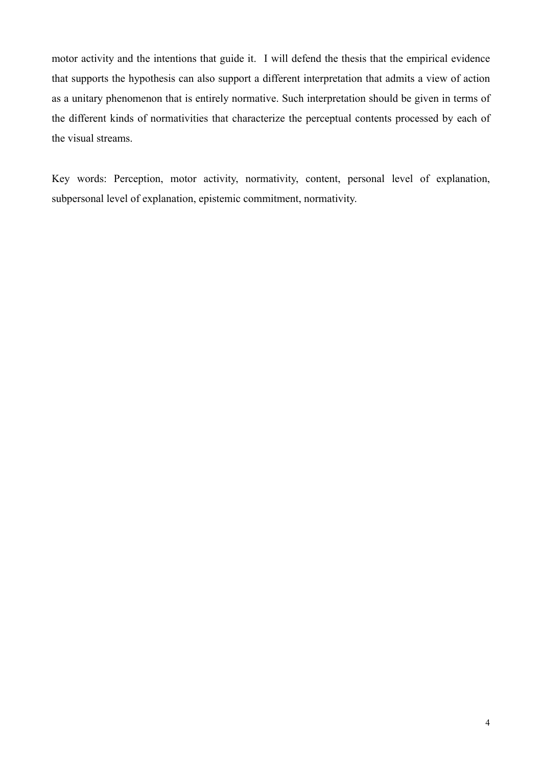motor activity and the intentions that guide it. I will defend the thesis that the empirical evidence that supports the hypothesis can also support a different interpretation that admits a view of action as a unitary phenomenon that is entirely normative. Such interpretation should be given in terms of the different kinds of normativities that characterize the perceptual contents processed by each of the visual streams.

Key words: Perception, motor activity, normativity, content, personal level of explanation, subpersonal level of explanation, epistemic commitment, normativity.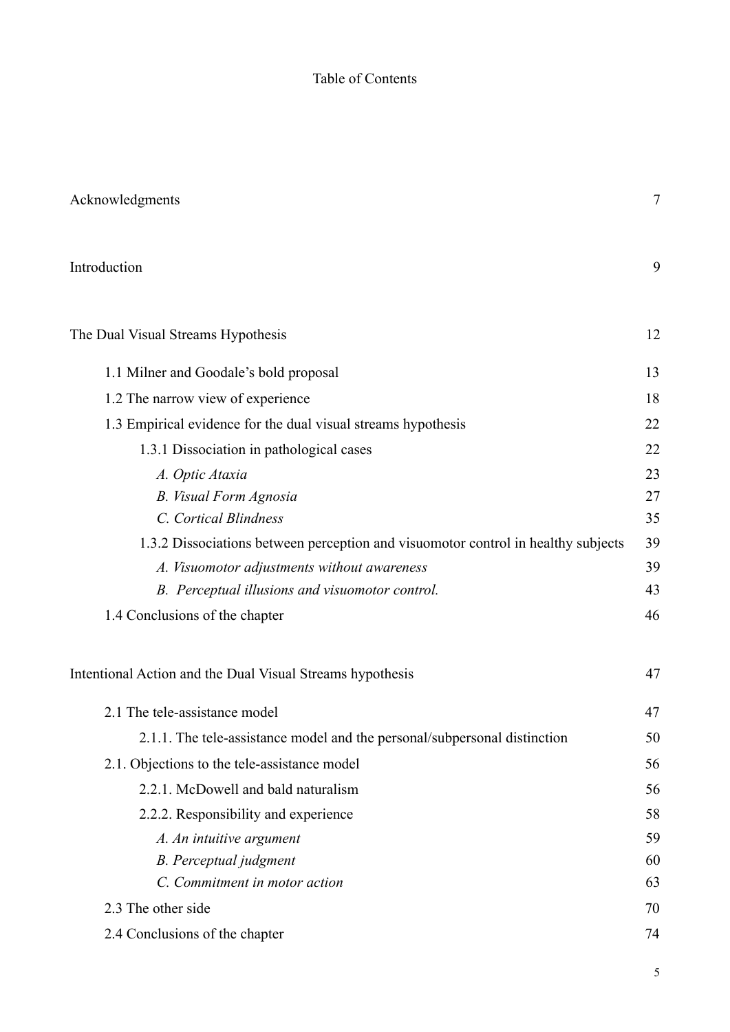# Table of Contents

| | |
|---|---|
| Acknowledgments | 7 |
| Introduction | 9 |
| The Dual Visual Streams Hypothesis | 12 |
| 1.1 Milner and Goodale’s bold proposal | 13 |
| 1.2 The narrow view of experience | 18 |
| 1.3 Empirical evidence for the dual visual streams hypothesis | 22 |
| 1.3.1 Dissociation in pathological cases | 22 |
| *A. Optic Ataxia* | 23 |
| *B. Visual Form Agnosia* | 27 |
| *C. Cortical Blindness* | 35 |
| 1.3.2 Dissociations between perception and visuomotor control in healthy subjects | 39 |
| *A. Visuomotor adjustments without awareness* | 39 |
| *B. Perceptual illusions and visuomotor control.* | 43 |
| 1.4 Conclusions of the chapter | 46 |
| Intentional Action and the Dual Visual Streams hypothesis | 47 |
| 2.1 The tele-assistance model | 47 |
| 2.1.1. The tele-assistance model and the personal/subpersonal distinction | 50 |
| 2.1. Objections to the tele-assistance model | 56 |
| 2.2.1. McDowell and bald naturalism | 56 |
| 2.2.2. Responsibility and experience | 58 |
| *A. An intuitive argument* | 59 |
| *B. Perceptual judgment* | 60 |
| *C. Commitment in motor action* | 63 |
| 2.3 The other side | 70 |
| 2.4 Conclusions of the chapter | 74 |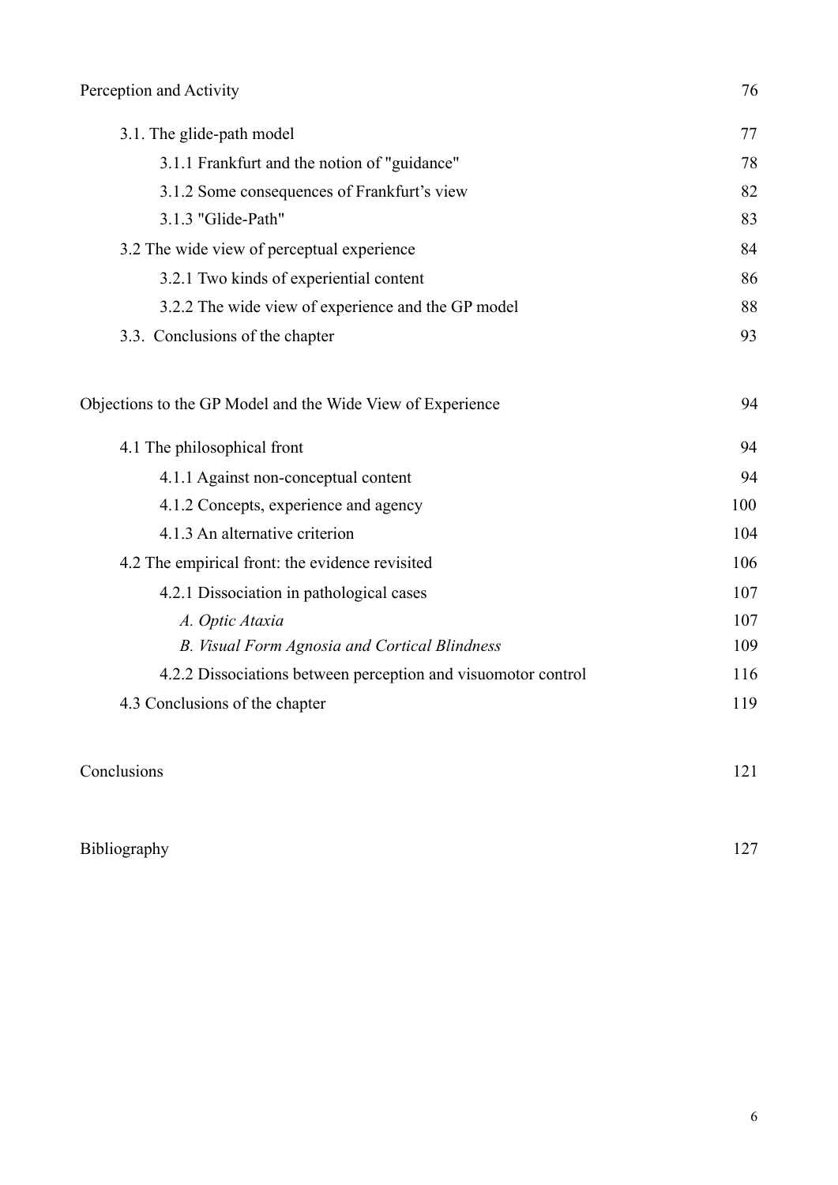Perception and Activity 76

- 3.1. The glide-path model 77
  - 3.1.1 Frankfurt and the notion of "guidance" 78
  - 3.1.2 Some consequences of Frankfurt's view 82
  - 3.1.3 "Glide-Path" 83
- 3.2 The wide view of perceptual experience 84
  - 3.2.1 Two kinds of experiential content 86
  - 3.2.2 The wide view of experience and the GP model 88
- 3.3. Conclusions of the chapter 93

Objections to the GP Model and the Wide View of Experience 94

- 4.1 The philosophical front 94
  - 4.1.1 Against non-conceptual content 94
  - 4.1.2 Concepts, experience and agency 100
  - 4.1.3 An alternative criterion 104
- 4.2 The empirical front: the evidence revisited 106
  - 4.2.1 Dissociation in pathological cases 107
    - *A. Optic Ataxia* 107
    - *B. Visual Form Agnosia and Cortical Blindness* 109
  - 4.2.2 Dissociations between perception and visuomotor control 116
- 4.3 Conclusions of the chapter 119

Conclusions 121

Bibliography 127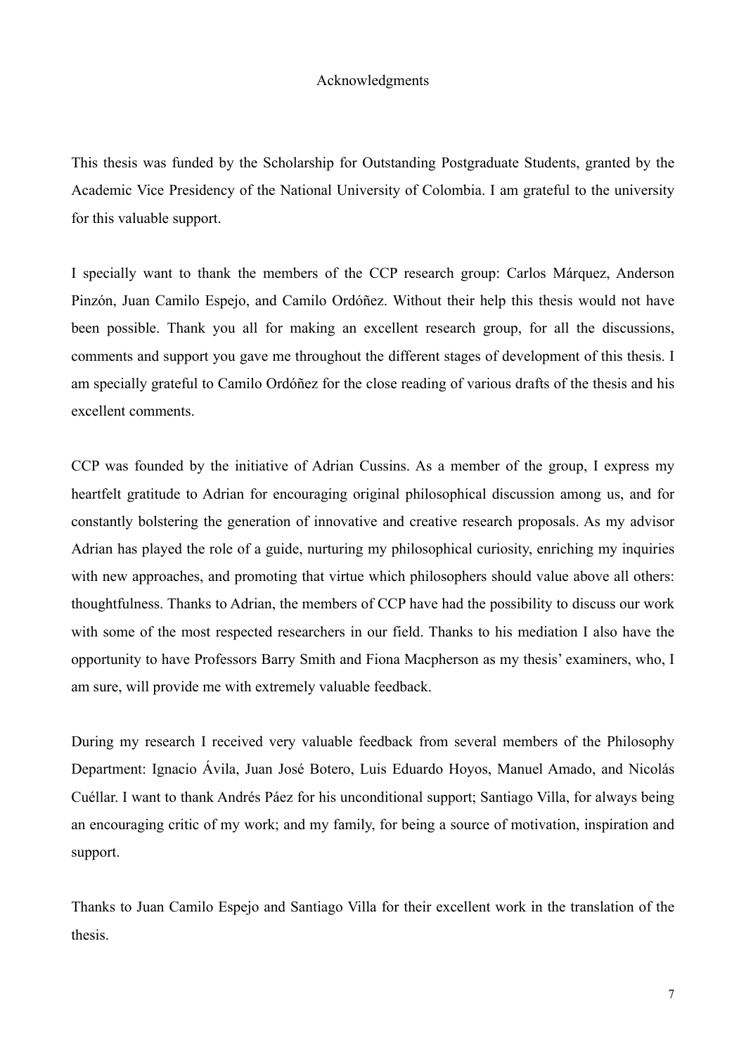# Acknowledgments

This thesis was funded by the Scholarship for Outstanding Postgraduate Students, granted by the Academic Vice Presidency of the National University of Colombia. I am grateful to the university for this valuable support.

I specially want to thank the members of the CCP research group: Carlos Márquez, Anderson Pinzón, Juan Camilo Espejo, and Camilo Ordóñez. Without their help this thesis would not have been possible. Thank you all for making an excellent research group, for all the discussions, comments and support you gave me throughout the different stages of development of this thesis. I am specially grateful to Camilo Ordóñez for the close reading of various drafts of the thesis and his excellent comments.

CCP was founded by the initiative of Adrian Cussins. As a member of the group, I express my heartfelt gratitude to Adrian for encouraging original philosophical discussion among us, and for constantly bolstering the generation of innovative and creative research proposals. As my advisor Adrian has played the role of a guide, nurturing my philosophical curiosity, enriching my inquiries with new approaches, and promoting that virtue which philosophers should value above all others: thoughtfulness. Thanks to Adrian, the members of CCP have had the possibility to discuss our work with some of the most respected researchers in our field. Thanks to his mediation I also have the opportunity to have Professors Barry Smith and Fiona Macpherson as my thesis' examiners, who, I am sure, will provide me with extremely valuable feedback.

During my research I received very valuable feedback from several members of the Philosophy Department: Ignacio Ávila, Juan José Botero, Luis Eduardo Hoyos, Manuel Amado, and Nicolás Cuéllar. I want to thank Andrés Páez for his unconditional support; Santiago Villa, for always being an encouraging critic of my work; and my family, for being a source of motivation, inspiration and support.

Thanks to Juan Camilo Espejo and Santiago Villa for their excellent work in the translation of the thesis.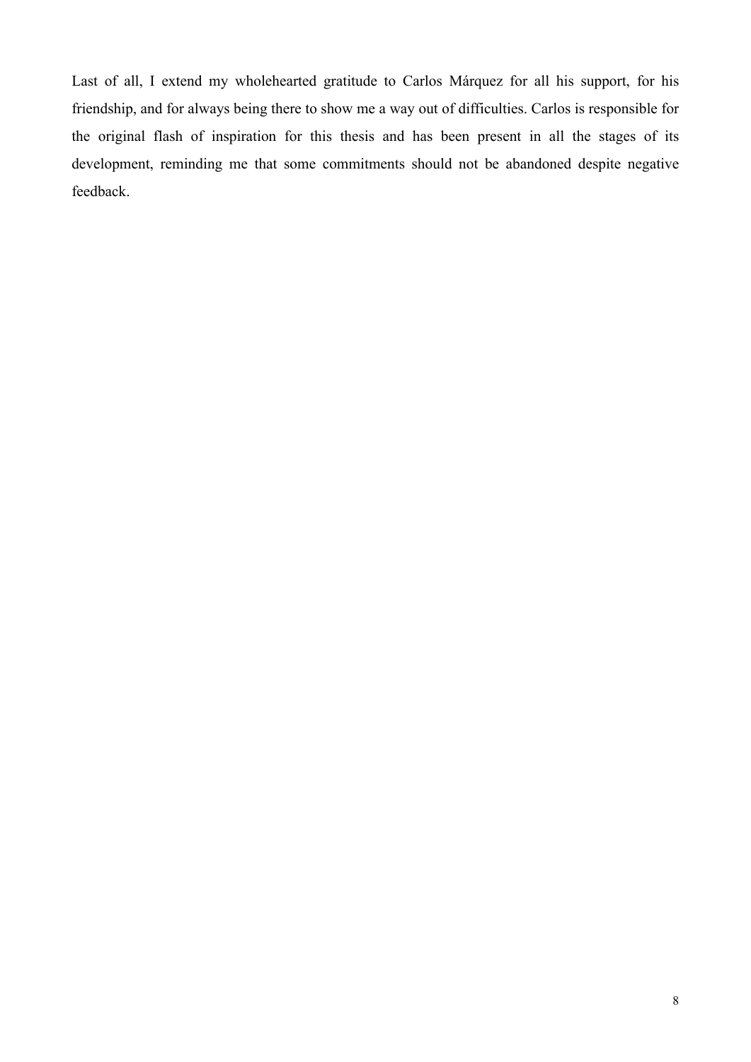Last of all, I extend my wholehearted gratitude to Carlos Márquez for all his support, for his friendship, and for always being there to show me a way out of difficulties. Carlos is responsible for the original flash of inspiration for this thesis and has been present in all the stages of its development, reminding me that some commitments should not be abandoned despite negative feedback.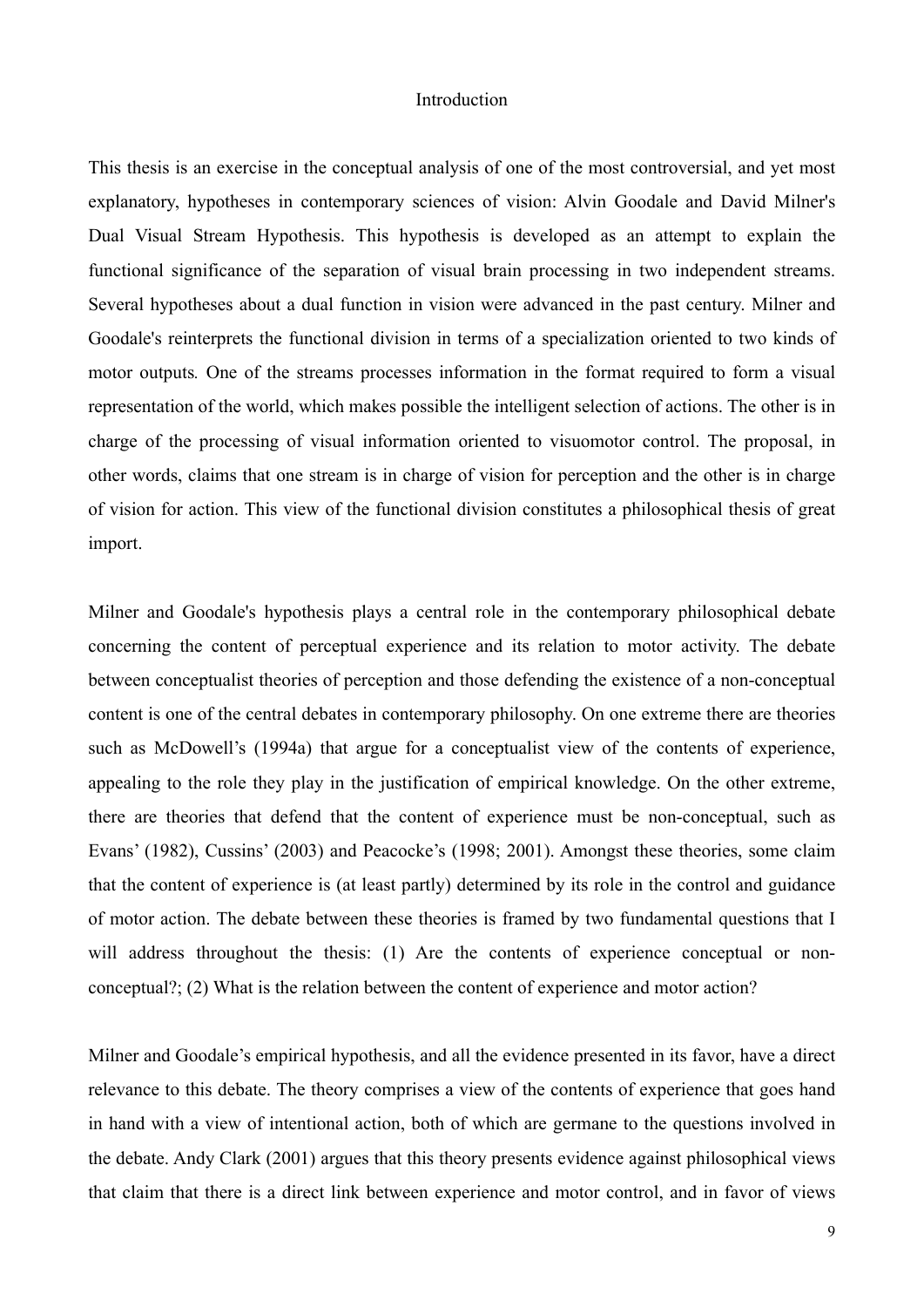# Introduction

This thesis is an exercise in the conceptual analysis of one of the most controversial, and yet most explanatory, hypotheses in contemporary sciences of vision: Alvin Goodale and David Milner's Dual Visual Stream Hypothesis. This hypothesis is developed as an attempt to explain the functional significance of the separation of visual brain processing in two independent streams. Several hypotheses about a dual function in vision were advanced in the past century. Milner and Goodale's reinterprets the functional division in terms of a specialization oriented to two kinds of motor outputs*.* One of the streams processes information in the format required to form a visual representation of the world, which makes possible the intelligent selection of actions. The other is in charge of the processing of visual information oriented to visuomotor control. The proposal, in other words, claims that one stream is in charge of vision for perception and the other is in charge of vision for action. This view of the functional division constitutes a philosophical thesis of great import.

Milner and Goodale's hypothesis plays a central role in the contemporary philosophical debate concerning the content of perceptual experience and its relation to motor activity. The debate between conceptualist theories of perception and those defending the existence of a non-conceptual content is one of the central debates in contemporary philosophy. On one extreme there are theories such as McDowell's (1994a) that argue for a conceptualist view of the contents of experience, appealing to the role they play in the justification of empirical knowledge. On the other extreme, there are theories that defend that the content of experience must be non-conceptual, such as Evans' (1982), Cussins' (2003) and Peacocke's (1998; 2001). Amongst these theories, some claim that the content of experience is (at least partly) determined by its role in the control and guidance of motor action. The debate between these theories is framed by two fundamental questions that I will address throughout the thesis: (1) Are the contents of experience conceptual or non-conceptual?; (2) What is the relation between the content of experience and motor action?

Milner and Goodale's empirical hypothesis, and all the evidence presented in its favor, have a direct relevance to this debate. The theory comprises a view of the contents of experience that goes hand in hand with a view of intentional action, both of which are germane to the questions involved in the debate. Andy Clark (2001) argues that this theory presents evidence against philosophical views that claim that there is a direct link between experience and motor control, and in favor of views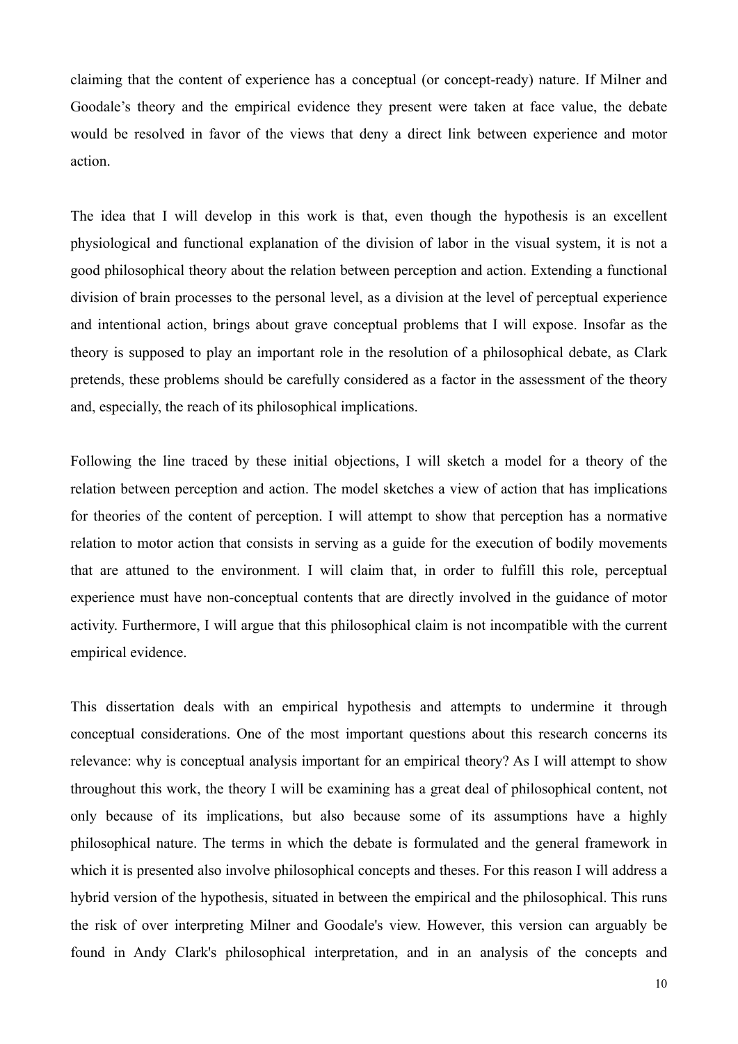claiming that the content of experience has a conceptual (or concept-ready) nature. If Milner and Goodale's theory and the empirical evidence they present were taken at face value, the debate would be resolved in favor of the views that deny a direct link between experience and motor action.

The idea that I will develop in this work is that, even though the hypothesis is an excellent physiological and functional explanation of the division of labor in the visual system, it is not a good philosophical theory about the relation between perception and action. Extending a functional division of brain processes to the personal level, as a division at the level of perceptual experience and intentional action, brings about grave conceptual problems that I will expose. Insofar as the theory is supposed to play an important role in the resolution of a philosophical debate, as Clark pretends, these problems should be carefully considered as a factor in the assessment of the theory and, especially, the reach of its philosophical implications.

Following the line traced by these initial objections, I will sketch a model for a theory of the relation between perception and action. The model sketches a view of action that has implications for theories of the content of perception. I will attempt to show that perception has a normative relation to motor action that consists in serving as a guide for the execution of bodily movements that are attuned to the environment. I will claim that, in order to fulfill this role, perceptual experience must have non-conceptual contents that are directly involved in the guidance of motor activity. Furthermore, I will argue that this philosophical claim is not incompatible with the current empirical evidence.

This dissertation deals with an empirical hypothesis and attempts to undermine it through conceptual considerations. One of the most important questions about this research concerns its relevance: why is conceptual analysis important for an empirical theory? As I will attempt to show throughout this work, the theory I will be examining has a great deal of philosophical content, not only because of its implications, but also because some of its assumptions have a highly philosophical nature. The terms in which the debate is formulated and the general framework in which it is presented also involve philosophical concepts and theses. For this reason I will address a hybrid version of the hypothesis, situated in between the empirical and the philosophical. This runs the risk of over interpreting Milner and Goodale's view. However, this version can arguably be found in Andy Clark's philosophical interpretation, and in an analysis of the concepts and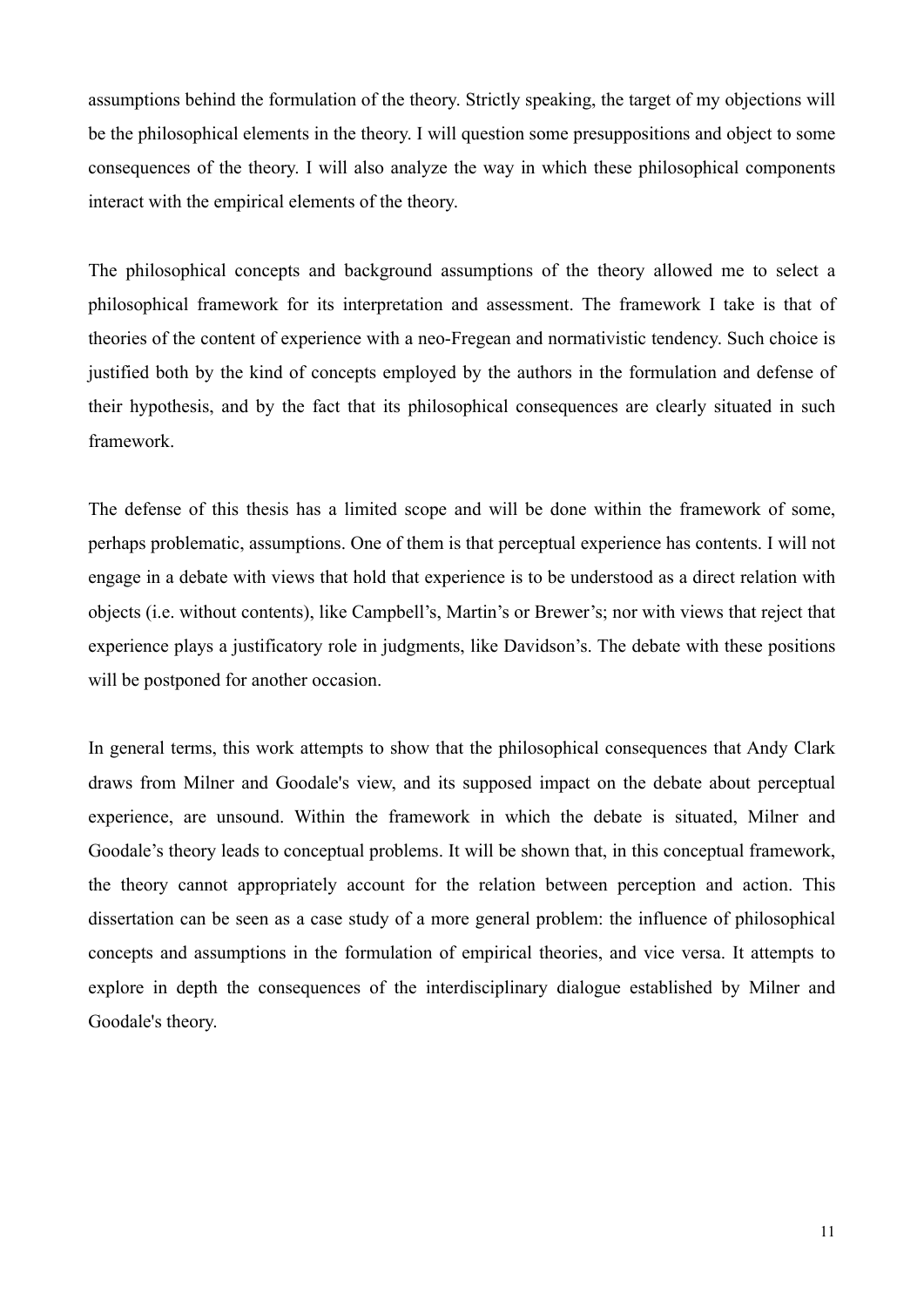assumptions behind the formulation of the theory. Strictly speaking, the target of my objections will be the philosophical elements in the theory. I will question some presuppositions and object to some consequences of the theory. I will also analyze the way in which these philosophical components interact with the empirical elements of the theory.

The philosophical concepts and background assumptions of the theory allowed me to select a philosophical framework for its interpretation and assessment. The framework I take is that of theories of the content of experience with a neo-Fregean and normativistic tendency. Such choice is justified both by the kind of concepts employed by the authors in the formulation and defense of their hypothesis, and by the fact that its philosophical consequences are clearly situated in such framework.

The defense of this thesis has a limited scope and will be done within the framework of some, perhaps problematic, assumptions. One of them is that perceptual experience has contents. I will not engage in a debate with views that hold that experience is to be understood as a direct relation with objects (i.e. without contents), like Campbell's, Martin's or Brewer's; nor with views that reject that experience plays a justificatory role in judgments, like Davidson's. The debate with these positions will be postponed for another occasion.

In general terms, this work attempts to show that the philosophical consequences that Andy Clark draws from Milner and Goodale's view, and its supposed impact on the debate about perceptual experience, are unsound. Within the framework in which the debate is situated, Milner and Goodale's theory leads to conceptual problems. It will be shown that, in this conceptual framework, the theory cannot appropriately account for the relation between perception and action. This dissertation can be seen as a case study of a more general problem: the influence of philosophical concepts and assumptions in the formulation of empirical theories, and vice versa. It attempts to explore in depth the consequences of the interdisciplinary dialogue established by Milner and Goodale's theory.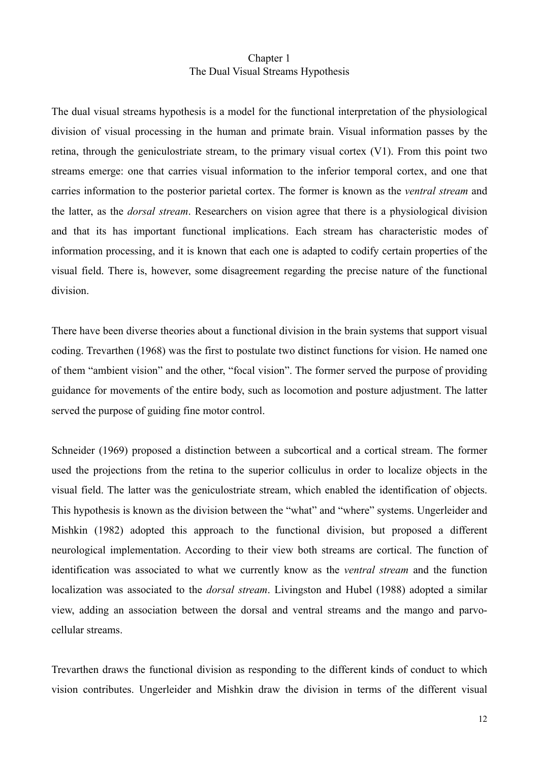# Chapter 1
# The Dual Visual Streams Hypothesis

The dual visual streams hypothesis is a model for the functional interpretation of the physiological division of visual processing in the human and primate brain. Visual information passes by the retina, through the geniculostriate stream, to the primary visual cortex (V1). From this point two streams emerge: one that carries visual information to the inferior temporal cortex, and one that carries information to the posterior parietal cortex. The former is known as the *ventral stream* and the latter, as the *dorsal stream*. Researchers on vision agree that there is a physiological division and that its has important functional implications. Each stream has characteristic modes of information processing, and it is known that each one is adapted to codify certain properties of the visual field. There is, however, some disagreement regarding the precise nature of the functional division.

There have been diverse theories about a functional division in the brain systems that support visual coding. Trevarthen (1968) was the first to postulate two distinct functions for vision. He named one of them "ambient vision" and the other, "focal vision". The former served the purpose of providing guidance for movements of the entire body, such as locomotion and posture adjustment. The latter served the purpose of guiding fine motor control.

Schneider (1969) proposed a distinction between a subcortical and a cortical stream. The former used the projections from the retina to the superior colliculus in order to localize objects in the visual field. The latter was the geniculostriate stream, which enabled the identification of objects. This hypothesis is known as the division between the "what" and "where" systems. Ungerleider and Mishkin (1982) adopted this approach to the functional division, but proposed a different neurological implementation. According to their view both streams are cortical. The function of identification was associated to what we currently know as the *ventral stream* and the function localization was associated to the *dorsal stream*. Livingston and Hubel (1988) adopted a similar view, adding an association between the dorsal and ventral streams and the mango and parvo-cellular streams.

Trevarthen draws the functional division as responding to the different kinds of conduct to which vision contributes. Ungerleider and Mishkin draw the division in terms of the different visual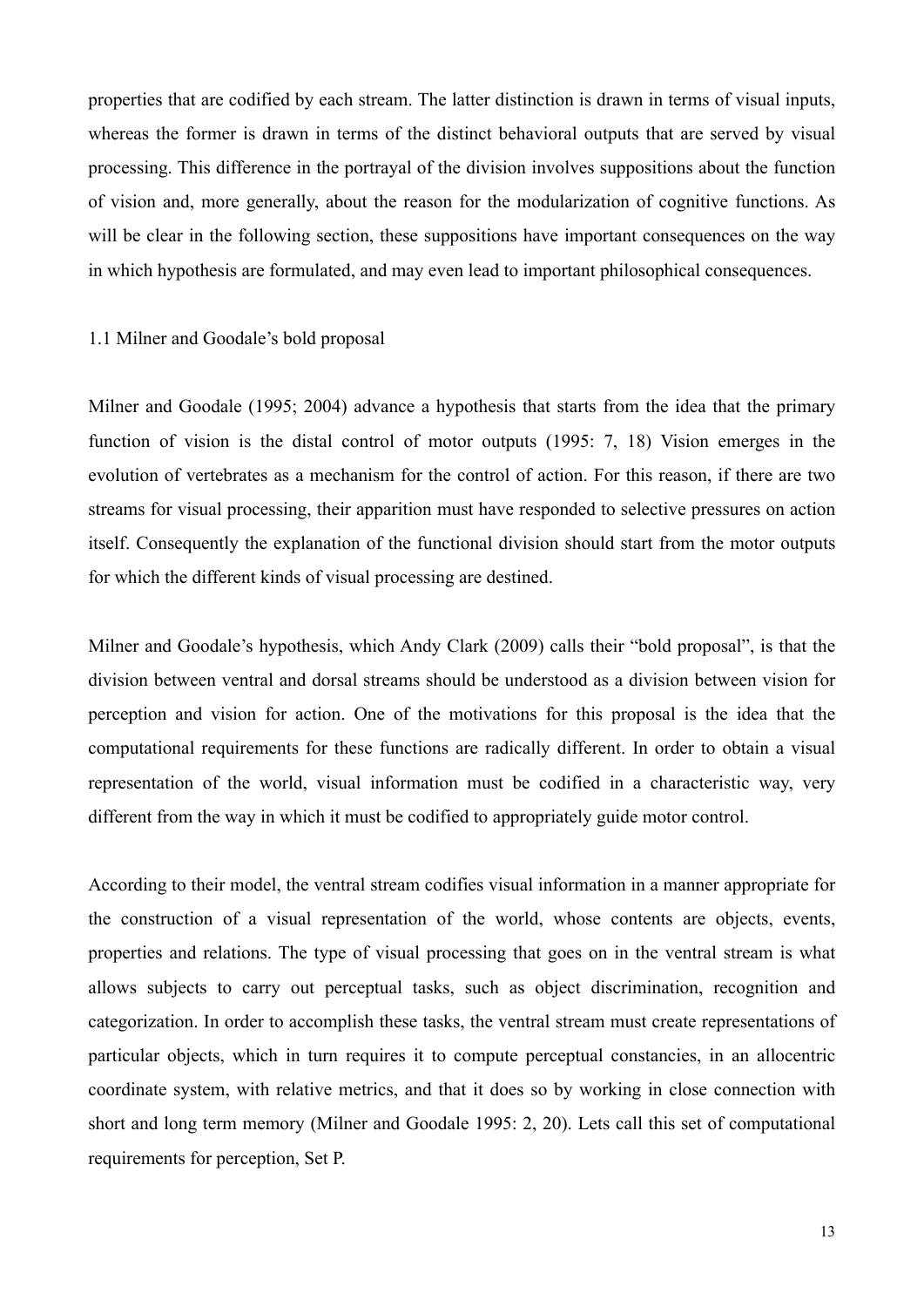properties that are codified by each stream. The latter distinction is drawn in terms of visual inputs, whereas the former is drawn in terms of the distinct behavioral outputs that are served by visual processing. This difference in the portrayal of the division involves suppositions about the function of vision and, more generally, about the reason for the modularization of cognitive functions. As will be clear in the following section, these suppositions have important consequences on the way in which hypothesis are formulated, and may even lead to important philosophical consequences.

## 1.1 Milner and Goodale's bold proposal

Milner and Goodale (1995; 2004) advance a hypothesis that starts from the idea that the primary function of vision is the distal control of motor outputs (1995: 7, 18) Vision emerges in the evolution of vertebrates as a mechanism for the control of action. For this reason, if there are two streams for visual processing, their apparition must have responded to selective pressures on action itself. Consequently the explanation of the functional division should start from the motor outputs for which the different kinds of visual processing are destined.

Milner and Goodale's hypothesis, which Andy Clark (2009) calls their "bold proposal", is that the division between ventral and dorsal streams should be understood as a division between vision for perception and vision for action. One of the motivations for this proposal is the idea that the computational requirements for these functions are radically different. In order to obtain a visual representation of the world, visual information must be codified in a characteristic way, very different from the way in which it must be codified to appropriately guide motor control.

According to their model, the ventral stream codifies visual information in a manner appropriate for the construction of a visual representation of the world, whose contents are objects, events, properties and relations. The type of visual processing that goes on in the ventral stream is what allows subjects to carry out perceptual tasks, such as object discrimination, recognition and categorization. In order to accomplish these tasks, the ventral stream must create representations of particular objects, which in turn requires it to compute perceptual constancies, in an allocentric coordinate system, with relative metrics, and that it does so by working in close connection with short and long term memory (Milner and Goodale 1995: 2, 20). Lets call this set of computational requirements for perception, Set P.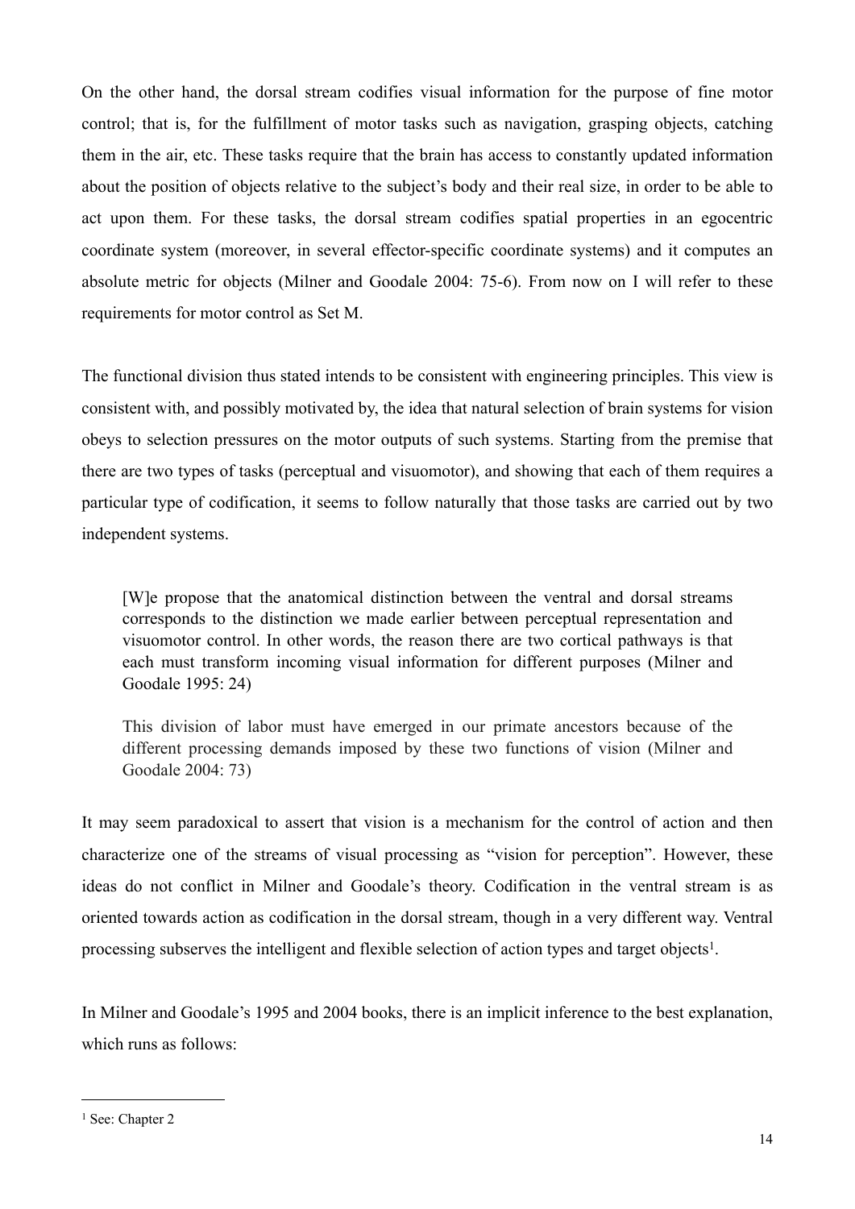On the other hand, the dorsal stream codifies visual information for the purpose of fine motor control; that is, for the fulfillment of motor tasks such as navigation, grasping objects, catching them in the air, etc. These tasks require that the brain has access to constantly updated information about the position of objects relative to the subject's body and their real size, in order to be able to act upon them. For these tasks, the dorsal stream codifies spatial properties in an egocentric coordinate system (moreover, in several effector-specific coordinate systems) and it computes an absolute metric for objects (Milner and Goodale 2004: 75-6). From now on I will refer to these requirements for motor control as Set M.

The functional division thus stated intends to be consistent with engineering principles. This view is consistent with, and possibly motivated by, the idea that natural selection of brain systems for vision obeys to selection pressures on the motor outputs of such systems. Starting from the premise that there are two types of tasks (perceptual and visuomotor), and showing that each of them requires a particular type of codification, it seems to follow naturally that those tasks are carried out by two independent systems.

> [W]e propose that the anatomical distinction between the ventral and dorsal streams corresponds to the distinction we made earlier between perceptual representation and visuomotor control. In other words, the reason there are two cortical pathways is that each must transform incoming visual information for different purposes (Milner and Goodale 1995: 24)

> This division of labor must have emerged in our primate ancestors because of the different processing demands imposed by these two functions of vision (Milner and Goodale 2004: 73)

It may seem paradoxical to assert that vision is a mechanism for the control of action and then characterize one of the streams of visual processing as "vision for perception". However, these ideas do not conflict in Milner and Goodale's theory. Codification in the ventral stream is as oriented towards action as codification in the dorsal stream, though in a very different way. Ventral processing subserves the intelligent and flexible selection of action types and target objects[1].

In Milner and Goodale's 1995 and 2004 books, there is an implicit inference to the best explanation, which runs as follows:

---

[1] See: Chapter 2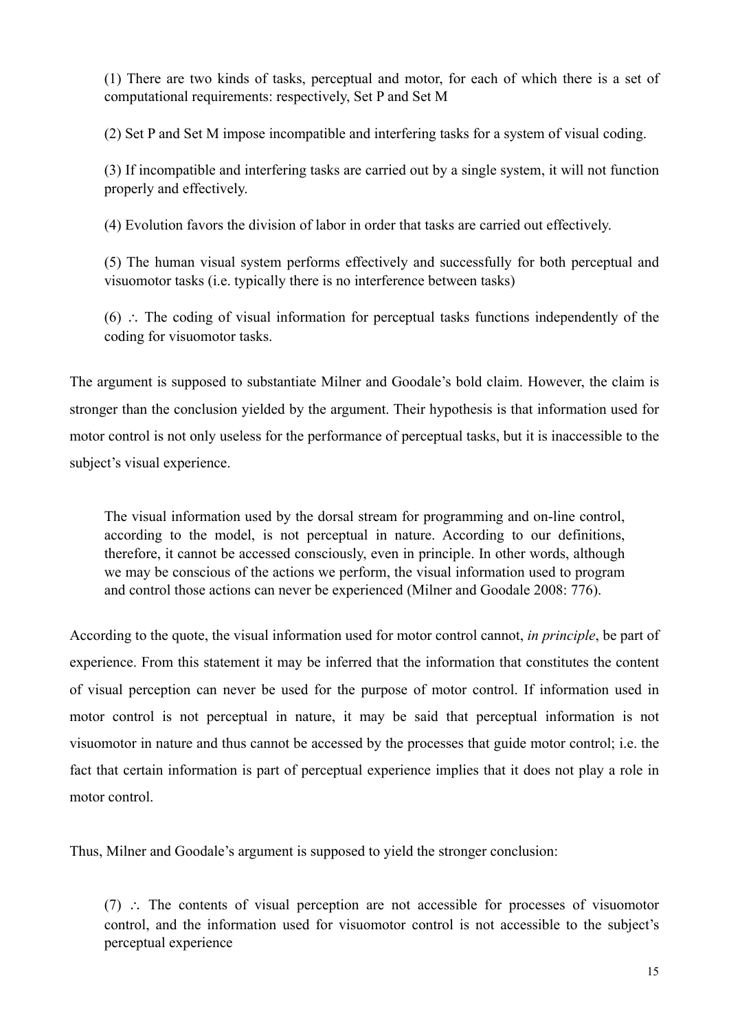(1) There are two kinds of tasks, perceptual and motor, for each of which there is a set of computational requirements: respectively, Set P and Set M

(2) Set P and Set M impose incompatible and interfering tasks for a system of visual coding.

(3) If incompatible and interfering tasks are carried out by a single system, it will not function properly and effectively.

(4) Evolution favors the division of labor in order that tasks are carried out effectively.

(5) The human visual system performs effectively and successfully for both perceptual and visuomotor tasks (i.e. typically there is no interference between tasks)

(6) ∴ The coding of visual information for perceptual tasks functions independently of the coding for visuomotor tasks.

The argument is supposed to substantiate Milner and Goodale's bold claim. However, the claim is stronger than the conclusion yielded by the argument. Their hypothesis is that information used for motor control is not only useless for the performance of perceptual tasks, but it is inaccessible to the subject's visual experience.

> The visual information used by the dorsal stream for programming and on-line control, according to the model, is not perceptual in nature. According to our definitions, therefore, it cannot be accessed consciously, even in principle. In other words, although we may be conscious of the actions we perform, the visual information used to program and control those actions can never be experienced (Milner and Goodale 2008: 776).

According to the quote, the visual information used for motor control cannot, *in principle*, be part of experience. From this statement it may be inferred that the information that constitutes the content of visual perception can never be used for the purpose of motor control. If information used in motor control is not perceptual in nature, it may be said that perceptual information is not visuomotor in nature and thus cannot be accessed by the processes that guide motor control; i.e. the fact that certain information is part of perceptual experience implies that it does not play a role in motor control.

Thus, Milner and Goodale's argument is supposed to yield the stronger conclusion:

(7) ∴ The contents of visual perception are not accessible for processes of visuomotor control, and the information used for visuomotor control is not accessible to the subject's perceptual experience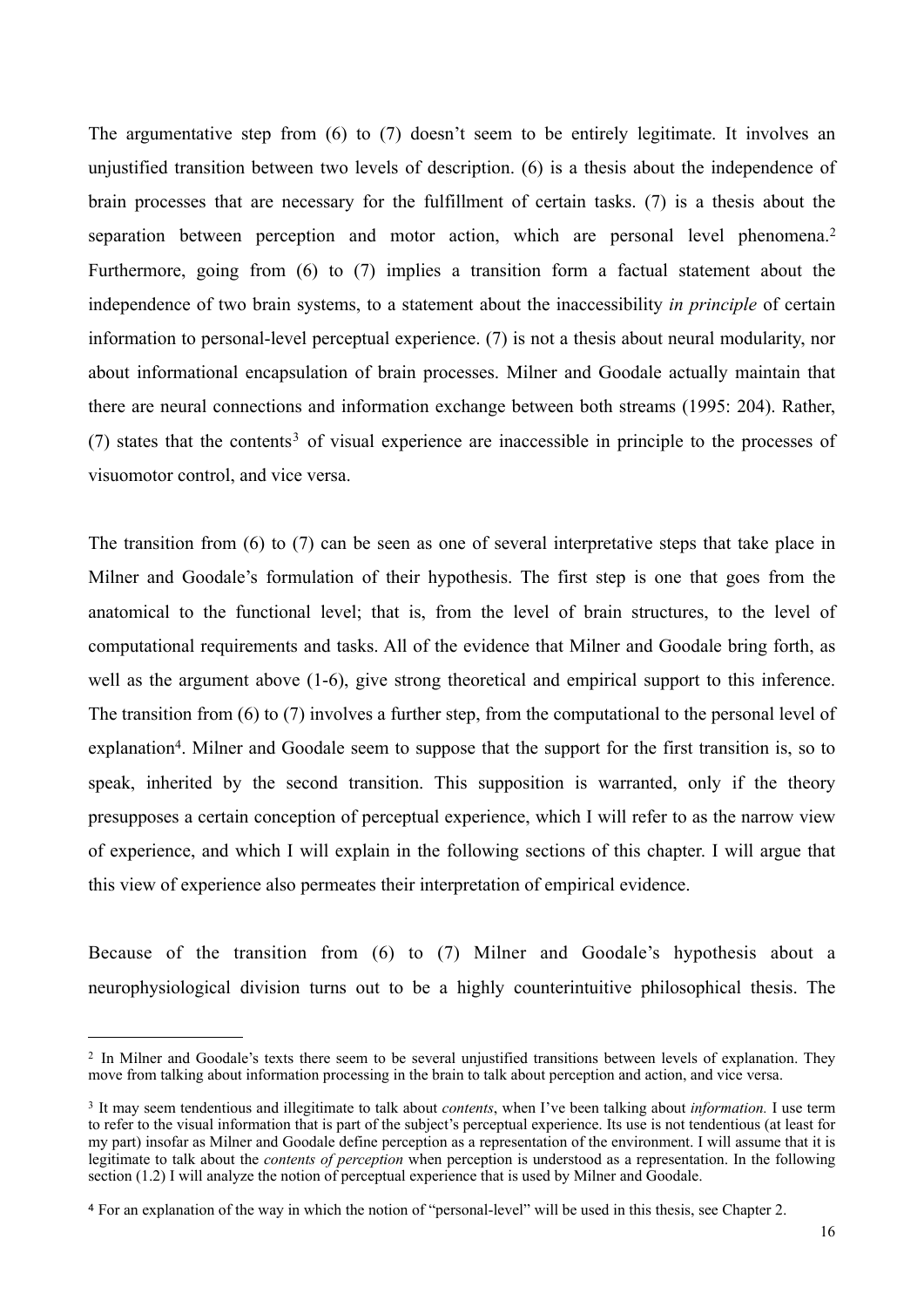The argumentative step from (6) to (7) doesn't seem to be entirely legitimate. It involves an unjustified transition between two levels of description. (6) is a thesis about the independence of brain processes that are necessary for the fulfillment of certain tasks. (7) is a thesis about the separation between perception and motor action, which are personal level phenomena.[2] Furthermore, going from (6) to (7) implies a transition form a factual statement about the independence of two brain systems, to a statement about the inaccessibility *in principle* of certain information to personal-level perceptual experience. (7) is not a thesis about neural modularity, nor about informational encapsulation of brain processes. Milner and Goodale actually maintain that there are neural connections and information exchange between both streams (1995: 204). Rather, (7) states that the contents[3] of visual experience are inaccessible in principle to the processes of visuomotor control, and vice versa.

The transition from (6) to (7) can be seen as one of several interpretative steps that take place in Milner and Goodale's formulation of their hypothesis. The first step is one that goes from the anatomical to the functional level; that is, from the level of brain structures, to the level of computational requirements and tasks. All of the evidence that Milner and Goodale bring forth, as well as the argument above (1-6), give strong theoretical and empirical support to this inference. The transition from (6) to (7) involves a further step, from the computational to the personal level of explanation[4]. Milner and Goodale seem to suppose that the support for the first transition is, so to speak, inherited by the second transition. This supposition is warranted, only if the theory presupposes a certain conception of perceptual experience, which I will refer to as the narrow view of experience, and which I will explain in the following sections of this chapter. I will argue that this view of experience also permeates their interpretation of empirical evidence.

Because of the transition from (6) to (7) Milner and Goodale's hypothesis about a neurophysiological division turns out to be a highly counterintuitive philosophical thesis. The

---

[2] In Milner and Goodale's texts there seem to be several unjustified transitions between levels of explanation. They move from talking about information processing in the brain to talk about perception and action, and vice versa.

[3] It may seem tendentious and illegitimate to talk about *contents*, when I've been talking about *information.* I use term to refer to the visual information that is part of the subject's perceptual experience. Its use is not tendentious (at least for my part) insofar as Milner and Goodale define perception as a representation of the environment. I will assume that it is legitimate to talk about the *contents of perception* when perception is understood as a representation. In the following section (1.2) I will analyze the notion of perceptual experience that is used by Milner and Goodale.

[4] For an explanation of the way in which the notion of "personal-level" will be used in this thesis, see Chapter 2.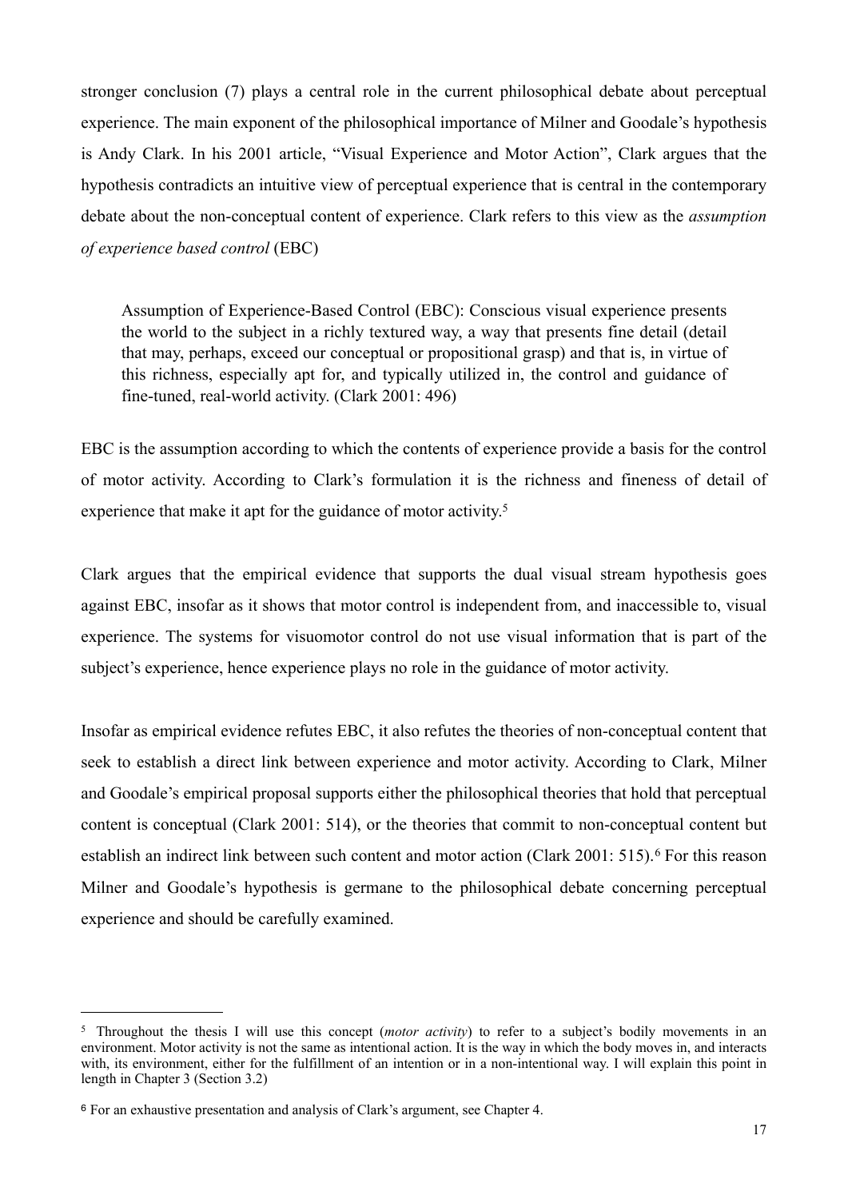stronger conclusion (7) plays a central role in the current philosophical debate about perceptual experience. The main exponent of the philosophical importance of Milner and Goodale's hypothesis is Andy Clark. In his 2001 article, "Visual Experience and Motor Action", Clark argues that the hypothesis contradicts an intuitive view of perceptual experience that is central in the contemporary debate about the non-conceptual content of experience. Clark refers to this view as the *assumption of experience based control* (EBC)

> Assumption of Experience-Based Control (EBC): Conscious visual experience presents the world to the subject in a richly textured way, a way that presents fine detail (detail that may, perhaps, exceed our conceptual or propositional grasp) and that is, in virtue of this richness, especially apt for, and typically utilized in, the control and guidance of fine-tuned, real-world activity. (Clark 2001: 496)

EBC is the assumption according to which the contents of experience provide a basis for the control of motor activity. According to Clark's formulation it is the richness and fineness of detail of experience that make it apt for the guidance of motor activity.[5]

Clark argues that the empirical evidence that supports the dual visual stream hypothesis goes against EBC, insofar as it shows that motor control is independent from, and inaccessible to, visual experience. The systems for visuomotor control do not use visual information that is part of the subject's experience, hence experience plays no role in the guidance of motor activity.

Insofar as empirical evidence refutes EBC, it also refutes the theories of non-conceptual content that seek to establish a direct link between experience and motor activity. According to Clark, Milner and Goodale's empirical proposal supports either the philosophical theories that hold that perceptual content is conceptual (Clark 2001: 514), or the theories that commit to non-conceptual content but establish an indirect link between such content and motor action (Clark 2001: 515).[6] For this reason Milner and Goodale's hypothesis is germane to the philosophical debate concerning perceptual experience and should be carefully examined.

---

[5] Throughout the thesis I will use this concept (*motor activity*) to refer to a subject's bodily movements in an environment. Motor activity is not the same as intentional action. It is the way in which the body moves in, and interacts with, its environment, either for the fulfillment of an intention or in a non-intentional way. I will explain this point in length in Chapter 3 (Section 3.2)

[6] For an exhaustive presentation and analysis of Clark's argument, see Chapter 4.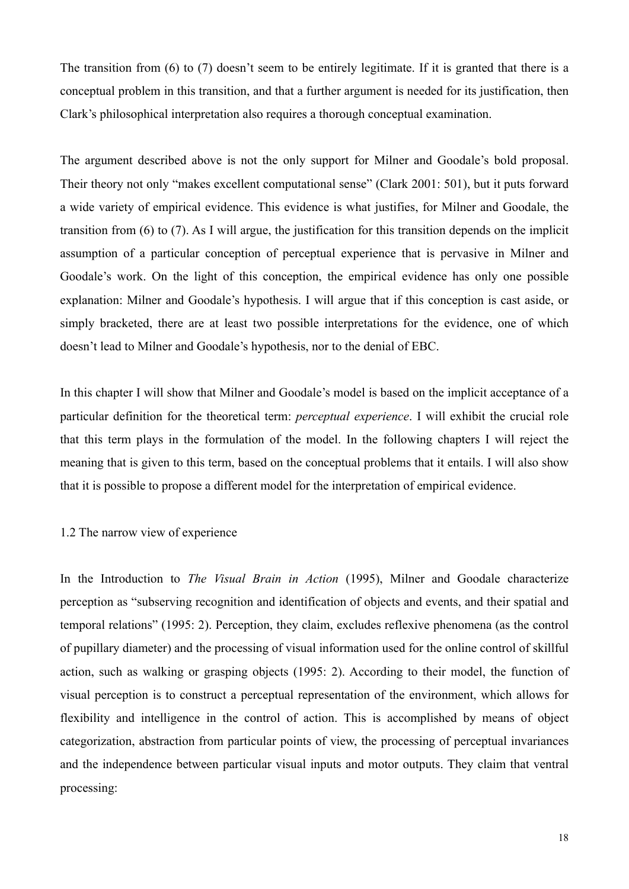The transition from (6) to (7) doesn't seem to be entirely legitimate. If it is granted that there is a conceptual problem in this transition, and that a further argument is needed for its justification, then Clark's philosophical interpretation also requires a thorough conceptual examination.

The argument described above is not the only support for Milner and Goodale's bold proposal. Their theory not only "makes excellent computational sense" (Clark 2001: 501), but it puts forward a wide variety of empirical evidence. This evidence is what justifies, for Milner and Goodale, the transition from (6) to (7). As I will argue, the justification for this transition depends on the implicit assumption of a particular conception of perceptual experience that is pervasive in Milner and Goodale's work. On the light of this conception, the empirical evidence has only one possible explanation: Milner and Goodale's hypothesis. I will argue that if this conception is cast aside, or simply bracketed, there are at least two possible interpretations for the evidence, one of which doesn't lead to Milner and Goodale's hypothesis, nor to the denial of EBC.

In this chapter I will show that Milner and Goodale's model is based on the implicit acceptance of a particular definition for the theoretical term: *perceptual experience*. I will exhibit the crucial role that this term plays in the formulation of the model. In the following chapters I will reject the meaning that is given to this term, based on the conceptual problems that it entails. I will also show that it is possible to propose a different model for the interpretation of empirical evidence.

## 1.2 The narrow view of experience

In the Introduction to *The Visual Brain in Action* (1995), Milner and Goodale characterize perception as "subserving recognition and identification of objects and events, and their spatial and temporal relations" (1995: 2). Perception, they claim, excludes reflexive phenomena (as the control of pupillary diameter) and the processing of visual information used for the online control of skillful action, such as walking or grasping objects (1995: 2). According to their model, the function of visual perception is to construct a perceptual representation of the environment, which allows for flexibility and intelligence in the control of action. This is accomplished by means of object categorization, abstraction from particular points of view, the processing of perceptual invariances and the independence between particular visual inputs and motor outputs. They claim that ventral processing: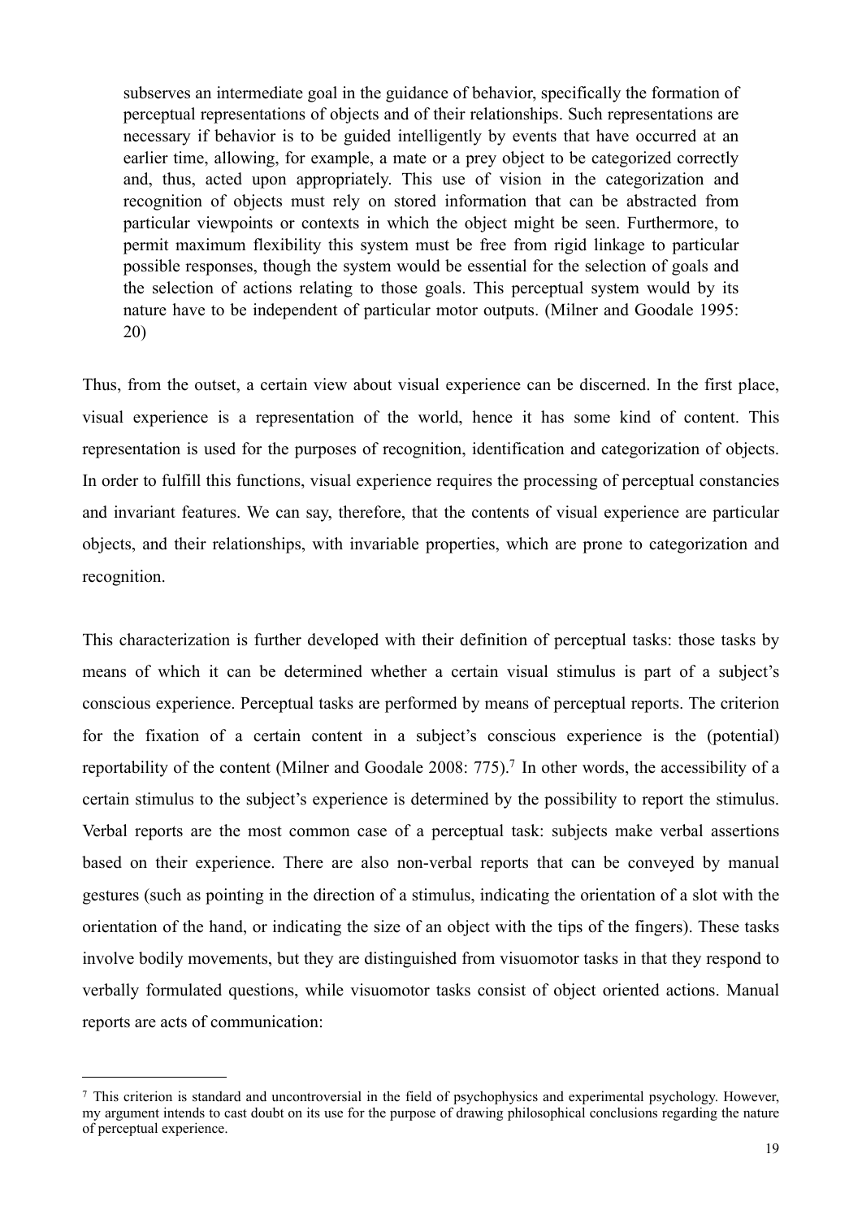> subserves an intermediate goal in the guidance of behavior, specifically the formation of perceptual representations of objects and of their relationships. Such representations are necessary if behavior is to be guided intelligently by events that have occurred at an earlier time, allowing, for example, a mate or a prey object to be categorized correctly and, thus, acted upon appropriately. This use of vision in the categorization and recognition of objects must rely on stored information that can be abstracted from particular viewpoints or contexts in which the object might be seen. Furthermore, to permit maximum flexibility this system must be free from rigid linkage to particular possible responses, though the system would be essential for the selection of goals and the selection of actions relating to those goals. This perceptual system would by its nature have to be independent of particular motor outputs. (Milner and Goodale 1995: 20)

Thus, from the outset, a certain view about visual experience can be discerned. In the first place, visual experience is a representation of the world, hence it has some kind of content. This representation is used for the purposes of recognition, identification and categorization of objects. In order to fulfill this functions, visual experience requires the processing of perceptual constancies and invariant features. We can say, therefore, that the contents of visual experience are particular objects, and their relationships, with invariable properties, which are prone to categorization and recognition.

This characterization is further developed with their definition of perceptual tasks: those tasks by means of which it can be determined whether a certain visual stimulus is part of a subject's conscious experience. Perceptual tasks are performed by means of perceptual reports. The criterion for the fixation of a certain content in a subject's conscious experience is the (potential) reportability of the content (Milner and Goodale 2008: 775).[7] In other words, the accessibility of a certain stimulus to the subject's experience is determined by the possibility to report the stimulus. Verbal reports are the most common case of a perceptual task: subjects make verbal assertions based on their experience. There are also non-verbal reports that can be conveyed by manual gestures (such as pointing in the direction of a stimulus, indicating the orientation of a slot with the orientation of the hand, or indicating the size of an object with the tips of the fingers). These tasks involve bodily movements, but they are distinguished from visuomotor tasks in that they respond to verbally formulated questions, while visuomotor tasks consist of object oriented actions. Manual reports are acts of communication:

---

[7] This criterion is standard and uncontroversial in the field of psychophysics and experimental psychology. However, my argument intends to cast doubt on its use for the purpose of drawing philosophical conclusions regarding the nature of perceptual experience.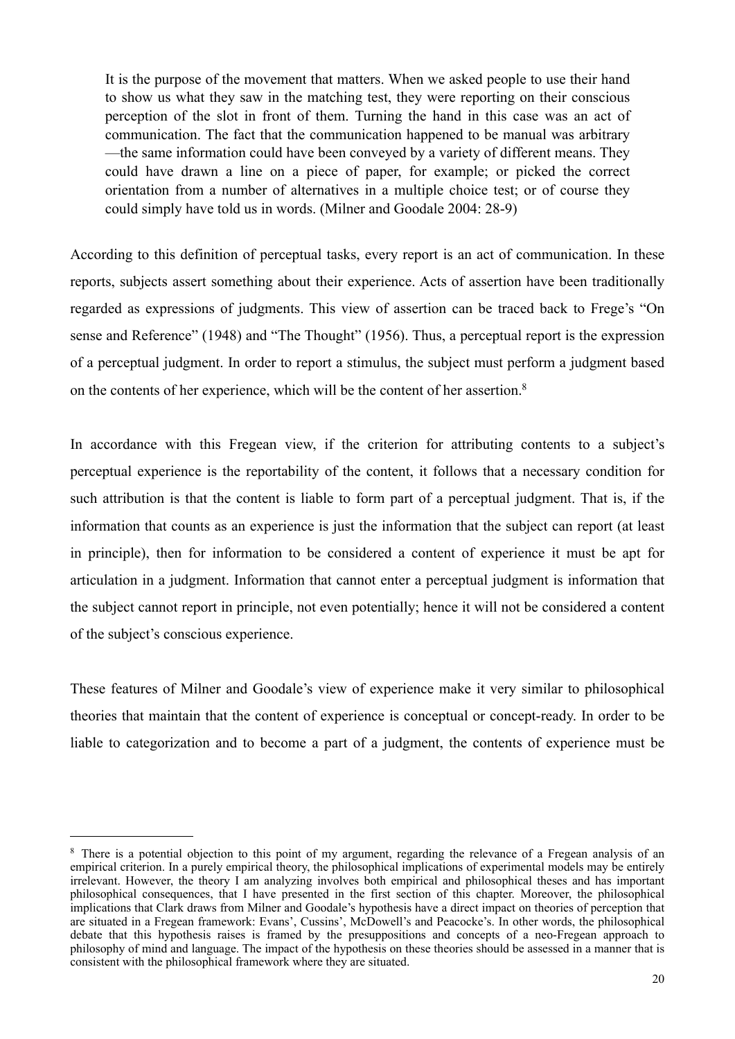> It is the purpose of the movement that matters. When we asked people to use their hand to show us what they saw in the matching test, they were reporting on their conscious perception of the slot in front of them. Turning the hand in this case was an act of communication. The fact that the communication happened to be manual was arbitrary —the same information could have been conveyed by a variety of different means. They could have drawn a line on a piece of paper, for example; or picked the correct orientation from a number of alternatives in a multiple choice test; or of course they could simply have told us in words. (Milner and Goodale 2004: 28-9)

According to this definition of perceptual tasks, every report is an act of communication. In these reports, subjects assert something about their experience. Acts of assertion have been traditionally regarded as expressions of judgments. This view of assertion can be traced back to Frege's "On sense and Reference" (1948) and "The Thought" (1956). Thus, a perceptual report is the expression of a perceptual judgment. In order to report a stimulus, the subject must perform a judgment based on the contents of her experience, which will be the content of her assertion.[8]

In accordance with this Fregean view, if the criterion for attributing contents to a subject's perceptual experience is the reportability of the content, it follows that a necessary condition for such attribution is that the content is liable to form part of a perceptual judgment. That is, if the information that counts as an experience is just the information that the subject can report (at least in principle), then for information to be considered a content of experience it must be apt for articulation in a judgment. Information that cannot enter a perceptual judgment is information that the subject cannot report in principle, not even potentially; hence it will not be considered a content of the subject's conscious experience.

These features of Milner and Goodale's view of experience make it very similar to philosophical theories that maintain that the content of experience is conceptual or concept-ready. In order to be liable to categorization and to become a part of a judgment, the contents of experience must be

[8] There is a potential objection to this point of my argument, regarding the relevance of a Fregean analysis of an empirical criterion. In a purely empirical theory, the philosophical implications of experimental models may be entirely irrelevant. However, the theory I am analyzing involves both empirical and philosophical theses and has important philosophical consequences, that I have presented in the first section of this chapter. Moreover, the philosophical implications that Clark draws from Milner and Goodale's hypothesis have a direct impact on theories of perception that are situated in a Fregean framework: Evans', Cussins', McDowell's and Peacocke's. In other words, the philosophical debate that this hypothesis raises is framed by the presuppositions and concepts of a neo-Fregean approach to philosophy of mind and language. The impact of the hypothesis on these theories should be assessed in a manner that is consistent with the philosophical framework where they are situated.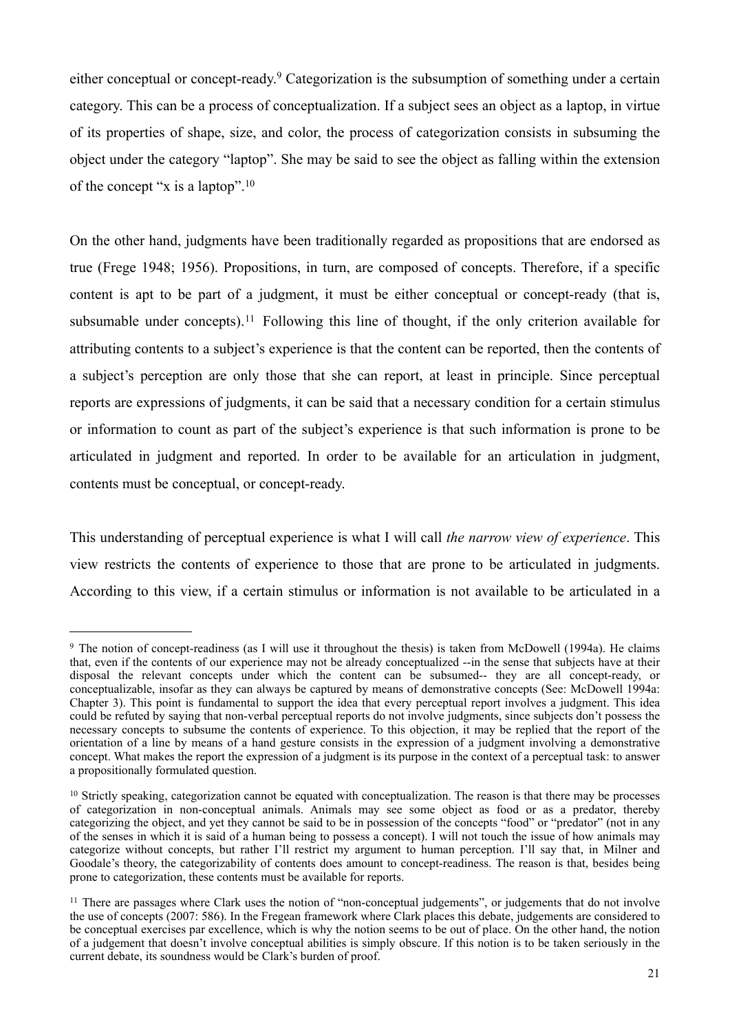either conceptual or concept-ready.[9] Categorization is the subsumption of something under a certain category. This can be a process of conceptualization. If a subject sees an object as a laptop, in virtue of its properties of shape, size, and color, the process of categorization consists in subsuming the object under the category "laptop". She may be said to see the object as falling within the extension of the concept "x is a laptop".[10]

On the other hand, judgments have been traditionally regarded as propositions that are endorsed as true (Frege 1948; 1956). Propositions, in turn, are composed of concepts. Therefore, if a specific content is apt to be part of a judgment, it must be either conceptual or concept-ready (that is, subsumable under concepts).[11] Following this line of thought, if the only criterion available for attributing contents to a subject's experience is that the content can be reported, then the contents of a subject's perception are only those that she can report, at least in principle. Since perceptual reports are expressions of judgments, it can be said that a necessary condition for a certain stimulus or information to count as part of the subject's experience is that such information is prone to be articulated in judgment and reported. In order to be available for an articulation in judgment, contents must be conceptual, or concept-ready.

This understanding of perceptual experience is what I will call *the narrow view of experience*. This view restricts the contents of experience to those that are prone to be articulated in judgments. According to this view, if a certain stimulus or information is not available to be articulated in a

---

[9] The notion of concept-readiness (as I will use it throughout the thesis) is taken from McDowell (1994a). He claims that, even if the contents of our experience may not be already conceptualized --in the sense that subjects have at their disposal the relevant concepts under which the content can be subsumed-- they are all concept-ready, or conceptualizable, insofar as they can always be captured by means of demonstrative concepts (See: McDowell 1994a: Chapter 3). This point is fundamental to support the idea that every perceptual report involves a judgment. This idea could be refuted by saying that non-verbal perceptual reports do not involve judgments, since subjects don't possess the necessary concepts to subsume the contents of experience. To this objection, it may be replied that the report of the orientation of a line by means of a hand gesture consists in the expression of a judgment involving a demonstrative concept. What makes the report the expression of a judgment is its purpose in the context of a perceptual task: to answer a propositionally formulated question.

[10] Strictly speaking, categorization cannot be equated with conceptualization. The reason is that there may be processes of categorization in non-conceptual animals. Animals may see some object as food or as a predator, thereby categorizing the object, and yet they cannot be said to be in possession of the concepts "food" or "predator" (not in any of the senses in which it is said of a human being to possess a concept). I will not touch the issue of how animals may categorize without concepts, but rather I'll restrict my argument to human perception. I'll say that, in Milner and Goodale's theory, the categorizability of contents does amount to concept-readiness. The reason is that, besides being prone to categorization, these contents must be available for reports.

[11] There are passages where Clark uses the notion of "non-conceptual judgements", or judgements that do not involve the use of concepts (2007: 586). In the Fregean framework where Clark places this debate, judgements are considered to be conceptual exercises par excellence, which is why the notion seems to be out of place. On the other hand, the notion of a judgement that doesn't involve conceptual abilities is simply obscure. If this notion is to be taken seriously in the current debate, its soundness would be Clark's burden of proof.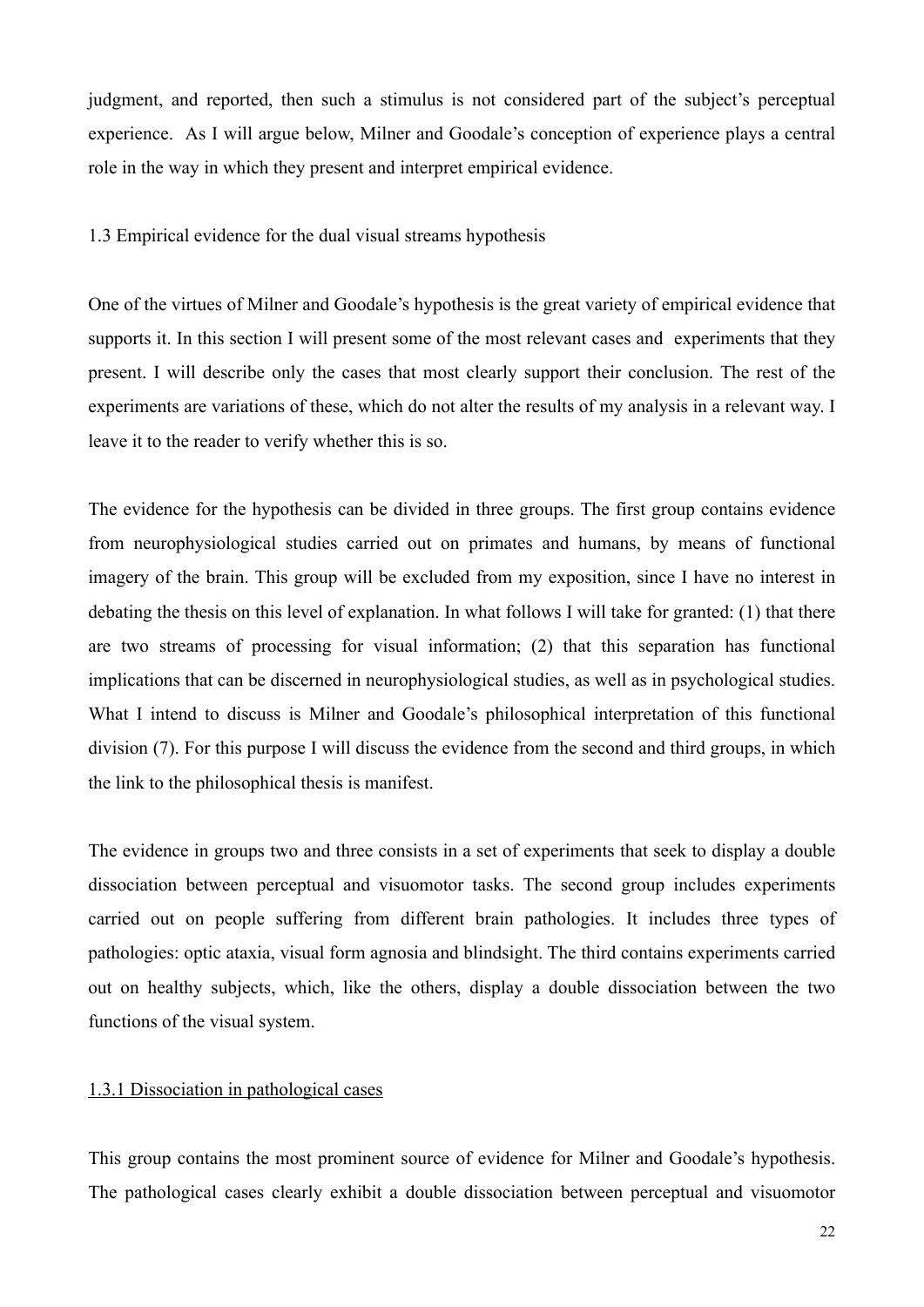judgment, and reported, then such a stimulus is not considered part of the subject's perceptual experience. As I will argue below, Milner and Goodale's conception of experience plays a central role in the way in which they present and interpret empirical evidence.

### 1.3 Empirical evidence for the dual visual streams hypothesis

One of the virtues of Milner and Goodale's hypothesis is the great variety of empirical evidence that supports it. In this section I will present some of the most relevant cases and experiments that they present. I will describe only the cases that most clearly support their conclusion. The rest of the experiments are variations of these, which do not alter the results of my analysis in a relevant way. I leave it to the reader to verify whether this is so.

The evidence for the hypothesis can be divided in three groups. The first group contains evidence from neurophysiological studies carried out on primates and humans, by means of functional imagery of the brain. This group will be excluded from my exposition, since I have no interest in debating the thesis on this level of explanation. In what follows I will take for granted: (1) that there are two streams of processing for visual information; (2) that this separation has functional implications that can be discerned in neurophysiological studies, as well as in psychological studies. What I intend to discuss is Milner and Goodale's philosophical interpretation of this functional division (7). For this purpose I will discuss the evidence from the second and third groups, in which the link to the philosophical thesis is manifest.

The evidence in groups two and three consists in a set of experiments that seek to display a double dissociation between perceptual and visuomotor tasks. The second group includes experiments carried out on people suffering from different brain pathologies. It includes three types of pathologies: optic ataxia, visual form agnosia and blindsight. The third contains experiments carried out on healthy subjects, which, like the others, display a double dissociation between the two functions of the visual system.

#### 1.3.1 Dissociation in pathological cases

This group contains the most prominent source of evidence for Milner and Goodale's hypothesis. The pathological cases clearly exhibit a double dissociation between perceptual and visuomotor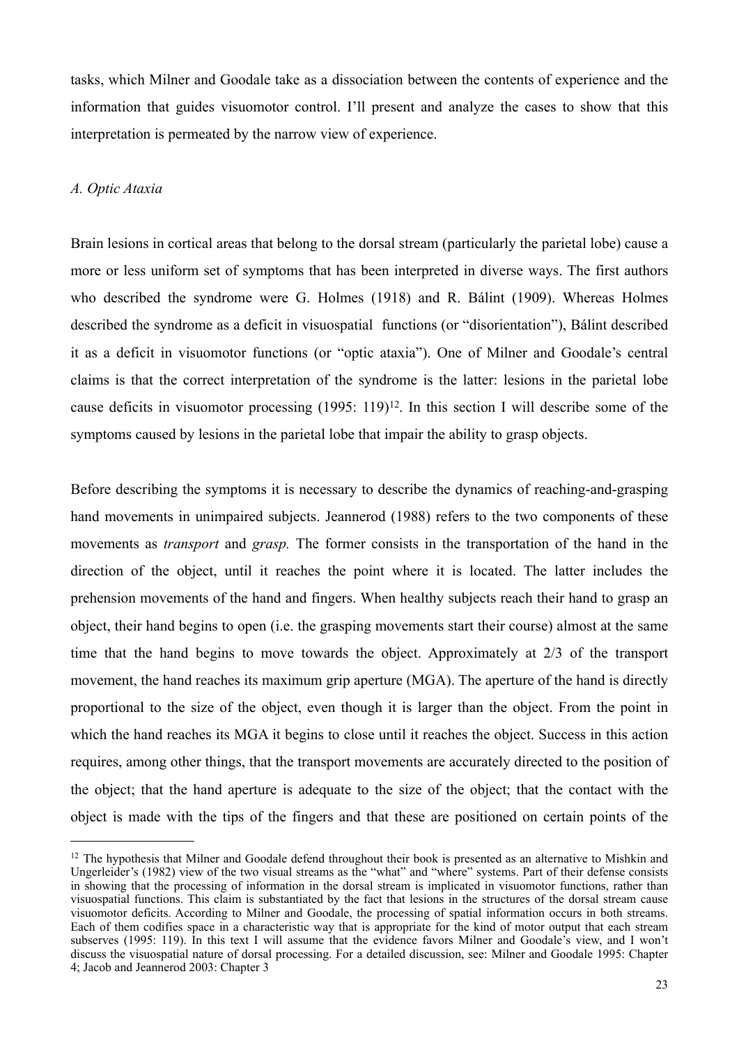tasks, which Milner and Goodale take as a dissociation between the contents of experience and the information that guides visuomotor control. I'll present and analyze the cases to show that this interpretation is permeated by the narrow view of experience.

### *A. Optic Ataxia*

Brain lesions in cortical areas that belong to the dorsal stream (particularly the parietal lobe) cause a more or less uniform set of symptoms that has been interpreted in diverse ways. The first authors who described the syndrome were G. Holmes (1918) and R. Bálint (1909). Whereas Holmes described the syndrome as a deficit in visuospatial functions (or "disorientation"), Bálint described it as a deficit in visuomotor functions (or "optic ataxia"). One of Milner and Goodale's central claims is that the correct interpretation of the syndrome is the latter: lesions in the parietal lobe cause deficits in visuomotor processing (1995: 119)[12]. In this section I will describe some of the symptoms caused by lesions in the parietal lobe that impair the ability to grasp objects.

Before describing the symptoms it is necessary to describe the dynamics of reaching-and-grasping hand movements in unimpaired subjects. Jeannerod (1988) refers to the two components of these movements as *transport* and *grasp.* The former consists in the transportation of the hand in the direction of the object, until it reaches the point where it is located. The latter includes the prehension movements of the hand and fingers. When healthy subjects reach their hand to grasp an object, their hand begins to open (i.e. the grasping movements start their course) almost at the same time that the hand begins to move towards the object. Approximately at 2/3 of the transport movement, the hand reaches its maximum grip aperture (MGA). The aperture of the hand is directly proportional to the size of the object, even though it is larger than the object. From the point in which the hand reaches its MGA it begins to close until it reaches the object. Success in this action requires, among other things, that the transport movements are accurately directed to the position of the object; that the hand aperture is adequate to the size of the object; that the contact with the object is made with the tips of the fingers and that these are positioned on certain points of the

[12] The hypothesis that Milner and Goodale defend throughout their book is presented as an alternative to Mishkin and Ungerleider's (1982) view of the two visual streams as the "what" and "where" systems. Part of their defense consists in showing that the processing of information in the dorsal stream is implicated in visuomotor functions, rather than visuospatial functions. This claim is substantiated by the fact that lesions in the structures of the dorsal stream cause visuomotor deficits. According to Milner and Goodale, the processing of spatial information occurs in both streams. Each of them codifies space in a characteristic way that is appropriate for the kind of motor output that each stream subserves (1995: 119). In this text I will assume that the evidence favors Milner and Goodale's view, and I won't discuss the visuospatial nature of dorsal processing. For a detailed discussion, see: Milner and Goodale 1995: Chapter 4; Jacob and Jeannerod 2003: Chapter 3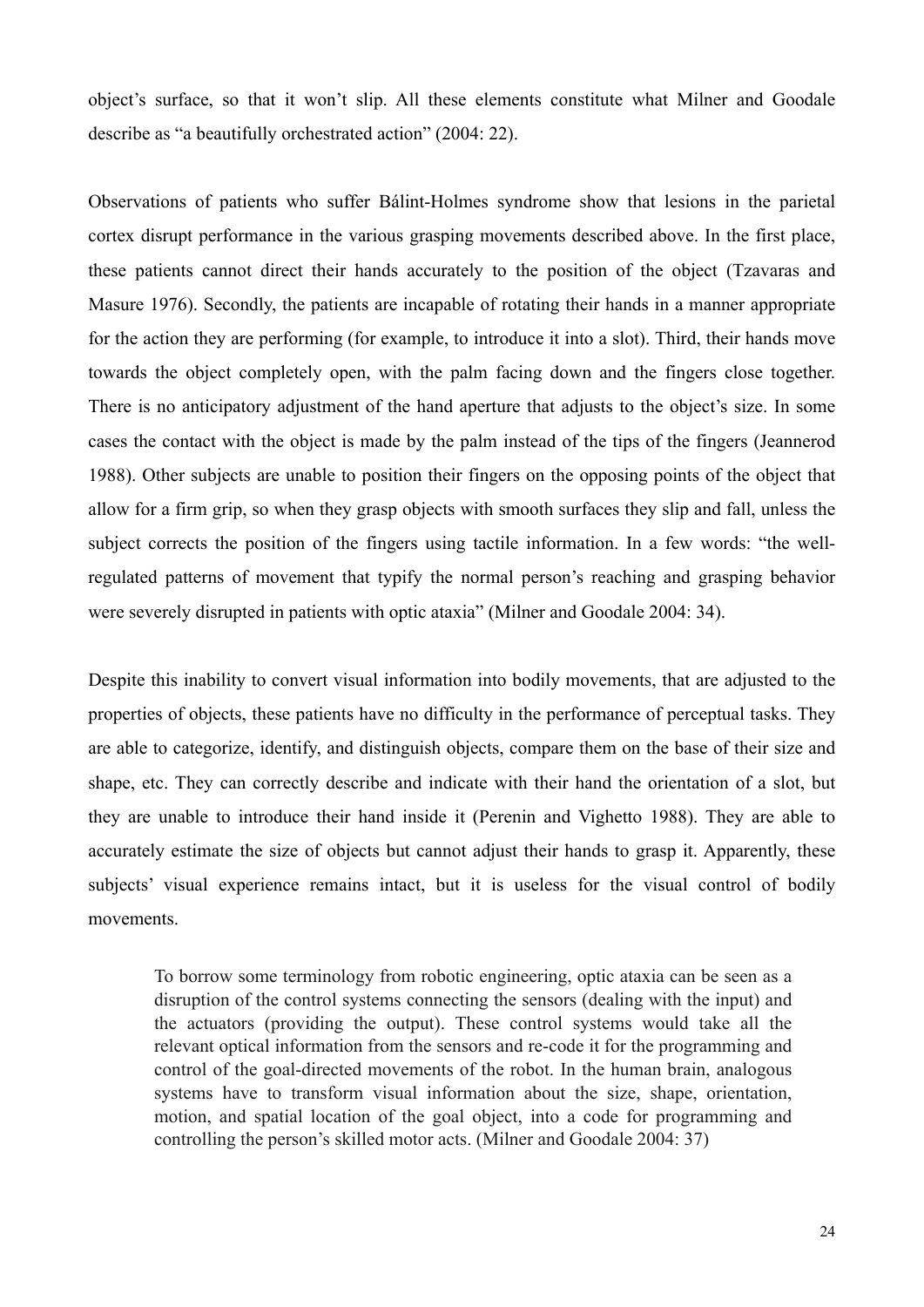object's surface, so that it won't slip. All these elements constitute what Milner and Goodale describe as "a beautifully orchestrated action" (2004: 22).

Observations of patients who suffer Bálint-Holmes syndrome show that lesions in the parietal cortex disrupt performance in the various grasping movements described above. In the first place, these patients cannot direct their hands accurately to the position of the object (Tzavaras and Masure 1976). Secondly, the patients are incapable of rotating their hands in a manner appropriate for the action they are performing (for example, to introduce it into a slot). Third, their hands move towards the object completely open, with the palm facing down and the fingers close together. There is no anticipatory adjustment of the hand aperture that adjusts to the object's size. In some cases the contact with the object is made by the palm instead of the tips of the fingers (Jeannerod 1988). Other subjects are unable to position their fingers on the opposing points of the object that allow for a firm grip, so when they grasp objects with smooth surfaces they slip and fall, unless the subject corrects the position of the fingers using tactile information. In a few words: "the well-regulated patterns of movement that typify the normal person's reaching and grasping behavior were severely disrupted in patients with optic ataxia" (Milner and Goodale 2004: 34).

Despite this inability to convert visual information into bodily movements, that are adjusted to the properties of objects, these patients have no difficulty in the performance of perceptual tasks. They are able to categorize, identify, and distinguish objects, compare them on the base of their size and shape, etc. They can correctly describe and indicate with their hand the orientation of a slot, but they are unable to introduce their hand inside it (Perenin and Vighetto 1988). They are able to accurately estimate the size of objects but cannot adjust their hands to grasp it. Apparently, these subjects' visual experience remains intact, but it is useless for the visual control of bodily movements.

> To borrow some terminology from robotic engineering, optic ataxia can be seen as a disruption of the control systems connecting the sensors (dealing with the input) and the actuators (providing the output). These control systems would take all the relevant optical information from the sensors and re-code it for the programming and control of the goal-directed movements of the robot. In the human brain, analogous systems have to transform visual information about the size, shape, orientation, motion, and spatial location of the goal object, into a code for programming and controlling the person's skilled motor acts. (Milner and Goodale 2004: 37)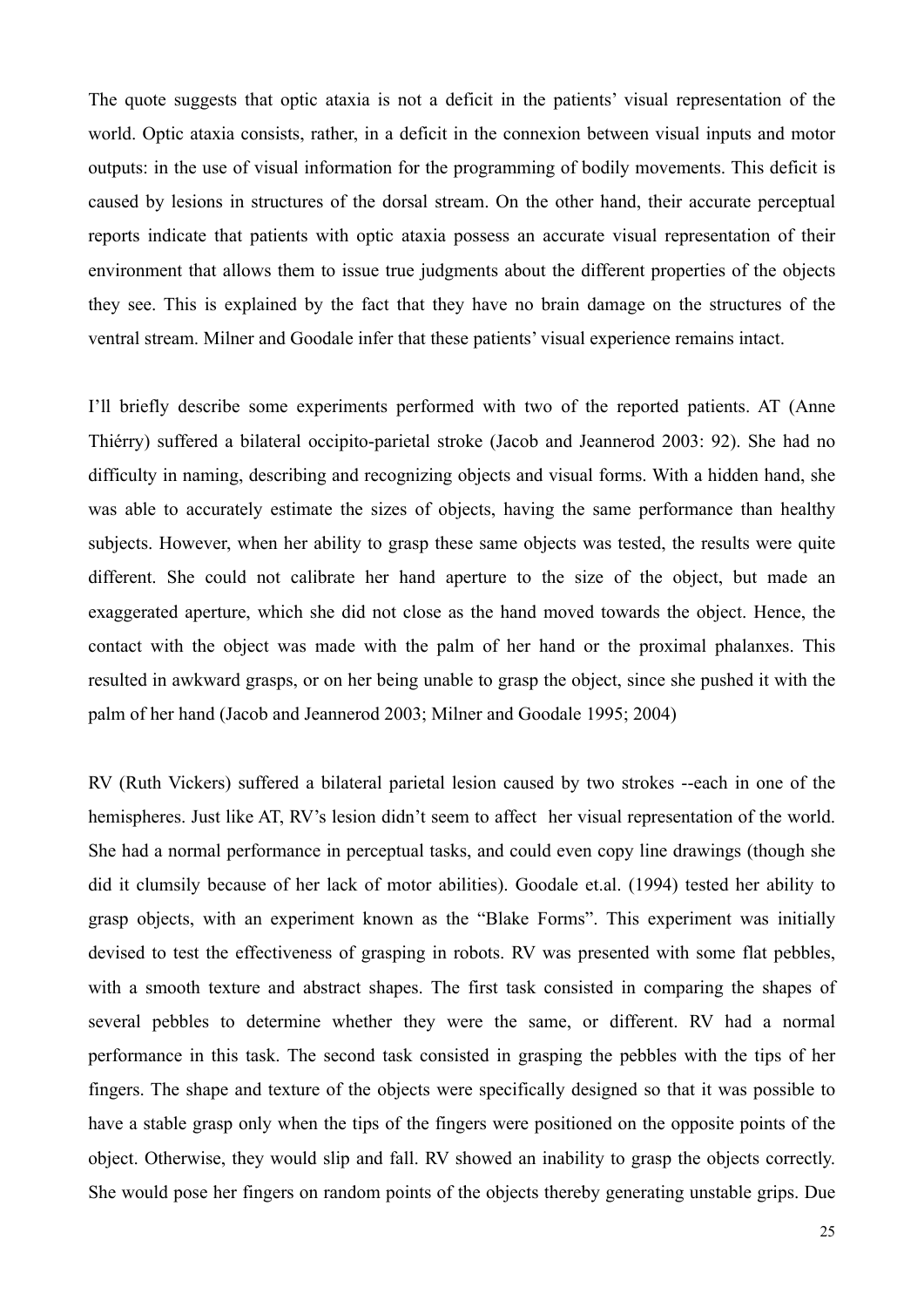The quote suggests that optic ataxia is not a deficit in the patients' visual representation of the world. Optic ataxia consists, rather, in a deficit in the connexion between visual inputs and motor outputs: in the use of visual information for the programming of bodily movements. This deficit is caused by lesions in structures of the dorsal stream. On the other hand, their accurate perceptual reports indicate that patients with optic ataxia possess an accurate visual representation of their environment that allows them to issue true judgments about the different properties of the objects they see. This is explained by the fact that they have no brain damage on the structures of the ventral stream. Milner and Goodale infer that these patients' visual experience remains intact.

I'll briefly describe some experiments performed with two of the reported patients. AT (Anne Thiérry) suffered a bilateral occipito-parietal stroke (Jacob and Jeannerod 2003: 92). She had no difficulty in naming, describing and recognizing objects and visual forms. With a hidden hand, she was able to accurately estimate the sizes of objects, having the same performance than healthy subjects. However, when her ability to grasp these same objects was tested, the results were quite different. She could not calibrate her hand aperture to the size of the object, but made an exaggerated aperture, which she did not close as the hand moved towards the object. Hence, the contact with the object was made with the palm of her hand or the proximal phalanxes. This resulted in awkward grasps, or on her being unable to grasp the object, since she pushed it with the palm of her hand (Jacob and Jeannerod 2003; Milner and Goodale 1995; 2004)

RV (Ruth Vickers) suffered a bilateral parietal lesion caused by two strokes --each in one of the hemispheres. Just like AT, RV's lesion didn't seem to affect her visual representation of the world. She had a normal performance in perceptual tasks, and could even copy line drawings (though she did it clumsily because of her lack of motor abilities). Goodale et.al. (1994) tested her ability to grasp objects, with an experiment known as the "Blake Forms". This experiment was initially devised to test the effectiveness of grasping in robots. RV was presented with some flat pebbles, with a smooth texture and abstract shapes. The first task consisted in comparing the shapes of several pebbles to determine whether they were the same, or different. RV had a normal performance in this task. The second task consisted in grasping the pebbles with the tips of her fingers. The shape and texture of the objects were specifically designed so that it was possible to have a stable grasp only when the tips of the fingers were positioned on the opposite points of the object. Otherwise, they would slip and fall. RV showed an inability to grasp the objects correctly. She would pose her fingers on random points of the objects thereby generating unstable grips. Due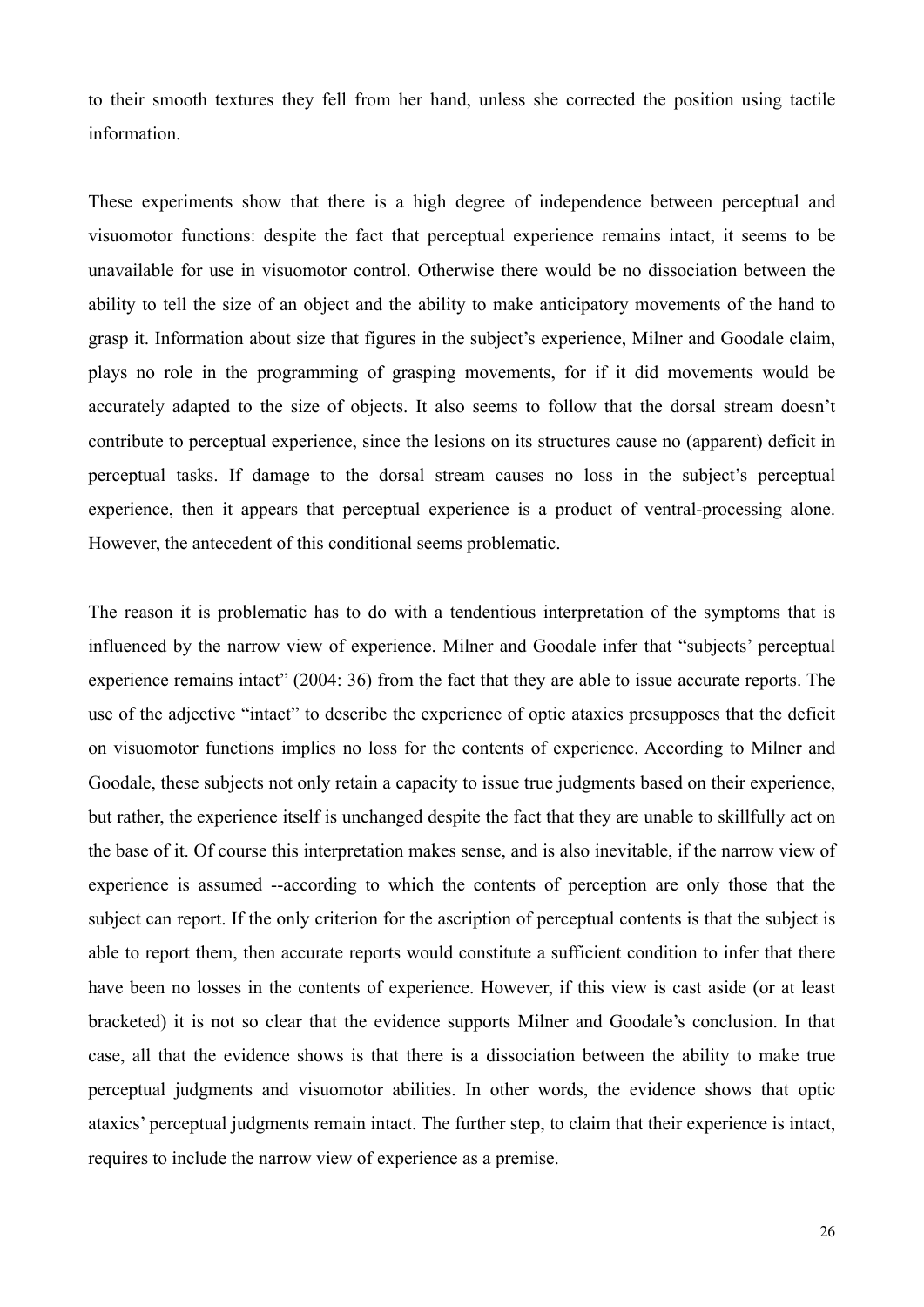to their smooth textures they fell from her hand, unless she corrected the position using tactile information.

These experiments show that there is a high degree of independence between perceptual and visuomotor functions: despite the fact that perceptual experience remains intact, it seems to be unavailable for use in visuomotor control. Otherwise there would be no dissociation between the ability to tell the size of an object and the ability to make anticipatory movements of the hand to grasp it. Information about size that figures in the subject's experience, Milner and Goodale claim, plays no role in the programming of grasping movements, for if it did movements would be accurately adapted to the size of objects. It also seems to follow that the dorsal stream doesn't contribute to perceptual experience, since the lesions on its structures cause no (apparent) deficit in perceptual tasks. If damage to the dorsal stream causes no loss in the subject's perceptual experience, then it appears that perceptual experience is a product of ventral-processing alone. However, the antecedent of this conditional seems problematic.

The reason it is problematic has to do with a tendentious interpretation of the symptoms that is influenced by the narrow view of experience. Milner and Goodale infer that "subjects' perceptual experience remains intact" (2004: 36) from the fact that they are able to issue accurate reports. The use of the adjective "intact" to describe the experience of optic ataxics presupposes that the deficit on visuomotor functions implies no loss for the contents of experience. According to Milner and Goodale, these subjects not only retain a capacity to issue true judgments based on their experience, but rather, the experience itself is unchanged despite the fact that they are unable to skillfully act on the base of it. Of course this interpretation makes sense, and is also inevitable, if the narrow view of experience is assumed --according to which the contents of perception are only those that the subject can report. If the only criterion for the ascription of perceptual contents is that the subject is able to report them, then accurate reports would constitute a sufficient condition to infer that there have been no losses in the contents of experience. However, if this view is cast aside (or at least bracketed) it is not so clear that the evidence supports Milner and Goodale's conclusion. In that case, all that the evidence shows is that there is a dissociation between the ability to make true perceptual judgments and visuomotor abilities. In other words, the evidence shows that optic ataxics' perceptual judgments remain intact. The further step, to claim that their experience is intact, requires to include the narrow view of experience as a premise.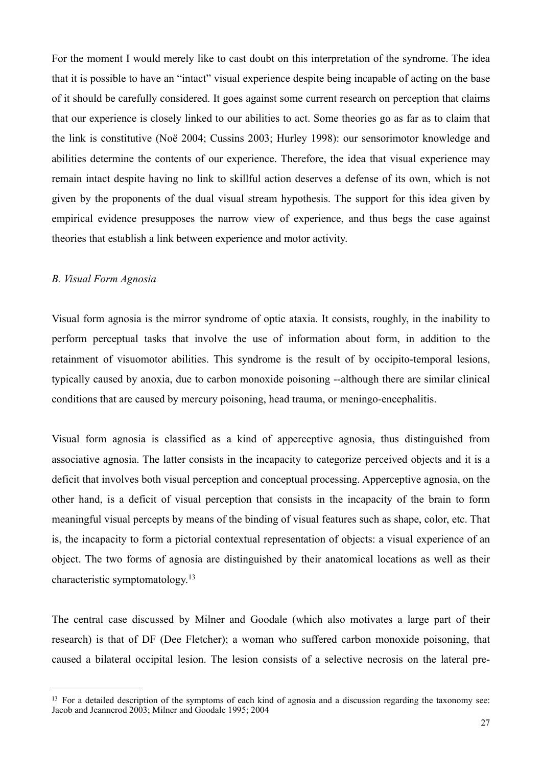For the moment I would merely like to cast doubt on this interpretation of the syndrome. The idea that it is possible to have an "intact" visual experience despite being incapable of acting on the base of it should be carefully considered. It goes against some current research on perception that claims that our experience is closely linked to our abilities to act. Some theories go as far as to claim that the link is constitutive (Noë 2004; Cussins 2003; Hurley 1998): our sensorimotor knowledge and abilities determine the contents of our experience. Therefore, the idea that visual experience may remain intact despite having no link to skillful action deserves a defense of its own, which is not given by the proponents of the dual visual stream hypothesis. The support for this idea given by empirical evidence presupposes the narrow view of experience, and thus begs the case against theories that establish a link between experience and motor activity.

*B. Visual Form Agnosia*

Visual form agnosia is the mirror syndrome of optic ataxia. It consists, roughly, in the inability to perform perceptual tasks that involve the use of information about form, in addition to the retainment of visuomotor abilities. This syndrome is the result of by occipito-temporal lesions, typically caused by anoxia, due to carbon monoxide poisoning --although there are similar clinical conditions that are caused by mercury poisoning, head trauma, or meningo-encephalitis.

Visual form agnosia is classified as a kind of apperceptive agnosia, thus distinguished from associative agnosia. The latter consists in the incapacity to categorize perceived objects and it is a deficit that involves both visual perception and conceptual processing. Apperceptive agnosia, on the other hand, is a deficit of visual perception that consists in the incapacity of the brain to form meaningful visual percepts by means of the binding of visual features such as shape, color, etc. That is, the incapacity to form a pictorial contextual representation of objects: a visual experience of an object. The two forms of agnosia are distinguished by their anatomical locations as well as their characteristic symptomatology.[13]

The central case discussed by Milner and Goodale (which also motivates a large part of their research) is that of DF (Dee Fletcher); a woman who suffered carbon monoxide poisoning, that caused a bilateral occipital lesion. The lesion consists of a selective necrosis on the lateral pre-

[13] For a detailed description of the symptoms of each kind of agnosia and a discussion regarding the taxonomy see: Jacob and Jeannerod 2003; Milner and Goodale 1995; 2004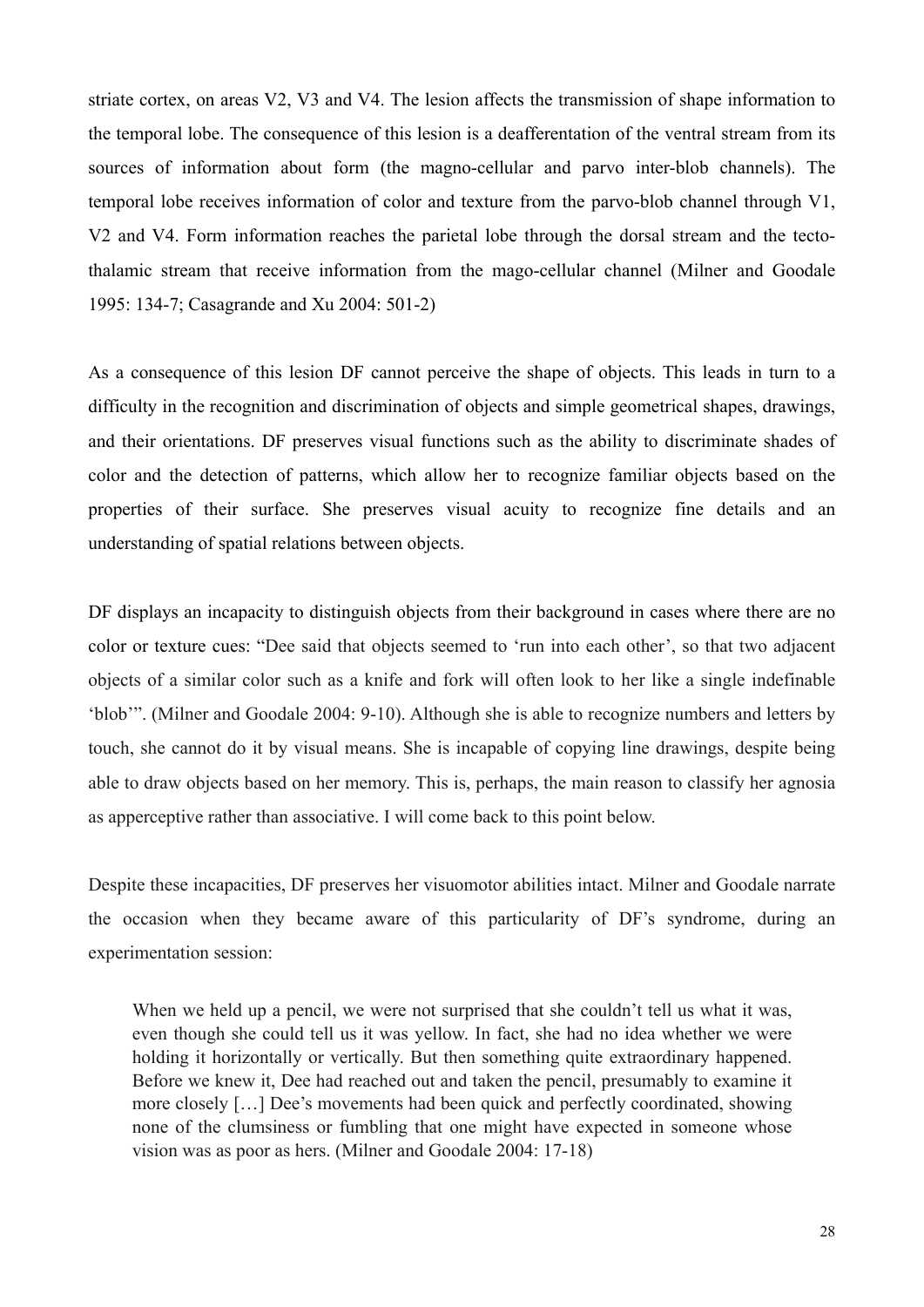striate cortex, on areas V2, V3 and V4. The lesion affects the transmission of shape information to the temporal lobe. The consequence of this lesion is a deafferentation of the ventral stream from its sources of information about form (the magno-cellular and parvo inter-blob channels). The temporal lobe receives information of color and texture from the parvo-blob channel through V1, V2 and V4. Form information reaches the parietal lobe through the dorsal stream and the tecto-thalamic stream that receive information from the mago-cellular channel (Milner and Goodale 1995: 134-7; Casagrande and Xu 2004: 501-2)

As a consequence of this lesion DF cannot perceive the shape of objects. This leads in turn to a difficulty in the recognition and discrimination of objects and simple geometrical shapes, drawings, and their orientations. DF preserves visual functions such as the ability to discriminate shades of color and the detection of patterns, which allow her to recognize familiar objects based on the properties of their surface. She preserves visual acuity to recognize fine details and an understanding of spatial relations between objects.

DF displays an incapacity to distinguish objects from their background in cases where there are no color or texture cues: "Dee said that objects seemed to 'run into each other', so that two adjacent objects of a similar color such as a knife and fork will often look to her like a single indefinable 'blob'". (Milner and Goodale 2004: 9-10). Although she is able to recognize numbers and letters by touch, she cannot do it by visual means. She is incapable of copying line drawings, despite being able to draw objects based on her memory. This is, perhaps, the main reason to classify her agnosia as apperceptive rather than associative. I will come back to this point below.

Despite these incapacities, DF preserves her visuomotor abilities intact. Milner and Goodale narrate the occasion when they became aware of this particularity of DF's syndrome, during an experimentation session:

> When we held up a pencil, we were not surprised that she couldn't tell us what it was, even though she could tell us it was yellow. In fact, she had no idea whether we were holding it horizontally or vertically. But then something quite extraordinary happened. Before we knew it, Dee had reached out and taken the pencil, presumably to examine it more closely […] Dee's movements had been quick and perfectly coordinated, showing none of the clumsiness or fumbling that one might have expected in someone whose vision was as poor as hers. (Milner and Goodale 2004: 17-18)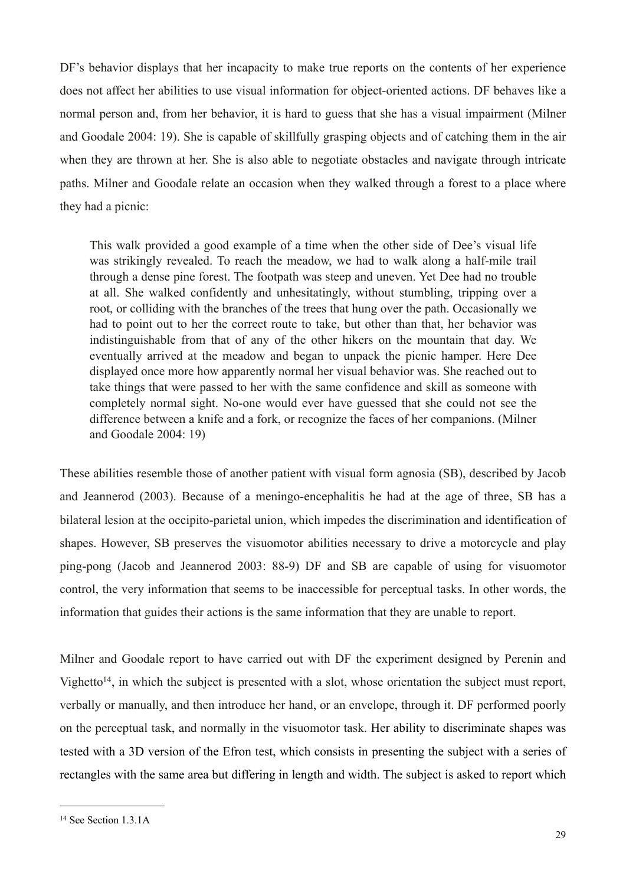DF's behavior displays that her incapacity to make true reports on the contents of her experience does not affect her abilities to use visual information for object-oriented actions. DF behaves like a normal person and, from her behavior, it is hard to guess that she has a visual impairment (Milner and Goodale 2004: 19). She is capable of skillfully grasping objects and of catching them in the air when they are thrown at her. She is also able to negotiate obstacles and navigate through intricate paths. Milner and Goodale relate an occasion when they walked through a forest to a place where they had a picnic:

> This walk provided a good example of a time when the other side of Dee's visual life was strikingly revealed. To reach the meadow, we had to walk along a half-mile trail through a dense pine forest. The footpath was steep and uneven. Yet Dee had no trouble at all. She walked confidently and unhesitatingly, without stumbling, tripping over a root, or colliding with the branches of the trees that hung over the path. Occasionally we had to point out to her the correct route to take, but other than that, her behavior was indistinguishable from that of any of the other hikers on the mountain that day. We eventually arrived at the meadow and began to unpack the picnic hamper. Here Dee displayed once more how apparently normal her visual behavior was. She reached out to take things that were passed to her with the same confidence and skill as someone with completely normal sight. No-one would ever have guessed that she could not see the difference between a knife and a fork, or recognize the faces of her companions. (Milner and Goodale 2004: 19)

These abilities resemble those of another patient with visual form agnosia (SB), described by Jacob and Jeannerod (2003). Because of a meningo-encephalitis he had at the age of three, SB has a bilateral lesion at the occipito-parietal union, which impedes the discrimination and identification of shapes. However, SB preserves the visuomotor abilities necessary to drive a motorcycle and play ping-pong (Jacob and Jeannerod 2003: 88-9) DF and SB are capable of using for visuomotor control, the very information that seems to be inaccessible for perceptual tasks. In other words, the information that guides their actions is the same information that they are unable to report.

Milner and Goodale report to have carried out with DF the experiment designed by Perenin and Vighetto[14], in which the subject is presented with a slot, whose orientation the subject must report, verbally or manually, and then introduce her hand, or an envelope, through it. DF performed poorly on the perceptual task, and normally in the visuomotor task. Her ability to discriminate shapes was tested with a 3D version of the Efron test, which consists in presenting the subject with a series of rectangles with the same area but differing in length and width. The subject is asked to report which

[14] See Section 1.3.1A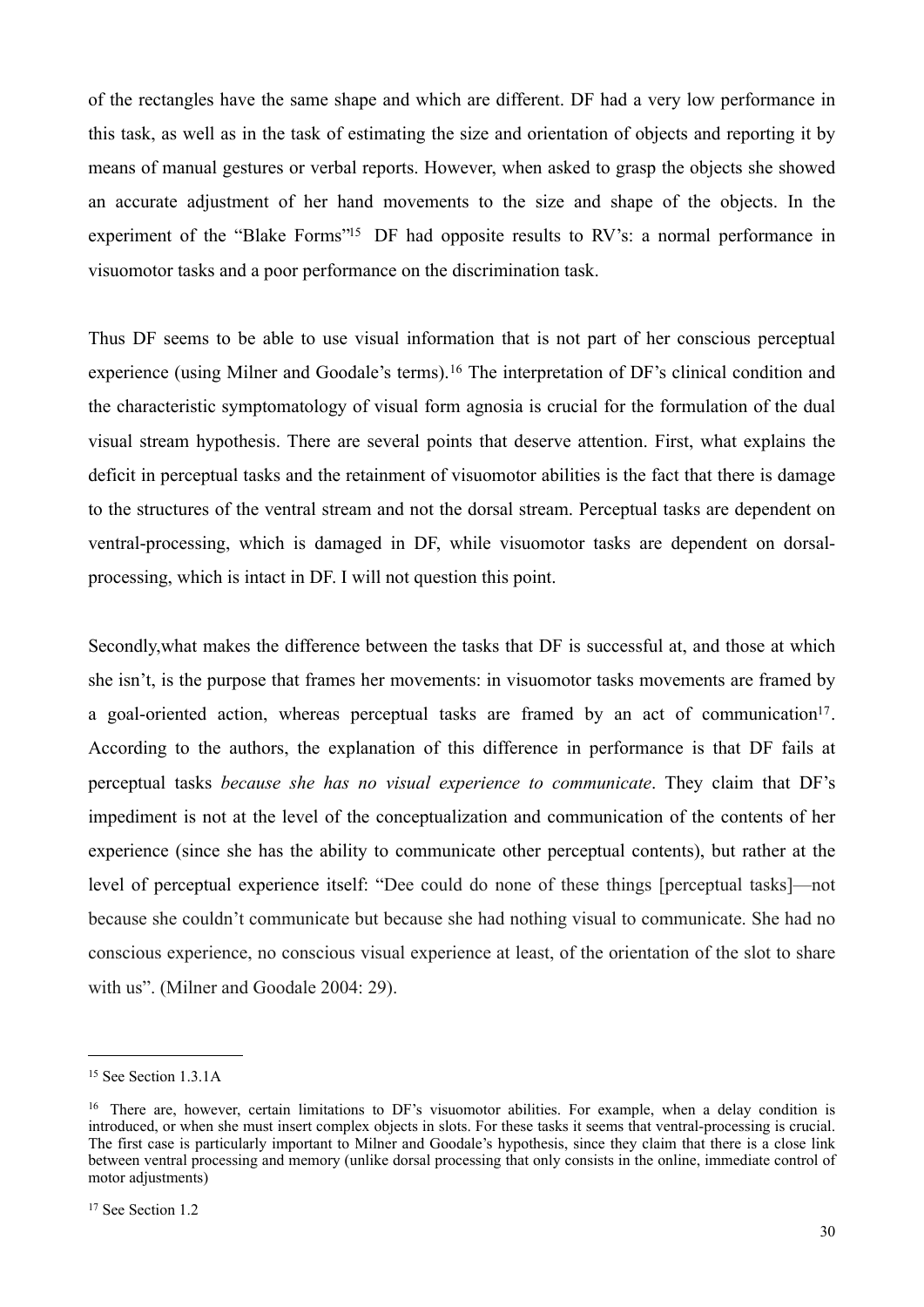of the rectangles have the same shape and which are different. DF had a very low performance in this task, as well as in the task of estimating the size and orientation of objects and reporting it by means of manual gestures or verbal reports. However, when asked to grasp the objects she showed an accurate adjustment of her hand movements to the size and shape of the objects. In the experiment of the "Blake Forms"[15] DF had opposite results to RV's: a normal performance in visuomotor tasks and a poor performance on the discrimination task.

Thus DF seems to be able to use visual information that is not part of her conscious perceptual experience (using Milner and Goodale's terms).[16] The interpretation of DF's clinical condition and the characteristic symptomatology of visual form agnosia is crucial for the formulation of the dual visual stream hypothesis. There are several points that deserve attention. First, what explains the deficit in perceptual tasks and the retainment of visuomotor abilities is the fact that there is damage to the structures of the ventral stream and not the dorsal stream. Perceptual tasks are dependent on ventral-processing, which is damaged in DF, while visuomotor tasks are dependent on dorsal-processing, which is intact in DF. I will not question this point.

Secondly,what makes the difference between the tasks that DF is successful at, and those at which she isn't, is the purpose that frames her movements: in visuomotor tasks movements are framed by a goal-oriented action, whereas perceptual tasks are framed by an act of communication[17]. According to the authors, the explanation of this difference in performance is that DF fails at perceptual tasks *because she has no visual experience to communicate*. They claim that DF's impediment is not at the level of the conceptualization and communication of the contents of her experience (since she has the ability to communicate other perceptual contents), but rather at the level of perceptual experience itself: "Dee could do none of these things [perceptual tasks]—not because she couldn't communicate but because she had nothing visual to communicate. She had no conscious experience, no conscious visual experience at least, of the orientation of the slot to share with us". (Milner and Goodale 2004: 29).

---

[15] See Section 1.3.1A

[16] There are, however, certain limitations to DF's visuomotor abilities. For example, when a delay condition is introduced, or when she must insert complex objects in slots. For these tasks it seems that ventral-processing is crucial. The first case is particularly important to Milner and Goodale's hypothesis, since they claim that there is a close link between ventral processing and memory (unlike dorsal processing that only consists in the online, immediate control of motor adjustments)

[17] See Section 1.2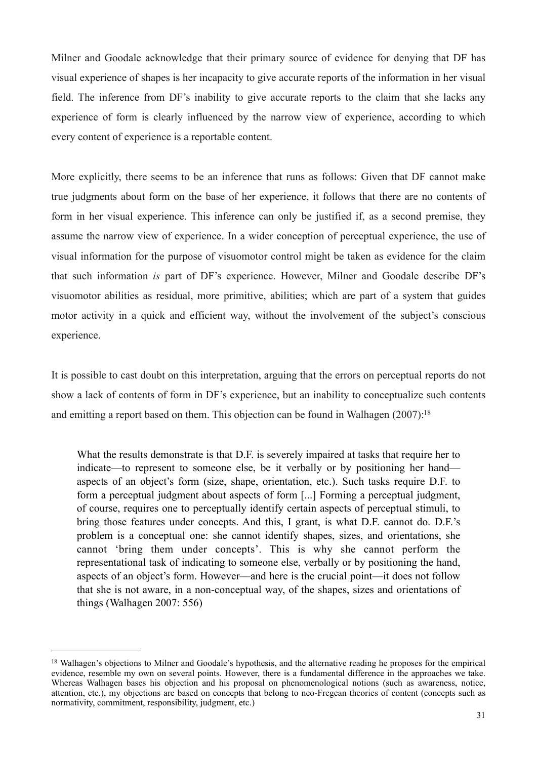Milner and Goodale acknowledge that their primary source of evidence for denying that DF has visual experience of shapes is her incapacity to give accurate reports of the information in her visual field. The inference from DF's inability to give accurate reports to the claim that she lacks any experience of form is clearly influenced by the narrow view of experience, according to which every content of experience is a reportable content.

More explicitly, there seems to be an inference that runs as follows: Given that DF cannot make true judgments about form on the base of her experience, it follows that there are no contents of form in her visual experience. This inference can only be justified if, as a second premise, they assume the narrow view of experience. In a wider conception of perceptual experience, the use of visual information for the purpose of visuomotor control might be taken as evidence for the claim that such information *is* part of DF's experience. However, Milner and Goodale describe DF's visuomotor abilities as residual, more primitive, abilities; which are part of a system that guides motor activity in a quick and efficient way, without the involvement of the subject's conscious experience.

It is possible to cast doubt on this interpretation, arguing that the errors on perceptual reports do not show a lack of contents of form in DF's experience, but an inability to conceptualize such contents and emitting a report based on them. This objection can be found in Walhagen (2007):[18]

> What the results demonstrate is that D.F. is severely impaired at tasks that require her to indicate—to represent to someone else, be it verbally or by positioning her hand—aspects of an object's form (size, shape, orientation, etc.). Such tasks require D.F. to form a perceptual judgment about aspects of form [...] Forming a perceptual judgment, of course, requires one to perceptually identify certain aspects of perceptual stimuli, to bring those features under concepts. And this, I grant, is what D.F. cannot do. D.F.'s problem is a conceptual one: she cannot identify shapes, sizes, and orientations, she cannot 'bring them under concepts'. This is why she cannot perform the representational task of indicating to someone else, verbally or by positioning the hand, aspects of an object's form. However—and here is the crucial point—it does not follow that she is not aware, in a non-conceptual way, of the shapes, sizes and orientations of things (Walhagen 2007: 556)

---

[18] Walhagen's objections to Milner and Goodale's hypothesis, and the alternative reading he proposes for the empirical evidence, resemble my own on several points. However, there is a fundamental difference in the approaches we take. Whereas Walhagen bases his objection and his proposal on phenomenological notions (such as awareness, notice, attention, etc.), my objections are based on concepts that belong to neo-Fregean theories of content (concepts such as normativity, commitment, responsibility, judgment, etc.)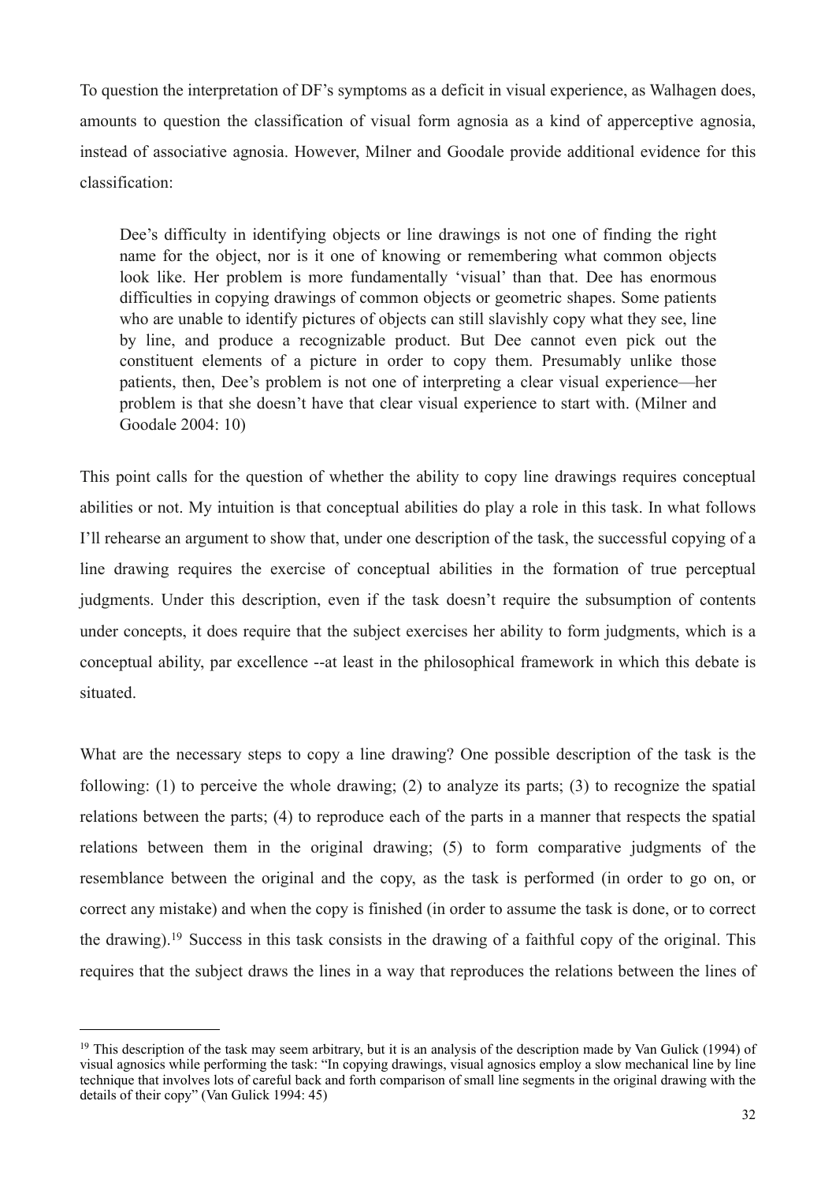To question the interpretation of DF's symptoms as a deficit in visual experience, as Walhagen does, amounts to question the classification of visual form agnosia as a kind of apperceptive agnosia, instead of associative agnosia. However, Milner and Goodale provide additional evidence for this classification:

> Dee's difficulty in identifying objects or line drawings is not one of finding the right name for the object, nor is it one of knowing or remembering what common objects look like. Her problem is more fundamentally 'visual' than that. Dee has enormous difficulties in copying drawings of common objects or geometric shapes. Some patients who are unable to identify pictures of objects can still slavishly copy what they see, line by line, and produce a recognizable product. But Dee cannot even pick out the constituent elements of a picture in order to copy them. Presumably unlike those patients, then, Dee's problem is not one of interpreting a clear visual experience—her problem is that she doesn't have that clear visual experience to start with. (Milner and Goodale 2004: 10)

This point calls for the question of whether the ability to copy line drawings requires conceptual abilities or not. My intuition is that conceptual abilities do play a role in this task. In what follows I'll rehearse an argument to show that, under one description of the task, the successful copying of a line drawing requires the exercise of conceptual abilities in the formation of true perceptual judgments. Under this description, even if the task doesn't require the subsumption of contents under concepts, it does require that the subject exercises her ability to form judgments, which is a conceptual ability, par excellence --at least in the philosophical framework in which this debate is situated.

What are the necessary steps to copy a line drawing? One possible description of the task is the following: (1) to perceive the whole drawing; (2) to analyze its parts; (3) to recognize the spatial relations between the parts; (4) to reproduce each of the parts in a manner that respects the spatial relations between them in the original drawing; (5) to form comparative judgments of the resemblance between the original and the copy, as the task is performed (in order to go on, or correct any mistake) and when the copy is finished (in order to assume the task is done, or to correct the drawing).[19] Success in this task consists in the drawing of a faithful copy of the original. This requires that the subject draws the lines in a way that reproduces the relations between the lines of

---

[19] This description of the task may seem arbitrary, but it is an analysis of the description made by Van Gulick (1994) of visual agnosics while performing the task: "In copying drawings, visual agnosics employ a slow mechanical line by line technique that involves lots of careful back and forth comparison of small line segments in the original drawing with the details of their copy" (Van Gulick 1994: 45)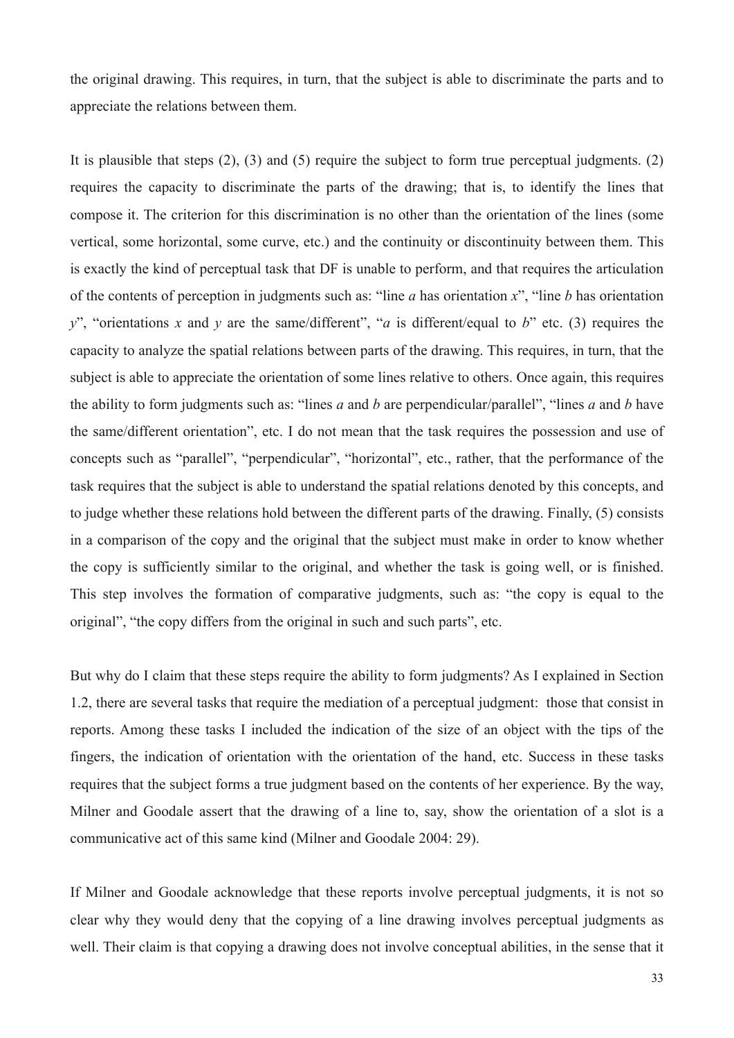the original drawing. This requires, in turn, that the subject is able to discriminate the parts and to appreciate the relations between them.

It is plausible that steps (2), (3) and (5) require the subject to form true perceptual judgments. (2) requires the capacity to discriminate the parts of the drawing; that is, to identify the lines that compose it. The criterion for this discrimination is no other than the orientation of the lines (some vertical, some horizontal, some curve, etc.) and the continuity or discontinuity between them. This is exactly the kind of perceptual task that DF is unable to perform, and that requires the articulation of the contents of perception in judgments such as: "line *a* has orientation *x*", "line *b* has orientation *y*", "orientations *x* and *y* are the same/different", "*a* is different/equal to *b*" etc. (3) requires the capacity to analyze the spatial relations between parts of the drawing. This requires, in turn, that the subject is able to appreciate the orientation of some lines relative to others. Once again, this requires the ability to form judgments such as: "lines *a* and *b* are perpendicular/parallel", "lines *a* and *b* have the same/different orientation", etc. I do not mean that the task requires the possession and use of concepts such as "parallel", "perpendicular", "horizontal", etc., rather, that the performance of the task requires that the subject is able to understand the spatial relations denoted by this concepts, and to judge whether these relations hold between the different parts of the drawing. Finally, (5) consists in a comparison of the copy and the original that the subject must make in order to know whether the copy is sufficiently similar to the original, and whether the task is going well, or is finished. This step involves the formation of comparative judgments, such as: "the copy is equal to the original", "the copy differs from the original in such and such parts", etc.

But why do I claim that these steps require the ability to form judgments? As I explained in Section 1.2, there are several tasks that require the mediation of a perceptual judgment: those that consist in reports. Among these tasks I included the indication of the size of an object with the tips of the fingers, the indication of orientation with the orientation of the hand, etc. Success in these tasks requires that the subject forms a true judgment based on the contents of her experience. By the way, Milner and Goodale assert that the drawing of a line to, say, show the orientation of a slot is a communicative act of this same kind (Milner and Goodale 2004: 29).

If Milner and Goodale acknowledge that these reports involve perceptual judgments, it is not so clear why they would deny that the copying of a line drawing involves perceptual judgments as well. Their claim is that copying a drawing does not involve conceptual abilities, in the sense that it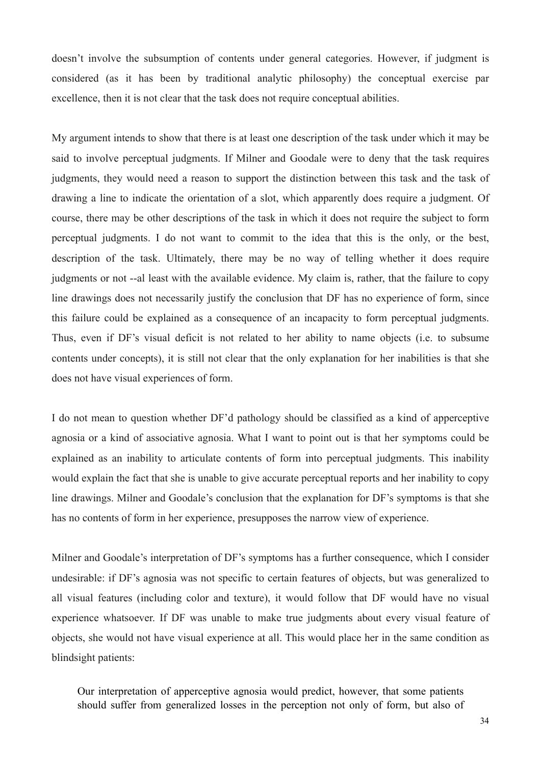doesn't involve the subsumption of contents under general categories. However, if judgment is considered (as it has been by traditional analytic philosophy) the conceptual exercise par excellence, then it is not clear that the task does not require conceptual abilities.

My argument intends to show that there is at least one description of the task under which it may be said to involve perceptual judgments. If Milner and Goodale were to deny that the task requires judgments, they would need a reason to support the distinction between this task and the task of drawing a line to indicate the orientation of a slot, which apparently does require a judgment. Of course, there may be other descriptions of the task in which it does not require the subject to form perceptual judgments. I do not want to commit to the idea that this is the only, or the best, description of the task. Ultimately, there may be no way of telling whether it does require judgments or not --al least with the available evidence. My claim is, rather, that the failure to copy line drawings does not necessarily justify the conclusion that DF has no experience of form, since this failure could be explained as a consequence of an incapacity to form perceptual judgments. Thus, even if DF's visual deficit is not related to her ability to name objects (i.e. to subsume contents under concepts), it is still not clear that the only explanation for her inabilities is that she does not have visual experiences of form.

I do not mean to question whether DF'd pathology should be classified as a kind of apperceptive agnosia or a kind of associative agnosia. What I want to point out is that her symptoms could be explained as an inability to articulate contents of form into perceptual judgments. This inability would explain the fact that she is unable to give accurate perceptual reports and her inability to copy line drawings. Milner and Goodale's conclusion that the explanation for DF's symptoms is that she has no contents of form in her experience, presupposes the narrow view of experience.

Milner and Goodale's interpretation of DF's symptoms has a further consequence, which I consider undesirable: if DF's agnosia was not specific to certain features of objects, but was generalized to all visual features (including color and texture), it would follow that DF would have no visual experience whatsoever. If DF was unable to make true judgments about every visual feature of objects, she would not have visual experience at all. This would place her in the same condition as blindsight patients:

> Our interpretation of apperceptive agnosia would predict, however, that some patients should suffer from generalized losses in the perception not only of form, but also of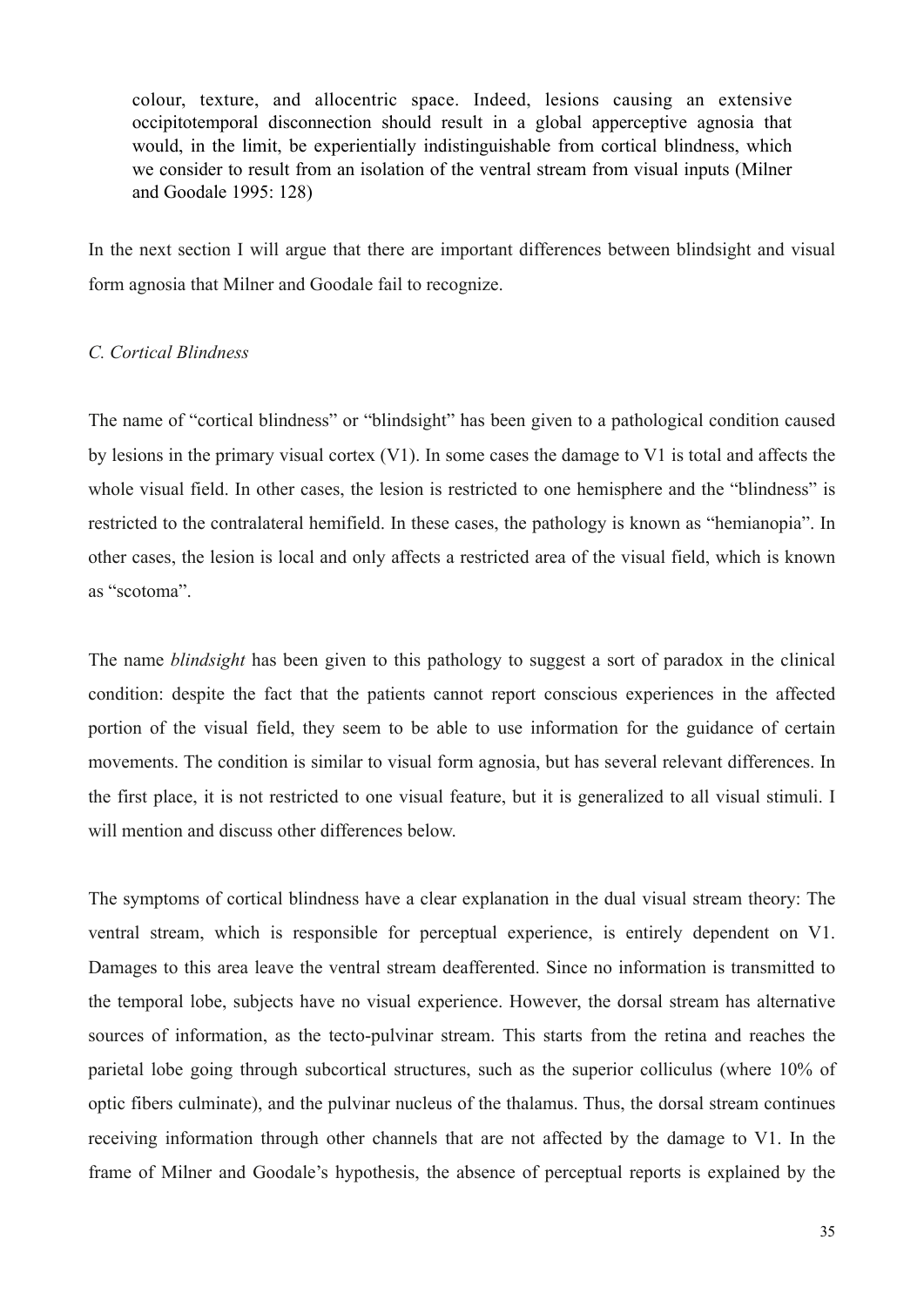> colour, texture, and allocentric space. Indeed, lesions causing an extensive occipitotemporal disconnection should result in a global apperceptive agnosia that would, in the limit, be experientially indistinguishable from cortical blindness, which we consider to result from an isolation of the ventral stream from visual inputs (Milner and Goodale 1995: 128)

In the next section I will argue that there are important differences between blindsight and visual form agnosia that Milner and Goodale fail to recognize.

### *C. Cortical Blindness*

The name of "cortical blindness" or "blindsight" has been given to a pathological condition caused by lesions in the primary visual cortex (V1). In some cases the damage to V1 is total and affects the whole visual field. In other cases, the lesion is restricted to one hemisphere and the "blindness" is restricted to the contralateral hemifield. In these cases, the pathology is known as "hemianopia". In other cases, the lesion is local and only affects a restricted area of the visual field, which is known as "scotoma".

The name *blindsight* has been given to this pathology to suggest a sort of paradox in the clinical condition: despite the fact that the patients cannot report conscious experiences in the affected portion of the visual field, they seem to be able to use information for the guidance of certain movements. The condition is similar to visual form agnosia, but has several relevant differences. In the first place, it is not restricted to one visual feature, but it is generalized to all visual stimuli. I will mention and discuss other differences below.

The symptoms of cortical blindness have a clear explanation in the dual visual stream theory: The ventral stream, which is responsible for perceptual experience, is entirely dependent on V1. Damages to this area leave the ventral stream deafferented. Since no information is transmitted to the temporal lobe, subjects have no visual experience. However, the dorsal stream has alternative sources of information, as the tecto-pulvinar stream. This starts from the retina and reaches the parietal lobe going through subcortical structures, such as the superior colliculus (where 10% of optic fibers culminate), and the pulvinar nucleus of the thalamus. Thus, the dorsal stream continues receiving information through other channels that are not affected by the damage to V1. In the frame of Milner and Goodale's hypothesis, the absence of perceptual reports is explained by the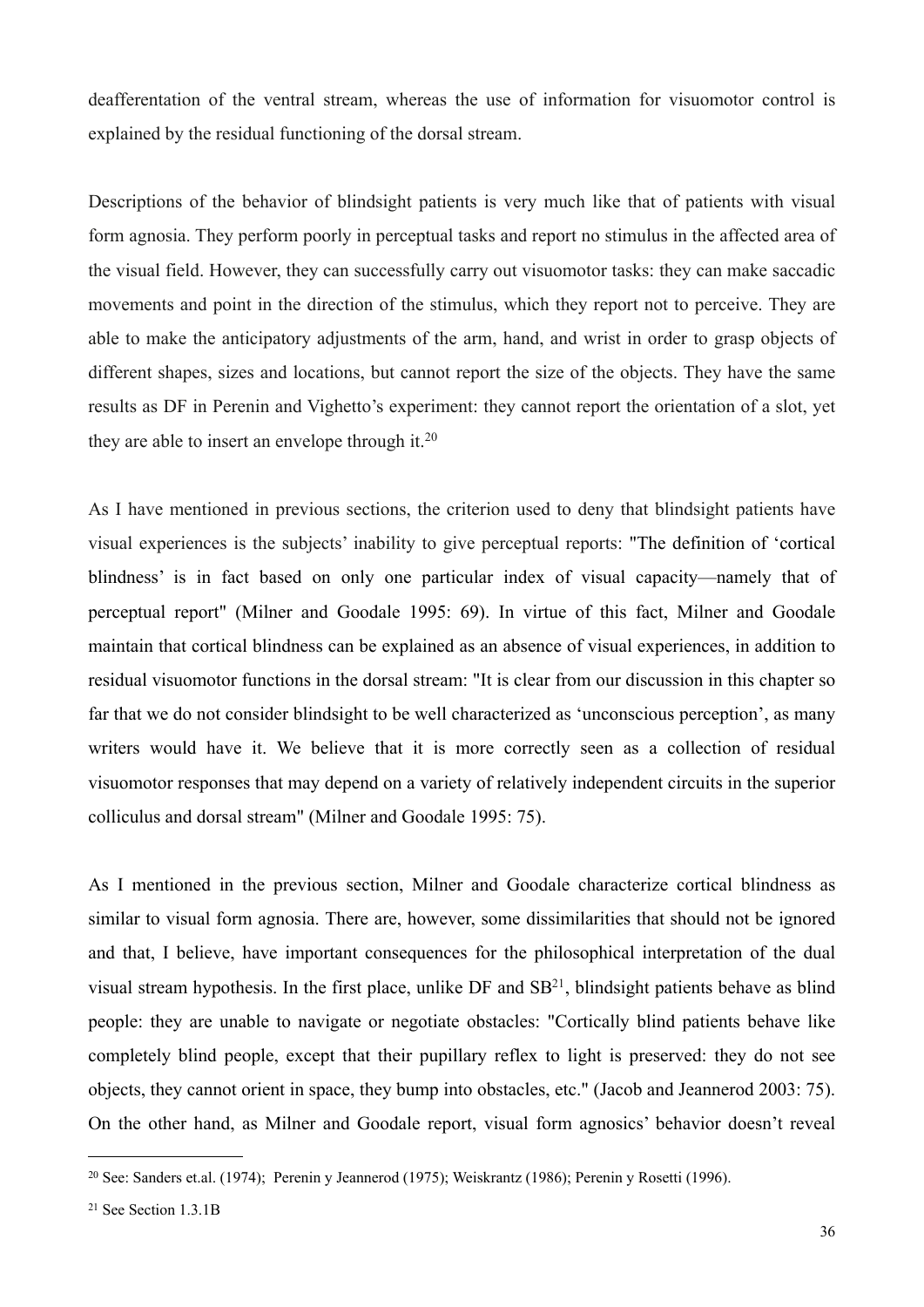deafferentation of the ventral stream, whereas the use of information for visuomotor control is explained by the residual functioning of the dorsal stream.

Descriptions of the behavior of blindsight patients is very much like that of patients with visual form agnosia. They perform poorly in perceptual tasks and report no stimulus in the affected area of the visual field. However, they can successfully carry out visuomotor tasks: they can make saccadic movements and point in the direction of the stimulus, which they report not to perceive. They are able to make the anticipatory adjustments of the arm, hand, and wrist in order to grasp objects of different shapes, sizes and locations, but cannot report the size of the objects. They have the same results as DF in Perenin and Vighetto's experiment: they cannot report the orientation of a slot, yet they are able to insert an envelope through it.[20]

As I have mentioned in previous sections, the criterion used to deny that blindsight patients have visual experiences is the subjects' inability to give perceptual reports: "The definition of 'cortical blindness' is in fact based on only one particular index of visual capacity—namely that of perceptual report" (Milner and Goodale 1995: 69). In virtue of this fact, Milner and Goodale maintain that cortical blindness can be explained as an absence of visual experiences, in addition to residual visuomotor functions in the dorsal stream: "It is clear from our discussion in this chapter so far that we do not consider blindsight to be well characterized as 'unconscious perception', as many writers would have it. We believe that it is more correctly seen as a collection of residual visuomotor responses that may depend on a variety of relatively independent circuits in the superior colliculus and dorsal stream" (Milner and Goodale 1995: 75).

As I mentioned in the previous section, Milner and Goodale characterize cortical blindness as similar to visual form agnosia. There are, however, some dissimilarities that should not be ignored and that, I believe, have important consequences for the philosophical interpretation of the dual visual stream hypothesis. In the first place, unlike DF and SB[21], blindsight patients behave as blind people: they are unable to navigate or negotiate obstacles: "Cortically blind patients behave like completely blind people, except that their pupillary reflex to light is preserved: they do not see objects, they cannot orient in space, they bump into obstacles, etc." (Jacob and Jeannerod 2003: 75). On the other hand, as Milner and Goodale report, visual form agnosics' behavior doesn't reveal

[20] See: Sanders et.al. (1974); Perenin y Jeannerod (1975); Weiskrantz (1986); Perenin y Rosetti (1996).

[21] See Section 1.3.1B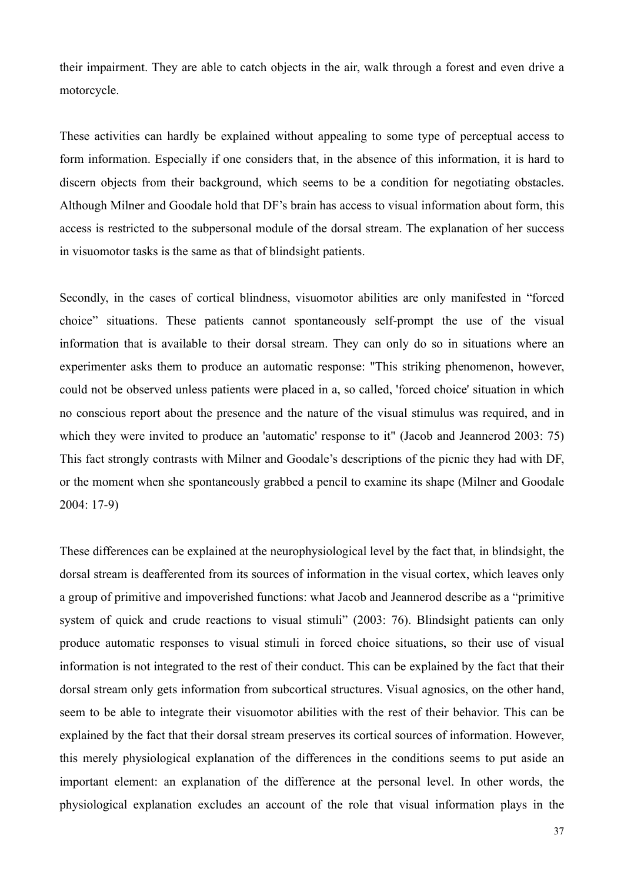their impairment. They are able to catch objects in the air, walk through a forest and even drive a motorcycle.

These activities can hardly be explained without appealing to some type of perceptual access to form information. Especially if one considers that, in the absence of this information, it is hard to discern objects from their background, which seems to be a condition for negotiating obstacles. Although Milner and Goodale hold that DF's brain has access to visual information about form, this access is restricted to the subpersonal module of the dorsal stream. The explanation of her success in visuomotor tasks is the same as that of blindsight patients.

Secondly, in the cases of cortical blindness, visuomotor abilities are only manifested in "forced choice" situations. These patients cannot spontaneously self-prompt the use of the visual information that is available to their dorsal stream. They can only do so in situations where an experimenter asks them to produce an automatic response: "This striking phenomenon, however, could not be observed unless patients were placed in a, so called, 'forced choice' situation in which no conscious report about the presence and the nature of the visual stimulus was required, and in which they were invited to produce an 'automatic' response to it" (Jacob and Jeannerod 2003: 75) This fact strongly contrasts with Milner and Goodale's descriptions of the picnic they had with DF, or the moment when she spontaneously grabbed a pencil to examine its shape (Milner and Goodale 2004: 17-9)

These differences can be explained at the neurophysiological level by the fact that, in blindsight, the dorsal stream is deafferented from its sources of information in the visual cortex, which leaves only a group of primitive and impoverished functions: what Jacob and Jeannerod describe as a "primitive system of quick and crude reactions to visual stimuli" (2003: 76). Blindsight patients can only produce automatic responses to visual stimuli in forced choice situations, so their use of visual information is not integrated to the rest of their conduct. This can be explained by the fact that their dorsal stream only gets information from subcortical structures. Visual agnosics, on the other hand, seem to be able to integrate their visuomotor abilities with the rest of their behavior. This can be explained by the fact that their dorsal stream preserves its cortical sources of information. However, this merely physiological explanation of the differences in the conditions seems to put aside an important element: an explanation of the difference at the personal level. In other words, the physiological explanation excludes an account of the role that visual information plays in the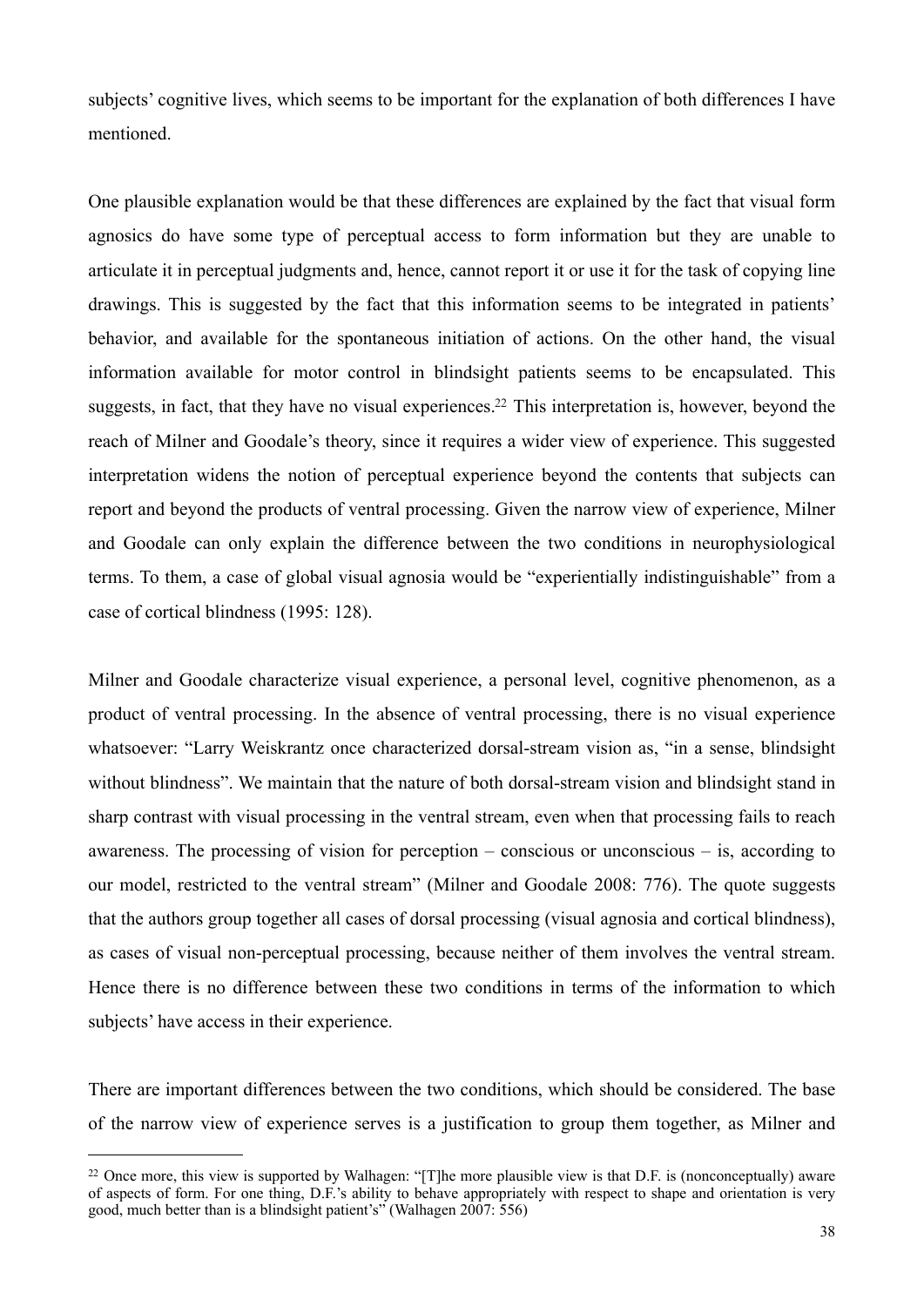subjects' cognitive lives, which seems to be important for the explanation of both differences I have mentioned.

One plausible explanation would be that these differences are explained by the fact that visual form agnosics do have some type of perceptual access to form information but they are unable to articulate it in perceptual judgments and, hence, cannot report it or use it for the task of copying line drawings. This is suggested by the fact that this information seems to be integrated in patients' behavior, and available for the spontaneous initiation of actions. On the other hand, the visual information available for motor control in blindsight patients seems to be encapsulated. This suggests, in fact, that they have no visual experiences.[22] This interpretation is, however, beyond the reach of Milner and Goodale's theory, since it requires a wider view of experience. This suggested interpretation widens the notion of perceptual experience beyond the contents that subjects can report and beyond the products of ventral processing. Given the narrow view of experience, Milner and Goodale can only explain the difference between the two conditions in neurophysiological terms. To them, a case of global visual agnosia would be "experientially indistinguishable" from a case of cortical blindness (1995: 128).

Milner and Goodale characterize visual experience, a personal level, cognitive phenomenon, as a product of ventral processing. In the absence of ventral processing, there is no visual experience whatsoever: "Larry Weiskrantz once characterized dorsal-stream vision as, "in a sense, blindsight without blindness". We maintain that the nature of both dorsal-stream vision and blindsight stand in sharp contrast with visual processing in the ventral stream, even when that processing fails to reach awareness. The processing of vision for perception – conscious or unconscious – is, according to our model, restricted to the ventral stream" (Milner and Goodale 2008: 776). The quote suggests that the authors group together all cases of dorsal processing (visual agnosia and cortical blindness), as cases of visual non-perceptual processing, because neither of them involves the ventral stream. Hence there is no difference between these two conditions in terms of the information to which subjects' have access in their experience.

There are important differences between the two conditions, which should be considered. The base of the narrow view of experience serves is a justification to group them together, as Milner and

[22] Once more, this view is supported by Walhagen: "[T]he more plausible view is that D.F. is (nonconceptually) aware of aspects of form. For one thing, D.F.'s ability to behave appropriately with respect to shape and orientation is very good, much better than is a blindsight patient's" (Walhagen 2007: 556)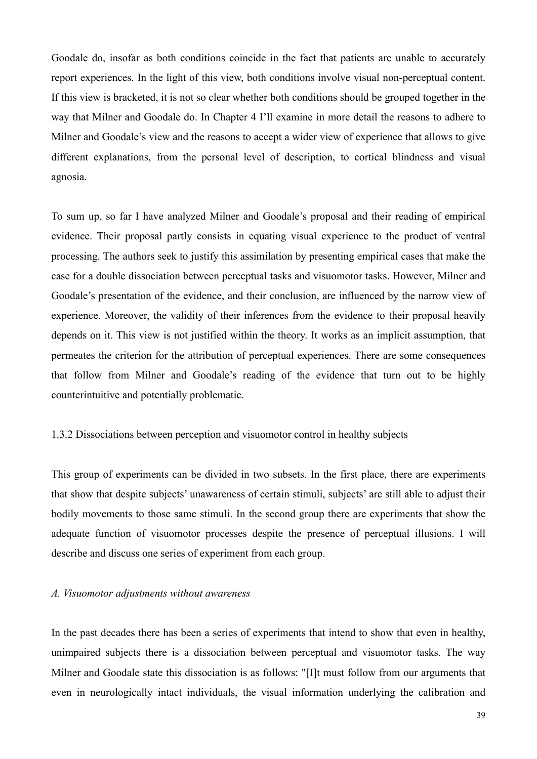Goodale do, insofar as both conditions coincide in the fact that patients are unable to accurately report experiences. In the light of this view, both conditions involve visual non-perceptual content. If this view is bracketed, it is not so clear whether both conditions should be grouped together in the way that Milner and Goodale do. In Chapter 4 I'll examine in more detail the reasons to adhere to Milner and Goodale's view and the reasons to accept a wider view of experience that allows to give different explanations, from the personal level of description, to cortical blindness and visual agnosia.

To sum up, so far I have analyzed Milner and Goodale's proposal and their reading of empirical evidence. Their proposal partly consists in equating visual experience to the product of ventral processing. The authors seek to justify this assimilation by presenting empirical cases that make the case for a double dissociation between perceptual tasks and visuomotor tasks. However, Milner and Goodale's presentation of the evidence, and their conclusion, are influenced by the narrow view of experience. Moreover, the validity of their inferences from the evidence to their proposal heavily depends on it. This view is not justified within the theory. It works as an implicit assumption, that permeates the criterion for the attribution of perceptual experiences. There are some consequences that follow from Milner and Goodale's reading of the evidence that turn out to be highly counterintuitive and potentially problematic.

### 1.3.2 Dissociations between perception and visuomotor control in healthy subjects

This group of experiments can be divided in two subsets. In the first place, there are experiments that show that despite subjects' unawareness of certain stimuli, subjects' are still able to adjust their bodily movements to those same stimuli. In the second group there are experiments that show the adequate function of visuomotor processes despite the presence of perceptual illusions. I will describe and discuss one series of experiment from each group.

#### *A. Visuomotor adjustments without awareness*

In the past decades there has been a series of experiments that intend to show that even in healthy, unimpaired subjects there is a dissociation between perceptual and visuomotor tasks. The way Milner and Goodale state this dissociation is as follows: "[I]t must follow from our arguments that even in neurologically intact individuals, the visual information underlying the calibration and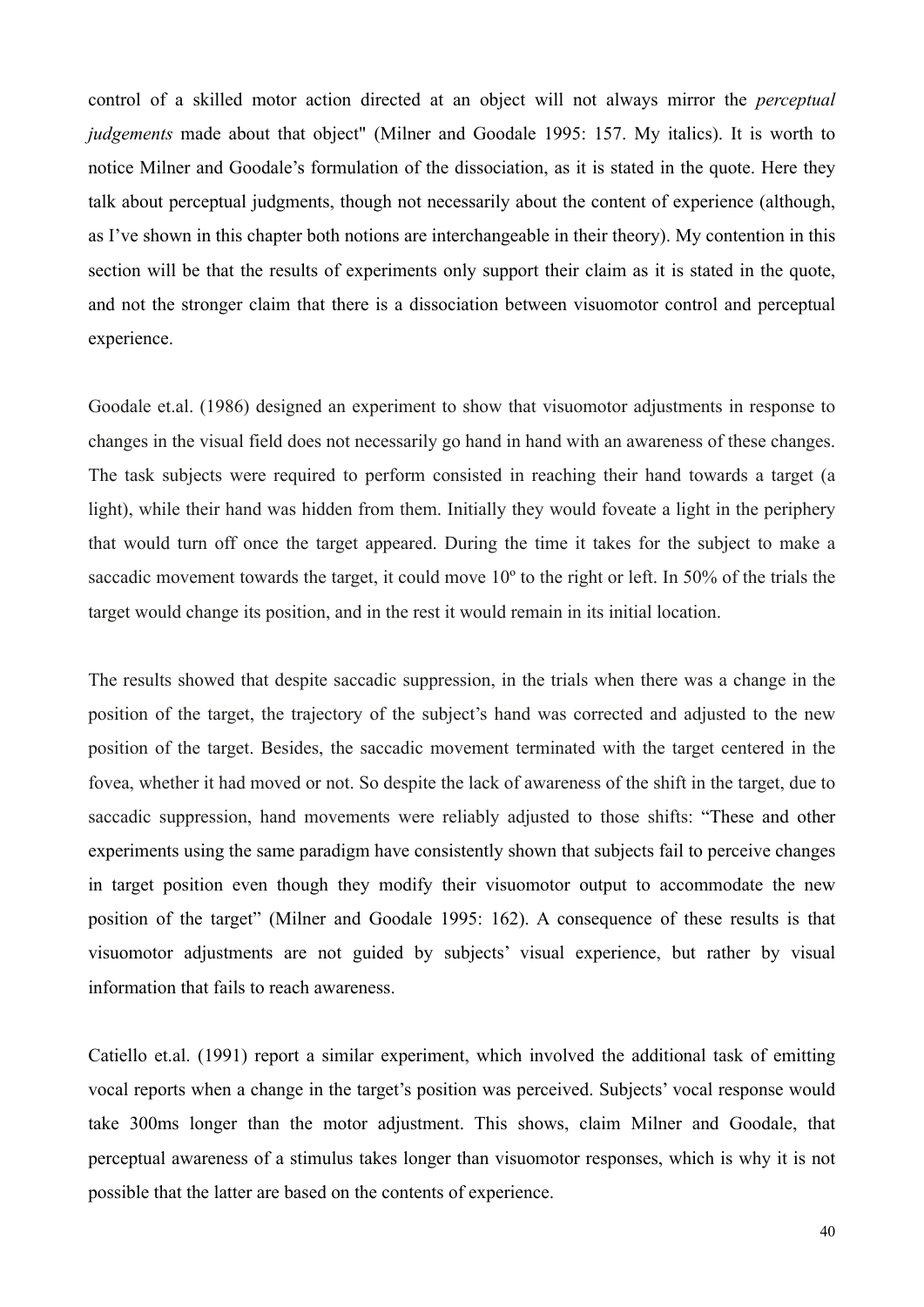control of a skilled motor action directed at an object will not always mirror the *perceptual judgements* made about that object" (Milner and Goodale 1995: 157. My italics). It is worth to notice Milner and Goodale's formulation of the dissociation, as it is stated in the quote. Here they talk about perceptual judgments, though not necessarily about the content of experience (although, as I've shown in this chapter both notions are interchangeable in their theory). My contention in this section will be that the results of experiments only support their claim as it is stated in the quote, and not the stronger claim that there is a dissociation between visuomotor control and perceptual experience.

Goodale et.al. (1986) designed an experiment to show that visuomotor adjustments in response to changes in the visual field does not necessarily go hand in hand with an awareness of these changes. The task subjects were required to perform consisted in reaching their hand towards a target (a light), while their hand was hidden from them. Initially they would foveate a light in the periphery that would turn off once the target appeared. During the time it takes for the subject to make a saccadic movement towards the target, it could move 10º to the right or left. In 50% of the trials the target would change its position, and in the rest it would remain in its initial location.

The results showed that despite saccadic suppression, in the trials when there was a change in the position of the target, the trajectory of the subject's hand was corrected and adjusted to the new position of the target. Besides, the saccadic movement terminated with the target centered in the fovea, whether it had moved or not. So despite the lack of awareness of the shift in the target, due to saccadic suppression, hand movements were reliably adjusted to those shifts: "These and other experiments using the same paradigm have consistently shown that subjects fail to perceive changes in target position even though they modify their visuomotor output to accommodate the new position of the target" (Milner and Goodale 1995: 162). A consequence of these results is that visuomotor adjustments are not guided by subjects' visual experience, but rather by visual information that fails to reach awareness.

Catiello et.al. (1991) report a similar experiment, which involved the additional task of emitting vocal reports when a change in the target's position was perceived. Subjects' vocal response would take 300ms longer than the motor adjustment. This shows, claim Milner and Goodale, that perceptual awareness of a stimulus takes longer than visuomotor responses, which is why it is not possible that the latter are based on the contents of experience.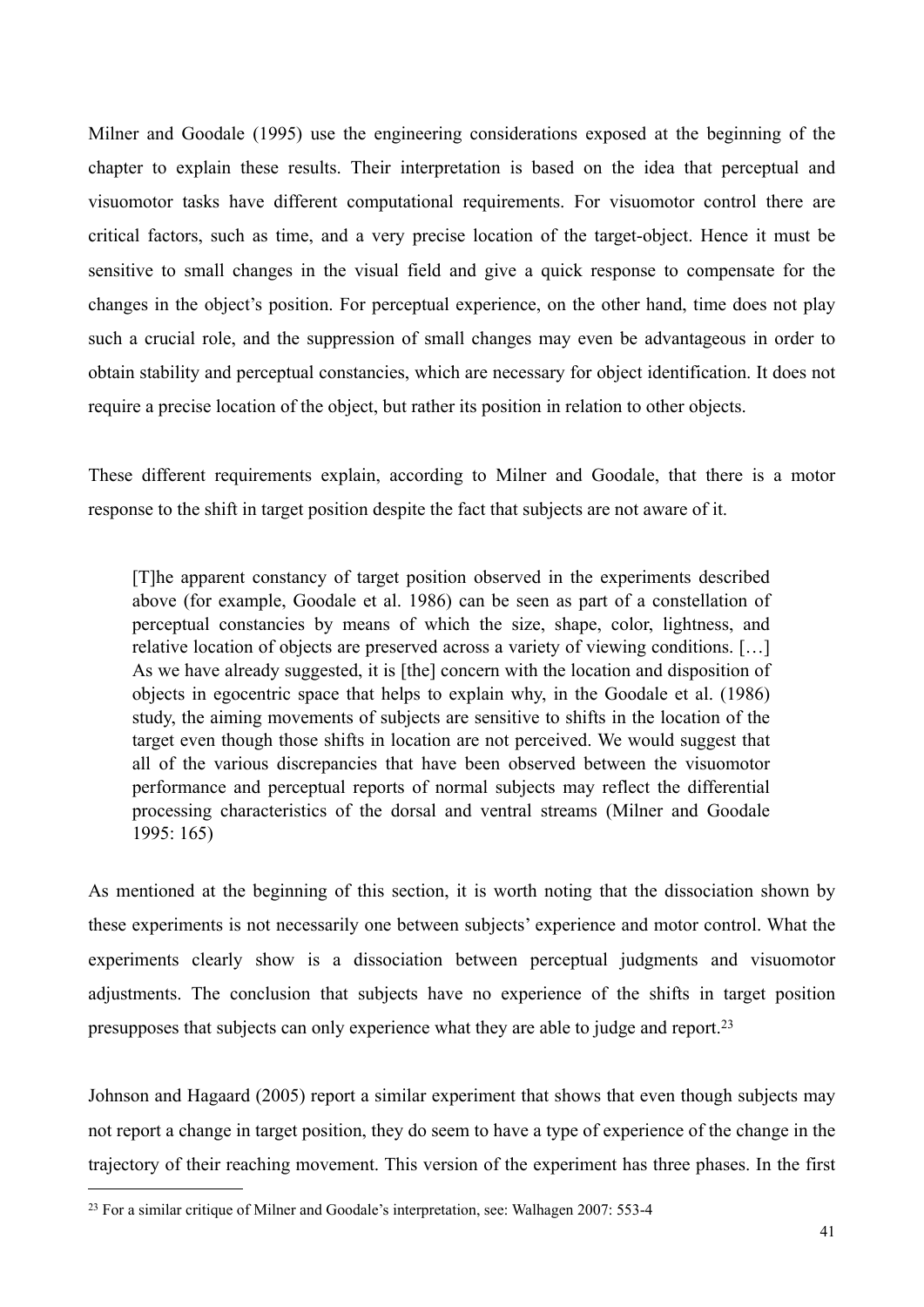Milner and Goodale (1995) use the engineering considerations exposed at the beginning of the chapter to explain these results. Their interpretation is based on the idea that perceptual and visuomotor tasks have different computational requirements. For visuomotor control there are critical factors, such as time, and a very precise location of the target-object. Hence it must be sensitive to small changes in the visual field and give a quick response to compensate for the changes in the object's position. For perceptual experience, on the other hand, time does not play such a crucial role, and the suppression of small changes may even be advantageous in order to obtain stability and perceptual constancies, which are necessary for object identification. It does not require a precise location of the object, but rather its position in relation to other objects.

These different requirements explain, according to Milner and Goodale, that there is a motor response to the shift in target position despite the fact that subjects are not aware of it.

> [T]he apparent constancy of target position observed in the experiments described above (for example, Goodale et al. 1986) can be seen as part of a constellation of perceptual constancies by means of which the size, shape, color, lightness, and relative location of objects are preserved across a variety of viewing conditions. […] As we have already suggested, it is [the] concern with the location and disposition of objects in egocentric space that helps to explain why, in the Goodale et al. (1986) study, the aiming movements of subjects are sensitive to shifts in the location of the target even though those shifts in location are not perceived. We would suggest that all of the various discrepancies that have been observed between the visuomotor performance and perceptual reports of normal subjects may reflect the differential processing characteristics of the dorsal and ventral streams (Milner and Goodale 1995: 165)

As mentioned at the beginning of this section, it is worth noting that the dissociation shown by these experiments is not necessarily one between subjects' experience and motor control. What the experiments clearly show is a dissociation between perceptual judgments and visuomotor adjustments. The conclusion that subjects have no experience of the shifts in target position presupposes that subjects can only experience what they are able to judge and report.[23]

Johnson and Hagaard (2005) report a similar experiment that shows that even though subjects may not report a change in target position, they do seem to have a type of experience of the change in the trajectory of their reaching movement. This version of the experiment has three phases. In the first

---

[23] For a similar critique of Milner and Goodale's interpretation, see: Walhagen 2007: 553-4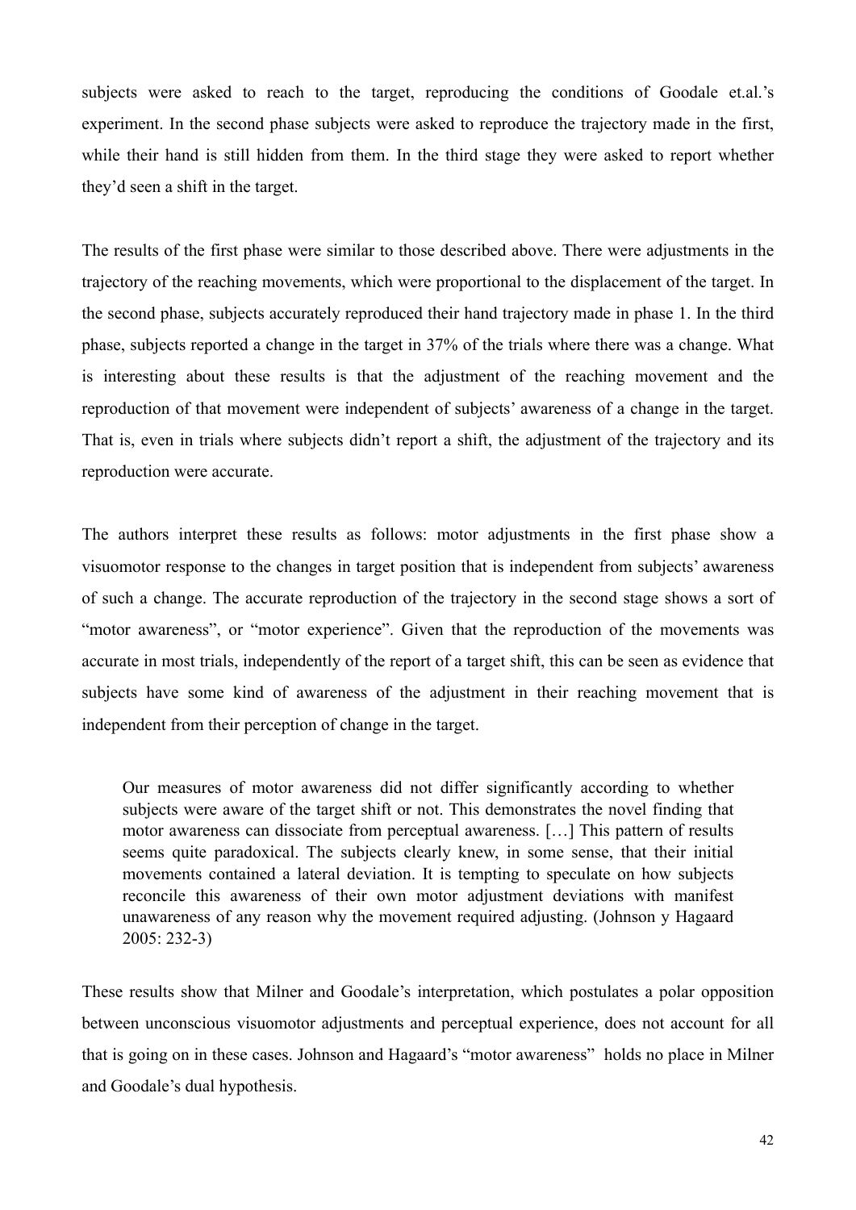subjects were asked to reach to the target, reproducing the conditions of Goodale et.al.'s experiment. In the second phase subjects were asked to reproduce the trajectory made in the first, while their hand is still hidden from them. In the third stage they were asked to report whether they'd seen a shift in the target.

The results of the first phase were similar to those described above. There were adjustments in the trajectory of the reaching movements, which were proportional to the displacement of the target. In the second phase, subjects accurately reproduced their hand trajectory made in phase 1. In the third phase, subjects reported a change in the target in 37% of the trials where there was a change. What is interesting about these results is that the adjustment of the reaching movement and the reproduction of that movement were independent of subjects' awareness of a change in the target. That is, even in trials where subjects didn't report a shift, the adjustment of the trajectory and its reproduction were accurate.

The authors interpret these results as follows: motor adjustments in the first phase show a visuomotor response to the changes in target position that is independent from subjects' awareness of such a change. The accurate reproduction of the trajectory in the second stage shows a sort of "motor awareness", or "motor experience". Given that the reproduction of the movements was accurate in most trials, independently of the report of a target shift, this can be seen as evidence that subjects have some kind of awareness of the adjustment in their reaching movement that is independent from their perception of change in the target.

> Our measures of motor awareness did not differ significantly according to whether subjects were aware of the target shift or not. This demonstrates the novel finding that motor awareness can dissociate from perceptual awareness. […] This pattern of results seems quite paradoxical. The subjects clearly knew, in some sense, that their initial movements contained a lateral deviation. It is tempting to speculate on how subjects reconcile this awareness of their own motor adjustment deviations with manifest unawareness of any reason why the movement required adjusting. (Johnson y Hagaard 2005: 232-3)

These results show that Milner and Goodale's interpretation, which postulates a polar opposition between unconscious visuomotor adjustments and perceptual experience, does not account for all that is going on in these cases. Johnson and Hagaard's "motor awareness" holds no place in Milner and Goodale's dual hypothesis.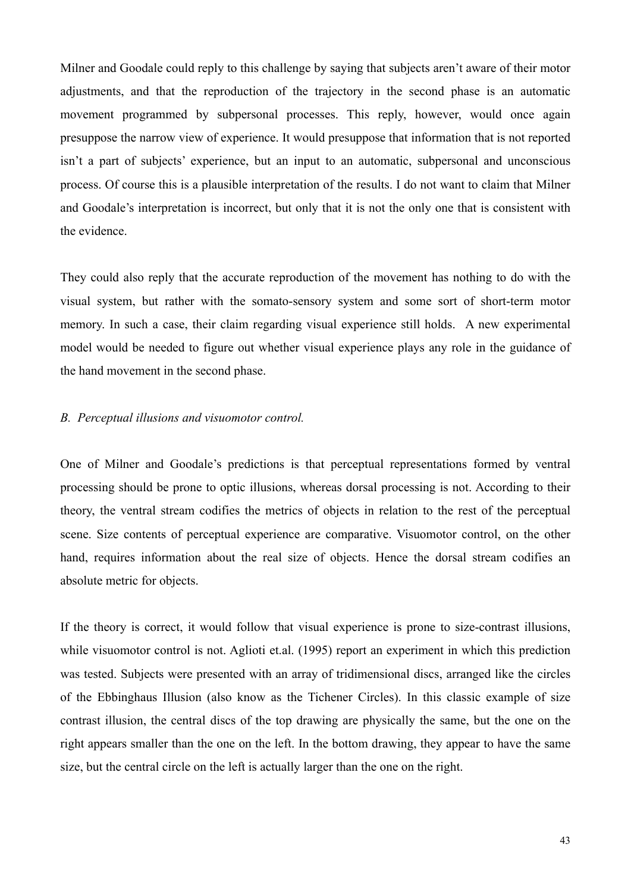Milner and Goodale could reply to this challenge by saying that subjects aren't aware of their motor adjustments, and that the reproduction of the trajectory in the second phase is an automatic movement programmed by subpersonal processes. This reply, however, would once again presuppose the narrow view of experience. It would presuppose that information that is not reported isn't a part of subjects' experience, but an input to an automatic, subpersonal and unconscious process. Of course this is a plausible interpretation of the results. I do not want to claim that Milner and Goodale's interpretation is incorrect, but only that it is not the only one that is consistent with the evidence.

They could also reply that the accurate reproduction of the movement has nothing to do with the visual system, but rather with the somato-sensory system and some sort of short-term motor memory. In such a case, their claim regarding visual experience still holds. A new experimental model would be needed to figure out whether visual experience plays any role in the guidance of the hand movement in the second phase.

*B. Perceptual illusions and visuomotor control.*

One of Milner and Goodale's predictions is that perceptual representations formed by ventral processing should be prone to optic illusions, whereas dorsal processing is not. According to their theory, the ventral stream codifies the metrics of objects in relation to the rest of the perceptual scene. Size contents of perceptual experience are comparative. Visuomotor control, on the other hand, requires information about the real size of objects. Hence the dorsal stream codifies an absolute metric for objects.

If the theory is correct, it would follow that visual experience is prone to size-contrast illusions, while visuomotor control is not. Aglioti et.al. (1995) report an experiment in which this prediction was tested. Subjects were presented with an array of tridimensional discs, arranged like the circles of the Ebbinghaus Illusion (also know as the Tichener Circles). In this classic example of size contrast illusion, the central discs of the top drawing are physically the same, but the one on the right appears smaller than the one on the left. In the bottom drawing, they appear to have the same size, but the central circle on the left is actually larger than the one on the right.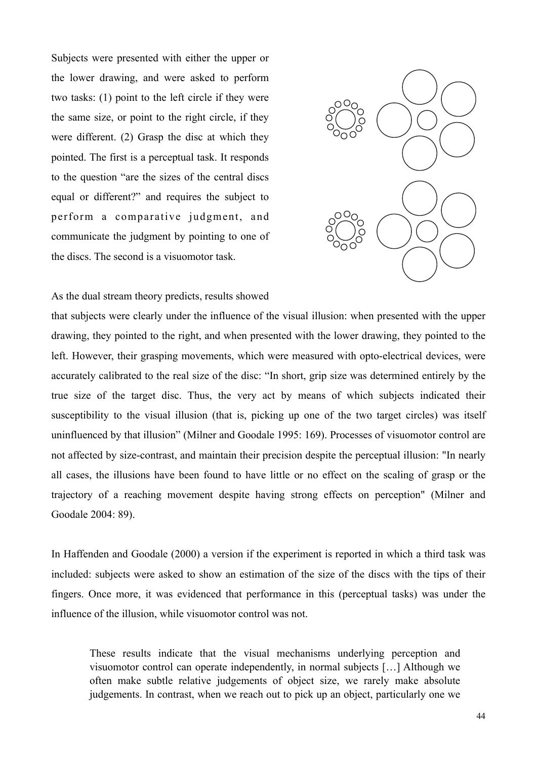Subjects were presented with either the upper or the lower drawing, and were asked to perform two tasks: (1) point to the left circle if they were the same size, or point to the right circle, if they were different. (2) Grasp the disc at which they pointed. The first is a perceptual task. It responds to the question "are the sizes of the central discs equal or different?" and requires the subject to perform a comparative judgment, and communicate the judgment by pointing to one of the discs. The second is a visuomotor task.

As the dual stream theory predicts, results showed that subjects were clearly under the influence of the visual illusion: when presented with the upper drawing, they pointed to the right, and when presented with the lower drawing, they pointed to the left. However, their grasping movements, which were measured with opto-electrical devices, were accurately calibrated to the real size of the disc: "In short, grip size was determined entirely by the true size of the target disc. Thus, the very act by means of which subjects indicated their susceptibility to the visual illusion (that is, picking up one of the two target circles) was itself uninfluenced by that illusion" (Milner and Goodale 1995: 169). Processes of visuomotor control are not affected by size-contrast, and maintain their precision despite the perceptual illusion: "In nearly all cases, the illusions have been found to have little or no effect on the scaling of grasp or the trajectory of a reaching movement despite having strong effects on perception" (Milner and Goodale 2004: 89).

In Haffenden and Goodale (2000) a version if the experiment is reported in which a third task was included: subjects were asked to show an estimation of the size of the discs with the tips of their fingers. Once more, it was evidenced that performance in this (perceptual tasks) was under the influence of the illusion, while visuomotor control was not.

> These results indicate that the visual mechanisms underlying perception and visuomotor control can operate independently, in normal subjects […] Although we often make subtle relative judgements of object size, we rarely make absolute judgements. In contrast, when we reach out to pick up an object, particularly one we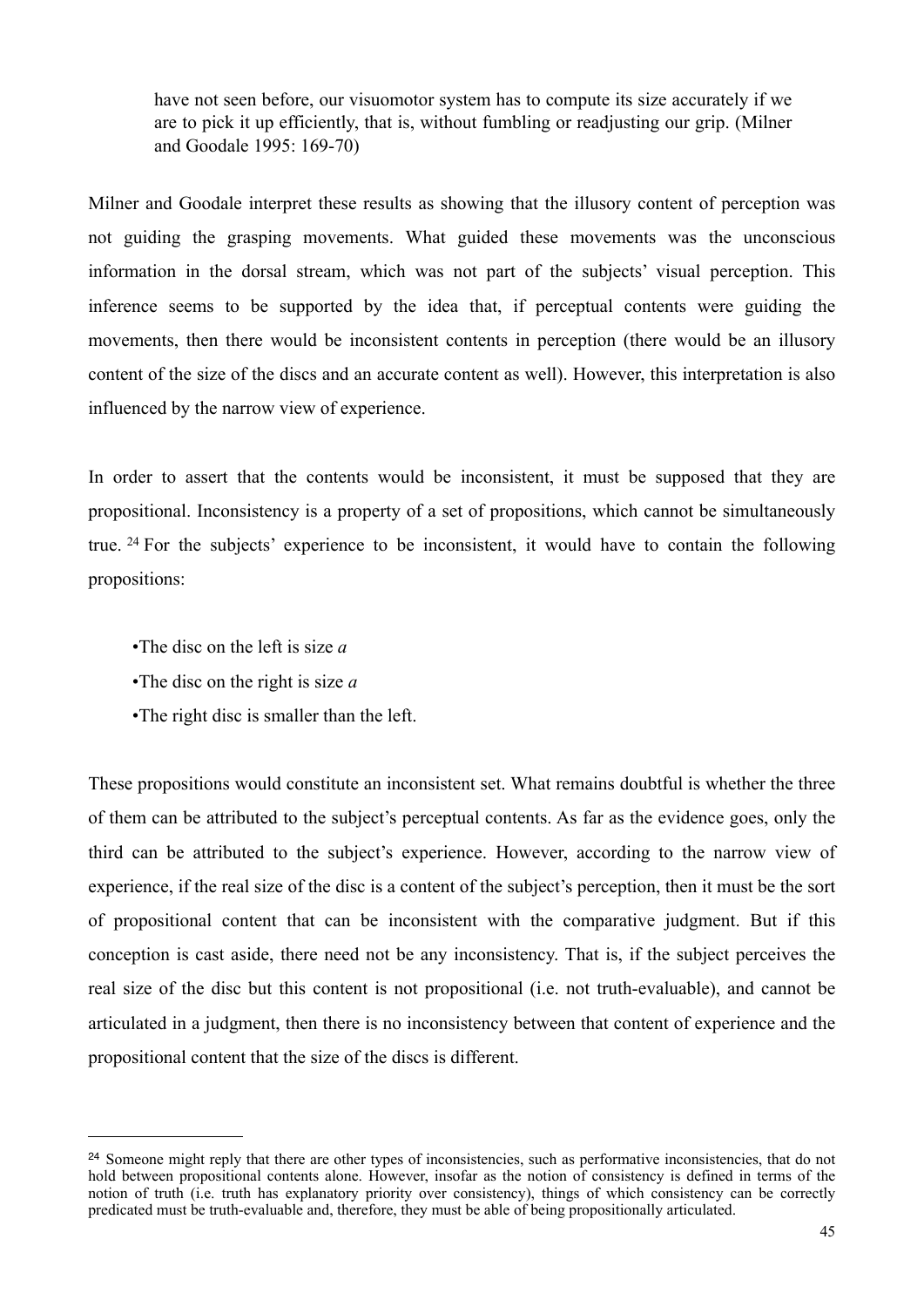> have not seen before, our visuomotor system has to compute its size accurately if we are to pick it up efficiently, that is, without fumbling or readjusting our grip. (Milner and Goodale 1995: 169-70)

Milner and Goodale interpret these results as showing that the illusory content of perception was not guiding the grasping movements. What guided these movements was the unconscious information in the dorsal stream, which was not part of the subjects' visual perception. This inference seems to be supported by the idea that, if perceptual contents were guiding the movements, then there would be inconsistent contents in perception (there would be an illusory content of the size of the discs and an accurate content as well). However, this interpretation is also influenced by the narrow view of experience.

In order to assert that the contents would be inconsistent, it must be supposed that they are propositional. Inconsistency is a property of a set of propositions, which cannot be simultaneously true. [24] For the subjects' experience to be inconsistent, it would have to contain the following propositions:

- The disc on the left is size *a*
- The disc on the right is size *a*
- The right disc is smaller than the left.

These propositions would constitute an inconsistent set. What remains doubtful is whether the three of them can be attributed to the subject's perceptual contents. As far as the evidence goes, only the third can be attributed to the subject's experience. However, according to the narrow view of experience, if the real size of the disc is a content of the subject's perception, then it must be the sort of propositional content that can be inconsistent with the comparative judgment. But if this conception is cast aside, there need not be any inconsistency. That is, if the subject perceives the real size of the disc but this content is not propositional (i.e. not truth-evaluable), and cannot be articulated in a judgment, then there is no inconsistency between that content of experience and the propositional content that the size of the discs is different.

---

[24] Someone might reply that there are other types of inconsistencies, such as performative inconsistencies, that do not hold between propositional contents alone. However, insofar as the notion of consistency is defined in terms of the notion of truth (i.e. truth has explanatory priority over consistency), things of which consistency can be correctly predicated must be truth-evaluable and, therefore, they must be able of being propositionally articulated.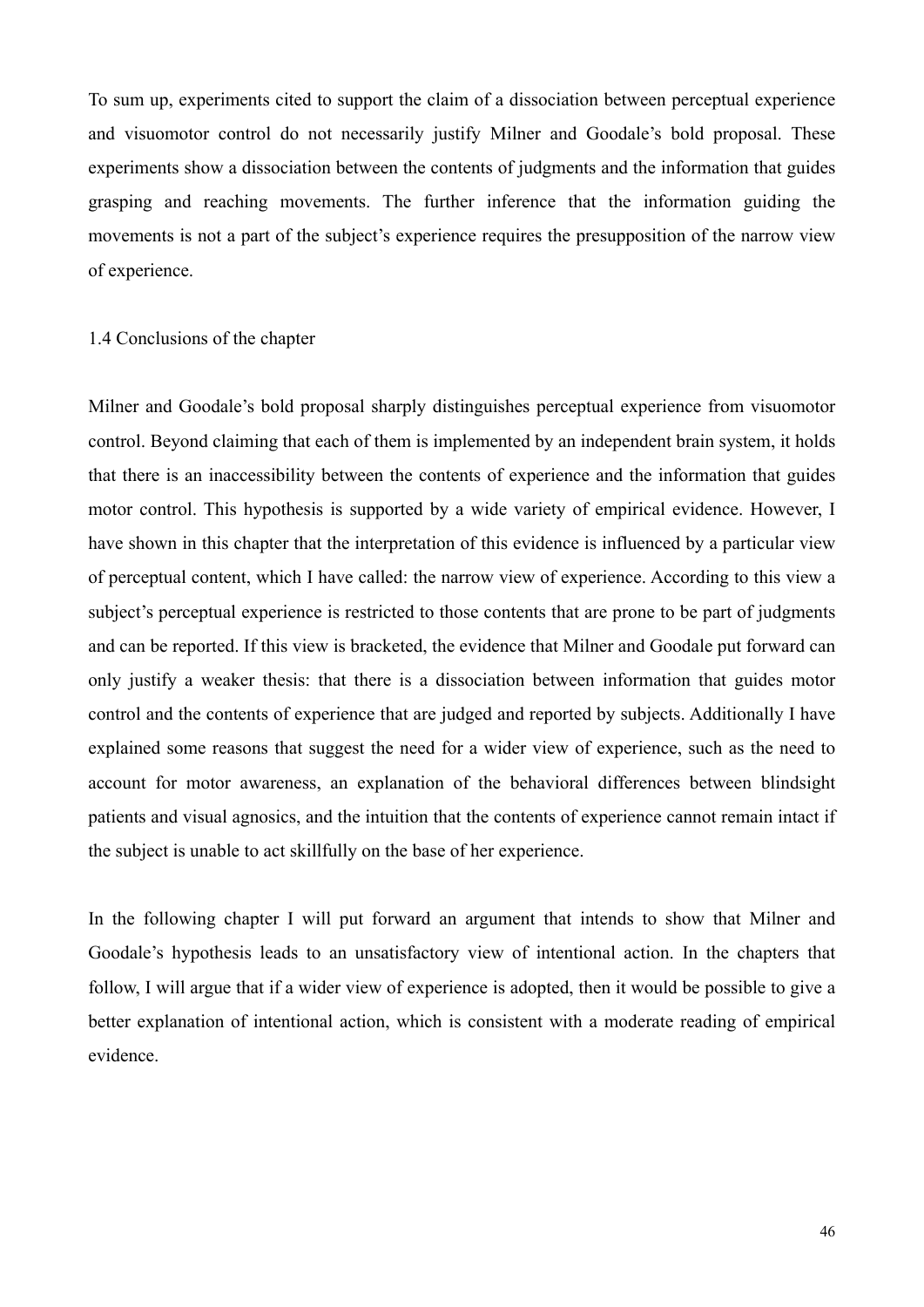To sum up, experiments cited to support the claim of a dissociation between perceptual experience and visuomotor control do not necessarily justify Milner and Goodale's bold proposal. These experiments show a dissociation between the contents of judgments and the information that guides grasping and reaching movements. The further inference that the information guiding the movements is not a part of the subject's experience requires the presupposition of the narrow view of experience.

## 1.4 Conclusions of the chapter

Milner and Goodale's bold proposal sharply distinguishes perceptual experience from visuomotor control. Beyond claiming that each of them is implemented by an independent brain system, it holds that there is an inaccessibility between the contents of experience and the information that guides motor control. This hypothesis is supported by a wide variety of empirical evidence. However, I have shown in this chapter that the interpretation of this evidence is influenced by a particular view of perceptual content, which I have called: the narrow view of experience. According to this view a subject's perceptual experience is restricted to those contents that are prone to be part of judgments and can be reported. If this view is bracketed, the evidence that Milner and Goodale put forward can only justify a weaker thesis: that there is a dissociation between information that guides motor control and the contents of experience that are judged and reported by subjects. Additionally I have explained some reasons that suggest the need for a wider view of experience, such as the need to account for motor awareness, an explanation of the behavioral differences between blindsight patients and visual agnosics, and the intuition that the contents of experience cannot remain intact if the subject is unable to act skillfully on the base of her experience.

In the following chapter I will put forward an argument that intends to show that Milner and Goodale's hypothesis leads to an unsatisfactory view of intentional action. In the chapters that follow, I will argue that if a wider view of experience is adopted, then it would be possible to give a better explanation of intentional action, which is consistent with a moderate reading of empirical evidence.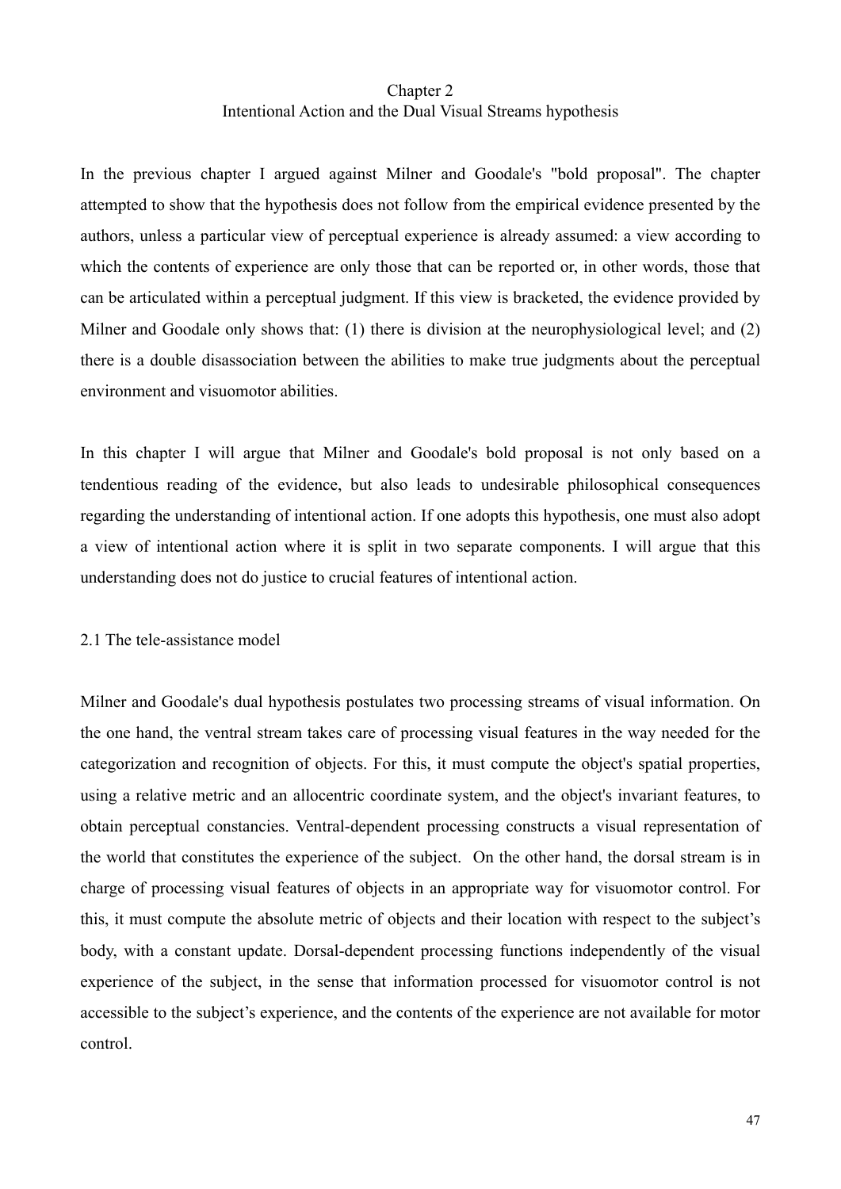# Chapter 2
## Intentional Action and the Dual Visual Streams hypothesis

In the previous chapter I argued against Milner and Goodale's "bold proposal". The chapter attempted to show that the hypothesis does not follow from the empirical evidence presented by the authors, unless a particular view of perceptual experience is already assumed: a view according to which the contents of experience are only those that can be reported or, in other words, those that can be articulated within a perceptual judgment. If this view is bracketed, the evidence provided by Milner and Goodale only shows that: (1) there is division at the neurophysiological level; and (2) there is a double disassociation between the abilities to make true judgments about the perceptual environment and visuomotor abilities.

In this chapter I will argue that Milner and Goodale's bold proposal is not only based on a tendentious reading of the evidence, but also leads to undesirable philosophical consequences regarding the understanding of intentional action. If one adopts this hypothesis, one must also adopt a view of intentional action where it is split in two separate components. I will argue that this understanding does not do justice to crucial features of intentional action.

### 2.1 The tele-assistance model

Milner and Goodale's dual hypothesis postulates two processing streams of visual information. On the one hand, the ventral stream takes care of processing visual features in the way needed for the categorization and recognition of objects. For this, it must compute the object's spatial properties, using a relative metric and an allocentric coordinate system, and the object's invariant features, to obtain perceptual constancies. Ventral-dependent processing constructs a visual representation of the world that constitutes the experience of the subject. On the other hand, the dorsal stream is in charge of processing visual features of objects in an appropriate way for visuomotor control. For this, it must compute the absolute metric of objects and their location with respect to the subject's body, with a constant update. Dorsal-dependent processing functions independently of the visual experience of the subject, in the sense that information processed for visuomotor control is not accessible to the subject's experience, and the contents of the experience are not available for motor control.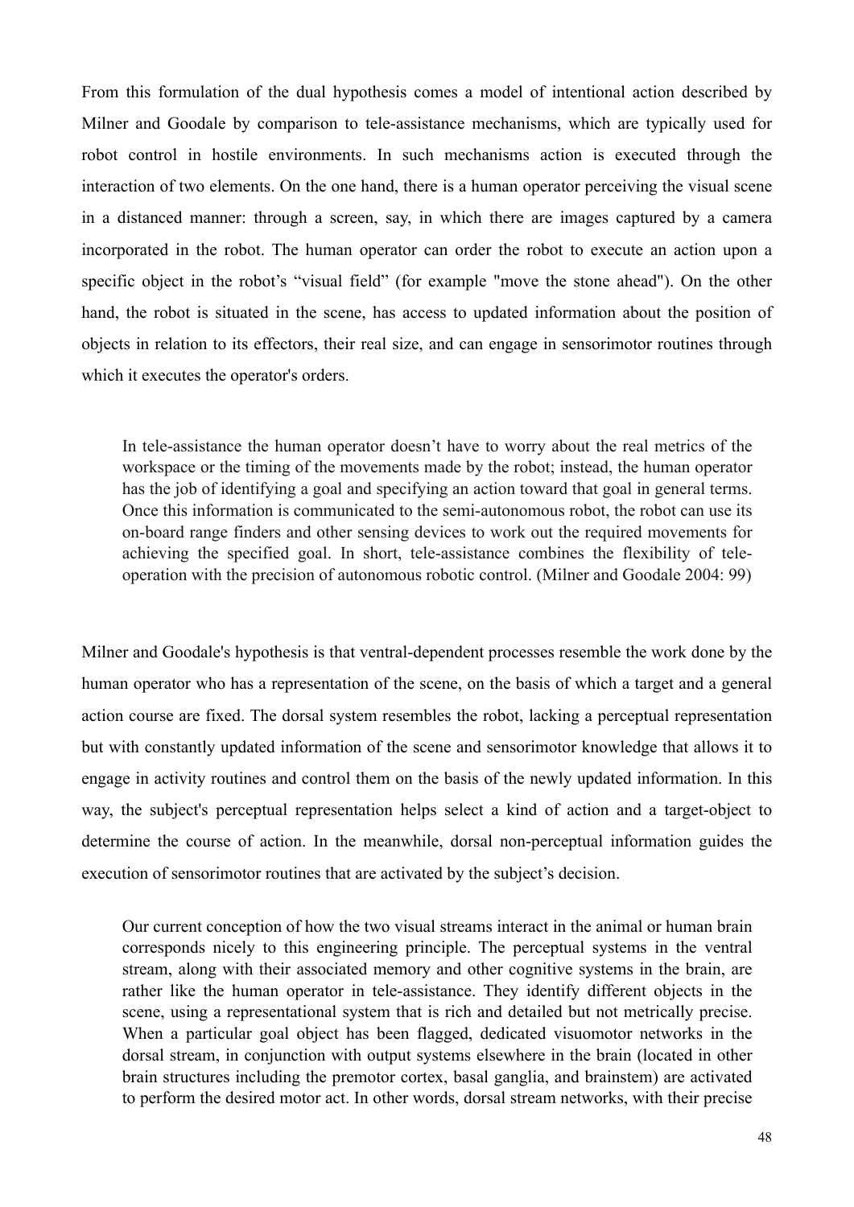From this formulation of the dual hypothesis comes a model of intentional action described by Milner and Goodale by comparison to tele-assistance mechanisms, which are typically used for robot control in hostile environments. In such mechanisms action is executed through the interaction of two elements. On the one hand, there is a human operator perceiving the visual scene in a distanced manner: through a screen, say, in which there are images captured by a camera incorporated in the robot. The human operator can order the robot to execute an action upon a specific object in the robot's "visual field" (for example "move the stone ahead"). On the other hand, the robot is situated in the scene, has access to updated information about the position of objects in relation to its effectors, their real size, and can engage in sensorimotor routines through which it executes the operator's orders.

> In tele-assistance the human operator doesn't have to worry about the real metrics of the workspace or the timing of the movements made by the robot; instead, the human operator has the job of identifying a goal and specifying an action toward that goal in general terms. Once this information is communicated to the semi-autonomous robot, the robot can use its on-board range finders and other sensing devices to work out the required movements for achieving the specified goal. In short, tele-assistance combines the flexibility of tele-operation with the precision of autonomous robotic control. (Milner and Goodale 2004: 99)

Milner and Goodale's hypothesis is that ventral-dependent processes resemble the work done by the human operator who has a representation of the scene, on the basis of which a target and a general action course are fixed. The dorsal system resembles the robot, lacking a perceptual representation but with constantly updated information of the scene and sensorimotor knowledge that allows it to engage in activity routines and control them on the basis of the newly updated information. In this way, the subject's perceptual representation helps select a kind of action and a target-object to determine the course of action. In the meanwhile, dorsal non-perceptual information guides the execution of sensorimotor routines that are activated by the subject's decision.

> Our current conception of how the two visual streams interact in the animal or human brain corresponds nicely to this engineering principle. The perceptual systems in the ventral stream, along with their associated memory and other cognitive systems in the brain, are rather like the human operator in tele-assistance. They identify different objects in the scene, using a representational system that is rich and detailed but not metrically precise. When a particular goal object has been flagged, dedicated visuomotor networks in the dorsal stream, in conjunction with output systems elsewhere in the brain (located in other brain structures including the premotor cortex, basal ganglia, and brainstem) are activated to perform the desired motor act. In other words, dorsal stream networks, with their precise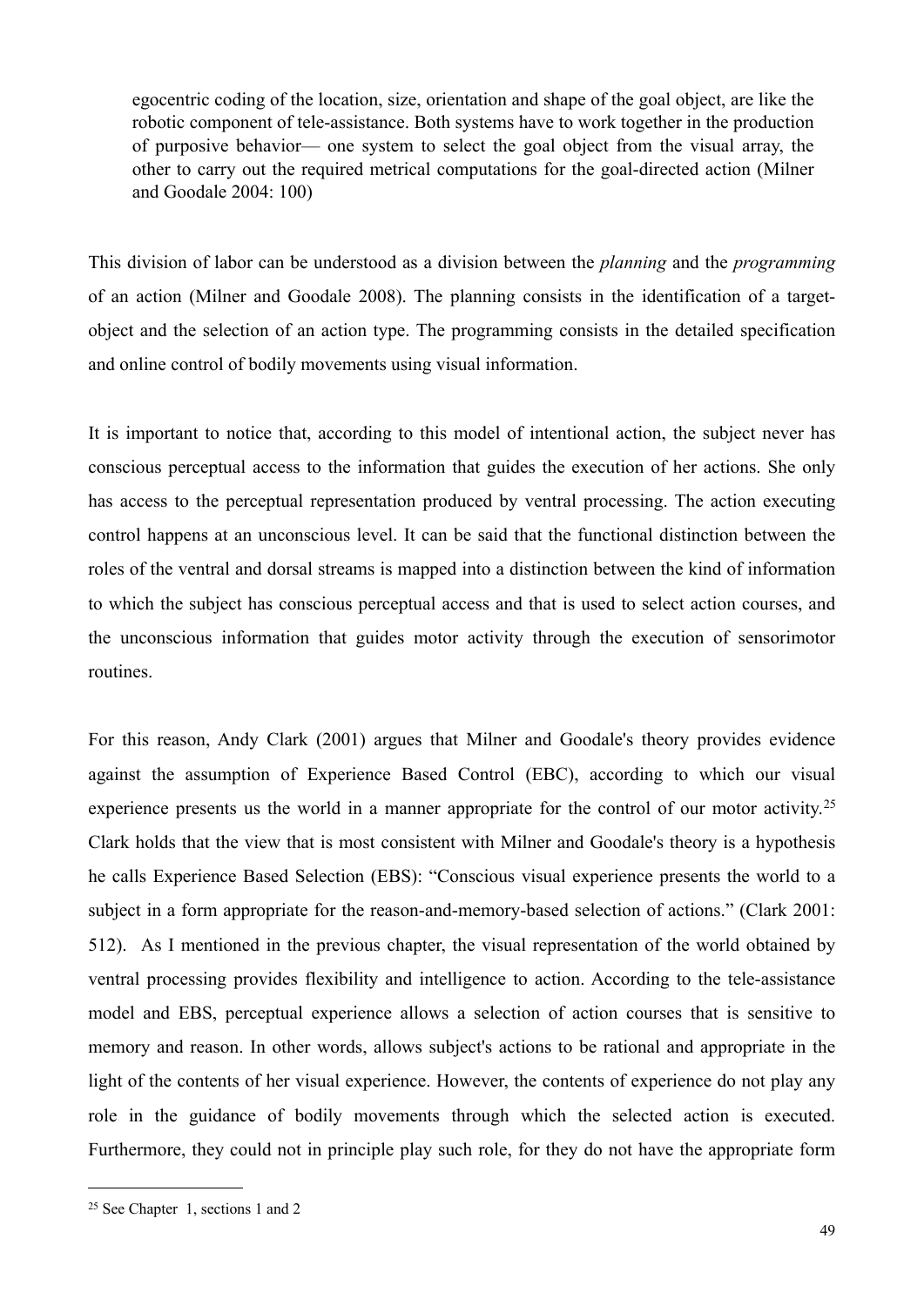> egocentric coding of the location, size, orientation and shape of the goal object, are like the robotic component of tele-assistance. Both systems have to work together in the production of purposive behavior— one system to select the goal object from the visual array, the other to carry out the required metrical computations for the goal-directed action (Milner and Goodale 2004: 100)

This division of labor can be understood as a division between the *planning* and the *programming* of an action (Milner and Goodale 2008). The planning consists in the identification of a target-object and the selection of an action type. The programming consists in the detailed specification and online control of bodily movements using visual information.

It is important to notice that, according to this model of intentional action, the subject never has conscious perceptual access to the information that guides the execution of her actions. She only has access to the perceptual representation produced by ventral processing. The action executing control happens at an unconscious level. It can be said that the functional distinction between the roles of the ventral and dorsal streams is mapped into a distinction between the kind of information to which the subject has conscious perceptual access and that is used to select action courses, and the unconscious information that guides motor activity through the execution of sensorimotor routines.

For this reason, Andy Clark (2001) argues that Milner and Goodale's theory provides evidence against the assumption of Experience Based Control (EBC), according to which our visual experience presents us the world in a manner appropriate for the control of our motor activity.[25] Clark holds that the view that is most consistent with Milner and Goodale's theory is a hypothesis he calls Experience Based Selection (EBS): "Conscious visual experience presents the world to a subject in a form appropriate for the reason-and-memory-based selection of actions." (Clark 2001: 512). As I mentioned in the previous chapter, the visual representation of the world obtained by ventral processing provides flexibility and intelligence to action. According to the tele-assistance model and EBS, perceptual experience allows a selection of action courses that is sensitive to memory and reason. In other words, allows subject's actions to be rational and appropriate in the light of the contents of her visual experience. However, the contents of experience do not play any role in the guidance of bodily movements through which the selected action is executed. Furthermore, they could not in principle play such role, for they do not have the appropriate form

---

[25] See Chapter 1, sections 1 and 2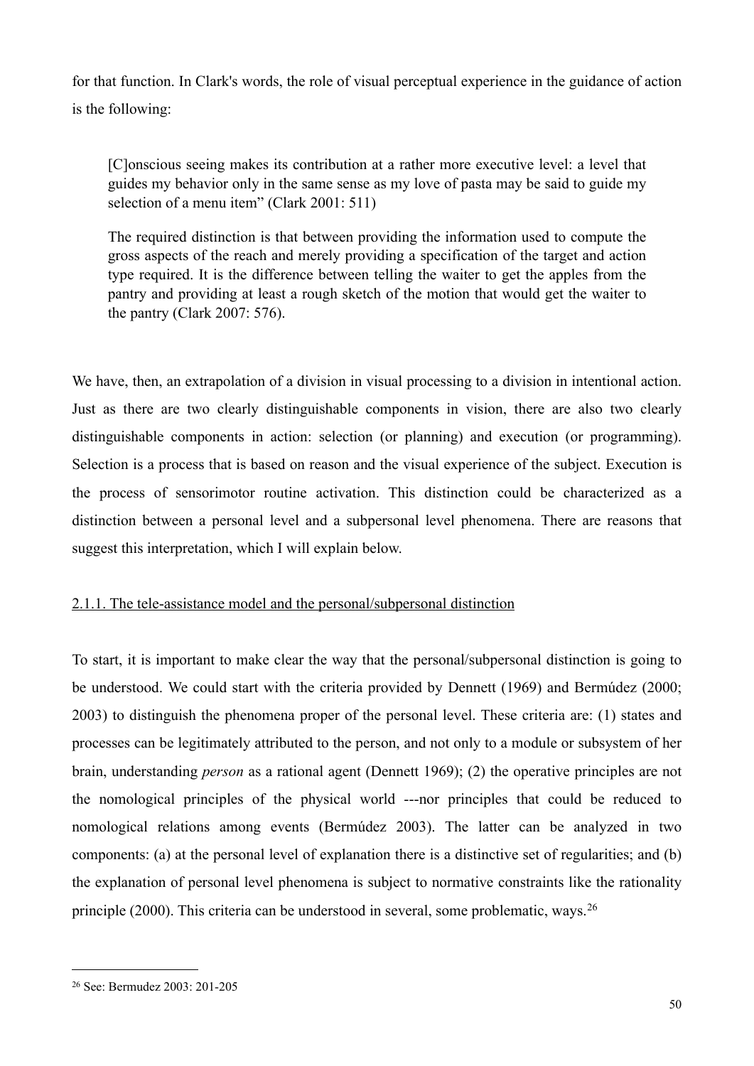for that function. In Clark's words, the role of visual perceptual experience in the guidance of action is the following:

> [C]onscious seeing makes its contribution at a rather more executive level: a level that guides my behavior only in the same sense as my love of pasta may be said to guide my selection of a menu item" (Clark 2001: 511)
>
> The required distinction is that between providing the information used to compute the gross aspects of the reach and merely providing a specification of the target and action type required. It is the difference between telling the waiter to get the apples from the pantry and providing at least a rough sketch of the motion that would get the waiter to the pantry (Clark 2007: 576).

We have, then, an extrapolation of a division in visual processing to a division in intentional action. Just as there are two clearly distinguishable components in vision, there are also two clearly distinguishable components in action: selection (or planning) and execution (or programming). Selection is a process that is based on reason and the visual experience of the subject. Execution is the process of sensorimotor routine activation. This distinction could be characterized as a distinction between a personal level and a subpersonal level phenomena. There are reasons that suggest this interpretation, which I will explain below.

### 2.1.1. The tele-assistance model and the personal/subpersonal distinction

To start, it is important to make clear the way that the personal/subpersonal distinction is going to be understood. We could start with the criteria provided by Dennett (1969) and Bermúdez (2000; 2003) to distinguish the phenomena proper of the personal level. These criteria are: (1) states and processes can be legitimately attributed to the person, and not only to a module or subsystem of her brain, understanding *person* as a rational agent (Dennett 1969); (2) the operative principles are not the nomological principles of the physical world ---nor principles that could be reduced to nomological relations among events (Bermúdez 2003). The latter can be analyzed in two components: (a) at the personal level of explanation there is a distinctive set of regularities; and (b) the explanation of personal level phenomena is subject to normative constraints like the rationality principle (2000). This criteria can be understood in several, some problematic, ways.[26]

---

[26] See: Bermudez 2003: 201-205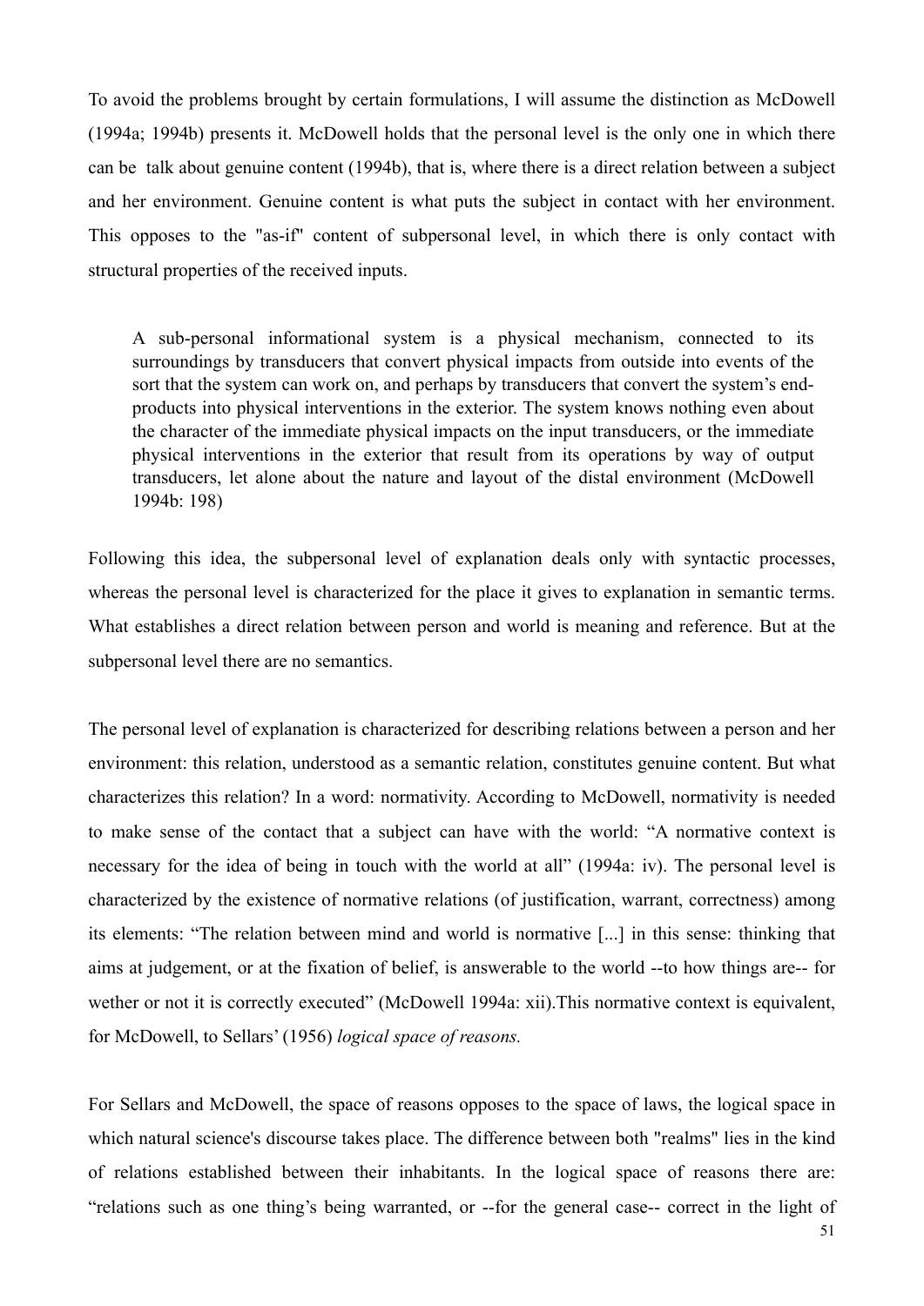To avoid the problems brought by certain formulations, I will assume the distinction as McDowell (1994a; 1994b) presents it. McDowell holds that the personal level is the only one in which there can be talk about genuine content (1994b), that is, where there is a direct relation between a subject and her environment. Genuine content is what puts the subject in contact with her environment. This opposes to the "as-if" content of subpersonal level, in which there is only contact with structural properties of the received inputs.

> A sub-personal informational system is a physical mechanism, connected to its surroundings by transducers that convert physical impacts from outside into events of the sort that the system can work on, and perhaps by transducers that convert the system's end-products into physical interventions in the exterior. The system knows nothing even about the character of the immediate physical impacts on the input transducers, or the immediate physical interventions in the exterior that result from its operations by way of output transducers, let alone about the nature and layout of the distal environment (McDowell 1994b: 198)

Following this idea, the subpersonal level of explanation deals only with syntactic processes, whereas the personal level is characterized for the place it gives to explanation in semantic terms. What establishes a direct relation between person and world is meaning and reference. But at the subpersonal level there are no semantics.

The personal level of explanation is characterized for describing relations between a person and her environment: this relation, understood as a semantic relation, constitutes genuine content. But what characterizes this relation? In a word: normativity. According to McDowell, normativity is needed to make sense of the contact that a subject can have with the world: "A normative context is necessary for the idea of being in touch with the world at all" (1994a: iv). The personal level is characterized by the existence of normative relations (of justification, warrant, correctness) among its elements: "The relation between mind and world is normative [...] in this sense: thinking that aims at judgement, or at the fixation of belief, is answerable to the world --to how things are-- for wether or not it is correctly executed" (McDowell 1994a: xii).This normative context is equivalent, for McDowell, to Sellars' (1956) *logical space of reasons.*

For Sellars and McDowell, the space of reasons opposes to the space of laws, the logical space in which natural science's discourse takes place. The difference between both "realms" lies in the kind of relations established between their inhabitants. In the logical space of reasons there are: "relations such as one thing's being warranted, or --for the general case-- correct in the light of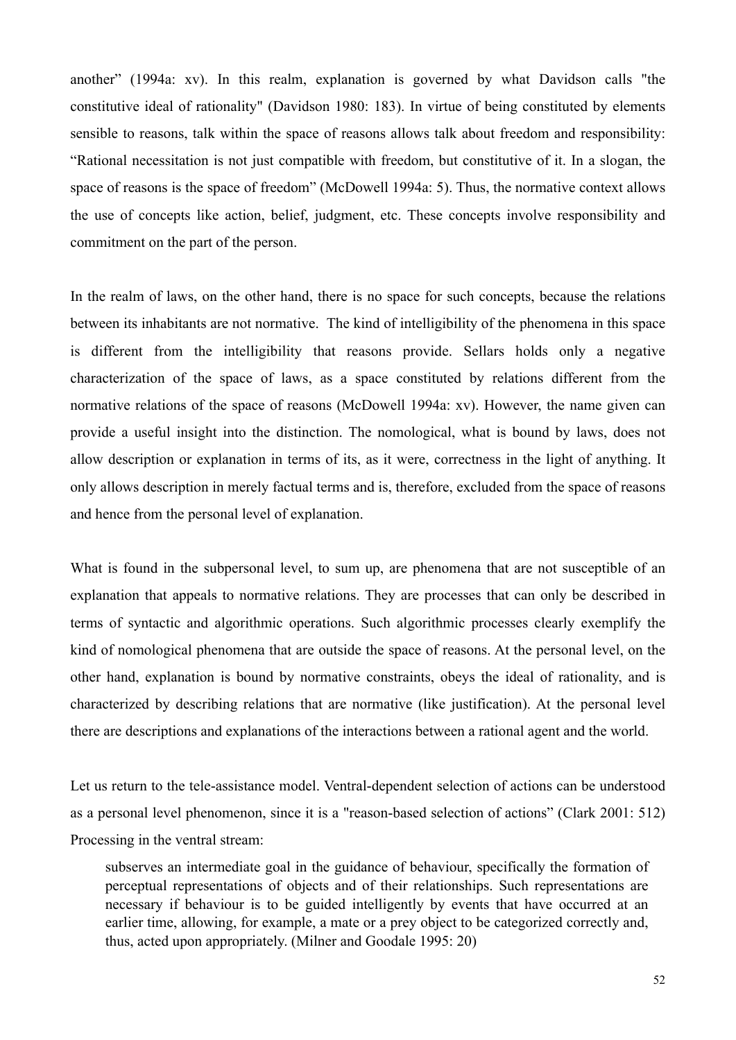another" (1994a: xv). In this realm, explanation is governed by what Davidson calls "the constitutive ideal of rationality" (Davidson 1980: 183). In virtue of being constituted by elements sensible to reasons, talk within the space of reasons allows talk about freedom and responsibility: "Rational necessitation is not just compatible with freedom, but constitutive of it. In a slogan, the space of reasons is the space of freedom" (McDowell 1994a: 5). Thus, the normative context allows the use of concepts like action, belief, judgment, etc. These concepts involve responsibility and commitment on the part of the person.

In the realm of laws, on the other hand, there is no space for such concepts, because the relations between its inhabitants are not normative. The kind of intelligibility of the phenomena in this space is different from the intelligibility that reasons provide. Sellars holds only a negative characterization of the space of laws, as a space constituted by relations different from the normative relations of the space of reasons (McDowell 1994a: xv). However, the name given can provide a useful insight into the distinction. The nomological, what is bound by laws, does not allow description or explanation in terms of its, as it were, correctness in the light of anything. It only allows description in merely factual terms and is, therefore, excluded from the space of reasons and hence from the personal level of explanation.

What is found in the subpersonal level, to sum up, are phenomena that are not susceptible of an explanation that appeals to normative relations. They are processes that can only be described in terms of syntactic and algorithmic operations. Such algorithmic processes clearly exemplify the kind of nomological phenomena that are outside the space of reasons. At the personal level, on the other hand, explanation is bound by normative constraints, obeys the ideal of rationality, and is characterized by describing relations that are normative (like justification). At the personal level there are descriptions and explanations of the interactions between a rational agent and the world.

Let us return to the tele-assistance model. Ventral-dependent selection of actions can be understood as a personal level phenomenon, since it is a "reason-based selection of actions" (Clark 2001: 512) Processing in the ventral stream:

> subserves an intermediate goal in the guidance of behaviour, specifically the formation of perceptual representations of objects and of their relationships. Such representations are necessary if behaviour is to be guided intelligently by events that have occurred at an earlier time, allowing, for example, a mate or a prey object to be categorized correctly and, thus, acted upon appropriately. (Milner and Goodale 1995: 20)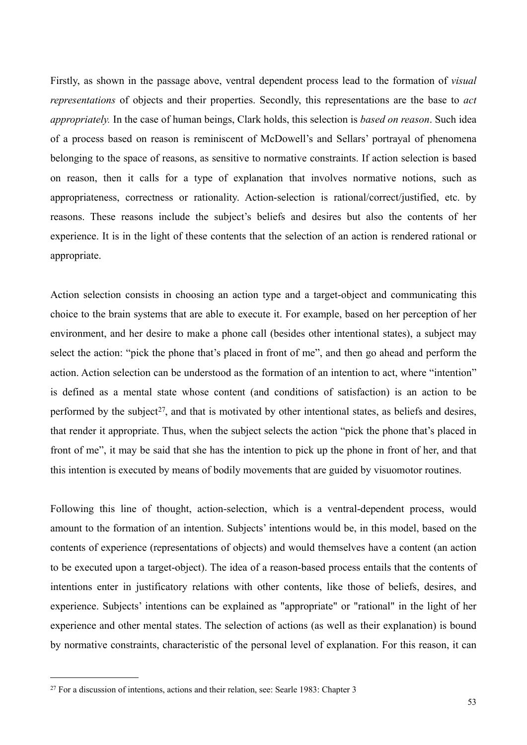Firstly, as shown in the passage above, ventral dependent process lead to the formation of *visual representations* of objects and their properties. Secondly, this representations are the base to *act appropriately.* In the case of human beings, Clark holds, this selection is *based on reason*. Such idea of a process based on reason is reminiscent of McDowell's and Sellars' portrayal of phenomena belonging to the space of reasons, as sensitive to normative constraints. If action selection is based on reason, then it calls for a type of explanation that involves normative notions, such as appropriateness, correctness or rationality. Action-selection is rational/correct/justified, etc. by reasons. These reasons include the subject's beliefs and desires but also the contents of her experience. It is in the light of these contents that the selection of an action is rendered rational or appropriate.

Action selection consists in choosing an action type and a target-object and communicating this choice to the brain systems that are able to execute it. For example, based on her perception of her environment, and her desire to make a phone call (besides other intentional states), a subject may select the action: "pick the phone that's placed in front of me", and then go ahead and perform the action. Action selection can be understood as the formation of an intention to act, where "intention" is defined as a mental state whose content (and conditions of satisfaction) is an action to be performed by the subject[27], and that is motivated by other intentional states, as beliefs and desires, that render it appropriate. Thus, when the subject selects the action "pick the phone that's placed in front of me", it may be said that she has the intention to pick up the phone in front of her, and that this intention is executed by means of bodily movements that are guided by visuomotor routines.

Following this line of thought, action-selection, which is a ventral-dependent process, would amount to the formation of an intention. Subjects' intentions would be, in this model, based on the contents of experience (representations of objects) and would themselves have a content (an action to be executed upon a target-object). The idea of a reason-based process entails that the contents of intentions enter in justificatory relations with other contents, like those of beliefs, desires, and experience. Subjects' intentions can be explained as "appropriate" or "rational" in the light of her experience and other mental states. The selection of actions (as well as their explanation) is bound by normative constraints, characteristic of the personal level of explanation. For this reason, it can

---

[27] For a discussion of intentions, actions and their relation, see: Searle 1983: Chapter 3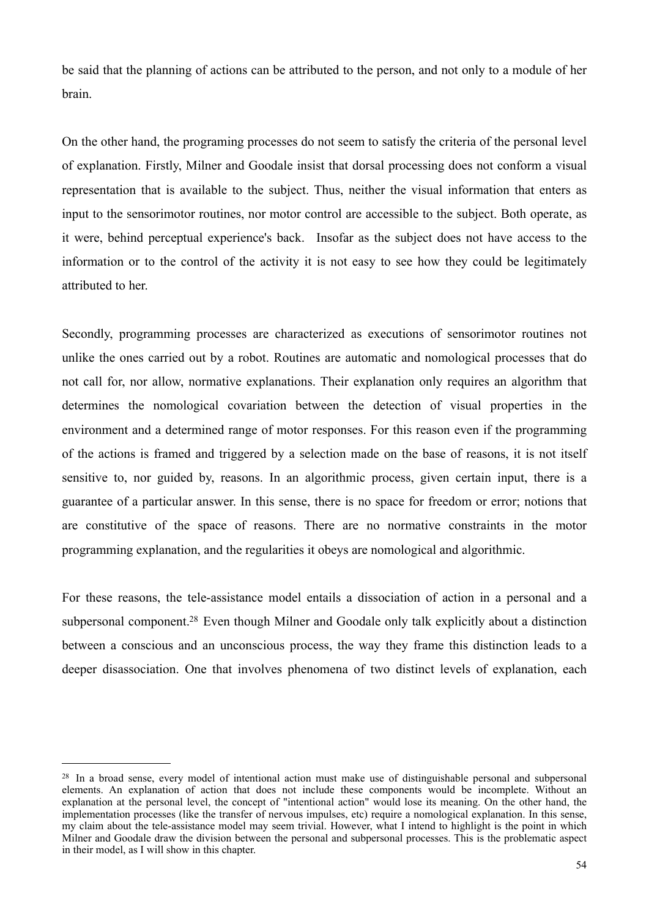be said that the planning of actions can be attributed to the person, and not only to a module of her brain.

On the other hand, the programing processes do not seem to satisfy the criteria of the personal level of explanation. Firstly, Milner and Goodale insist that dorsal processing does not conform a visual representation that is available to the subject. Thus, neither the visual information that enters as input to the sensorimotor routines, nor motor control are accessible to the subject. Both operate, as it were, behind perceptual experience's back. Insofar as the subject does not have access to the information or to the control of the activity it is not easy to see how they could be legitimately attributed to her.

Secondly, programming processes are characterized as executions of sensorimotor routines not unlike the ones carried out by a robot. Routines are automatic and nomological processes that do not call for, nor allow, normative explanations. Their explanation only requires an algorithm that determines the nomological covariation between the detection of visual properties in the environment and a determined range of motor responses. For this reason even if the programming of the actions is framed and triggered by a selection made on the base of reasons, it is not itself sensitive to, nor guided by, reasons. In an algorithmic process, given certain input, there is a guarantee of a particular answer. In this sense, there is no space for freedom or error; notions that are constitutive of the space of reasons. There are no normative constraints in the motor programming explanation, and the regularities it obeys are nomological and algorithmic.

For these reasons, the tele-assistance model entails a dissociation of action in a personal and a subpersonal component.[28] Even though Milner and Goodale only talk explicitly about a distinction between a conscious and an unconscious process, the way they frame this distinction leads to a deeper disassociation. One that involves phenomena of two distinct levels of explanation, each

---

[28] In a broad sense, every model of intentional action must make use of distinguishable personal and subpersonal elements. An explanation of action that does not include these components would be incomplete. Without an explanation at the personal level, the concept of "intentional action" would lose its meaning. On the other hand, the implementation processes (like the transfer of nervous impulses, etc) require a nomological explanation. In this sense, my claim about the tele-assistance model may seem trivial. However, what I intend to highlight is the point in which Milner and Goodale draw the division between the personal and subpersonal processes. This is the problematic aspect in their model, as I will show in this chapter.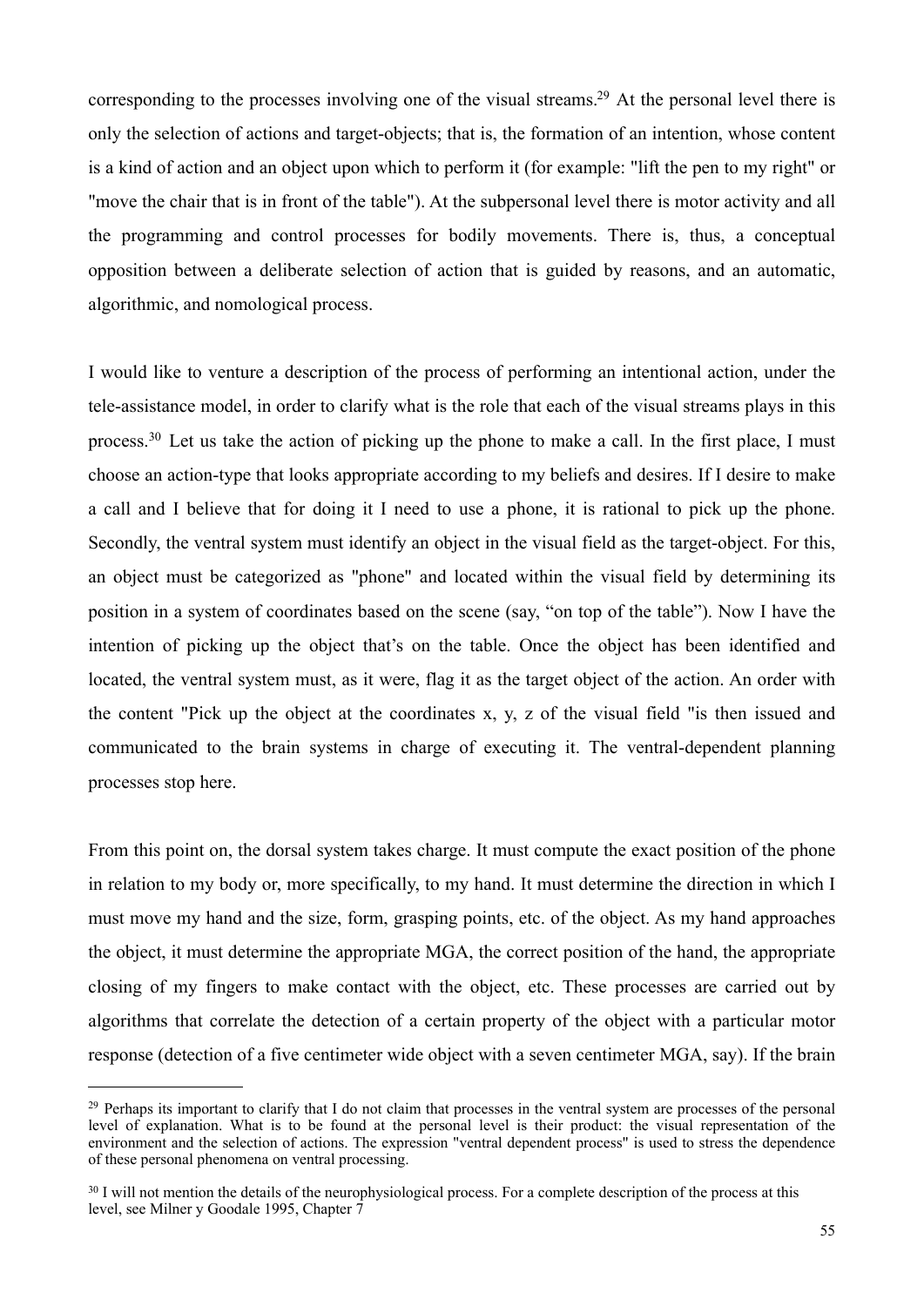corresponding to the processes involving one of the visual streams.[29] At the personal level there is only the selection of actions and target-objects; that is, the formation of an intention, whose content is a kind of action and an object upon which to perform it (for example: "lift the pen to my right" or "move the chair that is in front of the table"). At the subpersonal level there is motor activity and all the programming and control processes for bodily movements. There is, thus, a conceptual opposition between a deliberate selection of action that is guided by reasons, and an automatic, algorithmic, and nomological process.

I would like to venture a description of the process of performing an intentional action, under the tele-assistance model, in order to clarify what is the role that each of the visual streams plays in this process.[30] Let us take the action of picking up the phone to make a call. In the first place, I must choose an action-type that looks appropriate according to my beliefs and desires. If I desire to make a call and I believe that for doing it I need to use a phone, it is rational to pick up the phone. Secondly, the ventral system must identify an object in the visual field as the target-object. For this, an object must be categorized as "phone" and located within the visual field by determining its position in a system of coordinates based on the scene (say, "on top of the table"). Now I have the intention of picking up the object that's on the table. Once the object has been identified and located, the ventral system must, as it were, flag it as the target object of the action. An order with the content "Pick up the object at the coordinates x, y, z of the visual field "is then issued and communicated to the brain systems in charge of executing it. The ventral-dependent planning processes stop here.

From this point on, the dorsal system takes charge. It must compute the exact position of the phone in relation to my body or, more specifically, to my hand. It must determine the direction in which I must move my hand and the size, form, grasping points, etc. of the object. As my hand approaches the object, it must determine the appropriate MGA, the correct position of the hand, the appropriate closing of my fingers to make contact with the object, etc. These processes are carried out by algorithms that correlate the detection of a certain property of the object with a particular motor response (detection of a five centimeter wide object with a seven centimeter MGA, say). If the brain

---

[29] Perhaps its important to clarify that I do not claim that processes in the ventral system are processes of the personal level of explanation. What is to be found at the personal level is their product: the visual representation of the environment and the selection of actions. The expression "ventral dependent process" is used to stress the dependence of these personal phenomena on ventral processing.

[30] I will not mention the details of the neurophysiological process. For a complete description of the process at this level, see Milner y Goodale 1995, Chapter 7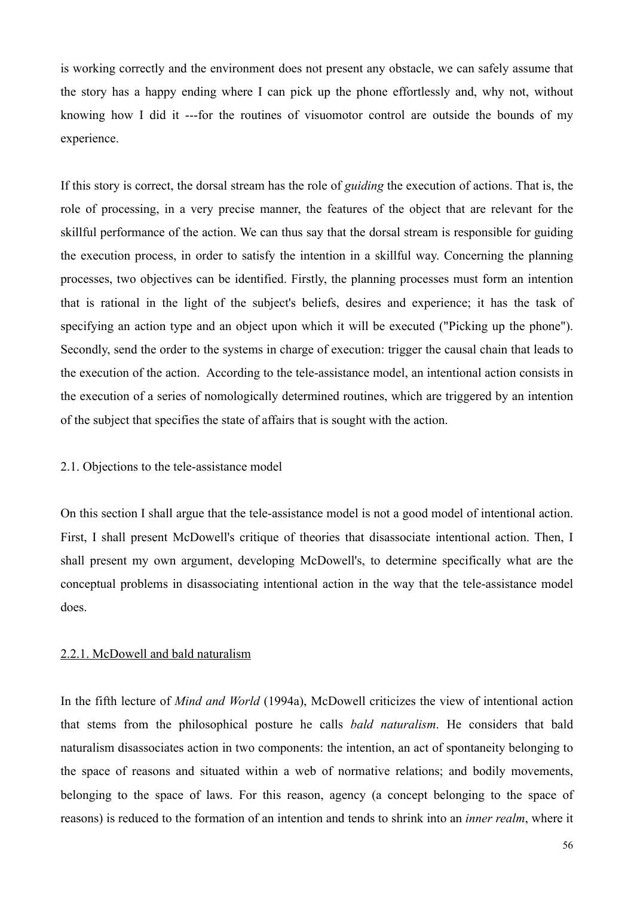is working correctly and the environment does not present any obstacle, we can safely assume that the story has a happy ending where I can pick up the phone effortlessly and, why not, without knowing how I did it ---for the routines of visuomotor control are outside the bounds of my experience.

If this story is correct, the dorsal stream has the role of *guiding* the execution of actions. That is, the role of processing, in a very precise manner, the features of the object that are relevant for the skillful performance of the action. We can thus say that the dorsal stream is responsible for guiding the execution process, in order to satisfy the intention in a skillful way. Concerning the planning processes, two objectives can be identified. Firstly, the planning processes must form an intention that is rational in the light of the subject's beliefs, desires and experience; it has the task of specifying an action type and an object upon which it will be executed ("Picking up the phone"). Secondly, send the order to the systems in charge of execution: trigger the causal chain that leads to the execution of the action. According to the tele-assistance model, an intentional action consists in the execution of a series of nomologically determined routines, which are triggered by an intention of the subject that specifies the state of affairs that is sought with the action.

## 2.1. Objections to the tele-assistance model

On this section I shall argue that the tele-assistance model is not a good model of intentional action. First, I shall present McDowell's critique of theories that disassociate intentional action. Then, I shall present my own argument, developing McDowell's, to determine specifically what are the conceptual problems in disassociating intentional action in the way that the tele-assistance model does.

### 2.2.1. McDowell and bald naturalism

In the fifth lecture of *Mind and World* (1994a), McDowell criticizes the view of intentional action that stems from the philosophical posture he calls *bald naturalism*. He considers that bald naturalism disassociates action in two components: the intention, an act of spontaneity belonging to the space of reasons and situated within a web of normative relations; and bodily movements, belonging to the space of laws. For this reason, agency (a concept belonging to the space of reasons) is reduced to the formation of an intention and tends to shrink into an *inner realm*, where it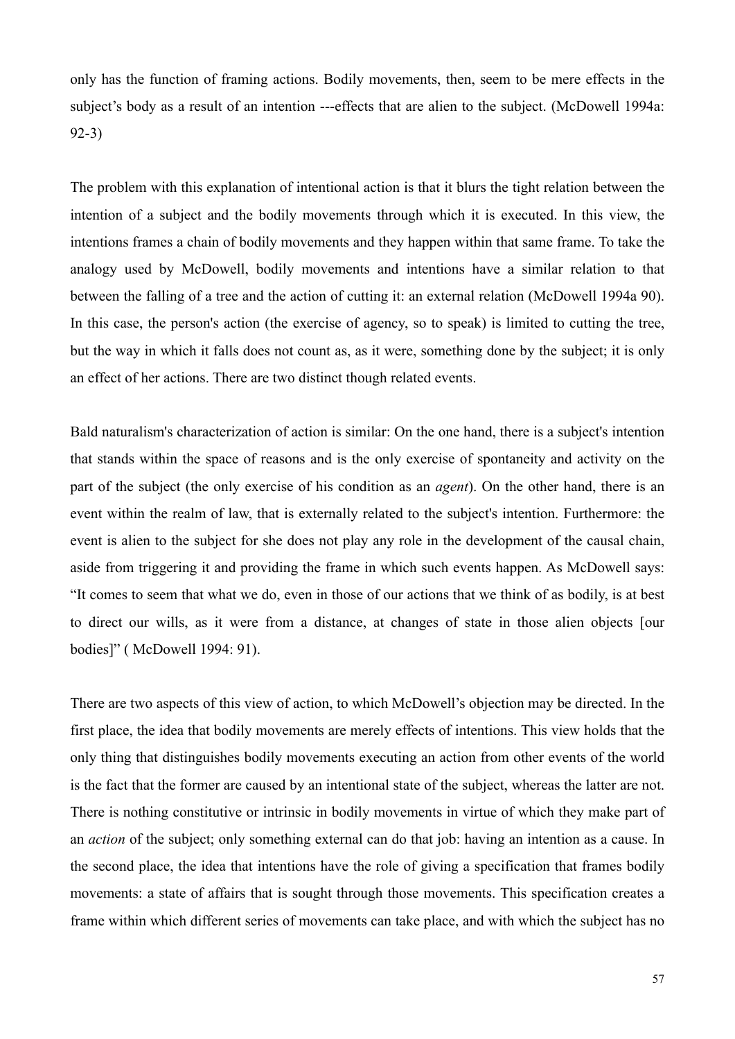only has the function of framing actions. Bodily movements, then, seem to be mere effects in the subject's body as a result of an intention ---effects that are alien to the subject. (McDowell 1994a: 92-3)

The problem with this explanation of intentional action is that it blurs the tight relation between the intention of a subject and the bodily movements through which it is executed. In this view, the intentions frames a chain of bodily movements and they happen within that same frame. To take the analogy used by McDowell, bodily movements and intentions have a similar relation to that between the falling of a tree and the action of cutting it: an external relation (McDowell 1994a 90). In this case, the person's action (the exercise of agency, so to speak) is limited to cutting the tree, but the way in which it falls does not count as, as it were, something done by the subject; it is only an effect of her actions. There are two distinct though related events.

Bald naturalism's characterization of action is similar: On the one hand, there is a subject's intention that stands within the space of reasons and is the only exercise of spontaneity and activity on the part of the subject (the only exercise of his condition as an *agent*). On the other hand, there is an event within the realm of law, that is externally related to the subject's intention. Furthermore: the event is alien to the subject for she does not play any role in the development of the causal chain, aside from triggering it and providing the frame in which such events happen. As McDowell says: "It comes to seem that what we do, even in those of our actions that we think of as bodily, is at best to direct our wills, as it were from a distance, at changes of state in those alien objects [our bodies]" ( McDowell 1994: 91).

There are two aspects of this view of action, to which McDowell's objection may be directed. In the first place, the idea that bodily movements are merely effects of intentions. This view holds that the only thing that distinguishes bodily movements executing an action from other events of the world is the fact that the former are caused by an intentional state of the subject, whereas the latter are not. There is nothing constitutive or intrinsic in bodily movements in virtue of which they make part of an *action* of the subject; only something external can do that job: having an intention as a cause. In the second place, the idea that intentions have the role of giving a specification that frames bodily movements: a state of affairs that is sought through those movements. This specification creates a frame within which different series of movements can take place, and with which the subject has no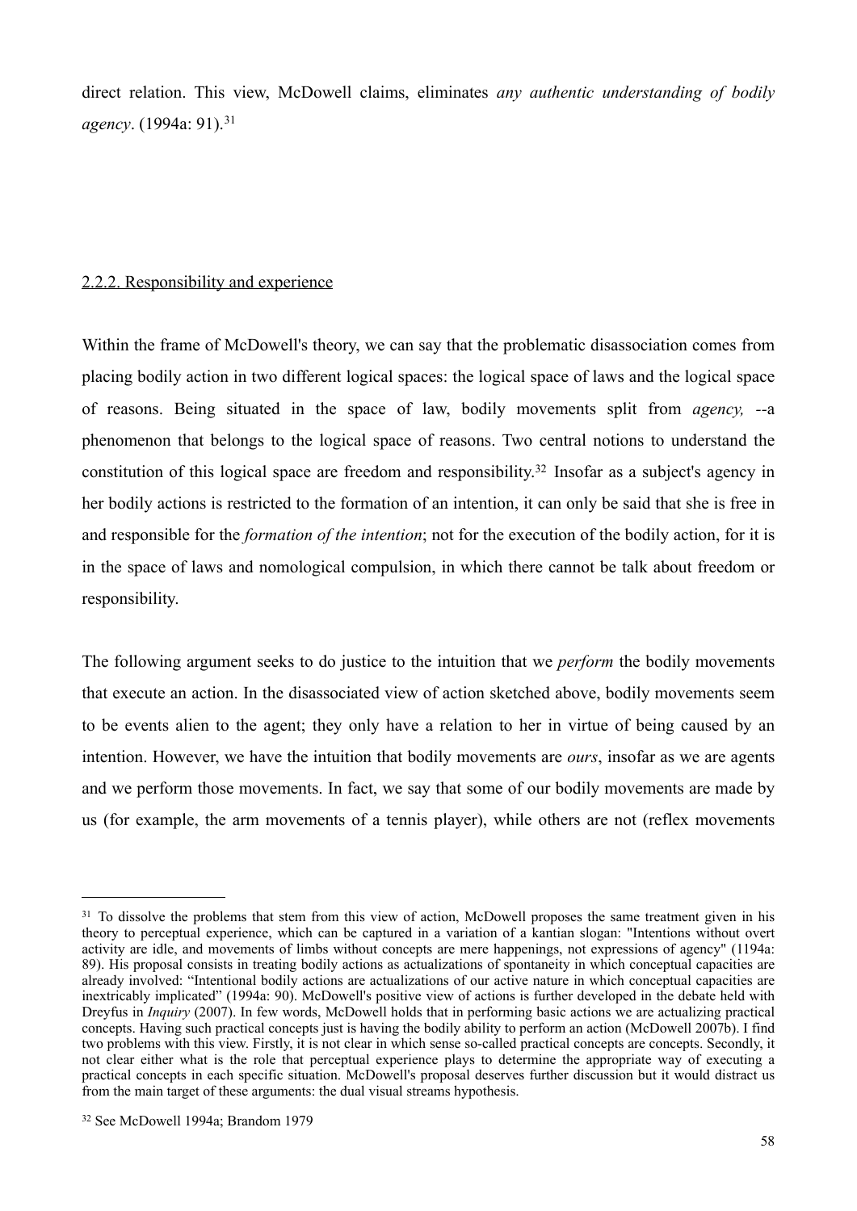direct relation. This view, McDowell claims, eliminates *any authentic understanding of bodily agency*. (1994a: 91).[31]

### 2.2.2. Responsibility and experience

Within the frame of McDowell's theory, we can say that the problematic disassociation comes from placing bodily action in two different logical spaces: the logical space of laws and the logical space of reasons. Being situated in the space of law, bodily movements split from *agency,* --a phenomenon that belongs to the logical space of reasons. Two central notions to understand the constitution of this logical space are freedom and responsibility.[32] Insofar as a subject's agency in her bodily actions is restricted to the formation of an intention, it can only be said that she is free in and responsible for the *formation of the intention*; not for the execution of the bodily action, for it is in the space of laws and nomological compulsion, in which there cannot be talk about freedom or responsibility.

The following argument seeks to do justice to the intuition that we *perform* the bodily movements that execute an action. In the disassociated view of action sketched above, bodily movements seem to be events alien to the agent; they only have a relation to her in virtue of being caused by an intention. However, we have the intuition that bodily movements are *ours*, insofar as we are agents and we perform those movements. In fact, we say that some of our bodily movements are made by us (for example, the arm movements of a tennis player), while others are not (reflex movements

---

[31] To dissolve the problems that stem from this view of action, McDowell proposes the same treatment given in his theory to perceptual experience, which can be captured in a variation of a kantian slogan: "Intentions without overt activity are idle, and movements of limbs without concepts are mere happenings, not expressions of agency" (1194a: 89). His proposal consists in treating bodily actions as actualizations of spontaneity in which conceptual capacities are already involved: "Intentional bodily actions are actualizations of our active nature in which conceptual capacities are inextricably implicated" (1994a: 90). McDowell's positive view of actions is further developed in the debate held with Dreyfus in *Inquiry* (2007). In few words, McDowell holds that in performing basic actions we are actualizing practical concepts. Having such practical concepts just is having the bodily ability to perform an action (McDowell 2007b). I find two problems with this view. Firstly, it is not clear in which sense so-called practical concepts are concepts. Secondly, it not clear either what is the role that perceptual experience plays to determine the appropriate way of executing a practical concepts in each specific situation. McDowell's proposal deserves further discussion but it would distract us from the main target of these arguments: the dual visual streams hypothesis.

[32] See McDowell 1994a; Brandom 1979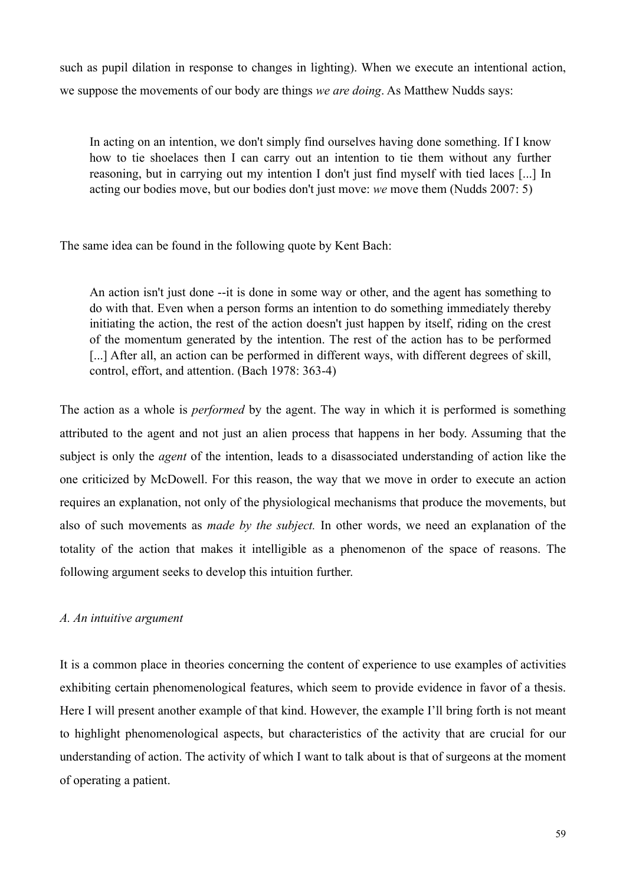such as pupil dilation in response to changes in lighting). When we execute an intentional action, we suppose the movements of our body are things *we are doing*. As Matthew Nudds says:

> In acting on an intention, we don't simply find ourselves having done something. If I know how to tie shoelaces then I can carry out an intention to tie them without any further reasoning, but in carrying out my intention I don't just find myself with tied laces [...] In acting our bodies move, but our bodies don't just move: *we* move them (Nudds 2007: 5)

The same idea can be found in the following quote by Kent Bach:

> An action isn't just done --it is done in some way or other, and the agent has something to do with that. Even when a person forms an intention to do something immediately thereby initiating the action, the rest of the action doesn't just happen by itself, riding on the crest of the momentum generated by the intention. The rest of the action has to be performed [...] After all, an action can be performed in different ways, with different degrees of skill, control, effort, and attention. (Bach 1978: 363-4)

The action as a whole is *performed* by the agent. The way in which it is performed is something attributed to the agent and not just an alien process that happens in her body. Assuming that the subject is only the *agent* of the intention, leads to a disassociated understanding of action like the one criticized by McDowell. For this reason, the way that we move in order to execute an action requires an explanation, not only of the physiological mechanisms that produce the movements, but also of such movements as *made by the subject.* In other words, we need an explanation of the totality of the action that makes it intelligible as a phenomenon of the space of reasons. The following argument seeks to develop this intuition further.

*A. An intuitive argument*

It is a common place in theories concerning the content of experience to use examples of activities exhibiting certain phenomenological features, which seem to provide evidence in favor of a thesis. Here I will present another example of that kind. However, the example I'll bring forth is not meant to highlight phenomenological aspects, but characteristics of the activity that are crucial for our understanding of action. The activity of which I want to talk about is that of surgeons at the moment of operating a patient.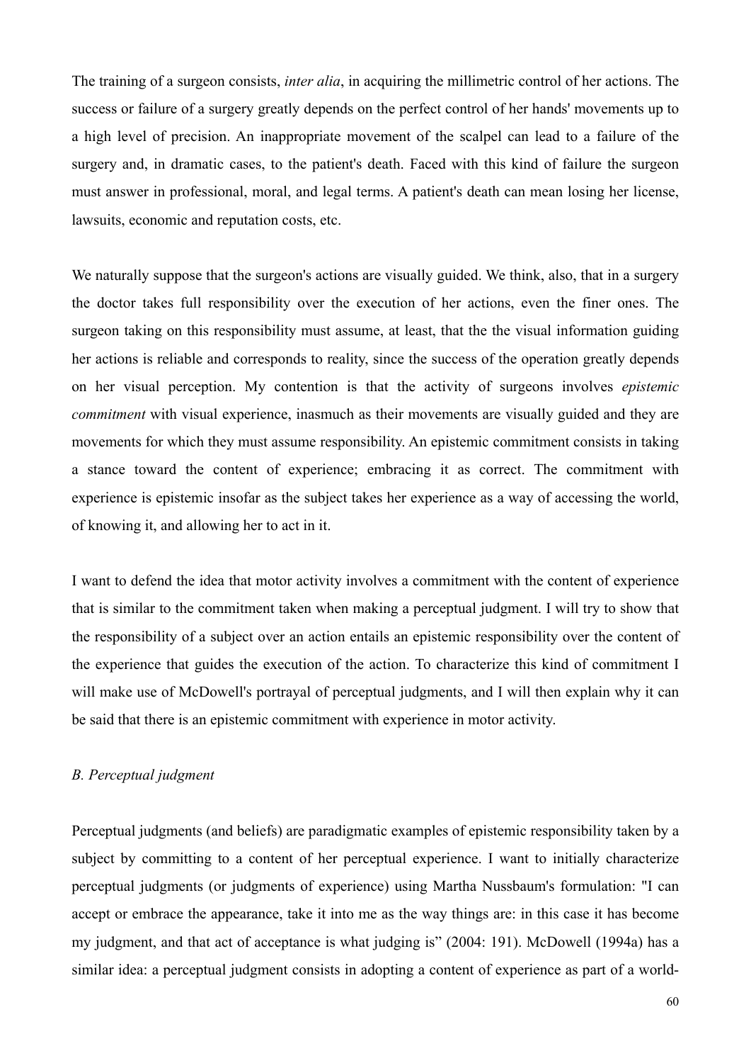The training of a surgeon consists, *inter alia*, in acquiring the millimetric control of her actions. The success or failure of a surgery greatly depends on the perfect control of her hands' movements up to a high level of precision. An inappropriate movement of the scalpel can lead to a failure of the surgery and, in dramatic cases, to the patient's death. Faced with this kind of failure the surgeon must answer in professional, moral, and legal terms. A patient's death can mean losing her license, lawsuits, economic and reputation costs, etc.

We naturally suppose that the surgeon's actions are visually guided. We think, also, that in a surgery the doctor takes full responsibility over the execution of her actions, even the finer ones. The surgeon taking on this responsibility must assume, at least, that the the visual information guiding her actions is reliable and corresponds to reality, since the success of the operation greatly depends on her visual perception. My contention is that the activity of surgeons involves *epistemic commitment* with visual experience, inasmuch as their movements are visually guided and they are movements for which they must assume responsibility. An epistemic commitment consists in taking a stance toward the content of experience; embracing it as correct. The commitment with experience is epistemic insofar as the subject takes her experience as a way of accessing the world, of knowing it, and allowing her to act in it.

I want to defend the idea that motor activity involves a commitment with the content of experience that is similar to the commitment taken when making a perceptual judgment. I will try to show that the responsibility of a subject over an action entails an epistemic responsibility over the content of the experience that guides the execution of the action. To characterize this kind of commitment I will make use of McDowell's portrayal of perceptual judgments, and I will then explain why it can be said that there is an epistemic commitment with experience in motor activity.

### *B. Perceptual judgment*

Perceptual judgments (and beliefs) are paradigmatic examples of epistemic responsibility taken by a subject by committing to a content of her perceptual experience. I want to initially characterize perceptual judgments (or judgments of experience) using Martha Nussbaum's formulation: "I can accept or embrace the appearance, take it into me as the way things are: in this case it has become my judgment, and that act of acceptance is what judging is" (2004: 191). McDowell (1994a) has a similar idea: a perceptual judgment consists in adopting a content of experience as part of a world-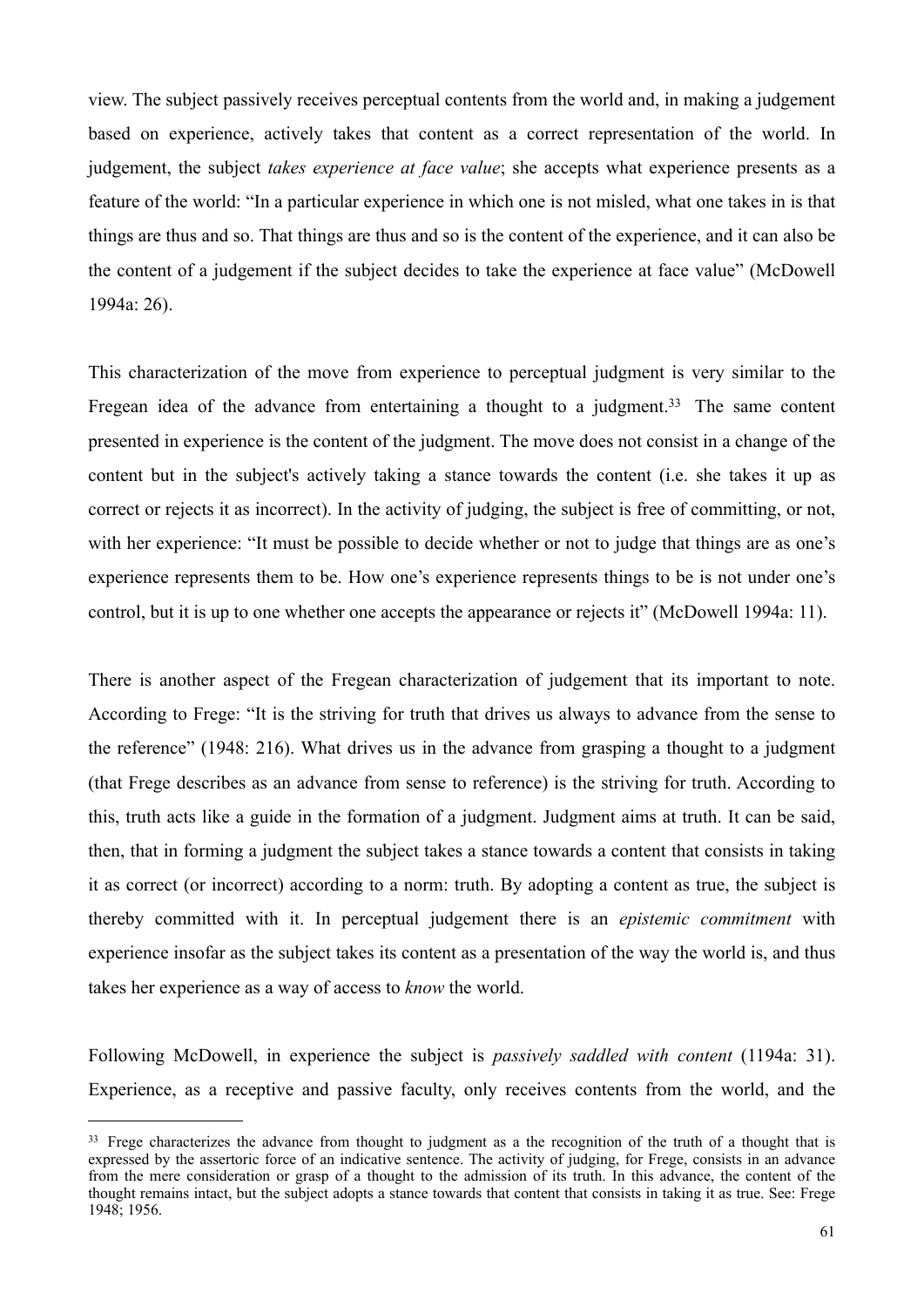view. The subject passively receives perceptual contents from the world and, in making a judgement based on experience, actively takes that content as a correct representation of the world. In judgement, the subject *takes experience at face value*; she accepts what experience presents as a feature of the world: "In a particular experience in which one is not misled, what one takes in is that things are thus and so. That things are thus and so is the content of the experience, and it can also be the content of a judgement if the subject decides to take the experience at face value" (McDowell 1994a: 26).

This characterization of the move from experience to perceptual judgment is very similar to the Fregean idea of the advance from entertaining a thought to a judgment.[33] The same content presented in experience is the content of the judgment. The move does not consist in a change of the content but in the subject's actively taking a stance towards the content (i.e. she takes it up as correct or rejects it as incorrect). In the activity of judging, the subject is free of committing, or not, with her experience: "It must be possible to decide whether or not to judge that things are as one's experience represents them to be. How one's experience represents things to be is not under one's control, but it is up to one whether one accepts the appearance or rejects it" (McDowell 1994a: 11).

There is another aspect of the Fregean characterization of judgement that its important to note. According to Frege: "It is the striving for truth that drives us always to advance from the sense to the reference" (1948: 216). What drives us in the advance from grasping a thought to a judgment (that Frege describes as an advance from sense to reference) is the striving for truth. According to this, truth acts like a guide in the formation of a judgment. Judgment aims at truth. It can be said, then, that in forming a judgment the subject takes a stance towards a content that consists in taking it as correct (or incorrect) according to a norm: truth. By adopting a content as true, the subject is thereby committed with it. In perceptual judgement there is an *epistemic commitment* with experience insofar as the subject takes its content as a presentation of the way the world is, and thus takes her experience as a way of access to *know* the world.

Following McDowell, in experience the subject is *passively saddled with content* (1194a: 31). Experience, as a receptive and passive faculty, only receives contents from the world, and the

---

[33] Frege characterizes the advance from thought to judgment as a the recognition of the truth of a thought that is expressed by the assertoric force of an indicative sentence. The activity of judging, for Frege, consists in an advance from the mere consideration or grasp of a thought to the admission of its truth. In this advance, the content of the thought remains intact, but the subject adopts a stance towards that content that consists in taking it as true. See: Frege 1948; 1956.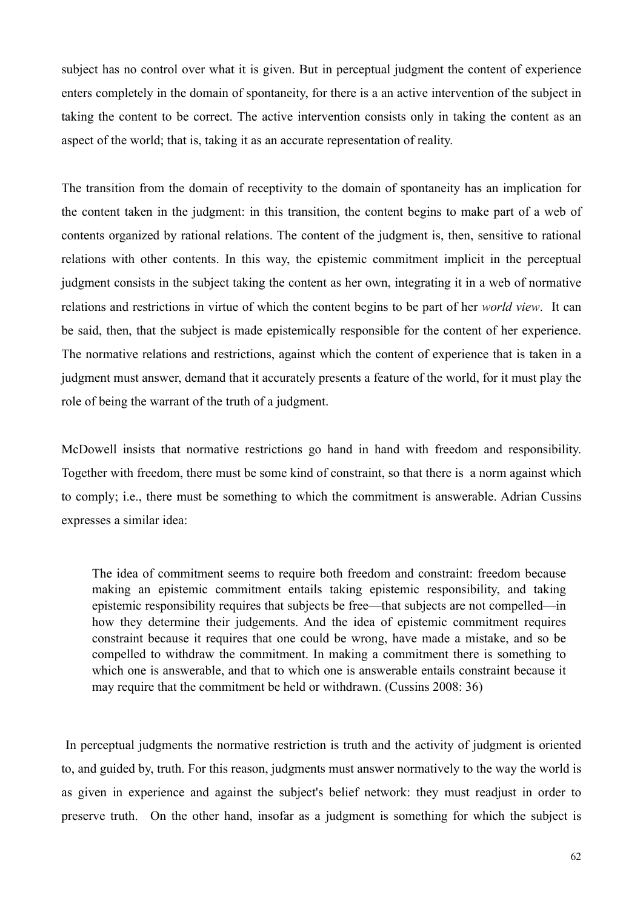subject has no control over what it is given. But in perceptual judgment the content of experience enters completely in the domain of spontaneity, for there is a an active intervention of the subject in taking the content to be correct. The active intervention consists only in taking the content as an aspect of the world; that is, taking it as an accurate representation of reality.

The transition from the domain of receptivity to the domain of spontaneity has an implication for the content taken in the judgment: in this transition, the content begins to make part of a web of contents organized by rational relations. The content of the judgment is, then, sensitive to rational relations with other contents. In this way, the epistemic commitment implicit in the perceptual judgment consists in the subject taking the content as her own, integrating it in a web of normative relations and restrictions in virtue of which the content begins to be part of her *world view*. It can be said, then, that the subject is made epistemically responsible for the content of her experience. The normative relations and restrictions, against which the content of experience that is taken in a judgment must answer, demand that it accurately presents a feature of the world, for it must play the role of being the warrant of the truth of a judgment.

McDowell insists that normative restrictions go hand in hand with freedom and responsibility. Together with freedom, there must be some kind of constraint, so that there is a norm against which to comply; i.e., there must be something to which the commitment is answerable. Adrian Cussins expresses a similar idea:

> The idea of commitment seems to require both freedom and constraint: freedom because making an epistemic commitment entails taking epistemic responsibility, and taking epistemic responsibility requires that subjects be free—that subjects are not compelled—in how they determine their judgements. And the idea of epistemic commitment requires constraint because it requires that one could be wrong, have made a mistake, and so be compelled to withdraw the commitment. In making a commitment there is something to which one is answerable, and that to which one is answerable entails constraint because it may require that the commitment be held or withdrawn. (Cussins 2008: 36)

In perceptual judgments the normative restriction is truth and the activity of judgment is oriented to, and guided by, truth. For this reason, judgments must answer normatively to the way the world is as given in experience and against the subject's belief network: they must readjust in order to preserve truth. On the other hand, insofar as a judgment is something for which the subject is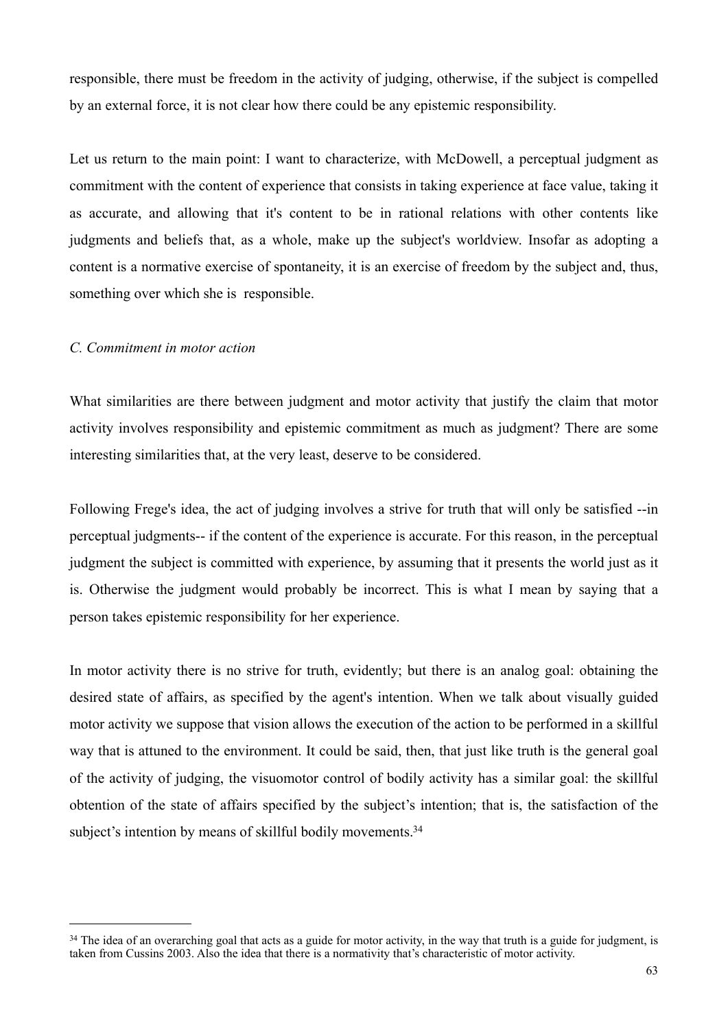responsible, there must be freedom in the activity of judging, otherwise, if the subject is compelled by an external force, it is not clear how there could be any epistemic responsibility.

Let us return to the main point: I want to characterize, with McDowell, a perceptual judgment as commitment with the content of experience that consists in taking experience at face value, taking it as accurate, and allowing that it's content to be in rational relations with other contents like judgments and beliefs that, as a whole, make up the subject's worldview. Insofar as adopting a content is a normative exercise of spontaneity, it is an exercise of freedom by the subject and, thus, something over which she is responsible.

*C. Commitment in motor action*

What similarities are there between judgment and motor activity that justify the claim that motor activity involves responsibility and epistemic commitment as much as judgment? There are some interesting similarities that, at the very least, deserve to be considered.

Following Frege's idea, the act of judging involves a strive for truth that will only be satisfied --in perceptual judgments-- if the content of the experience is accurate. For this reason, in the perceptual judgment the subject is committed with experience, by assuming that it presents the world just as it is. Otherwise the judgment would probably be incorrect. This is what I mean by saying that a person takes epistemic responsibility for her experience.

In motor activity there is no strive for truth, evidently; but there is an analog goal: obtaining the desired state of affairs, as specified by the agent's intention. When we talk about visually guided motor activity we suppose that vision allows the execution of the action to be performed in a skillful way that is attuned to the environment. It could be said, then, that just like truth is the general goal of the activity of judging, the visuomotor control of bodily activity has a similar goal: the skillful obtention of the state of affairs specified by the subject's intention; that is, the satisfaction of the subject's intention by means of skillful bodily movements.[34]

[34] The idea of an overarching goal that acts as a guide for motor activity, in the way that truth is a guide for judgment, is taken from Cussins 2003. Also the idea that there is a normativity that's characteristic of motor activity.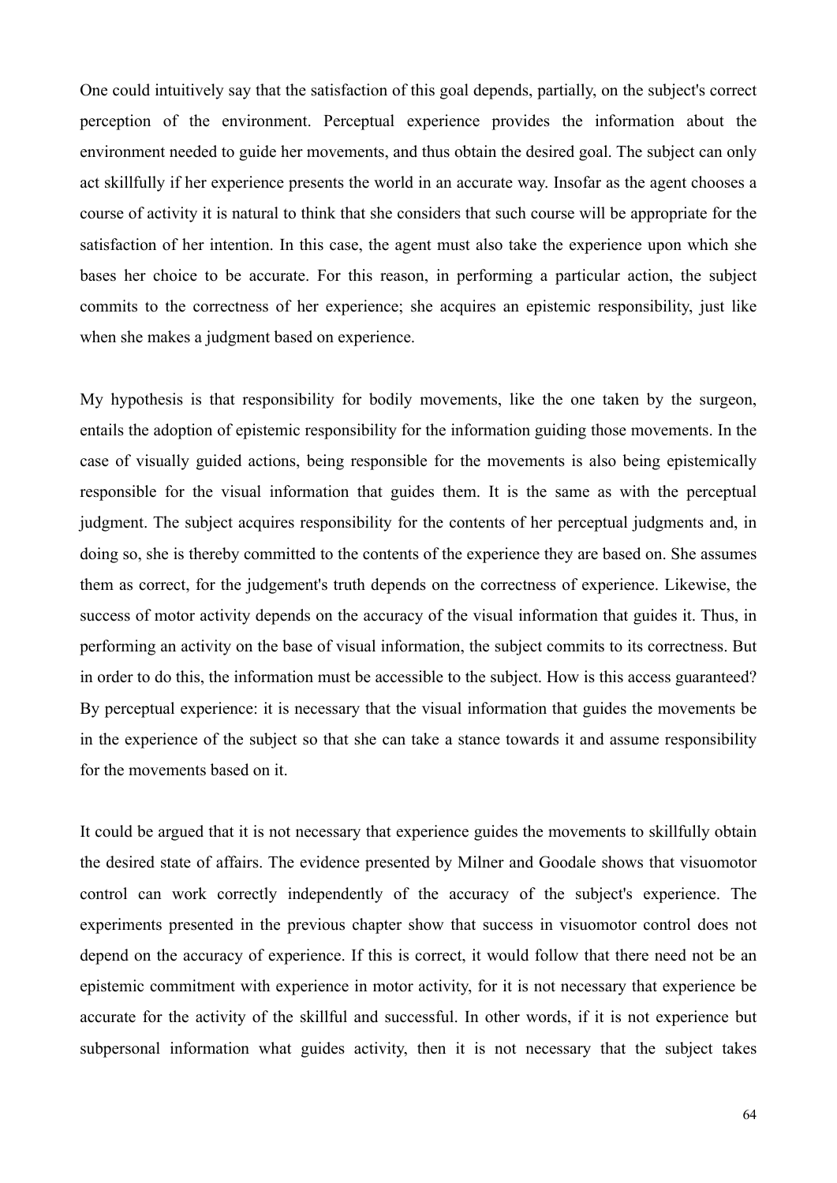One could intuitively say that the satisfaction of this goal depends, partially, on the subject's correct perception of the environment. Perceptual experience provides the information about the environment needed to guide her movements, and thus obtain the desired goal. The subject can only act skillfully if her experience presents the world in an accurate way. Insofar as the agent chooses a course of activity it is natural to think that she considers that such course will be appropriate for the satisfaction of her intention. In this case, the agent must also take the experience upon which she bases her choice to be accurate. For this reason, in performing a particular action, the subject commits to the correctness of her experience; she acquires an epistemic responsibility, just like when she makes a judgment based on experience.

My hypothesis is that responsibility for bodily movements, like the one taken by the surgeon, entails the adoption of epistemic responsibility for the information guiding those movements. In the case of visually guided actions, being responsible for the movements is also being epistemically responsible for the visual information that guides them. It is the same as with the perceptual judgment. The subject acquires responsibility for the contents of her perceptual judgments and, in doing so, she is thereby committed to the contents of the experience they are based on. She assumes them as correct, for the judgement's truth depends on the correctness of experience. Likewise, the success of motor activity depends on the accuracy of the visual information that guides it. Thus, in performing an activity on the base of visual information, the subject commits to its correctness. But in order to do this, the information must be accessible to the subject. How is this access guaranteed? By perceptual experience: it is necessary that the visual information that guides the movements be in the experience of the subject so that she can take a stance towards it and assume responsibility for the movements based on it.

It could be argued that it is not necessary that experience guides the movements to skillfully obtain the desired state of affairs. The evidence presented by Milner and Goodale shows that visuomotor control can work correctly independently of the accuracy of the subject's experience. The experiments presented in the previous chapter show that success in visuomotor control does not depend on the accuracy of experience. If this is correct, it would follow that there need not be an epistemic commitment with experience in motor activity, for it is not necessary that experience be accurate for the activity of the skillful and successful. In other words, if it is not experience but subpersonal information what guides activity, then it is not necessary that the subject takes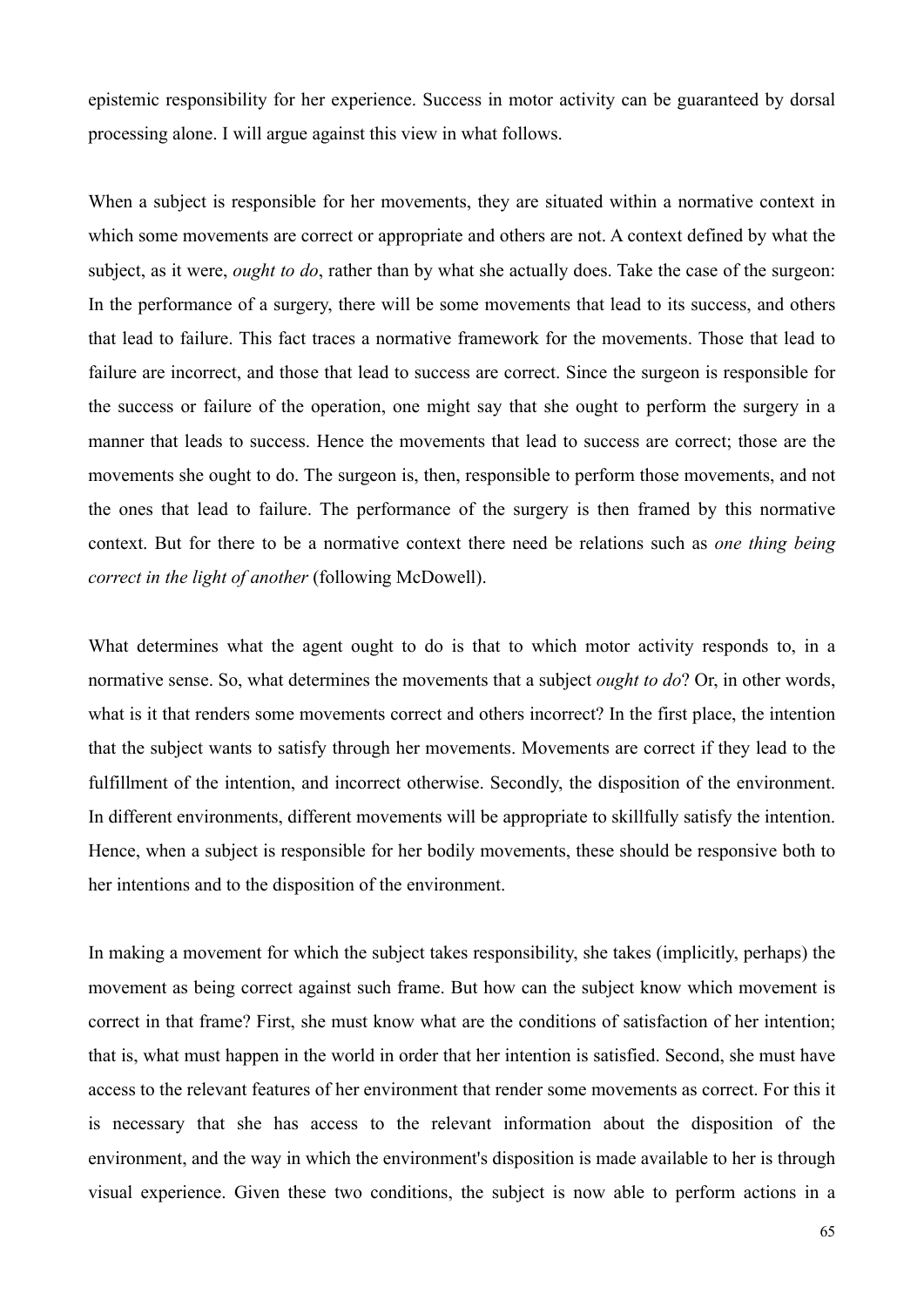epistemic responsibility for her experience. Success in motor activity can be guaranteed by dorsal processing alone. I will argue against this view in what follows.

When a subject is responsible for her movements, they are situated within a normative context in which some movements are correct or appropriate and others are not. A context defined by what the subject, as it were, *ought to do*, rather than by what she actually does. Take the case of the surgeon: In the performance of a surgery, there will be some movements that lead to its success, and others that lead to failure. This fact traces a normative framework for the movements. Those that lead to failure are incorrect, and those that lead to success are correct. Since the surgeon is responsible for the success or failure of the operation, one might say that she ought to perform the surgery in a manner that leads to success. Hence the movements that lead to success are correct; those are the movements she ought to do. The surgeon is, then, responsible to perform those movements, and not the ones that lead to failure. The performance of the surgery is then framed by this normative context. But for there to be a normative context there need be relations such as *one thing being correct in the light of another* (following McDowell).

What determines what the agent ought to do is that to which motor activity responds to, in a normative sense. So, what determines the movements that a subject *ought to do*? Or, in other words, what is it that renders some movements correct and others incorrect? In the first place, the intention that the subject wants to satisfy through her movements. Movements are correct if they lead to the fulfillment of the intention, and incorrect otherwise. Secondly, the disposition of the environment. In different environments, different movements will be appropriate to skillfully satisfy the intention. Hence, when a subject is responsible for her bodily movements, these should be responsive both to her intentions and to the disposition of the environment.

In making a movement for which the subject takes responsibility, she takes (implicitly, perhaps) the movement as being correct against such frame. But how can the subject know which movement is correct in that frame? First, she must know what are the conditions of satisfaction of her intention; that is, what must happen in the world in order that her intention is satisfied. Second, she must have access to the relevant features of her environment that render some movements as correct. For this it is necessary that she has access to the relevant information about the disposition of the environment, and the way in which the environment's disposition is made available to her is through visual experience. Given these two conditions, the subject is now able to perform actions in a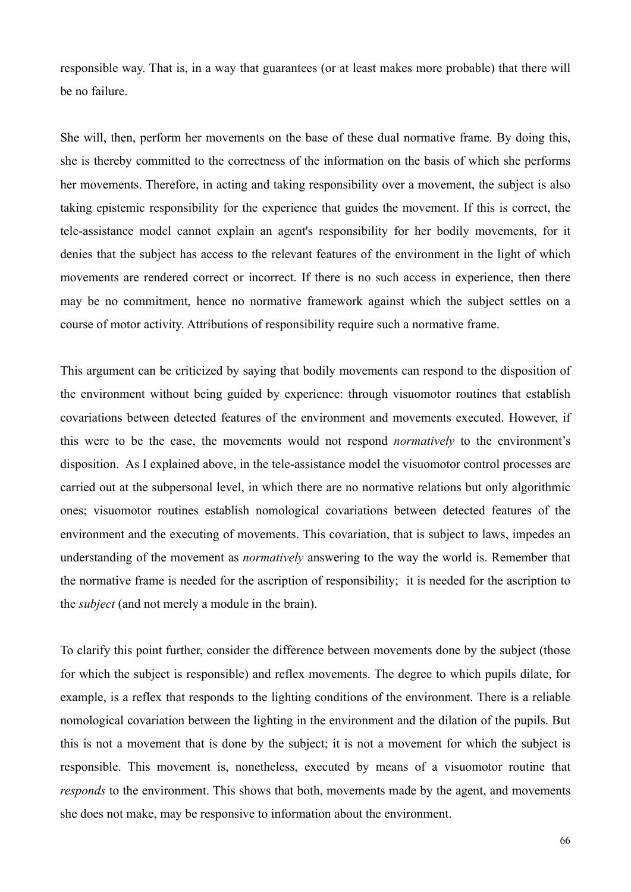responsible way. That is, in a way that guarantees (or at least makes more probable) that there will be no failure.

She will, then, perform her movements on the base of these dual normative frame. By doing this, she is thereby committed to the correctness of the information on the basis of which she performs her movements. Therefore, in acting and taking responsibility over a movement, the subject is also taking epistemic responsibility for the experience that guides the movement. If this is correct, the tele-assistance model cannot explain an agent's responsibility for her bodily movements, for it denies that the subject has access to the relevant features of the environment in the light of which movements are rendered correct or incorrect. If there is no such access in experience, then there may be no commitment, hence no normative framework against which the subject settles on a course of motor activity. Attributions of responsibility require such a normative frame.

This argument can be criticized by saying that bodily movements can respond to the disposition of the environment without being guided by experience: through visuomotor routines that establish covariations between detected features of the environment and movements executed. However, if this were to be the case, the movements would not respond *normatively* to the environment's disposition. As I explained above, in the tele-assistance model the visuomotor control processes are carried out at the subpersonal level, in which there are no normative relations but only algorithmic ones; visuomotor routines establish nomological covariations between detected features of the environment and the executing of movements. This covariation, that is subject to laws, impedes an understanding of the movement as *normatively* answering to the way the world is. Remember that the normative frame is needed for the ascription of responsibility; it is needed for the ascription to the *subject* (and not merely a module in the brain).

To clarify this point further, consider the difference between movements done by the subject (those for which the subject is responsible) and reflex movements. The degree to which pupils dilate, for example, is a reflex that responds to the lighting conditions of the environment. There is a reliable nomological covariation between the lighting in the environment and the dilation of the pupils. But this is not a movement that is done by the subject; it is not a movement for which the subject is responsible. This movement is, nonetheless, executed by means of a visuomotor routine that *responds* to the environment. This shows that both, movements made by the agent, and movements she does not make, may be responsive to information about the environment.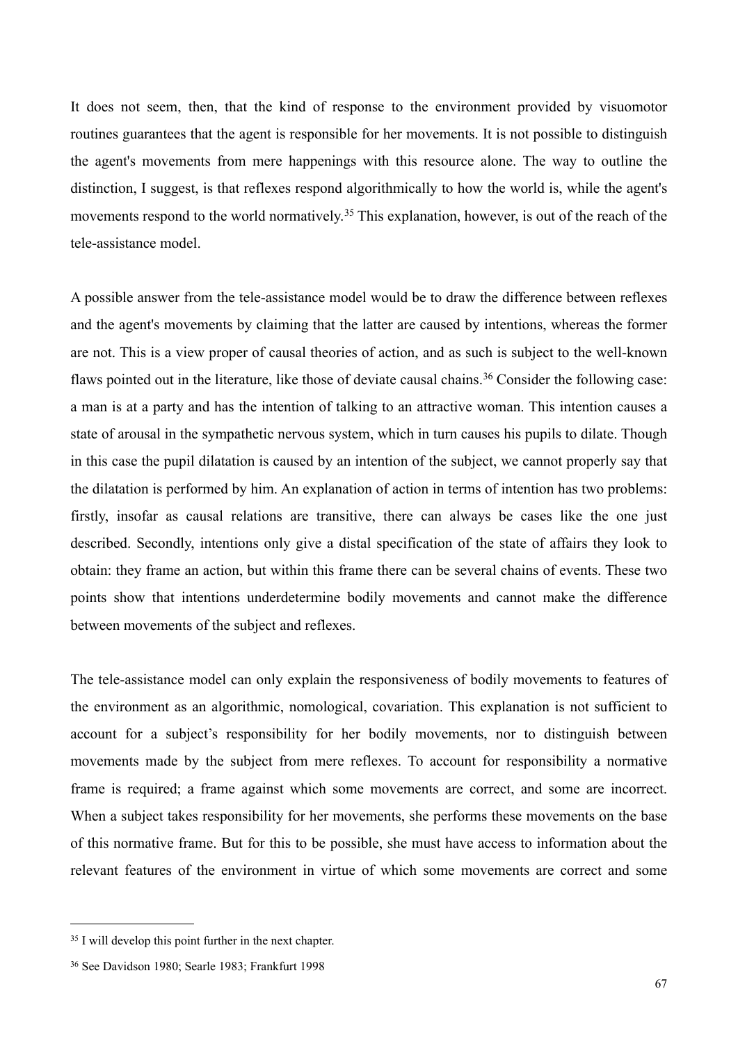It does not seem, then, that the kind of response to the environment provided by visuomotor routines guarantees that the agent is responsible for her movements. It is not possible to distinguish the agent's movements from mere happenings with this resource alone. The way to outline the distinction, I suggest, is that reflexes respond algorithmically to how the world is, while the agent's movements respond to the world normatively.[35] This explanation, however, is out of the reach of the tele-assistance model.

A possible answer from the tele-assistance model would be to draw the difference between reflexes and the agent's movements by claiming that the latter are caused by intentions, whereas the former are not. This is a view proper of causal theories of action, and as such is subject to the well-known flaws pointed out in the literature, like those of deviate causal chains.[36] Consider the following case: a man is at a party and has the intention of talking to an attractive woman. This intention causes a state of arousal in the sympathetic nervous system, which in turn causes his pupils to dilate. Though in this case the pupil dilatation is caused by an intention of the subject, we cannot properly say that the dilatation is performed by him. An explanation of action in terms of intention has two problems: firstly, insofar as causal relations are transitive, there can always be cases like the one just described. Secondly, intentions only give a distal specification of the state of affairs they look to obtain: they frame an action, but within this frame there can be several chains of events. These two points show that intentions underdetermine bodily movements and cannot make the difference between movements of the subject and reflexes.

The tele-assistance model can only explain the responsiveness of bodily movements to features of the environment as an algorithmic, nomological, covariation. This explanation is not sufficient to account for a subject's responsibility for her bodily movements, nor to distinguish between movements made by the subject from mere reflexes. To account for responsibility a normative frame is required; a frame against which some movements are correct, and some are incorrect. When a subject takes responsibility for her movements, she performs these movements on the base of this normative frame. But for this to be possible, she must have access to information about the relevant features of the environment in virtue of which some movements are correct and some

---

[35] I will develop this point further in the next chapter.

[36] See Davidson 1980; Searle 1983; Frankfurt 1998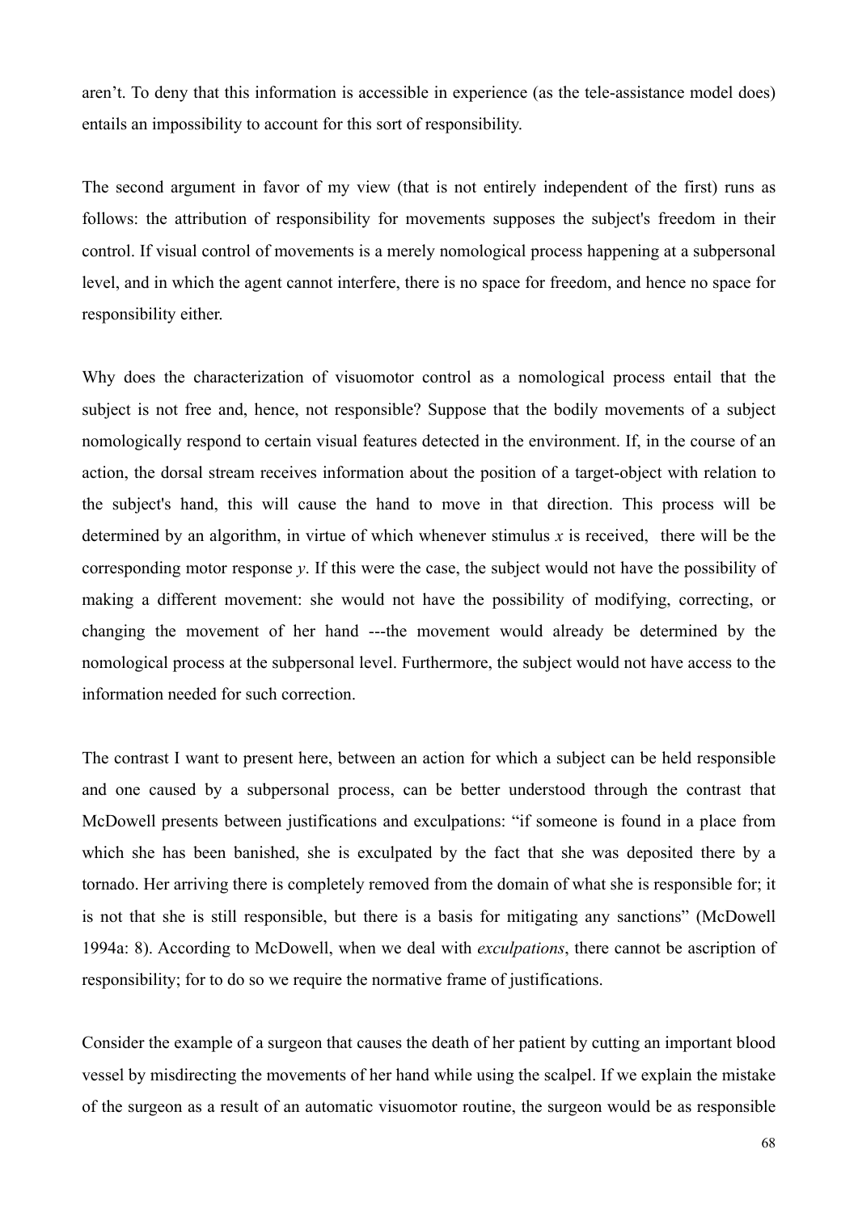aren't. To deny that this information is accessible in experience (as the tele-assistance model does) entails an impossibility to account for this sort of responsibility.

The second argument in favor of my view (that is not entirely independent of the first) runs as follows: the attribution of responsibility for movements supposes the subject's freedom in their control. If visual control of movements is a merely nomological process happening at a subpersonal level, and in which the agent cannot interfere, there is no space for freedom, and hence no space for responsibility either.

Why does the characterization of visuomotor control as a nomological process entail that the subject is not free and, hence, not responsible? Suppose that the bodily movements of a subject nomologically respond to certain visual features detected in the environment. If, in the course of an action, the dorsal stream receives information about the position of a target-object with relation to the subject's hand, this will cause the hand to move in that direction. This process will be determined by an algorithm, in virtue of which whenever stimulus *x* is received, there will be the corresponding motor response *y*. If this were the case, the subject would not have the possibility of making a different movement: she would not have the possibility of modifying, correcting, or changing the movement of her hand ---the movement would already be determined by the nomological process at the subpersonal level. Furthermore, the subject would not have access to the information needed for such correction.

The contrast I want to present here, between an action for which a subject can be held responsible and one caused by a subpersonal process, can be better understood through the contrast that McDowell presents between justifications and exculpations: "if someone is found in a place from which she has been banished, she is exculpated by the fact that she was deposited there by a tornado. Her arriving there is completely removed from the domain of what she is responsible for; it is not that she is still responsible, but there is a basis for mitigating any sanctions" (McDowell 1994a: 8). According to McDowell, when we deal with *exculpations*, there cannot be ascription of responsibility; for to do so we require the normative frame of justifications.

Consider the example of a surgeon that causes the death of her patient by cutting an important blood vessel by misdirecting the movements of her hand while using the scalpel. If we explain the mistake of the surgeon as a result of an automatic visuomotor routine, the surgeon would be as responsible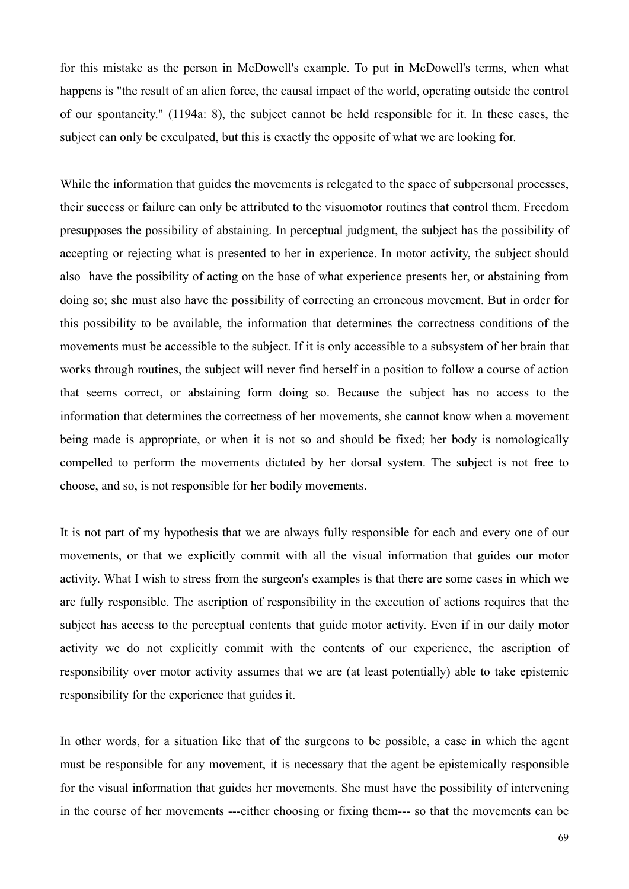for this mistake as the person in McDowell's example. To put in McDowell's terms, when what happens is "the result of an alien force, the causal impact of the world, operating outside the control of our spontaneity." (1194a: 8), the subject cannot be held responsible for it. In these cases, the subject can only be exculpated, but this is exactly the opposite of what we are looking for.

While the information that guides the movements is relegated to the space of subpersonal processes, their success or failure can only be attributed to the visuomotor routines that control them. Freedom presupposes the possibility of abstaining. In perceptual judgment, the subject has the possibility of accepting or rejecting what is presented to her in experience. In motor activity, the subject should also have the possibility of acting on the base of what experience presents her, or abstaining from doing so; she must also have the possibility of correcting an erroneous movement. But in order for this possibility to be available, the information that determines the correctness conditions of the movements must be accessible to the subject. If it is only accessible to a subsystem of her brain that works through routines, the subject will never find herself in a position to follow a course of action that seems correct, or abstaining form doing so. Because the subject has no access to the information that determines the correctness of her movements, she cannot know when a movement being made is appropriate, or when it is not so and should be fixed; her body is nomologically compelled to perform the movements dictated by her dorsal system. The subject is not free to choose, and so, is not responsible for her bodily movements.

It is not part of my hypothesis that we are always fully responsible for each and every one of our movements, or that we explicitly commit with all the visual information that guides our motor activity. What I wish to stress from the surgeon's examples is that there are some cases in which we are fully responsible. The ascription of responsibility in the execution of actions requires that the subject has access to the perceptual contents that guide motor activity. Even if in our daily motor activity we do not explicitly commit with the contents of our experience, the ascription of responsibility over motor activity assumes that we are (at least potentially) able to take epistemic responsibility for the experience that guides it.

In other words, for a situation like that of the surgeons to be possible, a case in which the agent must be responsible for any movement, it is necessary that the agent be epistemically responsible for the visual information that guides her movements. She must have the possibility of intervening in the course of her movements ---either choosing or fixing them--- so that the movements can be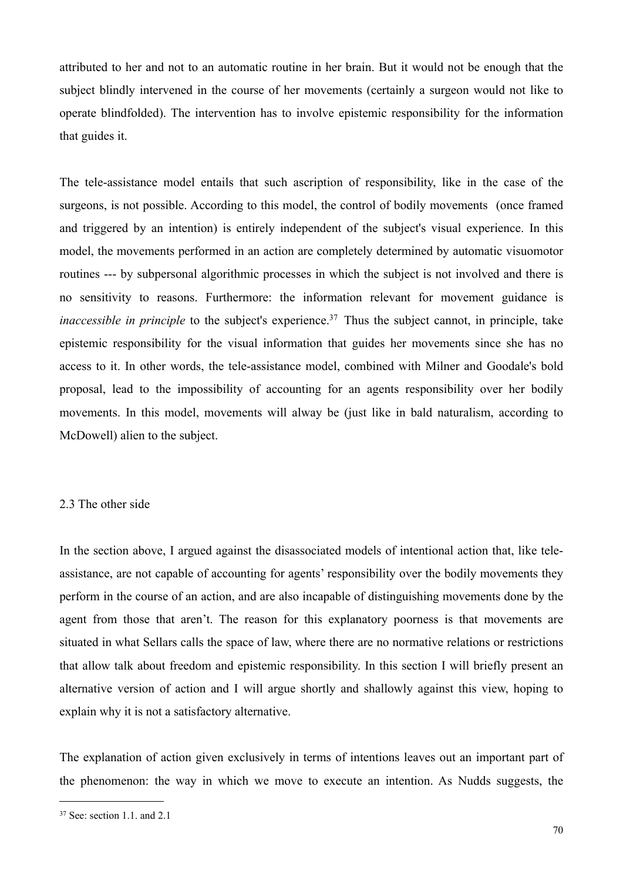attributed to her and not to an automatic routine in her brain. But it would not be enough that the subject blindly intervened in the course of her movements (certainly a surgeon would not like to operate blindfolded). The intervention has to involve epistemic responsibility for the information that guides it.

The tele-assistance model entails that such ascription of responsibility, like in the case of the surgeons, is not possible. According to this model, the control of bodily movements (once framed and triggered by an intention) is entirely independent of the subject's visual experience. In this model, the movements performed in an action are completely determined by automatic visuomotor routines --- by subpersonal algorithmic processes in which the subject is not involved and there is no sensitivity to reasons. Furthermore: the information relevant for movement guidance is *inaccessible in principle* to the subject's experience.[37] Thus the subject cannot, in principle, take epistemic responsibility for the visual information that guides her movements since she has no access to it. In other words, the tele-assistance model, combined with Milner and Goodale's bold proposal, lead to the impossibility of accounting for an agents responsibility over her bodily movements. In this model, movements will alway be (just like in bald naturalism, according to McDowell) alien to the subject.

### 2.3 The other side

In the section above, I argued against the disassociated models of intentional action that, like tele-assistance, are not capable of accounting for agents' responsibility over the bodily movements they perform in the course of an action, and are also incapable of distinguishing movements done by the agent from those that aren't. The reason for this explanatory poorness is that movements are situated in what Sellars calls the space of law, where there are no normative relations or restrictions that allow talk about freedom and epistemic responsibility. In this section I will briefly present an alternative version of action and I will argue shortly and shallowly against this view, hoping to explain why it is not a satisfactory alternative.

The explanation of action given exclusively in terms of intentions leaves out an important part of the phenomenon: the way in which we move to execute an intention. As Nudds suggests, the

[37] See: section 1.1. and 2.1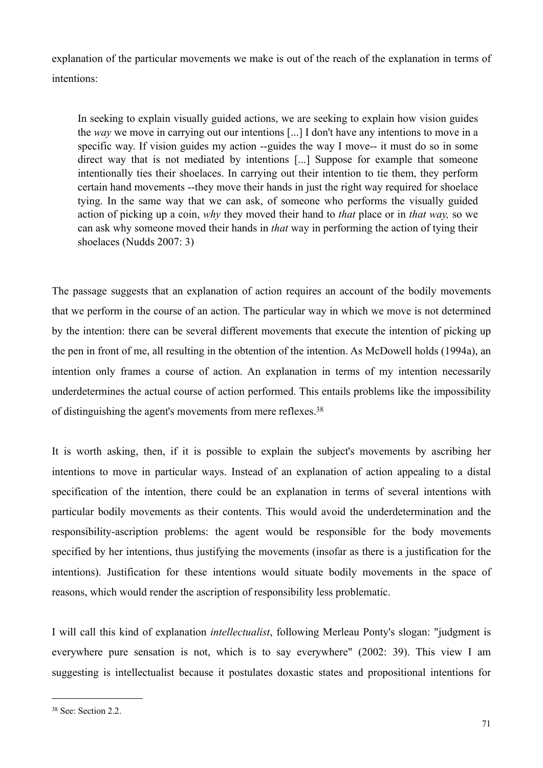explanation of the particular movements we make is out of the reach of the explanation in terms of intentions:

> In seeking to explain visually guided actions, we are seeking to explain how vision guides the *way* we move in carrying out our intentions [...] I don't have any intentions to move in a specific way. If vision guides my action --guides the way I move-- it must do so in some direct way that is not mediated by intentions [...] Suppose for example that someone intentionally ties their shoelaces. In carrying out their intention to tie them, they perform certain hand movements --they move their hands in just the right way required for shoelace tying. In the same way that we can ask, of someone who performs the visually guided action of picking up a coin, *why* they moved their hand to *that* place or in *that way,* so we can ask why someone moved their hands in *that* way in performing the action of tying their shoelaces (Nudds 2007: 3)

The passage suggests that an explanation of action requires an account of the bodily movements that we perform in the course of an action. The particular way in which we move is not determined by the intention: there can be several different movements that execute the intention of picking up the pen in front of me, all resulting in the obtention of the intention. As McDowell holds (1994a), an intention only frames a course of action. An explanation in terms of my intention necessarily underdetermines the actual course of action performed. This entails problems like the impossibility of distinguishing the agent's movements from mere reflexes.[38]

It is worth asking, then, if it is possible to explain the subject's movements by ascribing her intentions to move in particular ways. Instead of an explanation of action appealing to a distal specification of the intention, there could be an explanation in terms of several intentions with particular bodily movements as their contents. This would avoid the underdetermination and the responsibility-ascription problems: the agent would be responsible for the body movements specified by her intentions, thus justifying the movements (insofar as there is a justification for the intentions). Justification for these intentions would situate bodily movements in the space of reasons, which would render the ascription of responsibility less problematic.

I will call this kind of explanation *intellectualist*, following Merleau Ponty's slogan: "judgment is everywhere pure sensation is not, which is to say everywhere" (2002: 39). This view I am suggesting is intellectualist because it postulates doxastic states and propositional intentions for

---

[38] See: Section 2.2.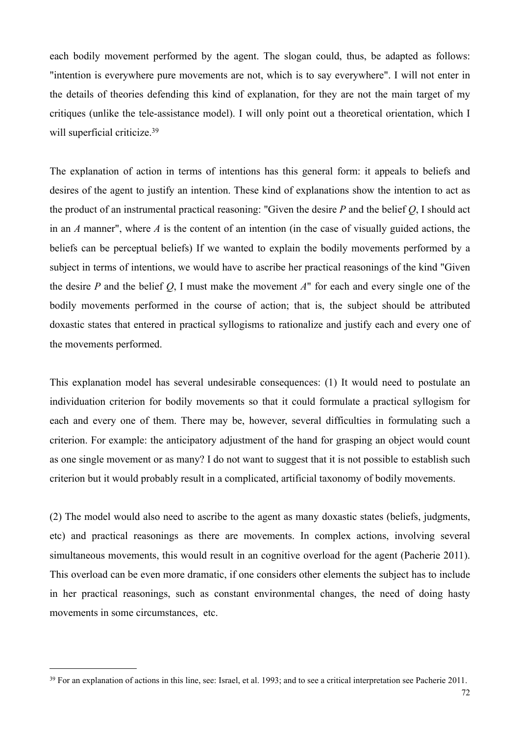each bodily movement performed by the agent. The slogan could, thus, be adapted as follows: "intention is everywhere pure movements are not, which is to say everywhere". I will not enter in the details of theories defending this kind of explanation, for they are not the main target of my critiques (unlike the tele-assistance model). I will only point out a theoretical orientation, which I will superficial criticize.[39]

The explanation of action in terms of intentions has this general form: it appeals to beliefs and desires of the agent to justify an intention. These kind of explanations show the intention to act as the product of an instrumental practical reasoning: "Given the desire *P* and the belief *Q*, I should act in an *A* manner", where *A* is the content of an intention (in the case of visually guided actions, the beliefs can be perceptual beliefs) If we wanted to explain the bodily movements performed by a subject in terms of intentions, we would have to ascribe her practical reasonings of the kind "Given the desire *P* and the belief *Q*, I must make the movement *A*" for each and every single one of the bodily movements performed in the course of action; that is, the subject should be attributed doxastic states that entered in practical syllogisms to rationalize and justify each and every one of the movements performed.

This explanation model has several undesirable consequences: (1) It would need to postulate an individuation criterion for bodily movements so that it could formulate a practical syllogism for each and every one of them. There may be, however, several difficulties in formulating such a criterion. For example: the anticipatory adjustment of the hand for grasping an object would count as one single movement or as many? I do not want to suggest that it is not possible to establish such criterion but it would probably result in a complicated, artificial taxonomy of bodily movements.

(2) The model would also need to ascribe to the agent as many doxastic states (beliefs, judgments, etc) and practical reasonings as there are movements. In complex actions, involving several simultaneous movements, this would result in an cognitive overload for the agent (Pacherie 2011). This overload can be even more dramatic, if one considers other elements the subject has to include in her practical reasonings, such as constant environmental changes, the need of doing hasty movements in some circumstances, etc.

[39] For an explanation of actions in this line, see: Israel, et al. 1993; and to see a critical interpretation see Pacherie 2011.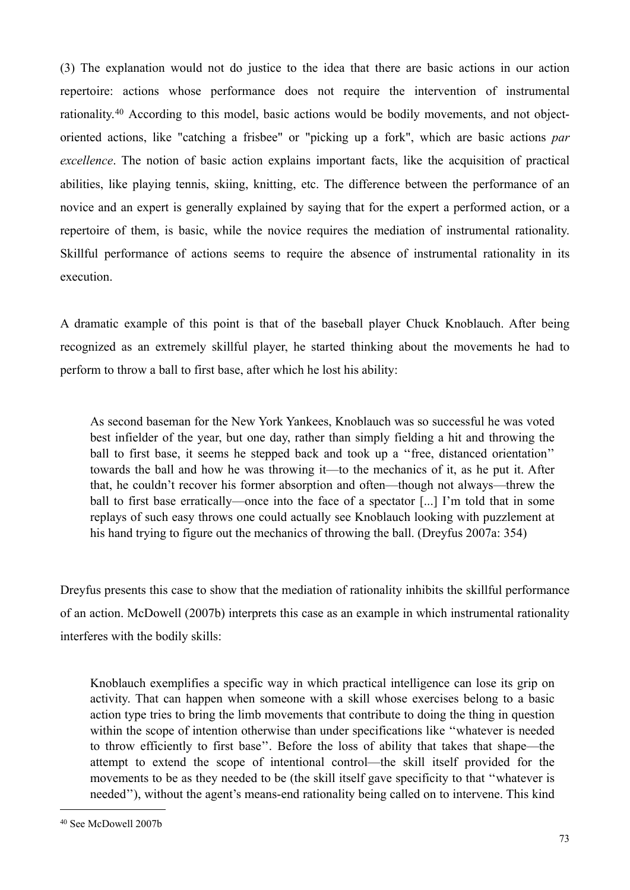(3) The explanation would not do justice to the idea that there are basic actions in our action repertoire: actions whose performance does not require the intervention of instrumental rationality.[40] According to this model, basic actions would be bodily movements, and not object-oriented actions, like "catching a frisbee" or "picking up a fork", which are basic actions *par excellence*. The notion of basic action explains important facts, like the acquisition of practical abilities, like playing tennis, skiing, knitting, etc. The difference between the performance of an novice and an expert is generally explained by saying that for the expert a performed action, or a repertoire of them, is basic, while the novice requires the mediation of instrumental rationality. Skillful performance of actions seems to require the absence of instrumental rationality in its execution.

A dramatic example of this point is that of the baseball player Chuck Knoblauch. After being recognized as an extremely skillful player, he started thinking about the movements he had to perform to throw a ball to first base, after which he lost his ability:

> As second baseman for the New York Yankees, Knoblauch was so successful he was voted best infielder of the year, but one day, rather than simply fielding a hit and throwing the ball to first base, it seems he stepped back and took up a ''free, distanced orientation'' towards the ball and how he was throwing it—to the mechanics of it, as he put it. After that, he couldn't recover his former absorption and often—though not always—threw the ball to first base erratically—once into the face of a spectator [...] I'm told that in some replays of such easy throws one could actually see Knoblauch looking with puzzlement at his hand trying to figure out the mechanics of throwing the ball. (Dreyfus 2007a: 354)

Dreyfus presents this case to show that the mediation of rationality inhibits the skillful performance of an action. McDowell (2007b) interprets this case as an example in which instrumental rationality interferes with the bodily skills:

> Knoblauch exemplifies a specific way in which practical intelligence can lose its grip on activity. That can happen when someone with a skill whose exercises belong to a basic action type tries to bring the limb movements that contribute to doing the thing in question within the scope of intention otherwise than under specifications like ''whatever is needed to throw efficiently to first base''. Before the loss of ability that takes that shape—the attempt to extend the scope of intentional control—the skill itself provided for the movements to be as they needed to be (the skill itself gave specificity to that ''whatever is needed''), without the agent's means-end rationality being called on to intervene. This kind

[40] See McDowell 2007b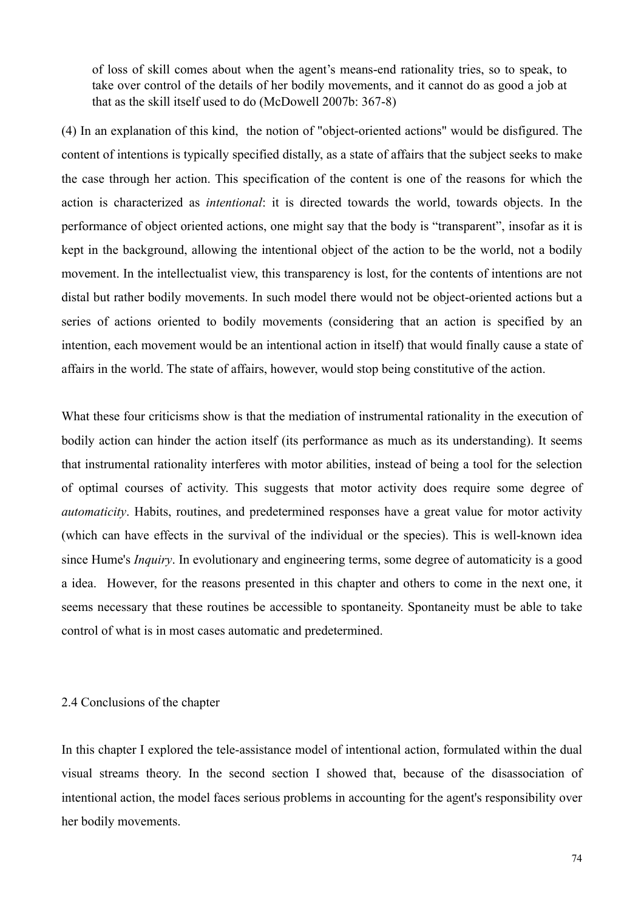> of loss of skill comes about when the agent's means-end rationality tries, so to speak, to take over control of the details of her bodily movements, and it cannot do as good a job at that as the skill itself used to do (McDowell 2007b: 367-8)

(4) In an explanation of this kind, the notion of "object-oriented actions" would be disfigured. The content of intentions is typically specified distally, as a state of affairs that the subject seeks to make the case through her action. This specification of the content is one of the reasons for which the action is characterized as *intentional*: it is directed towards the world, towards objects. In the performance of object oriented actions, one might say that the body is "transparent", insofar as it is kept in the background, allowing the intentional object of the action to be the world, not a bodily movement. In the intellectualist view, this transparency is lost, for the contents of intentions are not distal but rather bodily movements. In such model there would not be object-oriented actions but a series of actions oriented to bodily movements (considering that an action is specified by an intention, each movement would be an intentional action in itself) that would finally cause a state of affairs in the world. The state of affairs, however, would stop being constitutive of the action.

What these four criticisms show is that the mediation of instrumental rationality in the execution of bodily action can hinder the action itself (its performance as much as its understanding). It seems that instrumental rationality interferes with motor abilities, instead of being a tool for the selection of optimal courses of activity. This suggests that motor activity does require some degree of *automaticity*. Habits, routines, and predetermined responses have a great value for motor activity (which can have effects in the survival of the individual or the species). This is well-known idea since Hume's *Inquiry*. In evolutionary and engineering terms, some degree of automaticity is a good a idea. However, for the reasons presented in this chapter and others to come in the next one, it seems necessary that these routines be accessible to spontaneity. Spontaneity must be able to take control of what is in most cases automatic and predetermined.

## 2.4 Conclusions of the chapter

In this chapter I explored the tele-assistance model of intentional action, formulated within the dual visual streams theory. In the second section I showed that, because of the disassociation of intentional action, the model faces serious problems in accounting for the agent's responsibility over her bodily movements.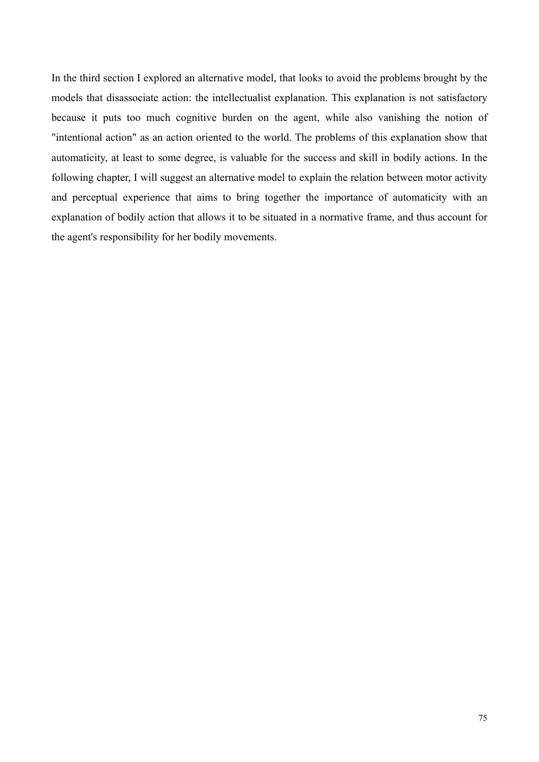In the third section I explored an alternative model, that looks to avoid the problems brought by the models that disassociate action: the intellectualist explanation. This explanation is not satisfactory because it puts too much cognitive burden on the agent, while also vanishing the notion of "intentional action" as an action oriented to the world. The problems of this explanation show that automaticity, at least to some degree, is valuable for the success and skill in bodily actions. In the following chapter, I will suggest an alternative model to explain the relation between motor activity and perceptual experience that aims to bring together the importance of automaticity with an explanation of bodily action that allows it to be situated in a normative frame, and thus account for the agent's responsibility for her bodily movements.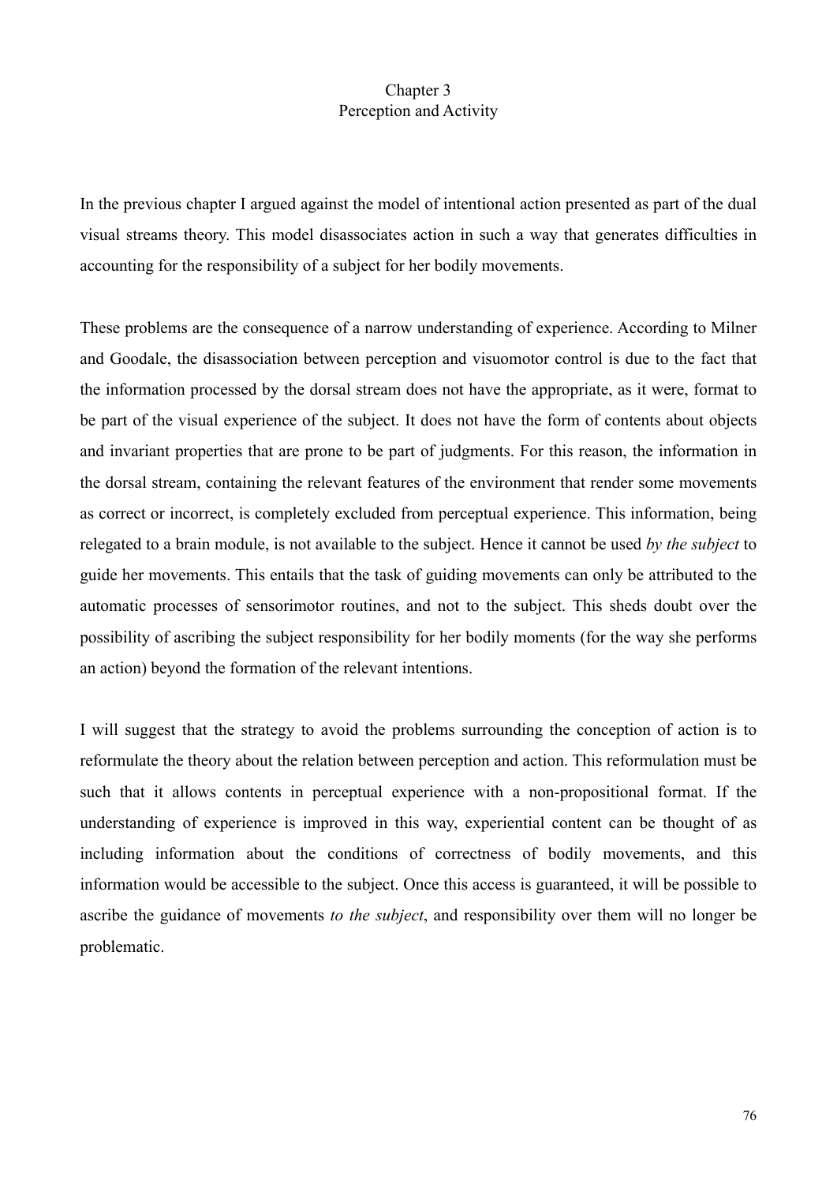# Chapter 3
# Perception and Activity

In the previous chapter I argued against the model of intentional action presented as part of the dual visual streams theory. This model disassociates action in such a way that generates difficulties in accounting for the responsibility of a subject for her bodily movements.

These problems are the consequence of a narrow understanding of experience. According to Milner and Goodale, the disassociation between perception and visuomotor control is due to the fact that the information processed by the dorsal stream does not have the appropriate, as it were, format to be part of the visual experience of the subject. It does not have the form of contents about objects and invariant properties that are prone to be part of judgments. For this reason, the information in the dorsal stream, containing the relevant features of the environment that render some movements as correct or incorrect, is completely excluded from perceptual experience. This information, being relegated to a brain module, is not available to the subject. Hence it cannot be used *by the subject* to guide her movements. This entails that the task of guiding movements can only be attributed to the automatic processes of sensorimotor routines, and not to the subject. This sheds doubt over the possibility of ascribing the subject responsibility for her bodily moments (for the way she performs an action) beyond the formation of the relevant intentions.

I will suggest that the strategy to avoid the problems surrounding the conception of action is to reformulate the theory about the relation between perception and action. This reformulation must be such that it allows contents in perceptual experience with a non-propositional format. If the understanding of experience is improved in this way, experiential content can be thought of as including information about the conditions of correctness of bodily movements, and this information would be accessible to the subject. Once this access is guaranteed, it will be possible to ascribe the guidance of movements *to the subject*, and responsibility over them will no longer be problematic.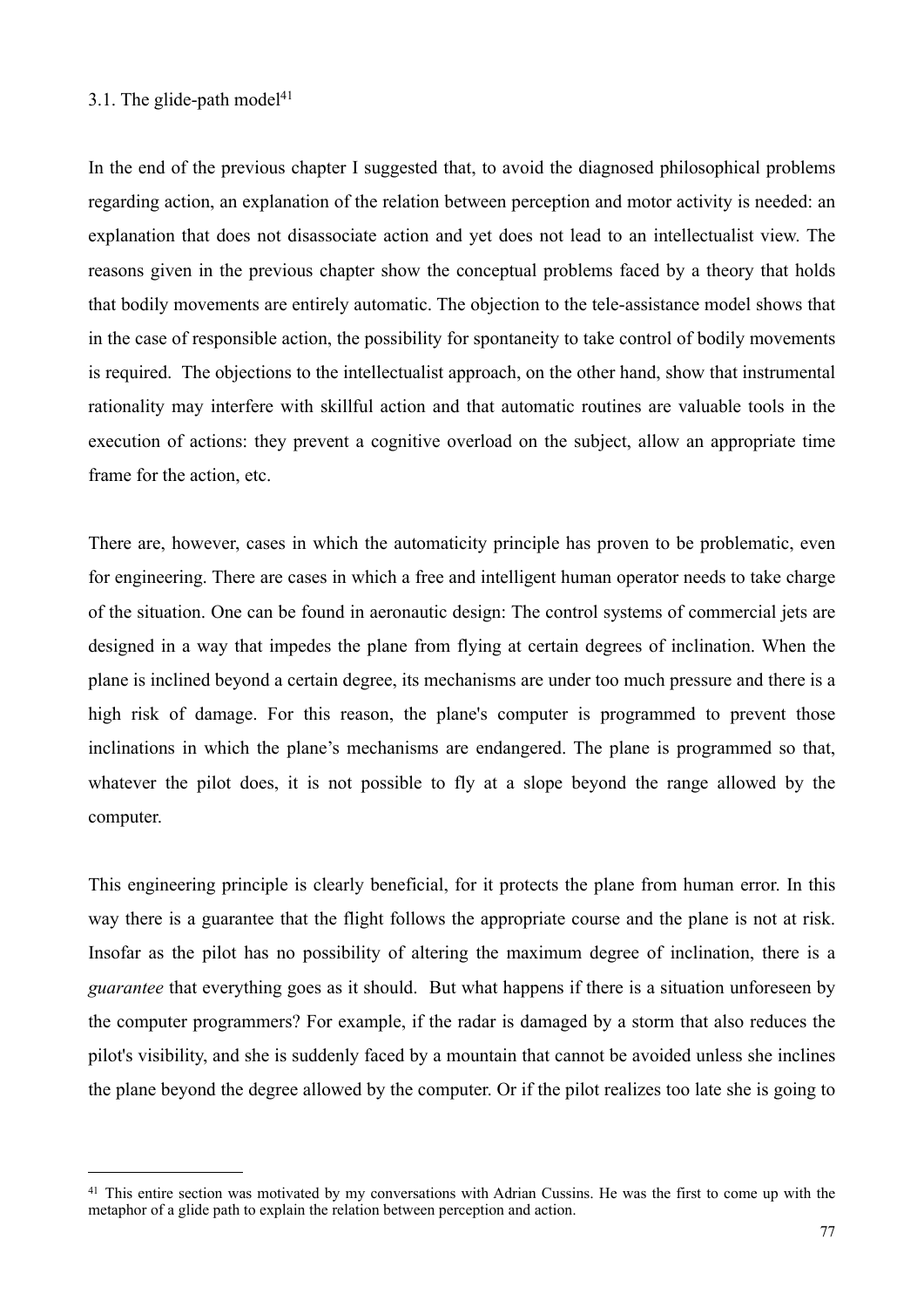### 3.1. The glide-path model[41]

In the end of the previous chapter I suggested that, to avoid the diagnosed philosophical problems regarding action, an explanation of the relation between perception and motor activity is needed: an explanation that does not disassociate action and yet does not lead to an intellectualist view. The reasons given in the previous chapter show the conceptual problems faced by a theory that holds that bodily movements are entirely automatic. The objection to the tele-assistance model shows that in the case of responsible action, the possibility for spontaneity to take control of bodily movements is required. The objections to the intellectualist approach, on the other hand, show that instrumental rationality may interfere with skillful action and that automatic routines are valuable tools in the execution of actions: they prevent a cognitive overload on the subject, allow an appropriate time frame for the action, etc.

There are, however, cases in which the automaticity principle has proven to be problematic, even for engineering. There are cases in which a free and intelligent human operator needs to take charge of the situation. One can be found in aeronautic design: The control systems of commercial jets are designed in a way that impedes the plane from flying at certain degrees of inclination. When the plane is inclined beyond a certain degree, its mechanisms are under too much pressure and there is a high risk of damage. For this reason, the plane's computer is programmed to prevent those inclinations in which the plane's mechanisms are endangered. The plane is programmed so that, whatever the pilot does, it is not possible to fly at a slope beyond the range allowed by the computer.

This engineering principle is clearly beneficial, for it protects the plane from human error. In this way there is a guarantee that the flight follows the appropriate course and the plane is not at risk. Insofar as the pilot has no possibility of altering the maximum degree of inclination, there is a *guarantee* that everything goes as it should. But what happens if there is a situation unforeseen by the computer programmers? For example, if the radar is damaged by a storm that also reduces the pilot's visibility, and she is suddenly faced by a mountain that cannot be avoided unless she inclines the plane beyond the degree allowed by the computer. Or if the pilot realizes too late she is going to

[41] This entire section was motivated by my conversations with Adrian Cussins. He was the first to come up with the metaphor of a glide path to explain the relation between perception and action.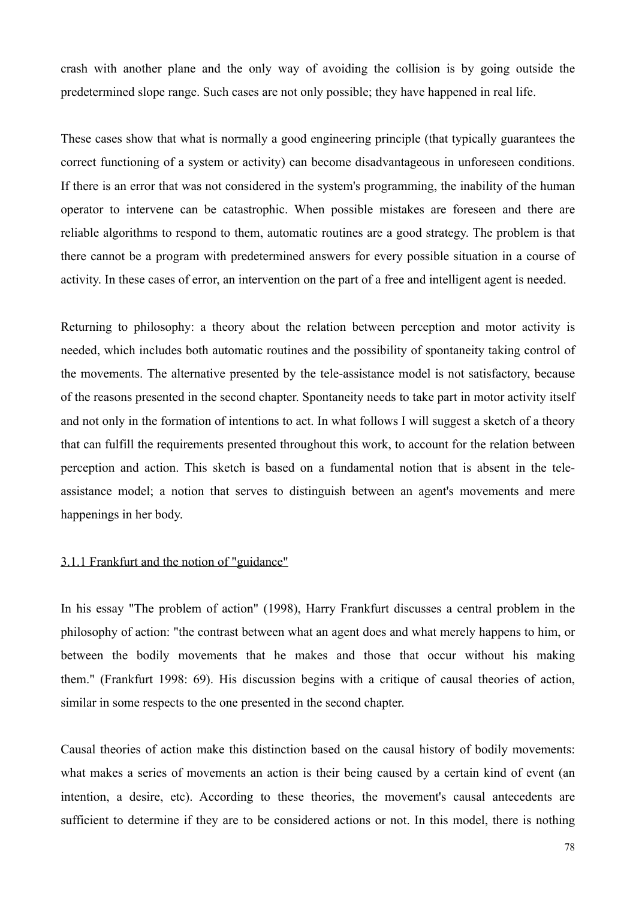crash with another plane and the only way of avoiding the collision is by going outside the predetermined slope range. Such cases are not only possible; they have happened in real life.

These cases show that what is normally a good engineering principle (that typically guarantees the correct functioning of a system or activity) can become disadvantageous in unforeseen conditions. If there is an error that was not considered in the system's programming, the inability of the human operator to intervene can be catastrophic. When possible mistakes are foreseen and there are reliable algorithms to respond to them, automatic routines are a good strategy. The problem is that there cannot be a program with predetermined answers for every possible situation in a course of activity. In these cases of error, an intervention on the part of a free and intelligent agent is needed.

Returning to philosophy: a theory about the relation between perception and motor activity is needed, which includes both automatic routines and the possibility of spontaneity taking control of the movements. The alternative presented by the tele-assistance model is not satisfactory, because of the reasons presented in the second chapter. Spontaneity needs to take part in motor activity itself and not only in the formation of intentions to act. In what follows I will suggest a sketch of a theory that can fulfill the requirements presented throughout this work, to account for the relation between perception and action. This sketch is based on a fundamental notion that is absent in the tele-assistance model; a notion that serves to distinguish between an agent's movements and mere happenings in her body.

### 3.1.1 Frankfurt and the notion of "guidance"

In his essay "The problem of action" (1998), Harry Frankfurt discusses a central problem in the philosophy of action: "the contrast between what an agent does and what merely happens to him, or between the bodily movements that he makes and those that occur without his making them." (Frankfurt 1998: 69). His discussion begins with a critique of causal theories of action, similar in some respects to the one presented in the second chapter.

Causal theories of action make this distinction based on the causal history of bodily movements: what makes a series of movements an action is their being caused by a certain kind of event (an intention, a desire, etc). According to these theories, the movement's causal antecedents are sufficient to determine if they are to be considered actions or not. In this model, there is nothing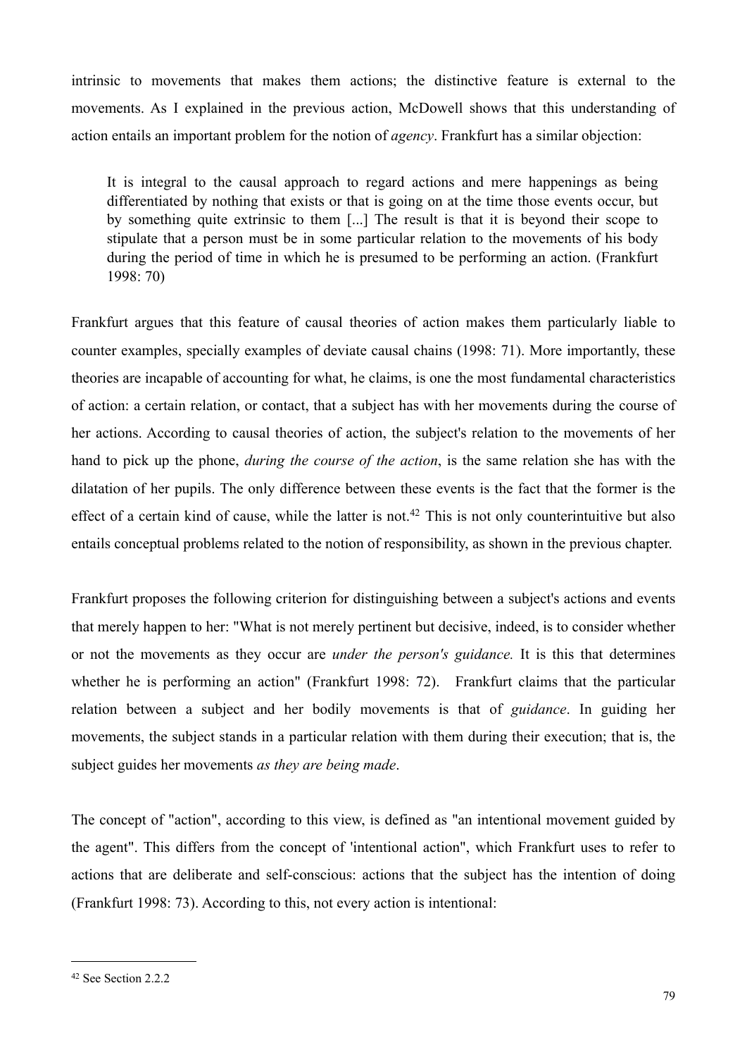intrinsic to movements that makes them actions; the distinctive feature is external to the movements. As I explained in the previous action, McDowell shows that this understanding of action entails an important problem for the notion of *agency*. Frankfurt has a similar objection:

> It is integral to the causal approach to regard actions and mere happenings as being differentiated by nothing that exists or that is going on at the time those events occur, but by something quite extrinsic to them [...] The result is that it is beyond their scope to stipulate that a person must be in some particular relation to the movements of his body during the period of time in which he is presumed to be performing an action. (Frankfurt 1998: 70)

Frankfurt argues that this feature of causal theories of action makes them particularly liable to counter examples, specially examples of deviate causal chains (1998: 71). More importantly, these theories are incapable of accounting for what, he claims, is one the most fundamental characteristics of action: a certain relation, or contact, that a subject has with her movements during the course of her actions. According to causal theories of action, the subject's relation to the movements of her hand to pick up the phone, *during the course of the action*, is the same relation she has with the dilatation of her pupils. The only difference between these events is the fact that the former is the effect of a certain kind of cause, while the latter is not.[42] This is not only counterintuitive but also entails conceptual problems related to the notion of responsibility, as shown in the previous chapter.

Frankfurt proposes the following criterion for distinguishing between a subject's actions and events that merely happen to her: "What is not merely pertinent but decisive, indeed, is to consider whether or not the movements as they occur are *under the person's guidance.* It is this that determines whether he is performing an action" (Frankfurt 1998: 72). Frankfurt claims that the particular relation between a subject and her bodily movements is that of *guidance*. In guiding her movements, the subject stands in a particular relation with them during their execution; that is, the subject guides her movements *as they are being made*.

The concept of "action", according to this view, is defined as "an intentional movement guided by the agent". This differs from the concept of 'intentional action", which Frankfurt uses to refer to actions that are deliberate and self-conscious: actions that the subject has the intention of doing (Frankfurt 1998: 73). According to this, not every action is intentional:

---

[42] See Section 2.2.2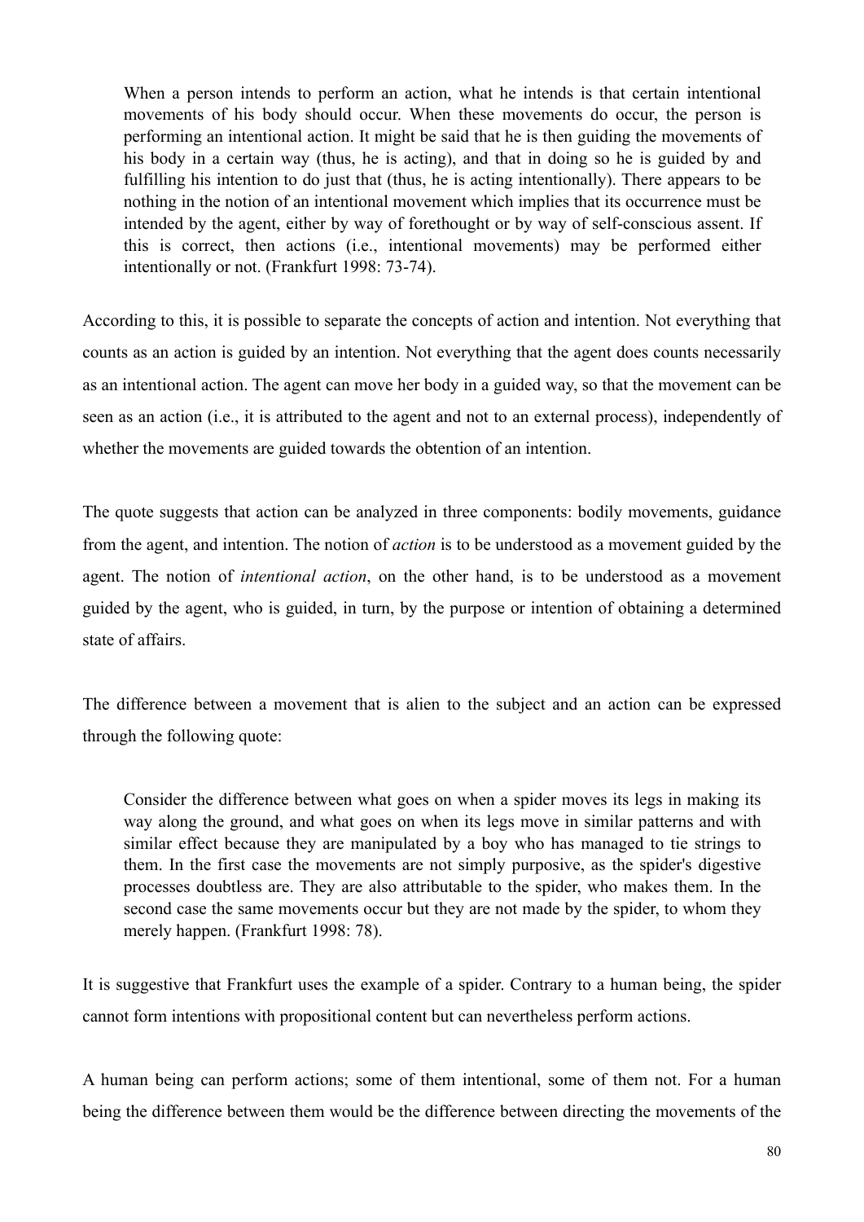> When a person intends to perform an action, what he intends is that certain intentional movements of his body should occur. When these movements do occur, the person is performing an intentional action. It might be said that he is then guiding the movements of his body in a certain way (thus, he is acting), and that in doing so he is guided by and fulfilling his intention to do just that (thus, he is acting intentionally). There appears to be nothing in the notion of an intentional movement which implies that its occurrence must be intended by the agent, either by way of forethought or by way of self-conscious assent. If this is correct, then actions (i.e., intentional movements) may be performed either intentionally or not. (Frankfurt 1998: 73-74).

According to this, it is possible to separate the concepts of action and intention. Not everything that counts as an action is guided by an intention. Not everything that the agent does counts necessarily as an intentional action. The agent can move her body in a guided way, so that the movement can be seen as an action (i.e., it is attributed to the agent and not to an external process), independently of whether the movements are guided towards the obtention of an intention.

The quote suggests that action can be analyzed in three components: bodily movements, guidance from the agent, and intention. The notion of *action* is to be understood as a movement guided by the agent. The notion of *intentional action*, on the other hand, is to be understood as a movement guided by the agent, who is guided, in turn, by the purpose or intention of obtaining a determined state of affairs.

The difference between a movement that is alien to the subject and an action can be expressed through the following quote:

> Consider the difference between what goes on when a spider moves its legs in making its way along the ground, and what goes on when its legs move in similar patterns and with similar effect because they are manipulated by a boy who has managed to tie strings to them. In the first case the movements are not simply purposive, as the spider's digestive processes doubtless are. They are also attributable to the spider, who makes them. In the second case the same movements occur but they are not made by the spider, to whom they merely happen. (Frankfurt 1998: 78).

It is suggestive that Frankfurt uses the example of a spider. Contrary to a human being, the spider cannot form intentions with propositional content but can nevertheless perform actions.

A human being can perform actions; some of them intentional, some of them not. For a human being the difference between them would be the difference between directing the movements of the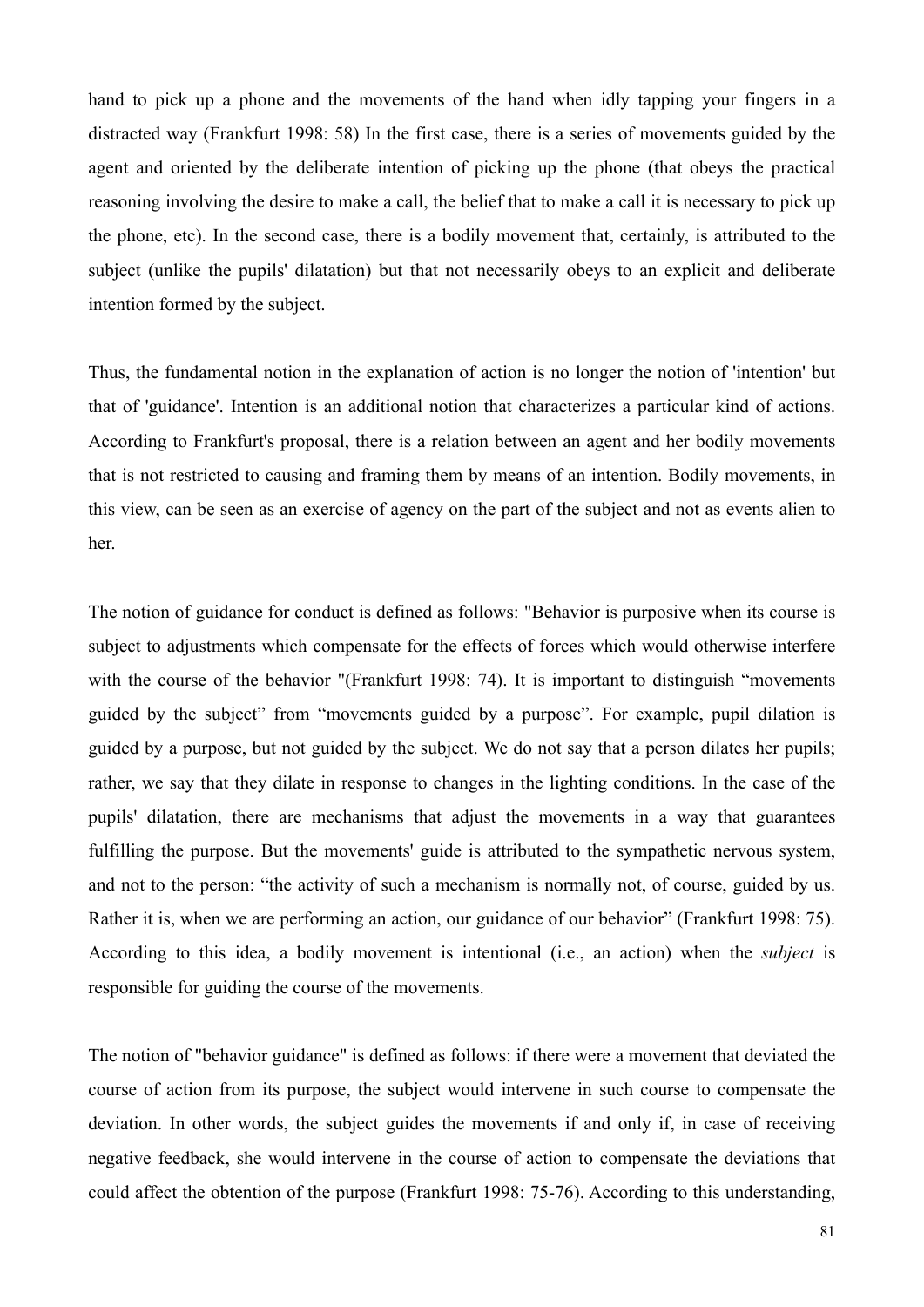hand to pick up a phone and the movements of the hand when idly tapping your fingers in a distracted way (Frankfurt 1998: 58) In the first case, there is a series of movements guided by the agent and oriented by the deliberate intention of picking up the phone (that obeys the practical reasoning involving the desire to make a call, the belief that to make a call it is necessary to pick up the phone, etc). In the second case, there is a bodily movement that, certainly, is attributed to the subject (unlike the pupils' dilatation) but that not necessarily obeys to an explicit and deliberate intention formed by the subject.

Thus, the fundamental notion in the explanation of action is no longer the notion of 'intention' but that of 'guidance'. Intention is an additional notion that characterizes a particular kind of actions. According to Frankfurt's proposal, there is a relation between an agent and her bodily movements that is not restricted to causing and framing them by means of an intention. Bodily movements, in this view, can be seen as an exercise of agency on the part of the subject and not as events alien to her.

The notion of guidance for conduct is defined as follows: "Behavior is purposive when its course is subject to adjustments which compensate for the effects of forces which would otherwise interfere with the course of the behavior "(Frankfurt 1998: 74). It is important to distinguish “movements guided by the subject” from “movements guided by a purpose”. For example, pupil dilation is guided by a purpose, but not guided by the subject. We do not say that a person dilates her pupils; rather, we say that they dilate in response to changes in the lighting conditions. In the case of the pupils' dilatation, there are mechanisms that adjust the movements in a way that guarantees fulfilling the purpose. But the movements' guide is attributed to the sympathetic nervous system, and not to the person: “the activity of such a mechanism is normally not, of course, guided by us. Rather it is, when we are performing an action, our guidance of our behavior” (Frankfurt 1998: 75). According to this idea, a bodily movement is intentional (i.e., an action) when the *subject* is responsible for guiding the course of the movements.

The notion of "behavior guidance" is defined as follows: if there were a movement that deviated the course of action from its purpose, the subject would intervene in such course to compensate the deviation. In other words, the subject guides the movements if and only if, in case of receiving negative feedback, she would intervene in the course of action to compensate the deviations that could affect the obtention of the purpose (Frankfurt 1998: 75-76). According to this understanding,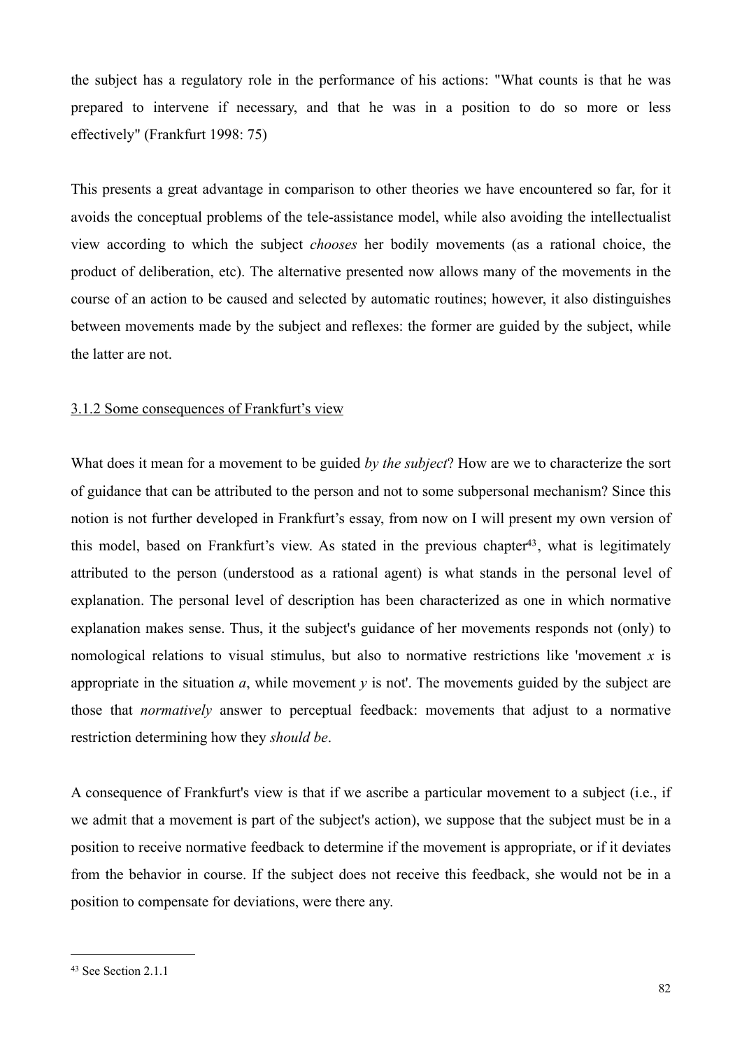the subject has a regulatory role in the performance of his actions: "What counts is that he was prepared to intervene if necessary, and that he was in a position to do so more or less effectively" (Frankfurt 1998: 75)

This presents a great advantage in comparison to other theories we have encountered so far, for it avoids the conceptual problems of the tele-assistance model, while also avoiding the intellectualist view according to which the subject *chooses* her bodily movements (as a rational choice, the product of deliberation, etc). The alternative presented now allows many of the movements in the course of an action to be caused and selected by automatic routines; however, it also distinguishes between movements made by the subject and reflexes: the former are guided by the subject, while the latter are not.

### 3.1.2 Some consequences of Frankfurt's view

What does it mean for a movement to be guided *by the subject*? How are we to characterize the sort of guidance that can be attributed to the person and not to some subpersonal mechanism? Since this notion is not further developed in Frankfurt's essay, from now on I will present my own version of this model, based on Frankfurt's view. As stated in the previous chapter[43], what is legitimately attributed to the person (understood as a rational agent) is what stands in the personal level of explanation. The personal level of description has been characterized as one in which normative explanation makes sense. Thus, it the subject's guidance of her movements responds not (only) to nomological relations to visual stimulus, but also to normative restrictions like 'movement *x* is appropriate in the situation *a*, while movement *y* is not'. The movements guided by the subject are those that *normatively* answer to perceptual feedback: movements that adjust to a normative restriction determining how they *should be*.

A consequence of Frankfurt's view is that if we ascribe a particular movement to a subject (i.e., if we admit that a movement is part of the subject's action), we suppose that the subject must be in a position to receive normative feedback to determine if the movement is appropriate, or if it deviates from the behavior in course. If the subject does not receive this feedback, she would not be in a position to compensate for deviations, were there any.

---

[43] See Section 2.1.1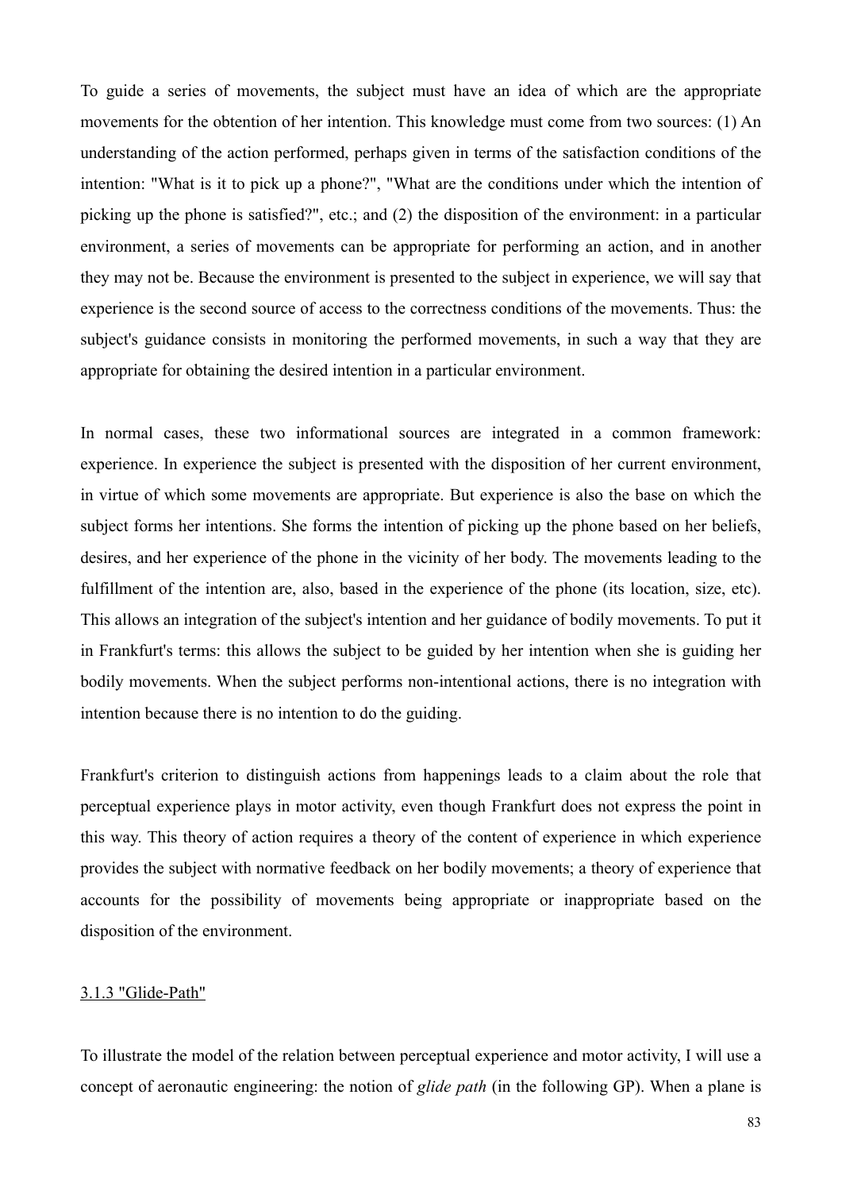To guide a series of movements, the subject must have an idea of which are the appropriate movements for the obtention of her intention. This knowledge must come from two sources: (1) An understanding of the action performed, perhaps given in terms of the satisfaction conditions of the intention: "What is it to pick up a phone?", "What are the conditions under which the intention of picking up the phone is satisfied?", etc.; and (2) the disposition of the environment: in a particular environment, a series of movements can be appropriate for performing an action, and in another they may not be. Because the environment is presented to the subject in experience, we will say that experience is the second source of access to the correctness conditions of the movements. Thus: the subject's guidance consists in monitoring the performed movements, in such a way that they are appropriate for obtaining the desired intention in a particular environment.

In normal cases, these two informational sources are integrated in a common framework: experience. In experience the subject is presented with the disposition of her current environment, in virtue of which some movements are appropriate. But experience is also the base on which the subject forms her intentions. She forms the intention of picking up the phone based on her beliefs, desires, and her experience of the phone in the vicinity of her body. The movements leading to the fulfillment of the intention are, also, based in the experience of the phone (its location, size, etc). This allows an integration of the subject's intention and her guidance of bodily movements. To put it in Frankfurt's terms: this allows the subject to be guided by her intention when she is guiding her bodily movements. When the subject performs non-intentional actions, there is no integration with intention because there is no intention to do the guiding.

Frankfurt's criterion to distinguish actions from happenings leads to a claim about the role that perceptual experience plays in motor activity, even though Frankfurt does not express the point in this way. This theory of action requires a theory of the content of experience in which experience provides the subject with normative feedback on her bodily movements; a theory of experience that accounts for the possibility of movements being appropriate or inappropriate based on the disposition of the environment.

### 3.1.3 "Glide-Path"

To illustrate the model of the relation between perceptual experience and motor activity, I will use a concept of aeronautic engineering: the notion of *glide path* (in the following GP). When a plane is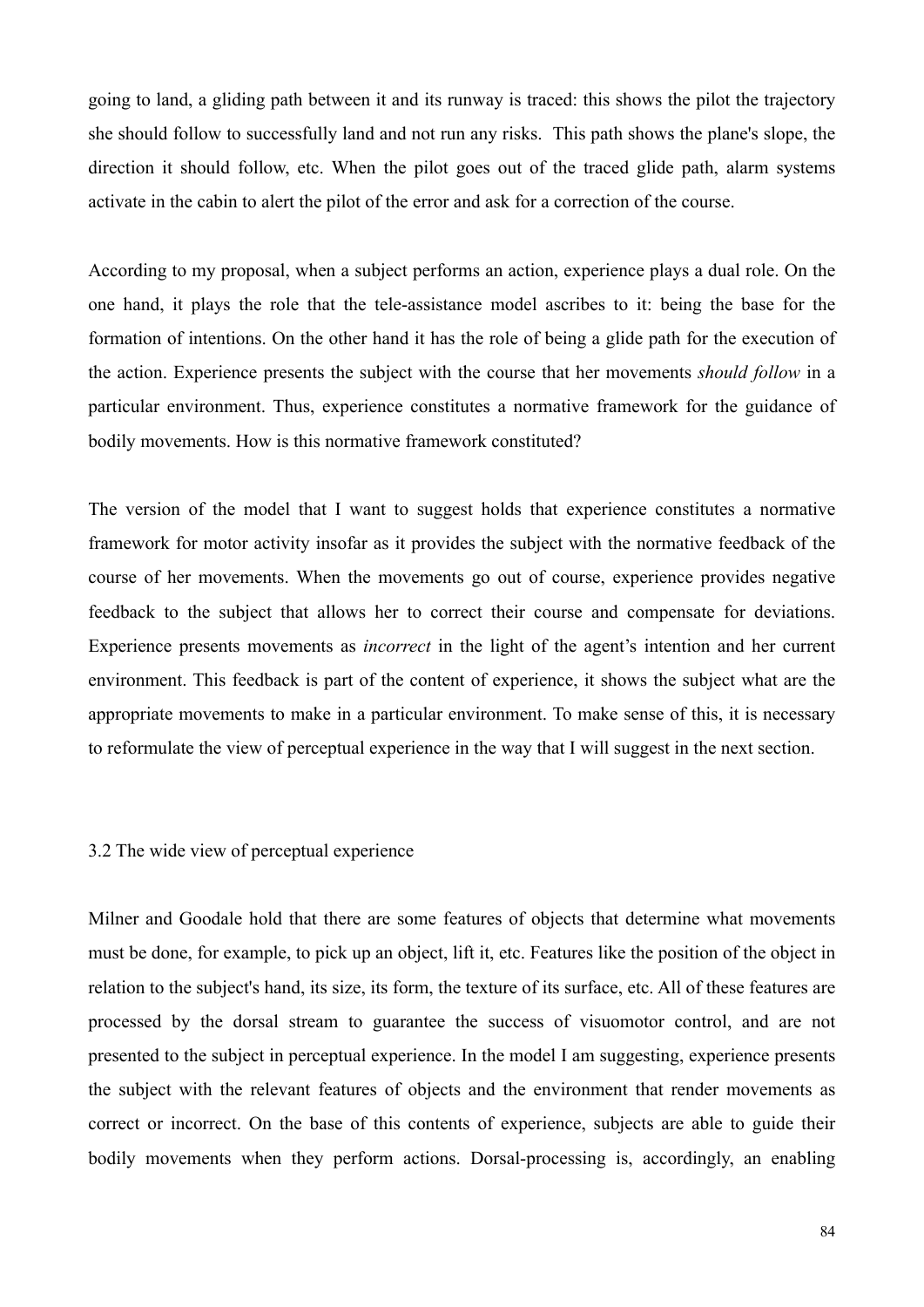going to land, a gliding path between it and its runway is traced: this shows the pilot the trajectory she should follow to successfully land and not run any risks. This path shows the plane's slope, the direction it should follow, etc. When the pilot goes out of the traced glide path, alarm systems activate in the cabin to alert the pilot of the error and ask for a correction of the course.

According to my proposal, when a subject performs an action, experience plays a dual role. On the one hand, it plays the role that the tele-assistance model ascribes to it: being the base for the formation of intentions. On the other hand it has the role of being a glide path for the execution of the action. Experience presents the subject with the course that her movements *should follow* in a particular environment. Thus, experience constitutes a normative framework for the guidance of bodily movements. How is this normative framework constituted?

The version of the model that I want to suggest holds that experience constitutes a normative framework for motor activity insofar as it provides the subject with the normative feedback of the course of her movements. When the movements go out of course, experience provides negative feedback to the subject that allows her to correct their course and compensate for deviations. Experience presents movements as *incorrect* in the light of the agent's intention and her current environment. This feedback is part of the content of experience, it shows the subject what are the appropriate movements to make in a particular environment. To make sense of this, it is necessary to reformulate the view of perceptual experience in the way that I will suggest in the next section.

### 3.2 The wide view of perceptual experience

Milner and Goodale hold that there are some features of objects that determine what movements must be done, for example, to pick up an object, lift it, etc. Features like the position of the object in relation to the subject's hand, its size, its form, the texture of its surface, etc. All of these features are processed by the dorsal stream to guarantee the success of visuomotor control, and are not presented to the subject in perceptual experience. In the model I am suggesting, experience presents the subject with the relevant features of objects and the environment that render movements as correct or incorrect. On the base of this contents of experience, subjects are able to guide their bodily movements when they perform actions. Dorsal-processing is, accordingly, an enabling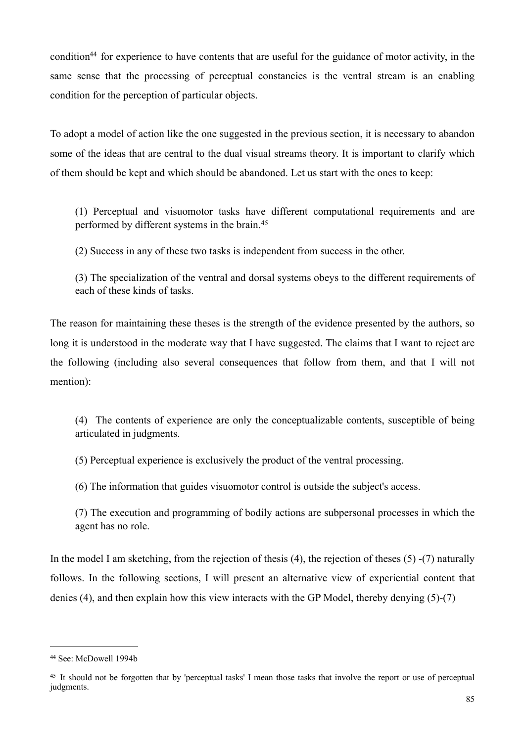condition[44] for experience to have contents that are useful for the guidance of motor activity, in the same sense that the processing of perceptual constancies is the ventral stream is an enabling condition for the perception of particular objects.

To adopt a model of action like the one suggested in the previous section, it is necessary to abandon some of the ideas that are central to the dual visual streams theory. It is important to clarify which of them should be kept and which should be abandoned. Let us start with the ones to keep:

> (1) Perceptual and visuomotor tasks have different computational requirements and are performed by different systems in the brain.[45]
>
> (2) Success in any of these two tasks is independent from success in the other.
>
> (3) The specialization of the ventral and dorsal systems obeys to the different requirements of each of these kinds of tasks.

The reason for maintaining these theses is the strength of the evidence presented by the authors, so long it is understood in the moderate way that I have suggested. The claims that I want to reject are the following (including also several consequences that follow from them, and that I will not mention):

> (4) The contents of experience are only the conceptualizable contents, susceptible of being articulated in judgments.
>
> (5) Perceptual experience is exclusively the product of the ventral processing.
>
> (6) The information that guides visuomotor control is outside the subject's access.
>
> (7) The execution and programming of bodily actions are subpersonal processes in which the agent has no role.

In the model I am sketching, from the rejection of thesis (4), the rejection of theses (5) -(7) naturally follows. In the following sections, I will present an alternative view of experiential content that denies (4), and then explain how this view interacts with the GP Model, thereby denying (5)-(7)

---

[44] See: McDowell 1994b

[45] It should not be forgotten that by 'perceptual tasks' I mean those tasks that involve the report or use of perceptual judgments.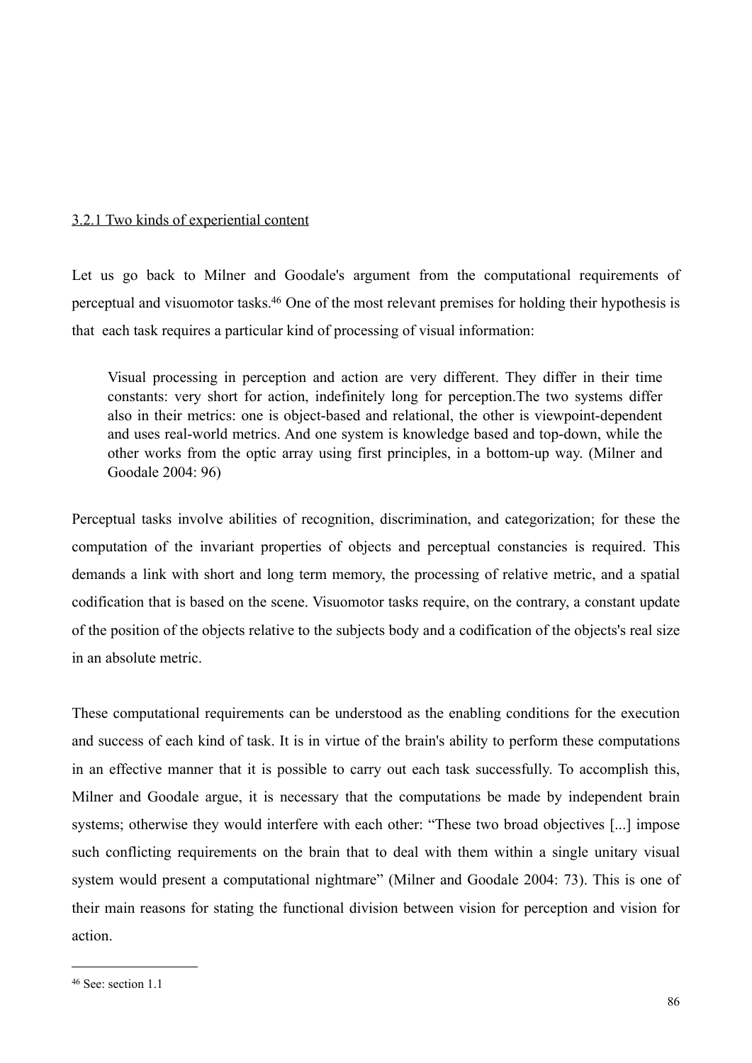### 3.2.1 Two kinds of experiential content

Let us go back to Milner and Goodale's argument from the computational requirements of perceptual and visuomotor tasks.[46] One of the most relevant premises for holding their hypothesis is that each task requires a particular kind of processing of visual information:

> Visual processing in perception and action are very different. They differ in their time constants: very short for action, indefinitely long for perception.The two systems differ also in their metrics: one is object-based and relational, the other is viewpoint-dependent and uses real-world metrics. And one system is knowledge based and top-down, while the other works from the optic array using first principles, in a bottom-up way. (Milner and Goodale 2004: 96)

Perceptual tasks involve abilities of recognition, discrimination, and categorization; for these the computation of the invariant properties of objects and perceptual constancies is required. This demands a link with short and long term memory, the processing of relative metric, and a spatial codification that is based on the scene. Visuomotor tasks require, on the contrary, a constant update of the position of the objects relative to the subjects body and a codification of the objects's real size in an absolute metric.

These computational requirements can be understood as the enabling conditions for the execution and success of each kind of task. It is in virtue of the brain's ability to perform these computations in an effective manner that it is possible to carry out each task successfully. To accomplish this, Milner and Goodale argue, it is necessary that the computations be made by independent brain systems; otherwise they would interfere with each other: "These two broad objectives [...] impose such conflicting requirements on the brain that to deal with them within a single unitary visual system would present a computational nightmare" (Milner and Goodale 2004: 73). This is one of their main reasons for stating the functional division between vision for perception and vision for action.

---

[46] See: section 1.1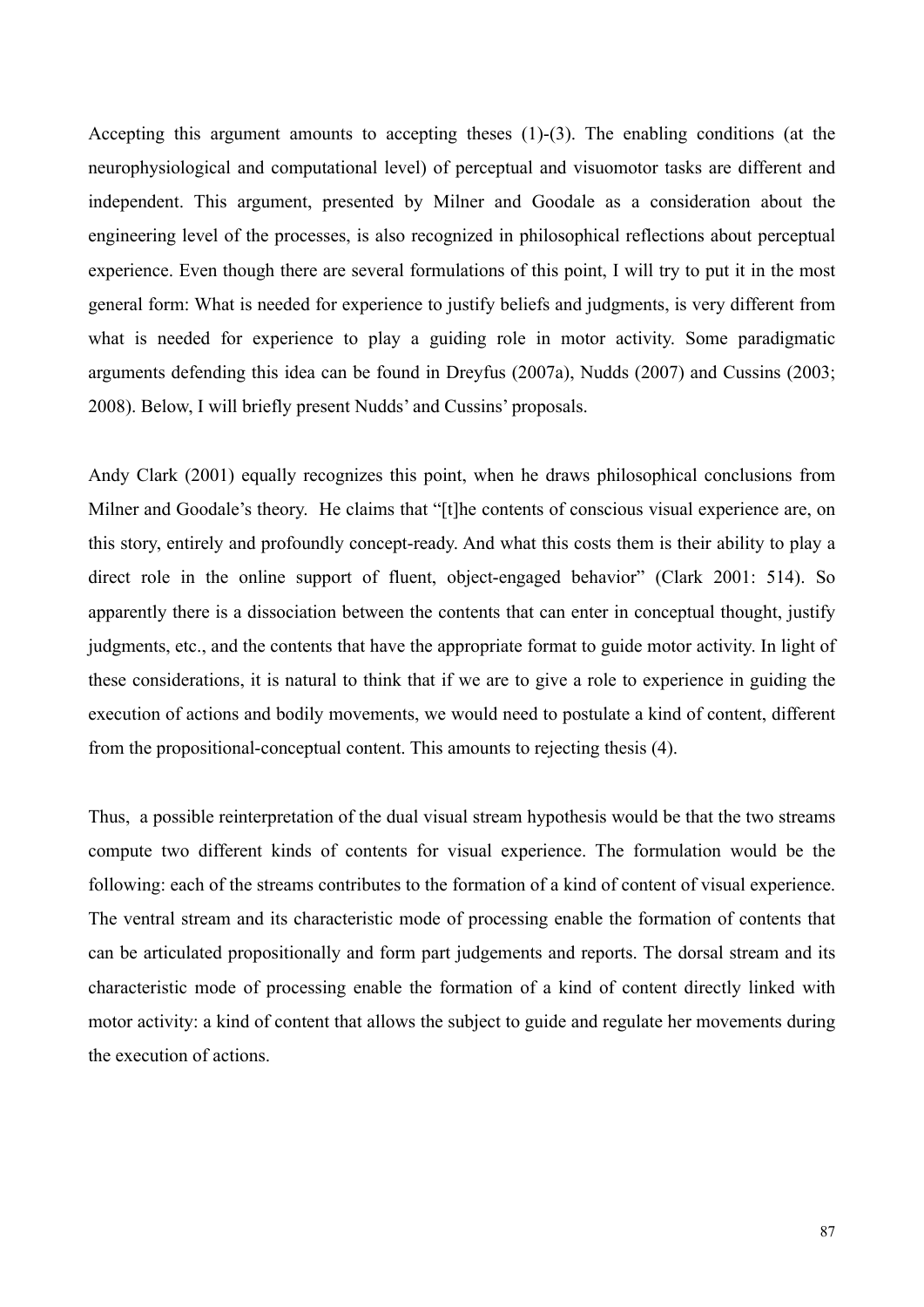Accepting this argument amounts to accepting theses (1)-(3). The enabling conditions (at the neurophysiological and computational level) of perceptual and visuomotor tasks are different and independent. This argument, presented by Milner and Goodale as a consideration about the engineering level of the processes, is also recognized in philosophical reflections about perceptual experience. Even though there are several formulations of this point, I will try to put it in the most general form: What is needed for experience to justify beliefs and judgments, is very different from what is needed for experience to play a guiding role in motor activity. Some paradigmatic arguments defending this idea can be found in Dreyfus (2007a), Nudds (2007) and Cussins (2003; 2008). Below, I will briefly present Nudds' and Cussins' proposals.

Andy Clark (2001) equally recognizes this point, when he draws philosophical conclusions from Milner and Goodale's theory. He claims that "[t]he contents of conscious visual experience are, on this story, entirely and profoundly concept-ready. And what this costs them is their ability to play a direct role in the online support of fluent, object-engaged behavior" (Clark 2001: 514). So apparently there is a dissociation between the contents that can enter in conceptual thought, justify judgments, etc., and the contents that have the appropriate format to guide motor activity. In light of these considerations, it is natural to think that if we are to give a role to experience in guiding the execution of actions and bodily movements, we would need to postulate a kind of content, different from the propositional-conceptual content. This amounts to rejecting thesis (4).

Thus, a possible reinterpretation of the dual visual stream hypothesis would be that the two streams compute two different kinds of contents for visual experience. The formulation would be the following: each of the streams contributes to the formation of a kind of content of visual experience. The ventral stream and its characteristic mode of processing enable the formation of contents that can be articulated propositionally and form part judgements and reports. The dorsal stream and its characteristic mode of processing enable the formation of a kind of content directly linked with motor activity: a kind of content that allows the subject to guide and regulate her movements during the execution of actions.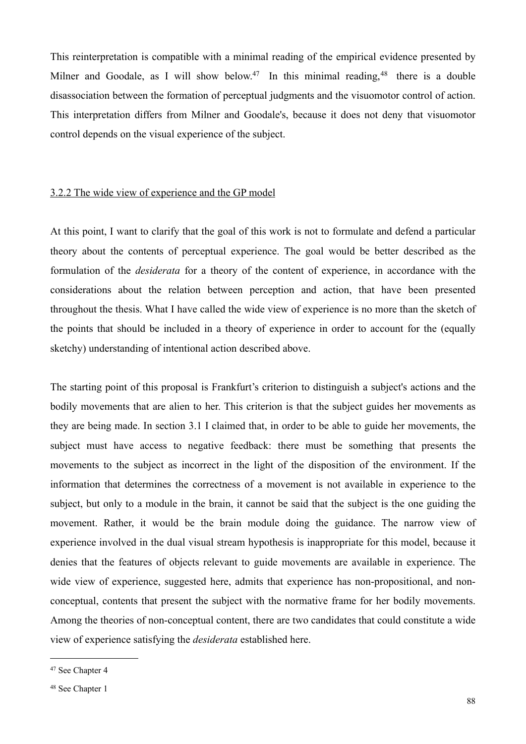This reinterpretation is compatible with a minimal reading of the empirical evidence presented by Milner and Goodale, as I will show below.[47] In this minimal reading,[48] there is a double disassociation between the formation of perceptual judgments and the visuomotor control of action. This interpretation differs from Milner and Goodale's, because it does not deny that visuomotor control depends on the visual experience of the subject.

### 3.2.2 The wide view of experience and the GP model

At this point, I want to clarify that the goal of this work is not to formulate and defend a particular theory about the contents of perceptual experience. The goal would be better described as the formulation of the *desiderata* for a theory of the content of experience, in accordance with the considerations about the relation between perception and action, that have been presented throughout the thesis. What I have called the wide view of experience is no more than the sketch of the points that should be included in a theory of experience in order to account for the (equally sketchy) understanding of intentional action described above.

The starting point of this proposal is Frankfurt’s criterion to distinguish a subject's actions and the bodily movements that are alien to her. This criterion is that the subject guides her movements as they are being made. In section 3.1 I claimed that, in order to be able to guide her movements, the subject must have access to negative feedback: there must be something that presents the movements to the subject as incorrect in the light of the disposition of the environment. If the information that determines the correctness of a movement is not available in experience to the subject, but only to a module in the brain, it cannot be said that the subject is the one guiding the movement. Rather, it would be the brain module doing the guidance. The narrow view of experience involved in the dual visual stream hypothesis is inappropriate for this model, because it denies that the features of objects relevant to guide movements are available in experience. The wide view of experience, suggested here, admits that experience has non-propositional, and non-conceptual, contents that present the subject with the normative frame for her bodily movements. Among the theories of non-conceptual content, there are two candidates that could constitute a wide view of experience satisfying the *desiderata* established here.

---

[47] See Chapter 4

[48] See Chapter 1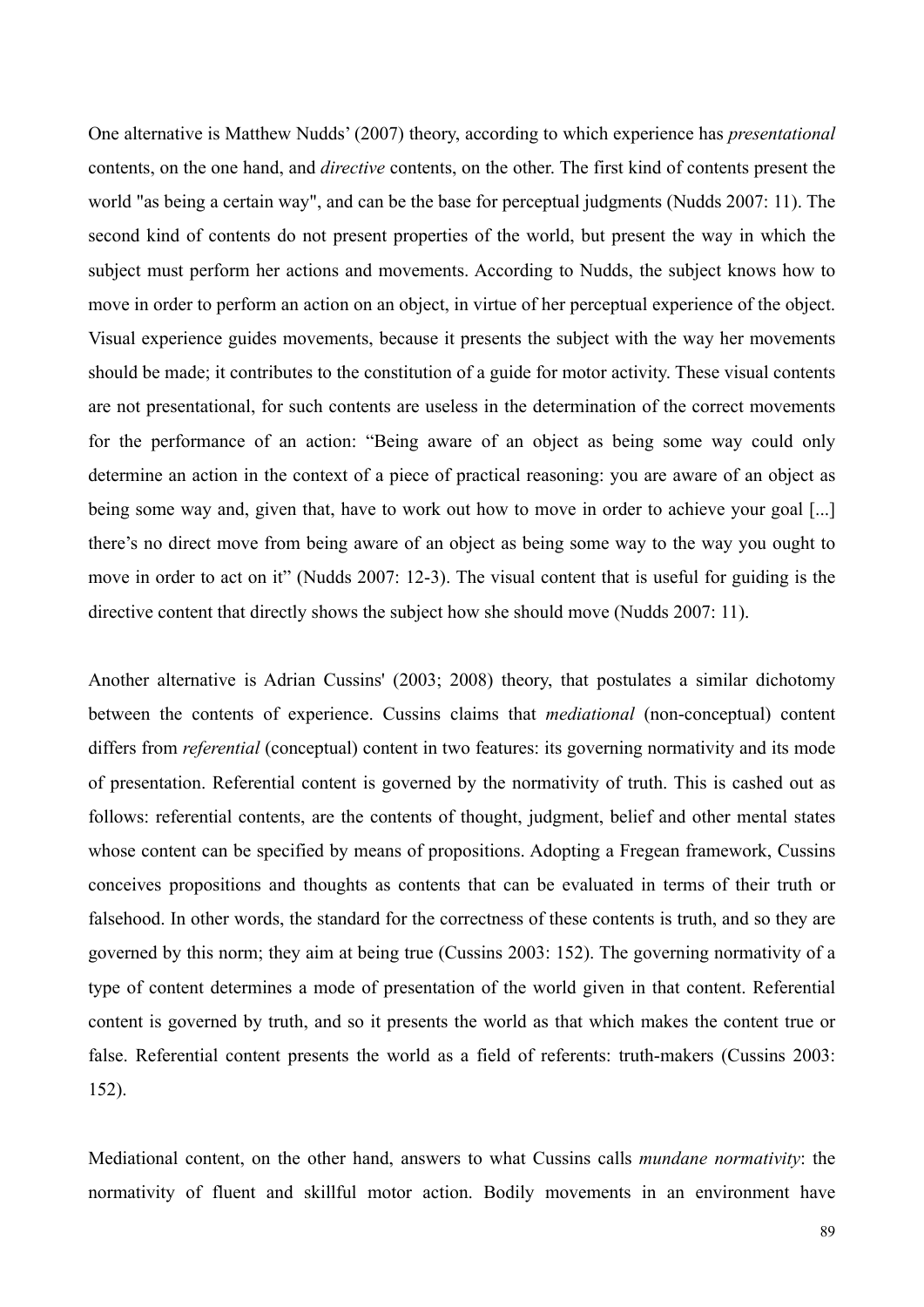One alternative is Matthew Nudds' (2007) theory, according to which experience has *presentational* contents, on the one hand, and *directive* contents, on the other. The first kind of contents present the world "as being a certain way", and can be the base for perceptual judgments (Nudds 2007: 11). The second kind of contents do not present properties of the world, but present the way in which the subject must perform her actions and movements. According to Nudds, the subject knows how to move in order to perform an action on an object, in virtue of her perceptual experience of the object. Visual experience guides movements, because it presents the subject with the way her movements should be made; it contributes to the constitution of a guide for motor activity. These visual contents are not presentational, for such contents are useless in the determination of the correct movements for the performance of an action: "Being aware of an object as being some way could only determine an action in the context of a piece of practical reasoning: you are aware of an object as being some way and, given that, have to work out how to move in order to achieve your goal [...] there's no direct move from being aware of an object as being some way to the way you ought to move in order to act on it" (Nudds 2007: 12-3). The visual content that is useful for guiding is the directive content that directly shows the subject how she should move (Nudds 2007: 11).

Another alternative is Adrian Cussins' (2003; 2008) theory, that postulates a similar dichotomy between the contents of experience. Cussins claims that *mediational* (non-conceptual) content differs from *referential* (conceptual) content in two features: its governing normativity and its mode of presentation. Referential content is governed by the normativity of truth. This is cashed out as follows: referential contents, are the contents of thought, judgment, belief and other mental states whose content can be specified by means of propositions. Adopting a Fregean framework, Cussins conceives propositions and thoughts as contents that can be evaluated in terms of their truth or falsehood. In other words, the standard for the correctness of these contents is truth, and so they are governed by this norm; they aim at being true (Cussins 2003: 152). The governing normativity of a type of content determines a mode of presentation of the world given in that content. Referential content is governed by truth, and so it presents the world as that which makes the content true or false. Referential content presents the world as a field of referents: truth-makers (Cussins 2003: 152).

Mediational content, on the other hand, answers to what Cussins calls *mundane normativity*: the normativity of fluent and skillful motor action. Bodily movements in an environment have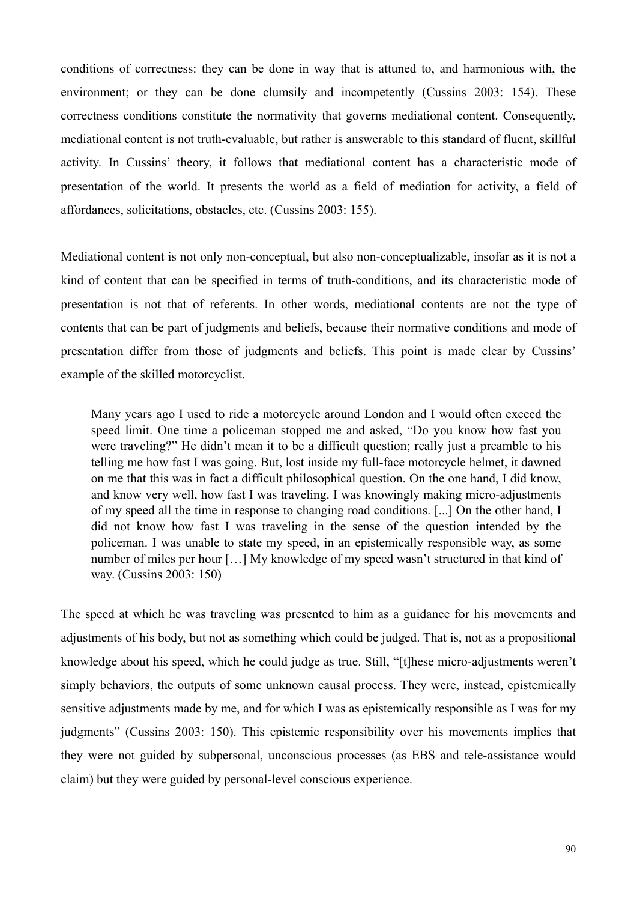conditions of correctness: they can be done in way that is attuned to, and harmonious with, the environment; or they can be done clumsily and incompetently (Cussins 2003: 154). These correctness conditions constitute the normativity that governs mediational content. Consequently, mediational content is not truth-evaluable, but rather is answerable to this standard of fluent, skillful activity. In Cussins' theory, it follows that mediational content has a characteristic mode of presentation of the world. It presents the world as a field of mediation for activity, a field of affordances, solicitations, obstacles, etc. (Cussins 2003: 155).

Mediational content is not only non-conceptual, but also non-conceptualizable, insofar as it is not a kind of content that can be specified in terms of truth-conditions, and its characteristic mode of presentation is not that of referents. In other words, mediational contents are not the type of contents that can be part of judgments and beliefs, because their normative conditions and mode of presentation differ from those of judgments and beliefs. This point is made clear by Cussins' example of the skilled motorcyclist.

> Many years ago I used to ride a motorcycle around London and I would often exceed the speed limit. One time a policeman stopped me and asked, "Do you know how fast you were traveling?" He didn't mean it to be a difficult question; really just a preamble to his telling me how fast I was going. But, lost inside my full-face motorcycle helmet, it dawned on me that this was in fact a difficult philosophical question. On the one hand, I did know, and know very well, how fast I was traveling. I was knowingly making micro-adjustments of my speed all the time in response to changing road conditions. [...] On the other hand, I did not know how fast I was traveling in the sense of the question intended by the policeman. I was unable to state my speed, in an epistemically responsible way, as some number of miles per hour […] My knowledge of my speed wasn't structured in that kind of way. (Cussins 2003: 150)

The speed at which he was traveling was presented to him as a guidance for his movements and adjustments of his body, but not as something which could be judged. That is, not as a propositional knowledge about his speed, which he could judge as true. Still, "[t]hese micro-adjustments weren't simply behaviors, the outputs of some unknown causal process. They were, instead, epistemically sensitive adjustments made by me, and for which I was as epistemically responsible as I was for my judgments" (Cussins 2003: 150). This epistemic responsibility over his movements implies that they were not guided by subpersonal, unconscious processes (as EBS and tele-assistance would claim) but they were guided by personal-level conscious experience.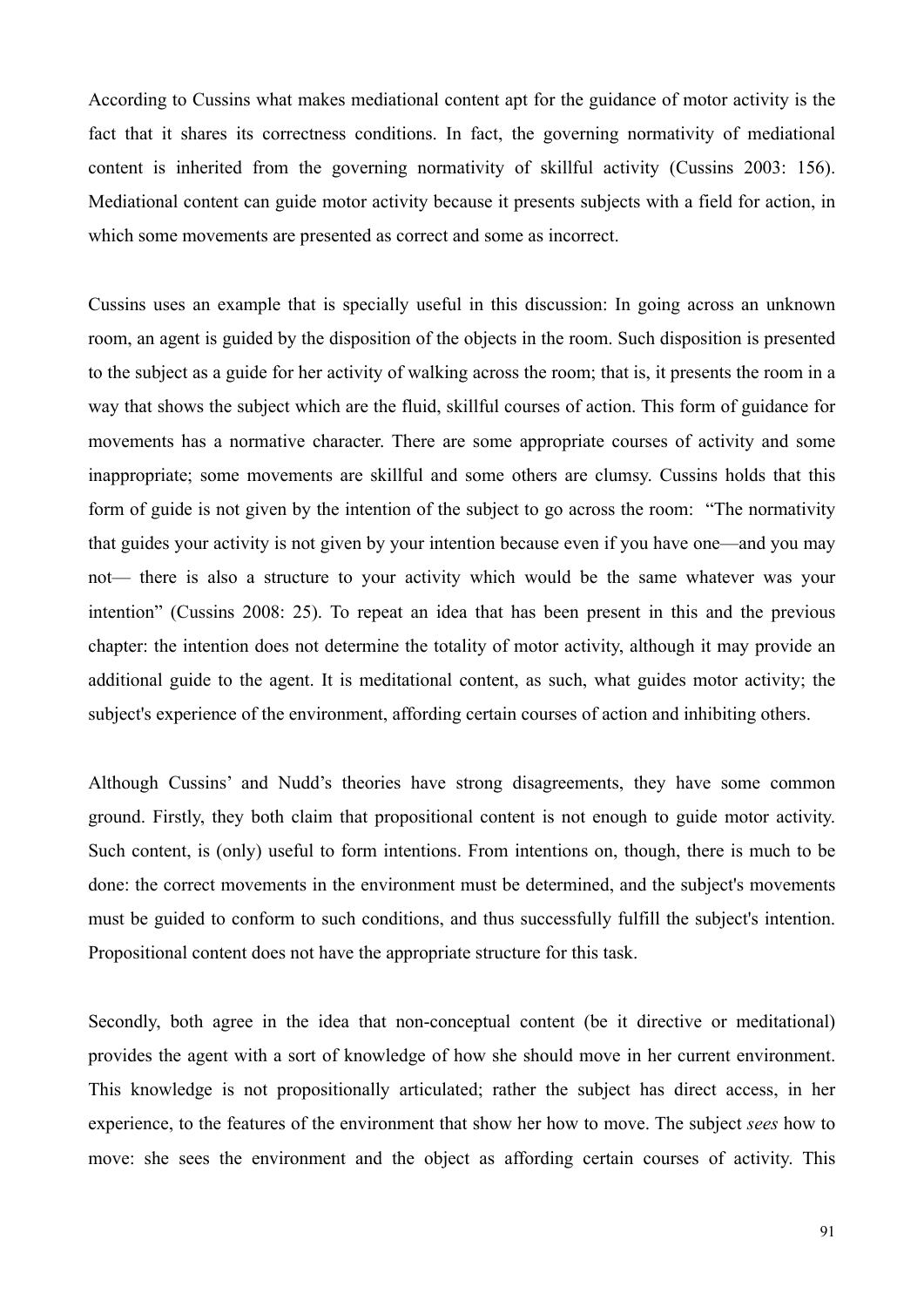According to Cussins what makes mediational content apt for the guidance of motor activity is the fact that it shares its correctness conditions. In fact, the governing normativity of mediational content is inherited from the governing normativity of skillful activity (Cussins 2003: 156). Mediational content can guide motor activity because it presents subjects with a field for action, in which some movements are presented as correct and some as incorrect.

Cussins uses an example that is specially useful in this discussion: In going across an unknown room, an agent is guided by the disposition of the objects in the room. Such disposition is presented to the subject as a guide for her activity of walking across the room; that is, it presents the room in a way that shows the subject which are the fluid, skillful courses of action. This form of guidance for movements has a normative character. There are some appropriate courses of activity and some inappropriate; some movements are skillful and some others are clumsy. Cussins holds that this form of guide is not given by the intention of the subject to go across the room: "The normativity that guides your activity is not given by your intention because even if you have one—and you may not— there is also a structure to your activity which would be the same whatever was your intention" (Cussins 2008: 25). To repeat an idea that has been present in this and the previous chapter: the intention does not determine the totality of motor activity, although it may provide an additional guide to the agent. It is meditational content, as such, what guides motor activity; the subject's experience of the environment, affording certain courses of action and inhibiting others.

Although Cussins' and Nudd's theories have strong disagreements, they have some common ground. Firstly, they both claim that propositional content is not enough to guide motor activity. Such content, is (only) useful to form intentions. From intentions on, though, there is much to be done: the correct movements in the environment must be determined, and the subject's movements must be guided to conform to such conditions, and thus successfully fulfill the subject's intention. Propositional content does not have the appropriate structure for this task.

Secondly, both agree in the idea that non-conceptual content (be it directive or meditational) provides the agent with a sort of knowledge of how she should move in her current environment. This knowledge is not propositionally articulated; rather the subject has direct access, in her experience, to the features of the environment that show her how to move. The subject *sees* how to move: she sees the environment and the object as affording certain courses of activity. This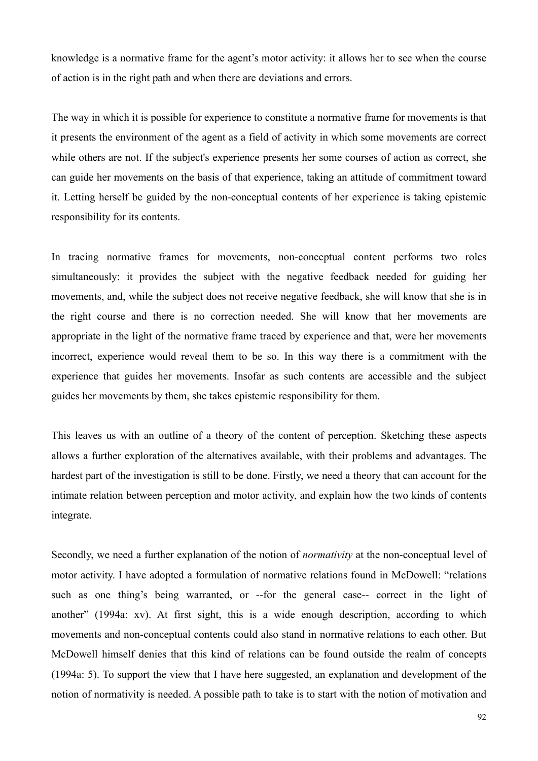knowledge is a normative frame for the agent's motor activity: it allows her to see when the course of action is in the right path and when there are deviations and errors.

The way in which it is possible for experience to constitute a normative frame for movements is that it presents the environment of the agent as a field of activity in which some movements are correct while others are not. If the subject's experience presents her some courses of action as correct, she can guide her movements on the basis of that experience, taking an attitude of commitment toward it. Letting herself be guided by the non-conceptual contents of her experience is taking epistemic responsibility for its contents.

In tracing normative frames for movements, non-conceptual content performs two roles simultaneously: it provides the subject with the negative feedback needed for guiding her movements, and, while the subject does not receive negative feedback, she will know that she is in the right course and there is no correction needed. She will know that her movements are appropriate in the light of the normative frame traced by experience and that, were her movements incorrect, experience would reveal them to be so. In this way there is a commitment with the experience that guides her movements. Insofar as such contents are accessible and the subject guides her movements by them, she takes epistemic responsibility for them.

This leaves us with an outline of a theory of the content of perception. Sketching these aspects allows a further exploration of the alternatives available, with their problems and advantages. The hardest part of the investigation is still to be done. Firstly, we need a theory that can account for the intimate relation between perception and motor activity, and explain how the two kinds of contents integrate.

Secondly, we need a further explanation of the notion of *normativity* at the non-conceptual level of motor activity. I have adopted a formulation of normative relations found in McDowell: "relations such as one thing's being warranted, or --for the general case-- correct in the light of another" (1994a: xv). At first sight, this is a wide enough description, according to which movements and non-conceptual contents could also stand in normative relations to each other. But McDowell himself denies that this kind of relations can be found outside the realm of concepts (1994a: 5). To support the view that I have here suggested, an explanation and development of the notion of normativity is needed. A possible path to take is to start with the notion of motivation and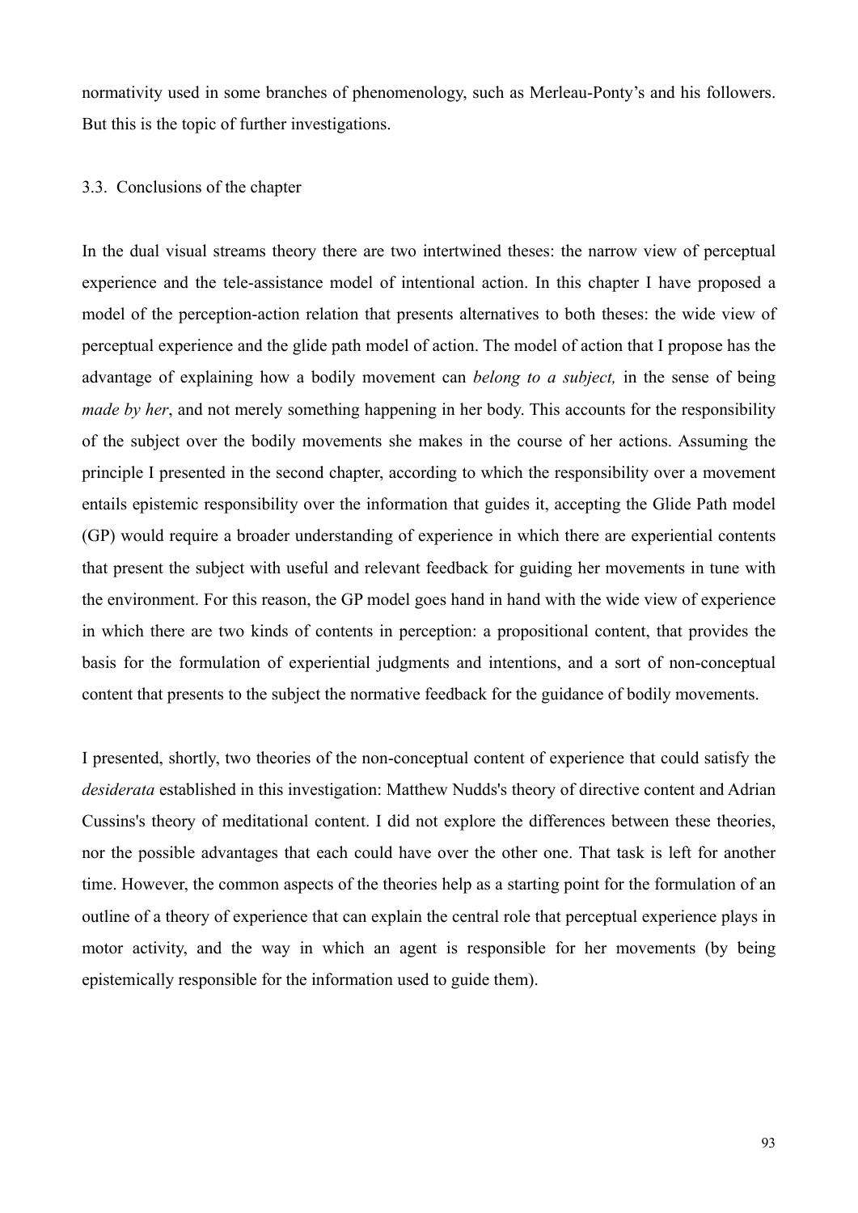normativity used in some branches of phenomenology, such as Merleau-Ponty's and his followers. But this is the topic of further investigations.

### 3.3. Conclusions of the chapter

In the dual visual streams theory there are two intertwined theses: the narrow view of perceptual experience and the tele-assistance model of intentional action. In this chapter I have proposed a model of the perception-action relation that presents alternatives to both theses: the wide view of perceptual experience and the glide path model of action. The model of action that I propose has the advantage of explaining how a bodily movement can *belong to a subject,* in the sense of being *made by her*, and not merely something happening in her body. This accounts for the responsibility of the subject over the bodily movements she makes in the course of her actions. Assuming the principle I presented in the second chapter, according to which the responsibility over a movement entails epistemic responsibility over the information that guides it, accepting the Glide Path model (GP) would require a broader understanding of experience in which there are experiential contents that present the subject with useful and relevant feedback for guiding her movements in tune with the environment. For this reason, the GP model goes hand in hand with the wide view of experience in which there are two kinds of contents in perception: a propositional content, that provides the basis for the formulation of experiential judgments and intentions, and a sort of non-conceptual content that presents to the subject the normative feedback for the guidance of bodily movements.

I presented, shortly, two theories of the non-conceptual content of experience that could satisfy the *desiderata* established in this investigation: Matthew Nudds's theory of directive content and Adrian Cussins's theory of meditational content. I did not explore the differences between these theories, nor the possible advantages that each could have over the other one. That task is left for another time. However, the common aspects of the theories help as a starting point for the formulation of an outline of a theory of experience that can explain the central role that perceptual experience plays in motor activity, and the way in which an agent is responsible for her movements (by being epistemically responsible for the information used to guide them).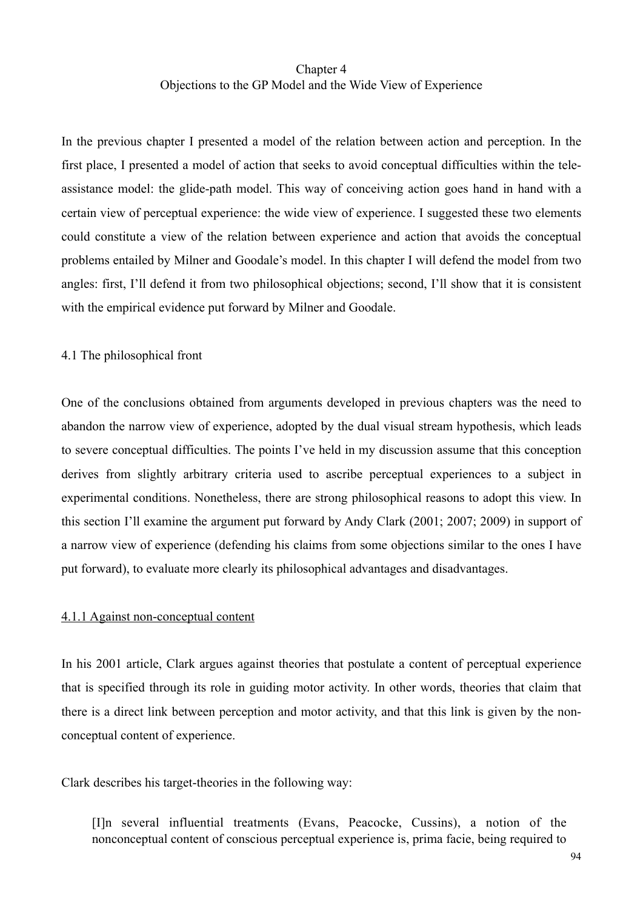# Chapter 4
# Objections to the GP Model and the Wide View of Experience

In the previous chapter I presented a model of the relation between action and perception. In the first place, I presented a model of action that seeks to avoid conceptual difficulties within the tele-assistance model: the glide-path model. This way of conceiving action goes hand in hand with a certain view of perceptual experience: the wide view of experience. I suggested these two elements could constitute a view of the relation between experience and action that avoids the conceptual problems entailed by Milner and Goodale's model. In this chapter I will defend the model from two angles: first, I'll defend it from two philosophical objections; second, I'll show that it is consistent with the empirical evidence put forward by Milner and Goodale.

## 4.1 The philosophical front

One of the conclusions obtained from arguments developed in previous chapters was the need to abandon the narrow view of experience, adopted by the dual visual stream hypothesis, which leads to severe conceptual difficulties. The points I've held in my discussion assume that this conception derives from slightly arbitrary criteria used to ascribe perceptual experiences to a subject in experimental conditions. Nonetheless, there are strong philosophical reasons to adopt this view. In this section I'll examine the argument put forward by Andy Clark (2001; 2007; 2009) in support of a narrow view of experience (defending his claims from some objections similar to the ones I have put forward), to evaluate more clearly its philosophical advantages and disadvantages.

### 4.1.1 Against non-conceptual content

In his 2001 article, Clark argues against theories that postulate a content of perceptual experience that is specified through its role in guiding motor activity. In other words, theories that claim that there is a direct link between perception and motor activity, and that this link is given by the non-conceptual content of experience.

Clark describes his target-theories in the following way:

> [I]n several influential treatments (Evans, Peacocke, Cussins), a notion of the nonconceptual content of conscious perceptual experience is, prima facie, being required to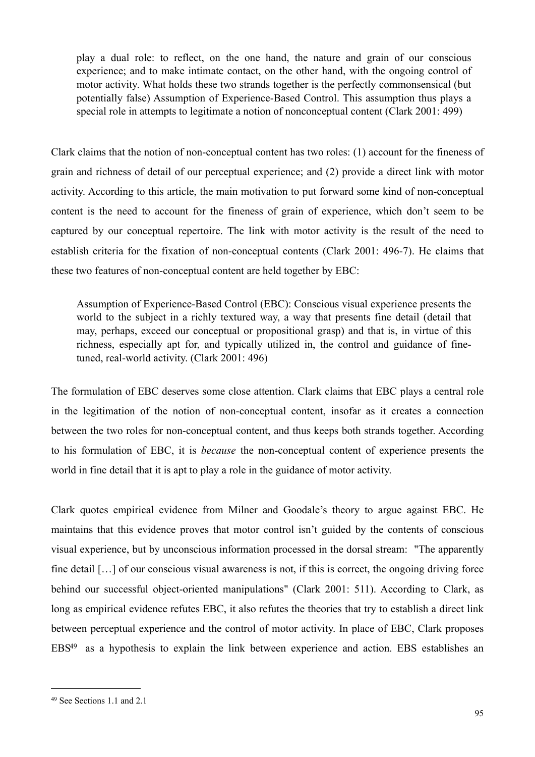> play a dual role: to reflect, on the one hand, the nature and grain of our conscious experience; and to make intimate contact, on the other hand, with the ongoing control of motor activity. What holds these two strands together is the perfectly commonsensical (but potentially false) Assumption of Experience-Based Control. This assumption thus plays a special role in attempts to legitimate a notion of nonconceptual content (Clark 2001: 499)

Clark claims that the notion of non-conceptual content has two roles: (1) account for the fineness of grain and richness of detail of our perceptual experience; and (2) provide a direct link with motor activity. According to this article, the main motivation to put forward some kind of non-conceptual content is the need to account for the fineness of grain of experience, which don't seem to be captured by our conceptual repertoire. The link with motor activity is the result of the need to establish criteria for the fixation of non-conceptual contents (Clark 2001: 496-7). He claims that these two features of non-conceptual content are held together by EBC:

> Assumption of Experience-Based Control (EBC): Conscious visual experience presents the world to the subject in a richly textured way, a way that presents fine detail (detail that may, perhaps, exceed our conceptual or propositional grasp) and that is, in virtue of this richness, especially apt for, and typically utilized in, the control and guidance of fine-tuned, real-world activity. (Clark 2001: 496)

The formulation of EBC deserves some close attention. Clark claims that EBC plays a central role in the legitimation of the notion of non-conceptual content, insofar as it creates a connection between the two roles for non-conceptual content, and thus keeps both strands together. According to his formulation of EBC, it is *because* the non-conceptual content of experience presents the world in fine detail that it is apt to play a role in the guidance of motor activity.

Clark quotes empirical evidence from Milner and Goodale's theory to argue against EBC. He maintains that this evidence proves that motor control isn't guided by the contents of conscious visual experience, but by unconscious information processed in the dorsal stream: "The apparently fine detail […] of our conscious visual awareness is not, if this is correct, the ongoing driving force behind our successful object-oriented manipulations" (Clark 2001: 511). According to Clark, as long as empirical evidence refutes EBC, it also refutes the theories that try to establish a direct link between perceptual experience and the control of motor activity. In place of EBC, Clark proposes EBS[49] as a hypothesis to explain the link between experience and action. EBS establishes an

[49] See Sections 1.1 and 2.1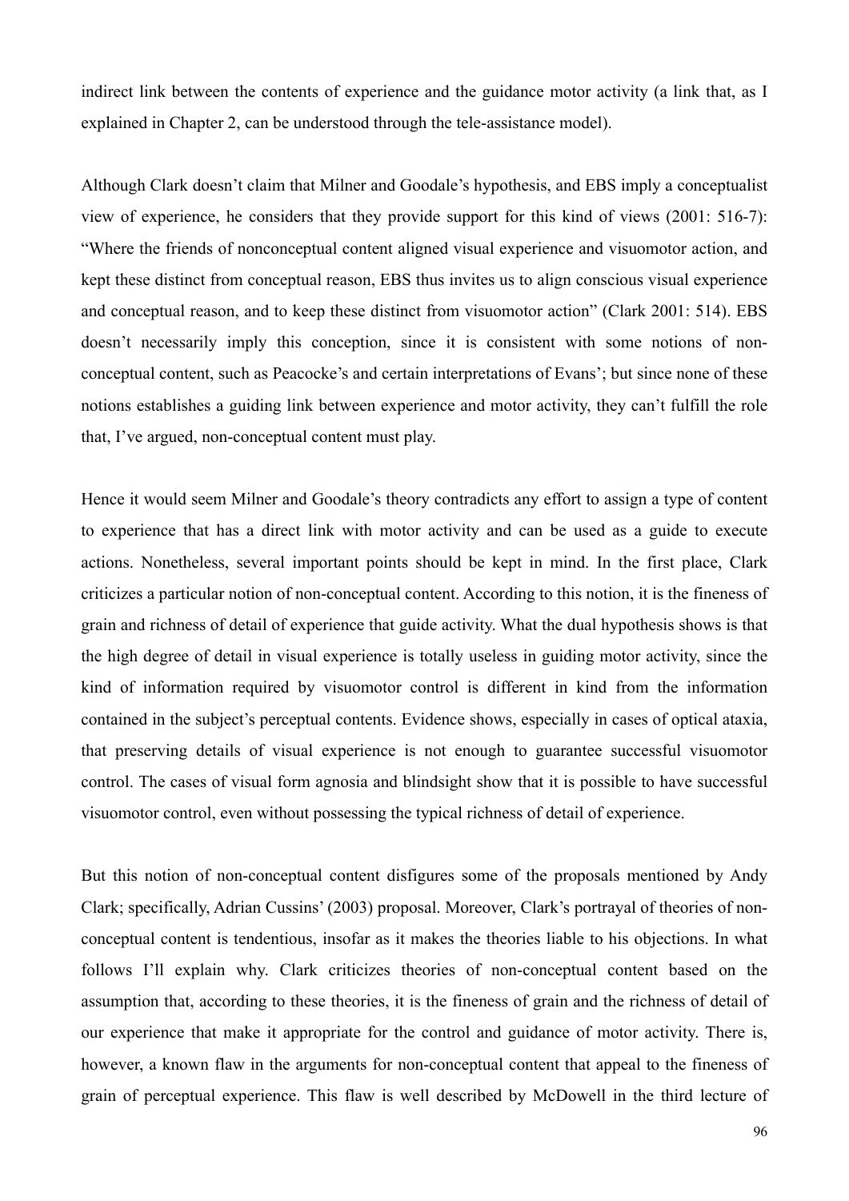indirect link between the contents of experience and the guidance motor activity (a link that, as I explained in Chapter 2, can be understood through the tele-assistance model).

Although Clark doesn't claim that Milner and Goodale's hypothesis, and EBS imply a conceptualist view of experience, he considers that they provide support for this kind of views (2001: 516-7): "Where the friends of nonconceptual content aligned visual experience and visuomotor action, and kept these distinct from conceptual reason, EBS thus invites us to align conscious visual experience and conceptual reason, and to keep these distinct from visuomotor action" (Clark 2001: 514). EBS doesn't necessarily imply this conception, since it is consistent with some notions of non-conceptual content, such as Peacocke's and certain interpretations of Evans'; but since none of these notions establishes a guiding link between experience and motor activity, they can't fulfill the role that, I've argued, non-conceptual content must play.

Hence it would seem Milner and Goodale's theory contradicts any effort to assign a type of content to experience that has a direct link with motor activity and can be used as a guide to execute actions. Nonetheless, several important points should be kept in mind. In the first place, Clark criticizes a particular notion of non-conceptual content. According to this notion, it is the fineness of grain and richness of detail of experience that guide activity. What the dual hypothesis shows is that the high degree of detail in visual experience is totally useless in guiding motor activity, since the kind of information required by visuomotor control is different in kind from the information contained in the subject's perceptual contents. Evidence shows, especially in cases of optical ataxia, that preserving details of visual experience is not enough to guarantee successful visuomotor control. The cases of visual form agnosia and blindsight show that it is possible to have successful visuomotor control, even without possessing the typical richness of detail of experience.

But this notion of non-conceptual content disfigures some of the proposals mentioned by Andy Clark; specifically, Adrian Cussins' (2003) proposal. Moreover, Clark's portrayal of theories of non-conceptual content is tendentious, insofar as it makes the theories liable to his objections. In what follows I'll explain why. Clark criticizes theories of non-conceptual content based on the assumption that, according to these theories, it is the fineness of grain and the richness of detail of our experience that make it appropriate for the control and guidance of motor activity. There is, however, a known flaw in the arguments for non-conceptual content that appeal to the fineness of grain of perceptual experience. This flaw is well described by McDowell in the third lecture of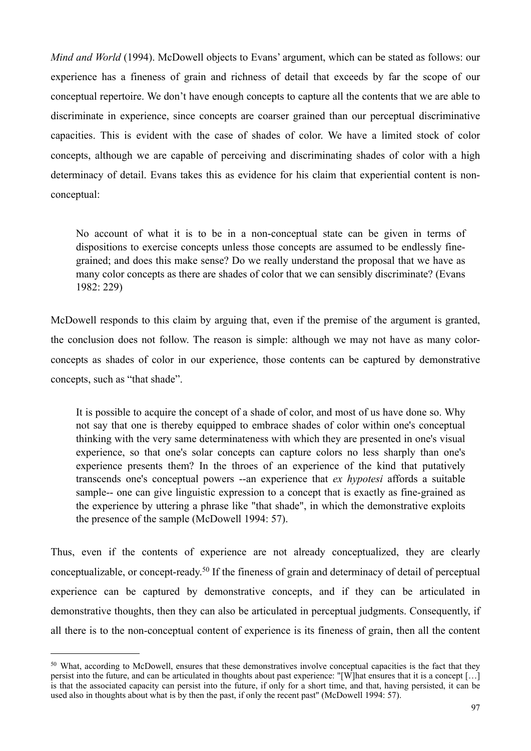*Mind and World* (1994). McDowell objects to Evans' argument, which can be stated as follows: our experience has a fineness of grain and richness of detail that exceeds by far the scope of our conceptual repertoire. We don't have enough concepts to capture all the contents that we are able to discriminate in experience, since concepts are coarser grained than our perceptual discriminative capacities. This is evident with the case of shades of color. We have a limited stock of color concepts, although we are capable of perceiving and discriminating shades of color with a high determinacy of detail. Evans takes this as evidence for his claim that experiential content is non-conceptual:

> No account of what it is to be in a non-conceptual state can be given in terms of dispositions to exercise concepts unless those concepts are assumed to be endlessly fine-grained; and does this make sense? Do we really understand the proposal that we have as many color concepts as there are shades of color that we can sensibly discriminate? (Evans 1982: 229)

McDowell responds to this claim by arguing that, even if the premise of the argument is granted, the conclusion does not follow. The reason is simple: although we may not have as many color-concepts as shades of color in our experience, those contents can be captured by demonstrative concepts, such as "that shade".

> It is possible to acquire the concept of a shade of color, and most of us have done so. Why not say that one is thereby equipped to embrace shades of color within one's conceptual thinking with the very same determinateness with which they are presented in one's visual experience, so that one's solar concepts can capture colors no less sharply than one's experience presents them? In the throes of an experience of the kind that putatively transcends one's conceptual powers --an experience that *ex hypotesi* affords a suitable sample-- one can give linguistic expression to a concept that is exactly as fine-grained as the experience by uttering a phrase like "that shade", in which the demonstrative exploits the presence of the sample (McDowell 1994: 57).

Thus, even if the contents of experience are not already conceptualized, they are clearly conceptualizable, or concept-ready.[50] If the fineness of grain and determinacy of detail of perceptual experience can be captured by demonstrative concepts, and if they can be articulated in demonstrative thoughts, then they can also be articulated in perceptual judgments. Consequently, if all there is to the non-conceptual content of experience is its fineness of grain, then all the content

---

[50] What, according to McDowell, ensures that these demonstratives involve conceptual capacities is the fact that they persist into the future, and can be articulated in thoughts about past experience: "[W]hat ensures that it is a concept […] is that the associated capacity can persist into the future, if only for a short time, and that, having persisted, it can be used also in thoughts about what is by then the past, if only the recent past" (McDowell 1994: 57).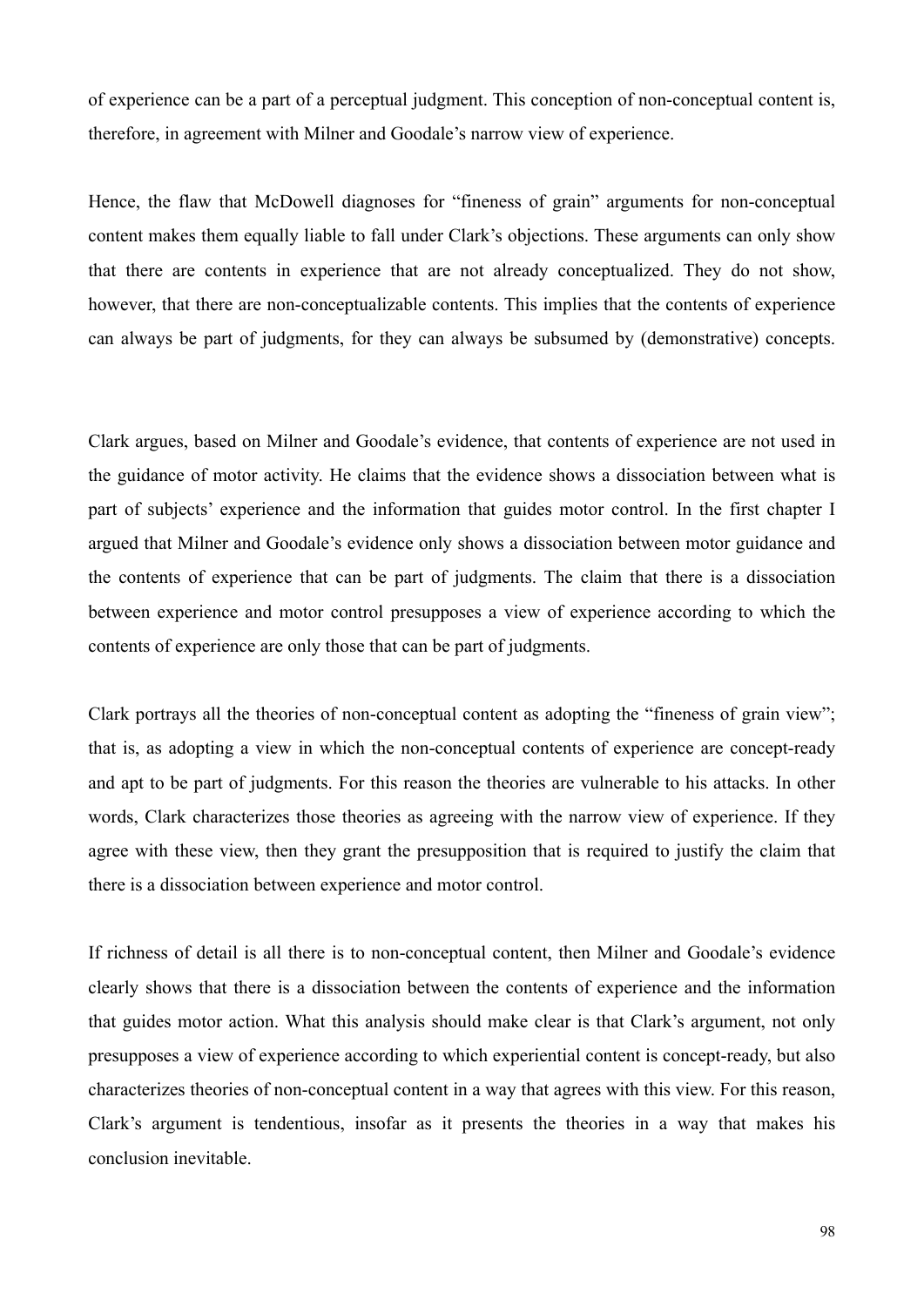of experience can be a part of a perceptual judgment. This conception of non-conceptual content is, therefore, in agreement with Milner and Goodale's narrow view of experience.

Hence, the flaw that McDowell diagnoses for "fineness of grain" arguments for non-conceptual content makes them equally liable to fall under Clark's objections. These arguments can only show that there are contents in experience that are not already conceptualized. They do not show, however, that there are non-conceptualizable contents. This implies that the contents of experience can always be part of judgments, for they can always be subsumed by (demonstrative) concepts.

Clark argues, based on Milner and Goodale's evidence, that contents of experience are not used in the guidance of motor activity. He claims that the evidence shows a dissociation between what is part of subjects' experience and the information that guides motor control. In the first chapter I argued that Milner and Goodale's evidence only shows a dissociation between motor guidance and the contents of experience that can be part of judgments. The claim that there is a dissociation between experience and motor control presupposes a view of experience according to which the contents of experience are only those that can be part of judgments.

Clark portrays all the theories of non-conceptual content as adopting the "fineness of grain view"; that is, as adopting a view in which the non-conceptual contents of experience are concept-ready and apt to be part of judgments. For this reason the theories are vulnerable to his attacks. In other words, Clark characterizes those theories as agreeing with the narrow view of experience. If they agree with these view, then they grant the presupposition that is required to justify the claim that there is a dissociation between experience and motor control.

If richness of detail is all there is to non-conceptual content, then Milner and Goodale's evidence clearly shows that there is a dissociation between the contents of experience and the information that guides motor action. What this analysis should make clear is that Clark's argument, not only presupposes a view of experience according to which experiential content is concept-ready, but also characterizes theories of non-conceptual content in a way that agrees with this view. For this reason, Clark's argument is tendentious, insofar as it presents the theories in a way that makes his conclusion inevitable.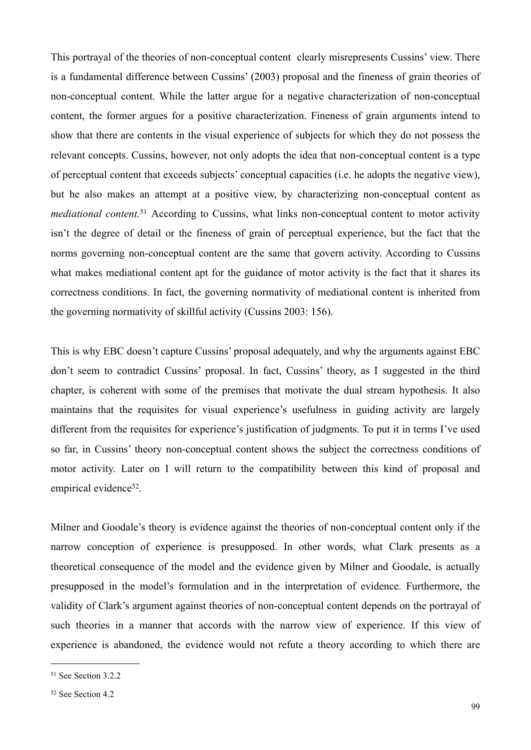This portrayal of the theories of non-conceptual content clearly misrepresents Cussins' view. There is a fundamental difference between Cussins' (2003) proposal and the fineness of grain theories of non-conceptual content. While the latter argue for a negative characterization of non-conceptual content, the former argues for a positive characterization. Fineness of grain arguments intend to show that there are contents in the visual experience of subjects for which they do not possess the relevant concepts. Cussins, however, not only adopts the idea that non-conceptual content is a type of perceptual content that exceeds subjects' conceptual capacities (i.e. he adopts the negative view), but he also makes an attempt at a positive view, by characterizing non-conceptual content as *mediational content.*[51] According to Cussins, what links non-conceptual content to motor activity isn't the degree of detail or the fineness of grain of perceptual experience, but the fact that the norms governing non-conceptual content are the same that govern activity. According to Cussins what makes mediational content apt for the guidance of motor activity is the fact that it shares its correctness conditions. In fact, the governing normativity of mediational content is inherited from the governing normativity of skillful activity (Cussins 2003: 156).

This is why EBC doesn't capture Cussins' proposal adequately, and why the arguments against EBC don't seem to contradict Cussins' proposal. In fact, Cussins' theory, as I suggested in the third chapter, is coherent with some of the premises that motivate the dual stream hypothesis. It also maintains that the requisites for visual experience's usefulness in guiding activity are largely different from the requisites for experience's justification of judgments. To put it in terms I've used so far, in Cussins' theory non-conceptual content shows the subject the correctness conditions of motor activity. Later on I will return to the compatibility between this kind of proposal and empirical evidence[52].

Milner and Goodale's theory is evidence against the theories of non-conceptual content only if the narrow conception of experience is presupposed. In other words, what Clark presents as a theoretical consequence of the model and the evidence given by Milner and Goodale, is actually presupposed in the model's formulation and in the interpretation of evidence. Furthermore, the validity of Clark's argument against theories of non-conceptual content depends on the portrayal of such theories in a manner that accords with the narrow view of experience. If this view of experience is abandoned, the evidence would not refute a theory according to which there are

---

[51] See Section 3.2.2

[52] See Section 4.2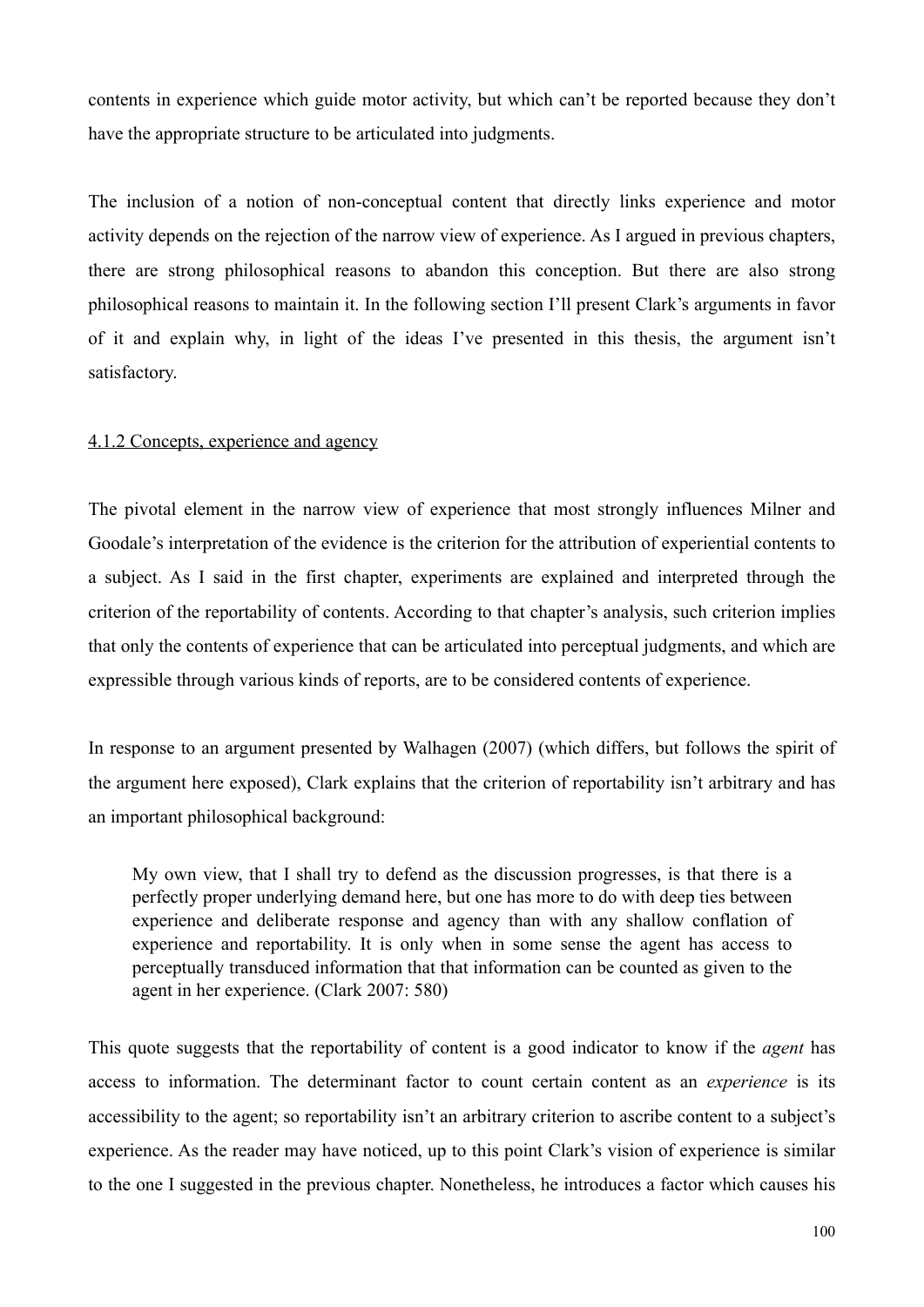contents in experience which guide motor activity, but which can't be reported because they don't have the appropriate structure to be articulated into judgments.

The inclusion of a notion of non-conceptual content that directly links experience and motor activity depends on the rejection of the narrow view of experience. As I argued in previous chapters, there are strong philosophical reasons to abandon this conception. But there are also strong philosophical reasons to maintain it. In the following section I'll present Clark's arguments in favor of it and explain why, in light of the ideas I've presented in this thesis, the argument isn't satisfactory.

### 4.1.2 Concepts, experience and agency

The pivotal element in the narrow view of experience that most strongly influences Milner and Goodale's interpretation of the evidence is the criterion for the attribution of experiential contents to a subject. As I said in the first chapter, experiments are explained and interpreted through the criterion of the reportability of contents. According to that chapter's analysis, such criterion implies that only the contents of experience that can be articulated into perceptual judgments, and which are expressible through various kinds of reports, are to be considered contents of experience.

In response to an argument presented by Walhagen (2007) (which differs, but follows the spirit of the argument here exposed), Clark explains that the criterion of reportability isn't arbitrary and has an important philosophical background:

> My own view, that I shall try to defend as the discussion progresses, is that there is a perfectly proper underlying demand here, but one has more to do with deep ties between experience and deliberate response and agency than with any shallow conflation of experience and reportability. It is only when in some sense the agent has access to perceptually transduced information that that information can be counted as given to the agent in her experience. (Clark 2007: 580)

This quote suggests that the reportability of content is a good indicator to know if the *agent* has access to information. The determinant factor to count certain content as an *experience* is its accessibility to the agent; so reportability isn't an arbitrary criterion to ascribe content to a subject's experience. As the reader may have noticed, up to this point Clark's vision of experience is similar to the one I suggested in the previous chapter. Nonetheless, he introduces a factor which causes his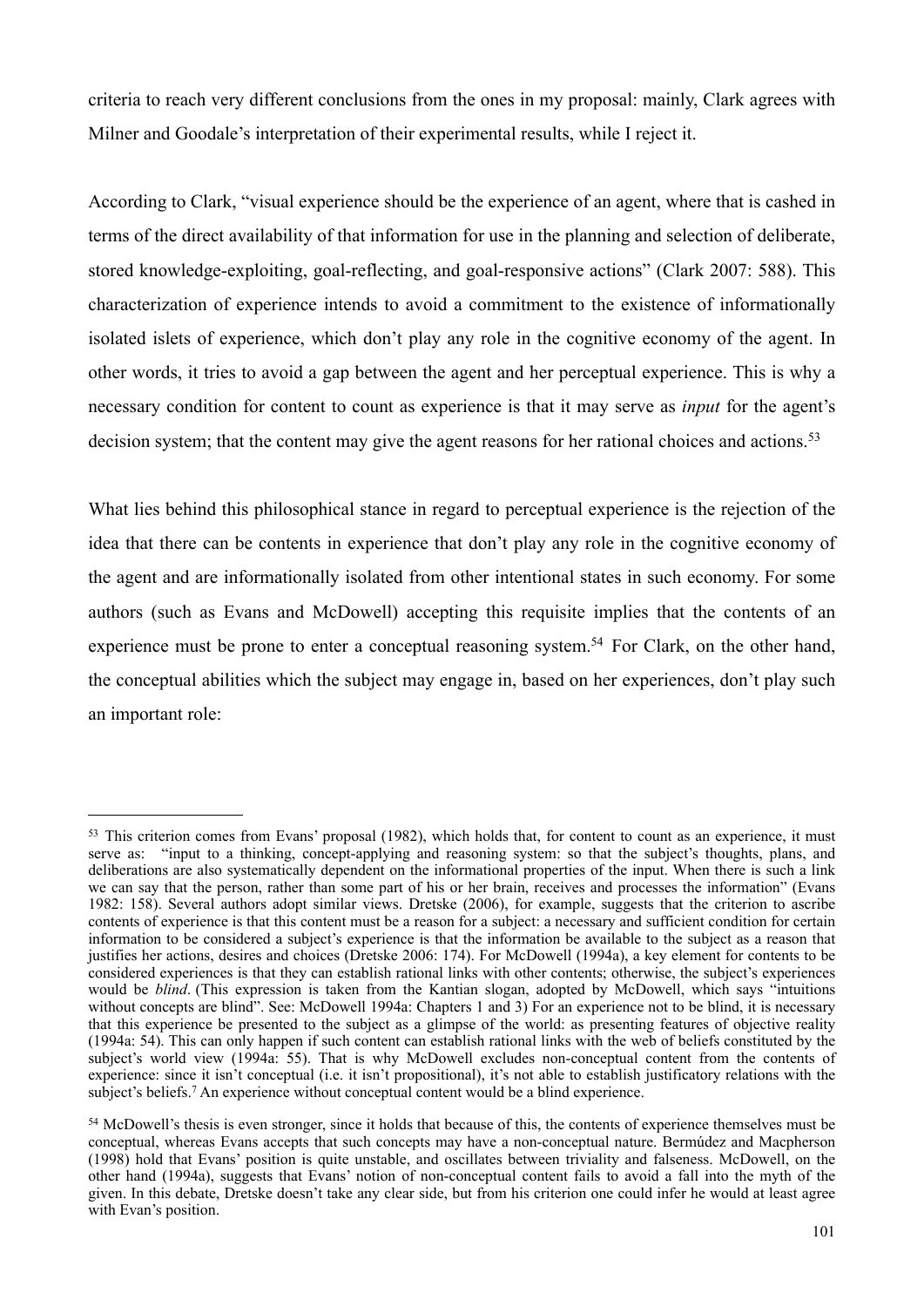criteria to reach very different conclusions from the ones in my proposal: mainly, Clark agrees with Milner and Goodale's interpretation of their experimental results, while I reject it.

According to Clark, "visual experience should be the experience of an agent, where that is cashed in terms of the direct availability of that information for use in the planning and selection of deliberate, stored knowledge-exploiting, goal-reflecting, and goal-responsive actions" (Clark 2007: 588). This characterization of experience intends to avoid a commitment to the existence of informationally isolated islets of experience, which don't play any role in the cognitive economy of the agent. In other words, it tries to avoid a gap between the agent and her perceptual experience. This is why a necessary condition for content to count as experience is that it may serve as *input* for the agent's decision system; that the content may give the agent reasons for her rational choices and actions.[53]

What lies behind this philosophical stance in regard to perceptual experience is the rejection of the idea that there can be contents in experience that don't play any role in the cognitive economy of the agent and are informationally isolated from other intentional states in such economy. For some authors (such as Evans and McDowell) accepting this requisite implies that the contents of an experience must be prone to enter a conceptual reasoning system.[54] For Clark, on the other hand, the conceptual abilities which the subject may engage in, based on her experiences, don't play such an important role:

---

[53] This criterion comes from Evans' proposal (1982), which holds that, for content to count as an experience, it must serve as: "input to a thinking, concept-applying and reasoning system: so that the subject's thoughts, plans, and deliberations are also systematically dependent on the informational properties of the input. When there is such a link we can say that the person, rather than some part of his or her brain, receives and processes the information" (Evans 1982: 158). Several authors adopt similar views. Dretske (2006), for example, suggests that the criterion to ascribe contents of experience is that this content must be a reason for a subject: a necessary and sufficient condition for certain information to be considered a subject's experience is that the information be available to the subject as a reason that justifies her actions, desires and choices (Dretske 2006: 174). For McDowell (1994a), a key element for contents to be considered experiences is that they can establish rational links with other contents; otherwise, the subject's experiences would be *blind*. (This expression is taken from the Kantian slogan, adopted by McDowell, which says "intuitions without concepts are blind". See: McDowell 1994a: Chapters 1 and 3) For an experience not to be blind, it is necessary that this experience be presented to the subject as a glimpse of the world: as presenting features of objective reality (1994a: 54). This can only happen if such content can establish rational links with the web of beliefs constituted by the subject's world view (1994a: 55). That is why McDowell excludes non-conceptual content from the contents of experience: since it isn't conceptual (i.e. it isn't propositional), it's not able to establish justificatory relations with the subject's beliefs.[7] An experience without conceptual content would be a blind experience.

[54] McDowell's thesis is even stronger, since it holds that because of this, the contents of experience themselves must be conceptual, whereas Evans accepts that such concepts may have a non-conceptual nature. Bermúdez and Macpherson (1998) hold that Evans' position is quite unstable, and oscillates between triviality and falseness. McDowell, on the other hand (1994a), suggests that Evans' notion of non-conceptual content fails to avoid a fall into the myth of the given. In this debate, Dretske doesn't take any clear side, but from his criterion one could infer he would at least agree with Evan's position.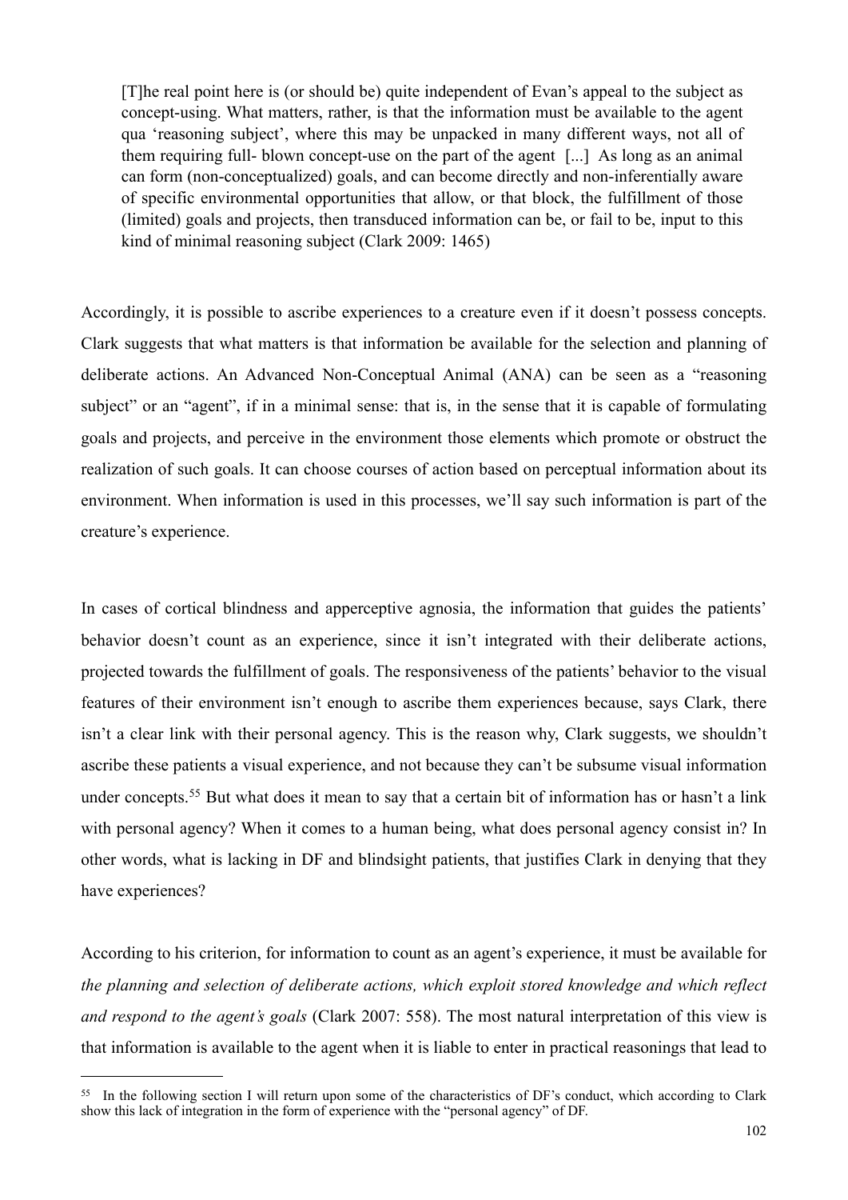> [T]he real point here is (or should be) quite independent of Evan's appeal to the subject as concept-using. What matters, rather, is that the information must be available to the agent qua 'reasoning subject', where this may be unpacked in many different ways, not all of them requiring full- blown concept-use on the part of the agent [...] As long as an animal can form (non-conceptualized) goals, and can become directly and non-inferentially aware of specific environmental opportunities that allow, or that block, the fulfillment of those (limited) goals and projects, then transduced information can be, or fail to be, input to this kind of minimal reasoning subject (Clark 2009: 1465)

Accordingly, it is possible to ascribe experiences to a creature even if it doesn't possess concepts. Clark suggests that what matters is that information be available for the selection and planning of deliberate actions. An Advanced Non-Conceptual Animal (ANA) can be seen as a "reasoning subject" or an "agent", if in a minimal sense: that is, in the sense that it is capable of formulating goals and projects, and perceive in the environment those elements which promote or obstruct the realization of such goals. It can choose courses of action based on perceptual information about its environment. When information is used in this processes, we'll say such information is part of the creature's experience.

In cases of cortical blindness and apperceptive agnosia, the information that guides the patients' behavior doesn't count as an experience, since it isn't integrated with their deliberate actions, projected towards the fulfillment of goals. The responsiveness of the patients' behavior to the visual features of their environment isn't enough to ascribe them experiences because, says Clark, there isn't a clear link with their personal agency. This is the reason why, Clark suggests, we shouldn't ascribe these patients a visual experience, and not because they can't be subsume visual information under concepts.[55] But what does it mean to say that a certain bit of information has or hasn't a link with personal agency? When it comes to a human being, what does personal agency consist in? In other words, what is lacking in DF and blindsight patients, that justifies Clark in denying that they have experiences?

According to his criterion, for information to count as an agent's experience, it must be available for *the planning and selection of deliberate actions, which exploit stored knowledge and which reflect and respond to the agent's goals* (Clark 2007: 558). The most natural interpretation of this view is that information is available to the agent when it is liable to enter in practical reasonings that lead to

[55] In the following section I will return upon some of the characteristics of DF's conduct, which according to Clark show this lack of integration in the form of experience with the "personal agency" of DF.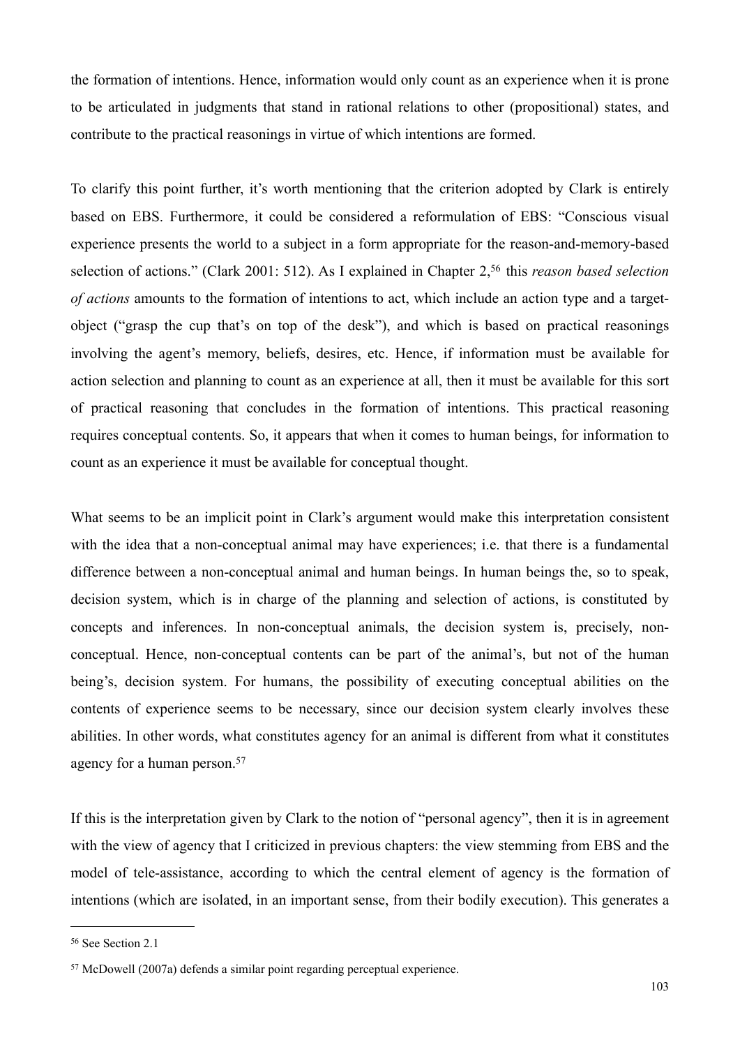the formation of intentions. Hence, information would only count as an experience when it is prone to be articulated in judgments that stand in rational relations to other (propositional) states, and contribute to the practical reasonings in virtue of which intentions are formed.

To clarify this point further, it's worth mentioning that the criterion adopted by Clark is entirely based on EBS. Furthermore, it could be considered a reformulation of EBS: "Conscious visual experience presents the world to a subject in a form appropriate for the reason-and-memory-based selection of actions." (Clark 2001: 512). As I explained in Chapter 2,[56] this *reason based selection of actions* amounts to the formation of intentions to act, which include an action type and a target-object ("grasp the cup that's on top of the desk"), and which is based on practical reasonings involving the agent's memory, beliefs, desires, etc. Hence, if information must be available for action selection and planning to count as an experience at all, then it must be available for this sort of practical reasoning that concludes in the formation of intentions. This practical reasoning requires conceptual contents. So, it appears that when it comes to human beings, for information to count as an experience it must be available for conceptual thought.

What seems to be an implicit point in Clark's argument would make this interpretation consistent with the idea that a non-conceptual animal may have experiences; i.e. that there is a fundamental difference between a non-conceptual animal and human beings. In human beings the, so to speak, decision system, which is in charge of the planning and selection of actions, is constituted by concepts and inferences. In non-conceptual animals, the decision system is, precisely, non-conceptual. Hence, non-conceptual contents can be part of the animal's, but not of the human being's, decision system. For humans, the possibility of executing conceptual abilities on the contents of experience seems to be necessary, since our decision system clearly involves these abilities. In other words, what constitutes agency for an animal is different from what it constitutes agency for a human person.[57]

If this is the interpretation given by Clark to the notion of "personal agency", then it is in agreement with the view of agency that I criticized in previous chapters: the view stemming from EBS and the model of tele-assistance, according to which the central element of agency is the formation of intentions (which are isolated, in an important sense, from their bodily execution). This generates a

---

[56] See Section 2.1

[57] McDowell (2007a) defends a similar point regarding perceptual experience.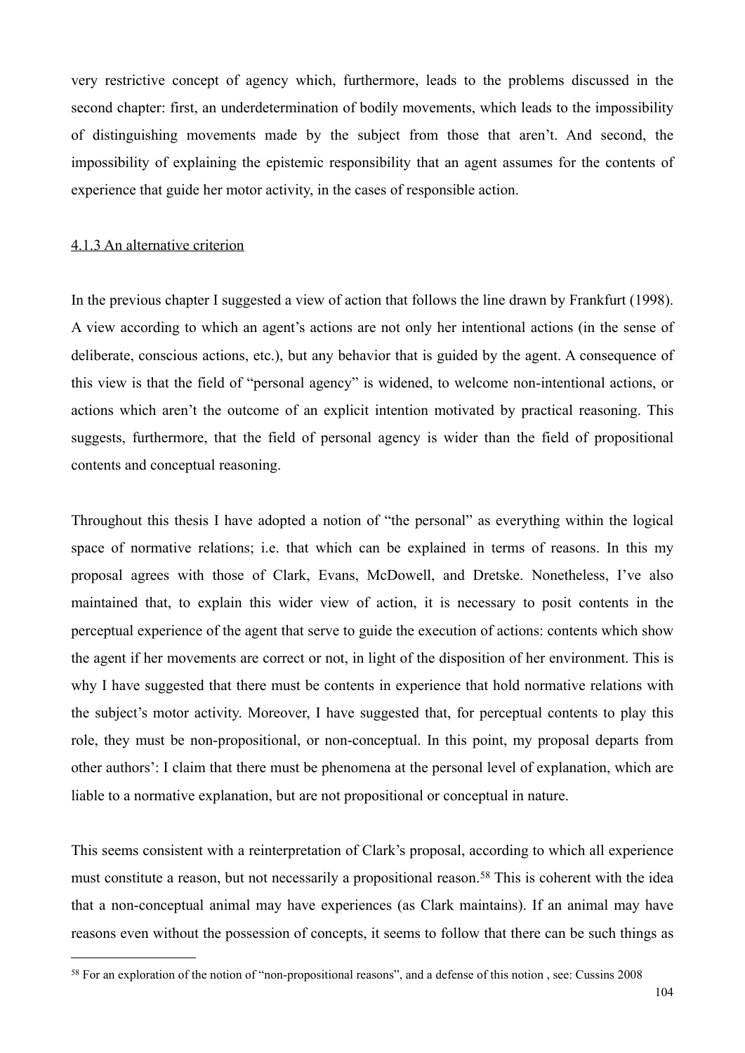very restrictive concept of agency which, furthermore, leads to the problems discussed in the second chapter: first, an underdetermination of bodily movements, which leads to the impossibility of distinguishing movements made by the subject from those that aren't. And second, the impossibility of explaining the epistemic responsibility that an agent assumes for the contents of experience that guide her motor activity, in the cases of responsible action.

### 4.1.3 An alternative criterion

In the previous chapter I suggested a view of action that follows the line drawn by Frankfurt (1998). A view according to which an agent's actions are not only her intentional actions (in the sense of deliberate, conscious actions, etc.), but any behavior that is guided by the agent. A consequence of this view is that the field of "personal agency" is widened, to welcome non-intentional actions, or actions which aren't the outcome of an explicit intention motivated by practical reasoning. This suggests, furthermore, that the field of personal agency is wider than the field of propositional contents and conceptual reasoning.

Throughout this thesis I have adopted a notion of "the personal" as everything within the logical space of normative relations; i.e. that which can be explained in terms of reasons. In this my proposal agrees with those of Clark, Evans, McDowell, and Dretske. Nonetheless, I've also maintained that, to explain this wider view of action, it is necessary to posit contents in the perceptual experience of the agent that serve to guide the execution of actions: contents which show the agent if her movements are correct or not, in light of the disposition of her environment. This is why I have suggested that there must be contents in experience that hold normative relations with the subject's motor activity. Moreover, I have suggested that, for perceptual contents to play this role, they must be non-propositional, or non-conceptual. In this point, my proposal departs from other authors': I claim that there must be phenomena at the personal level of explanation, which are liable to a normative explanation, but are not propositional or conceptual in nature.

This seems consistent with a reinterpretation of Clark's proposal, according to which all experience must constitute a reason, but not necessarily a propositional reason.[58] This is coherent with the idea that a non-conceptual animal may have experiences (as Clark maintains). If an animal may have reasons even without the possession of concepts, it seems to follow that there can be such things as

[58] For an exploration of the notion of "non-propositional reasons", and a defense of this notion , see: Cussins 2008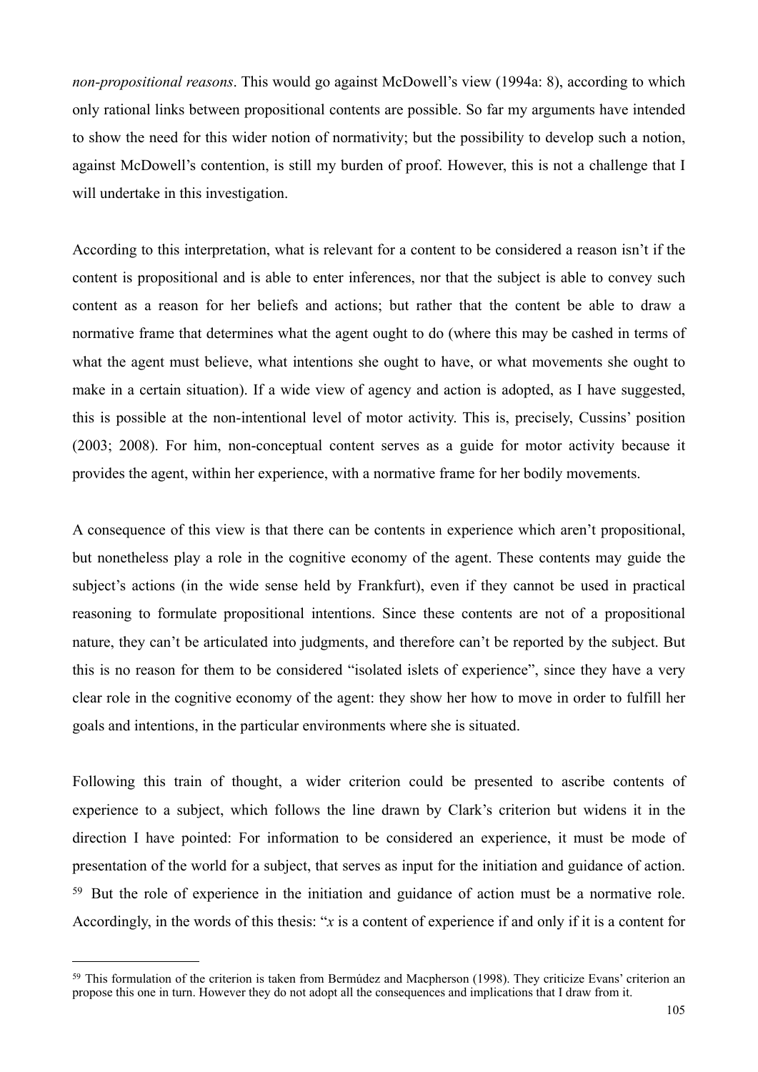*non-propositional reasons*. This would go against McDowell's view (1994a: 8), according to which only rational links between propositional contents are possible. So far my arguments have intended to show the need for this wider notion of normativity; but the possibility to develop such a notion, against McDowell's contention, is still my burden of proof. However, this is not a challenge that I will undertake in this investigation.

According to this interpretation, what is relevant for a content to be considered a reason isn't if the content is propositional and is able to enter inferences, nor that the subject is able to convey such content as a reason for her beliefs and actions; but rather that the content be able to draw a normative frame that determines what the agent ought to do (where this may be cashed in terms of what the agent must believe, what intentions she ought to have, or what movements she ought to make in a certain situation). If a wide view of agency and action is adopted, as I have suggested, this is possible at the non-intentional level of motor activity. This is, precisely, Cussins' position (2003; 2008). For him, non-conceptual content serves as a guide for motor activity because it provides the agent, within her experience, with a normative frame for her bodily movements.

A consequence of this view is that there can be contents in experience which aren't propositional, but nonetheless play a role in the cognitive economy of the agent. These contents may guide the subject's actions (in the wide sense held by Frankfurt), even if they cannot be used in practical reasoning to formulate propositional intentions. Since these contents are not of a propositional nature, they can't be articulated into judgments, and therefore can't be reported by the subject. But this is no reason for them to be considered "isolated islets of experience", since they have a very clear role in the cognitive economy of the agent: they show her how to move in order to fulfill her goals and intentions, in the particular environments where she is situated.

Following this train of thought, a wider criterion could be presented to ascribe contents of experience to a subject, which follows the line drawn by Clark's criterion but widens it in the direction I have pointed: For information to be considered an experience, it must be mode of presentation of the world for a subject, that serves as input for the initiation and guidance of action.[59] But the role of experience in the initiation and guidance of action must be a normative role. Accordingly, in the words of this thesis: "*x* is a content of experience if and only if it is a content for

---

[59] This formulation of the criterion is taken from Bermúdez and Macpherson (1998). They criticize Evans' criterion an propose this one in turn. However they do not adopt all the consequences and implications that I draw from it.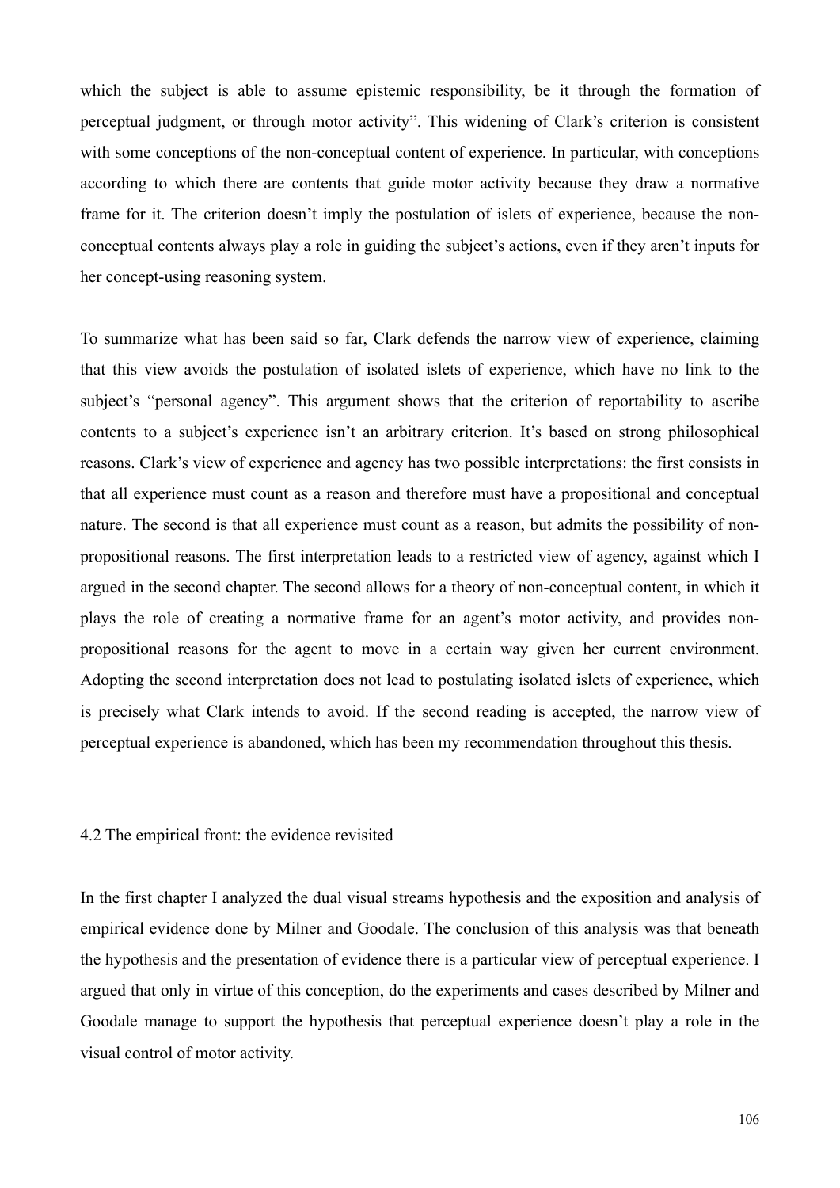which the subject is able to assume epistemic responsibility, be it through the formation of perceptual judgment, or through motor activity". This widening of Clark's criterion is consistent with some conceptions of the non-conceptual content of experience. In particular, with conceptions according to which there are contents that guide motor activity because they draw a normative frame for it. The criterion doesn't imply the postulation of islets of experience, because the non-conceptual contents always play a role in guiding the subject's actions, even if they aren't inputs for her concept-using reasoning system.

To summarize what has been said so far, Clark defends the narrow view of experience, claiming that this view avoids the postulation of isolated islets of experience, which have no link to the subject's "personal agency". This argument shows that the criterion of reportability to ascribe contents to a subject's experience isn't an arbitrary criterion. It's based on strong philosophical reasons. Clark's view of experience and agency has two possible interpretations: the first consists in that all experience must count as a reason and therefore must have a propositional and conceptual nature. The second is that all experience must count as a reason, but admits the possibility of non-propositional reasons. The first interpretation leads to a restricted view of agency, against which I argued in the second chapter. The second allows for a theory of non-conceptual content, in which it plays the role of creating a normative frame for an agent's motor activity, and provides non-propositional reasons for the agent to move in a certain way given her current environment. Adopting the second interpretation does not lead to postulating isolated islets of experience, which is precisely what Clark intends to avoid. If the second reading is accepted, the narrow view of perceptual experience is abandoned, which has been my recommendation throughout this thesis.

### 4.2 The empirical front: the evidence revisited

In the first chapter I analyzed the dual visual streams hypothesis and the exposition and analysis of empirical evidence done by Milner and Goodale. The conclusion of this analysis was that beneath the hypothesis and the presentation of evidence there is a particular view of perceptual experience. I argued that only in virtue of this conception, do the experiments and cases described by Milner and Goodale manage to support the hypothesis that perceptual experience doesn't play a role in the visual control of motor activity.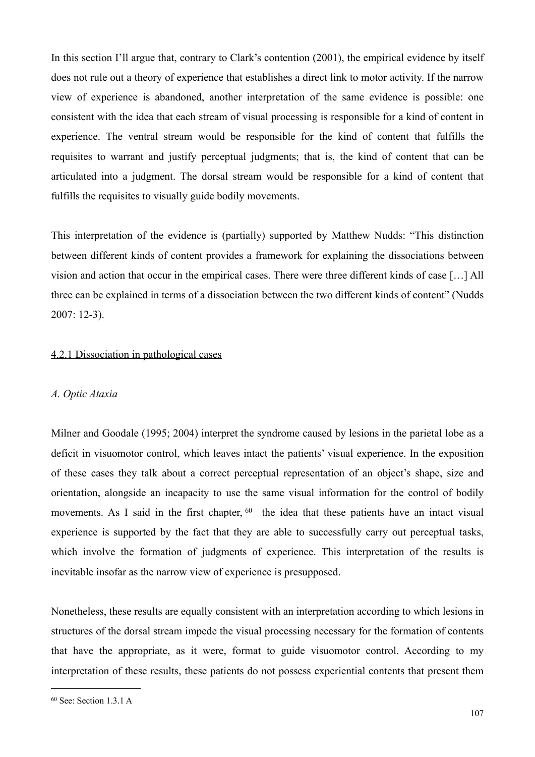In this section I'll argue that, contrary to Clark's contention (2001), the empirical evidence by itself does not rule out a theory of experience that establishes a direct link to motor activity. If the narrow view of experience is abandoned, another interpretation of the same evidence is possible: one consistent with the idea that each stream of visual processing is responsible for a kind of content in experience. The ventral stream would be responsible for the kind of content that fulfills the requisites to warrant and justify perceptual judgments; that is, the kind of content that can be articulated into a judgment. The dorsal stream would be responsible for a kind of content that fulfills the requisites to visually guide bodily movements.

This interpretation of the evidence is (partially) supported by Matthew Nudds: "This distinction between different kinds of content provides a framework for explaining the dissociations between vision and action that occur in the empirical cases. There were three different kinds of case […] All three can be explained in terms of a dissociation between the two different kinds of content" (Nudds 2007: 12-3).

### 4.2.1 Dissociation in pathological cases

*A. Optic Ataxia*

Milner and Goodale (1995; 2004) interpret the syndrome caused by lesions in the parietal lobe as a deficit in visuomotor control, which leaves intact the patients' visual experience. In the exposition of these cases they talk about a correct perceptual representation of an object's shape, size and orientation, alongside an incapacity to use the same visual information for the control of bodily movements. As I said in the first chapter, [60] the idea that these patients have an intact visual experience is supported by the fact that they are able to successfully carry out perceptual tasks, which involve the formation of judgments of experience. This interpretation of the results is inevitable insofar as the narrow view of experience is presupposed.

Nonetheless, these results are equally consistent with an interpretation according to which lesions in structures of the dorsal stream impede the visual processing necessary for the formation of contents that have the appropriate, as it were, format to guide visuomotor control. According to my interpretation of these results, these patients do not possess experiential contents that present them

[60] See: Section 1.3.1 A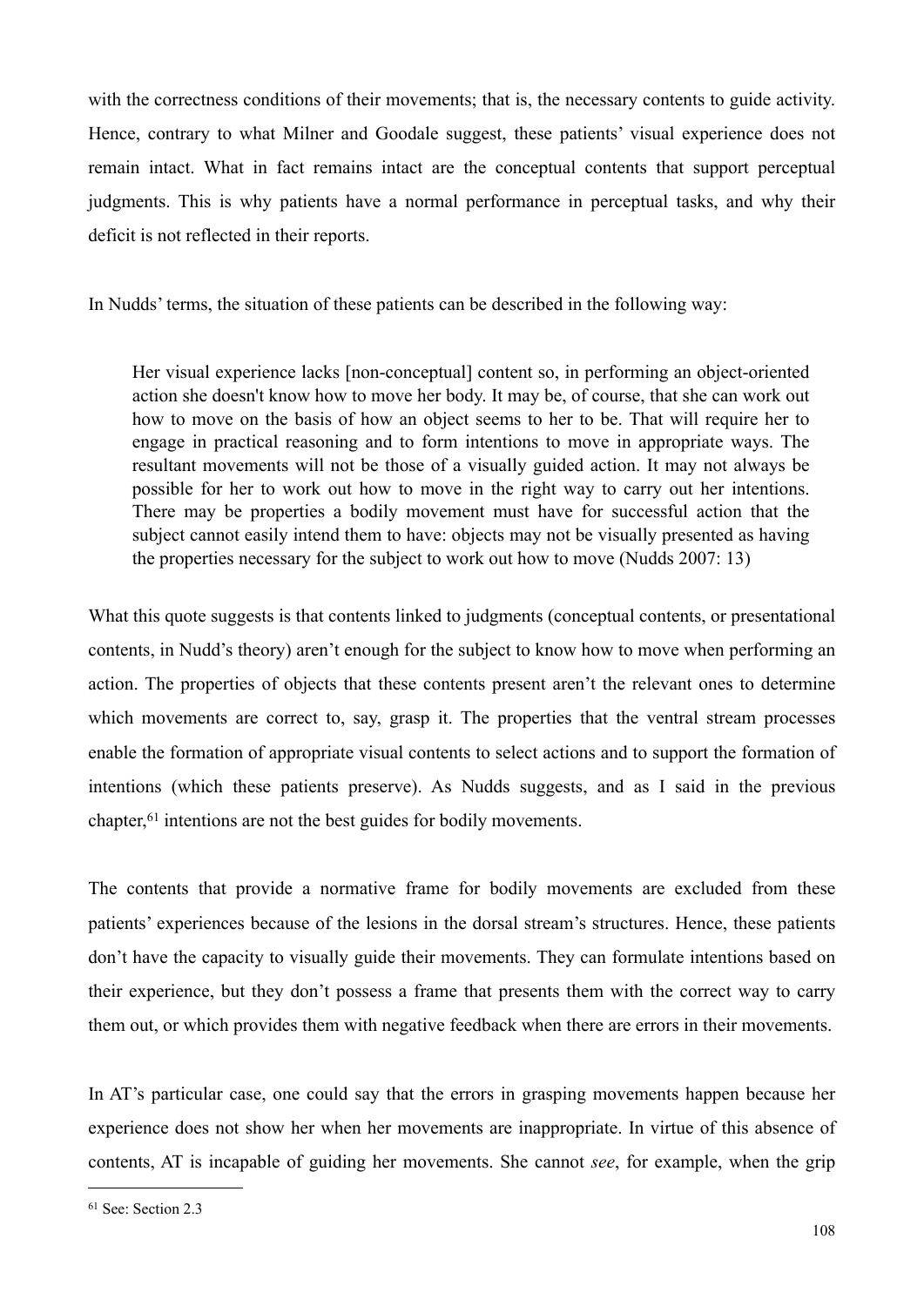with the correctness conditions of their movements; that is, the necessary contents to guide activity. Hence, contrary to what Milner and Goodale suggest, these patients' visual experience does not remain intact. What in fact remains intact are the conceptual contents that support perceptual judgments. This is why patients have a normal performance in perceptual tasks, and why their deficit is not reflected in their reports.

In Nudds' terms, the situation of these patients can be described in the following way:

> Her visual experience lacks [non-conceptual] content so, in performing an object-oriented action she doesn't know how to move her body. It may be, of course, that she can work out how to move on the basis of how an object seems to her to be. That will require her to engage in practical reasoning and to form intentions to move in appropriate ways. The resultant movements will not be those of a visually guided action. It may not always be possible for her to work out how to move in the right way to carry out her intentions. There may be properties a bodily movement must have for successful action that the subject cannot easily intend them to have: objects may not be visually presented as having the properties necessary for the subject to work out how to move (Nudds 2007: 13)

What this quote suggests is that contents linked to judgments (conceptual contents, or presentational contents, in Nudd's theory) aren't enough for the subject to know how to move when performing an action. The properties of objects that these contents present aren't the relevant ones to determine which movements are correct to, say, grasp it. The properties that the ventral stream processes enable the formation of appropriate visual contents to select actions and to support the formation of intentions (which these patients preserve). As Nudds suggests, and as I said in the previous chapter,[61] intentions are not the best guides for bodily movements.

The contents that provide a normative frame for bodily movements are excluded from these patients' experiences because of the lesions in the dorsal stream's structures. Hence, these patients don't have the capacity to visually guide their movements. They can formulate intentions based on their experience, but they don't possess a frame that presents them with the correct way to carry them out, or which provides them with negative feedback when there are errors in their movements.

In AT's particular case, one could say that the errors in grasping movements happen because her experience does not show her when her movements are inappropriate. In virtue of this absence of contents, AT is incapable of guiding her movements. She cannot *see*, for example, when the grip

---

[61] See: Section 2.3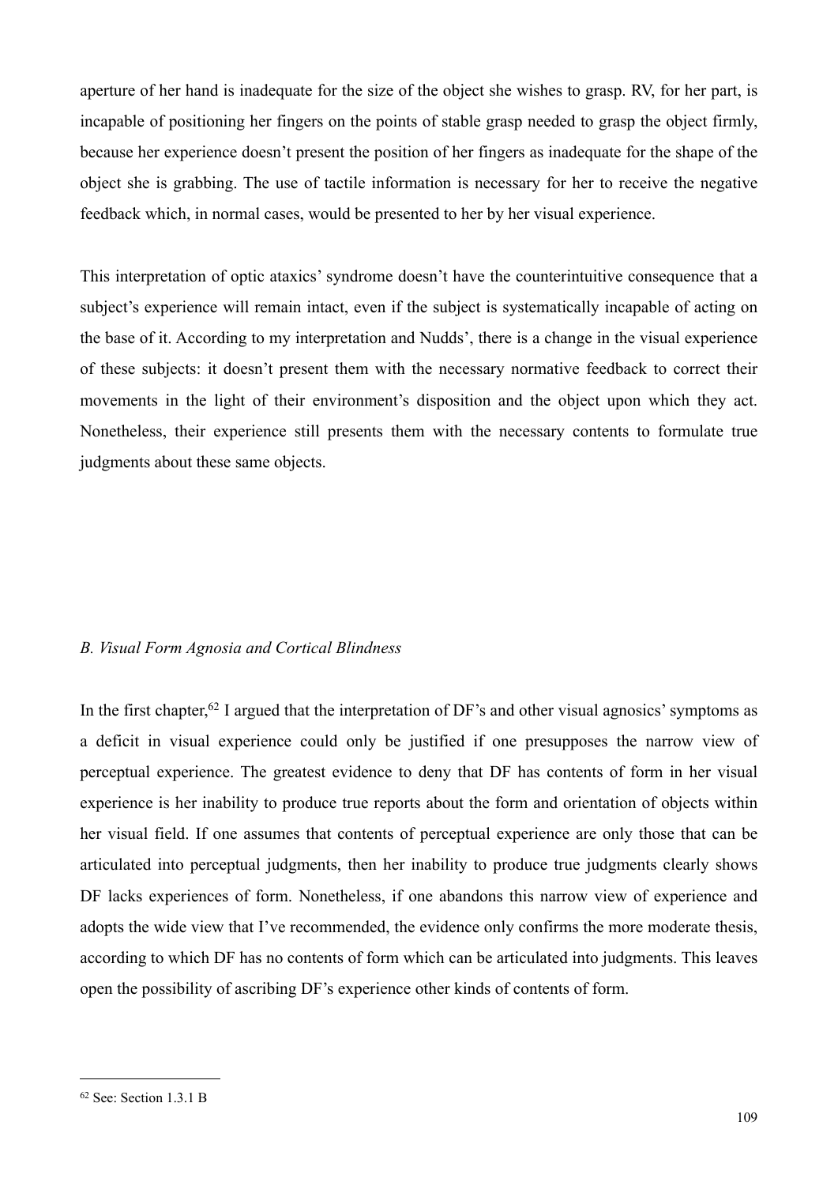aperture of her hand is inadequate for the size of the object she wishes to grasp. RV, for her part, is incapable of positioning her fingers on the points of stable grasp needed to grasp the object firmly, because her experience doesn't present the position of her fingers as inadequate for the shape of the object she is grabbing. The use of tactile information is necessary for her to receive the negative feedback which, in normal cases, would be presented to her by her visual experience.

This interpretation of optic ataxics' syndrome doesn't have the counterintuitive consequence that a subject's experience will remain intact, even if the subject is systematically incapable of acting on the base of it. According to my interpretation and Nudds', there is a change in the visual experience of these subjects: it doesn't present them with the necessary normative feedback to correct their movements in the light of their environment's disposition and the object upon which they act. Nonetheless, their experience still presents them with the necessary contents to formulate true judgments about these same objects.

*B. Visual Form Agnosia and Cortical Blindness*

In the first chapter,[62] I argued that the interpretation of DF's and other visual agnosics' symptoms as a deficit in visual experience could only be justified if one presupposes the narrow view of perceptual experience. The greatest evidence to deny that DF has contents of form in her visual experience is her inability to produce true reports about the form and orientation of objects within her visual field. If one assumes that contents of perceptual experience are only those that can be articulated into perceptual judgments, then her inability to produce true judgments clearly shows DF lacks experiences of form. Nonetheless, if one abandons this narrow view of experience and adopts the wide view that I've recommended, the evidence only confirms the more moderate thesis, according to which DF has no contents of form which can be articulated into judgments. This leaves open the possibility of ascribing DF's experience other kinds of contents of form.

---

[62] See: Section 1.3.1 B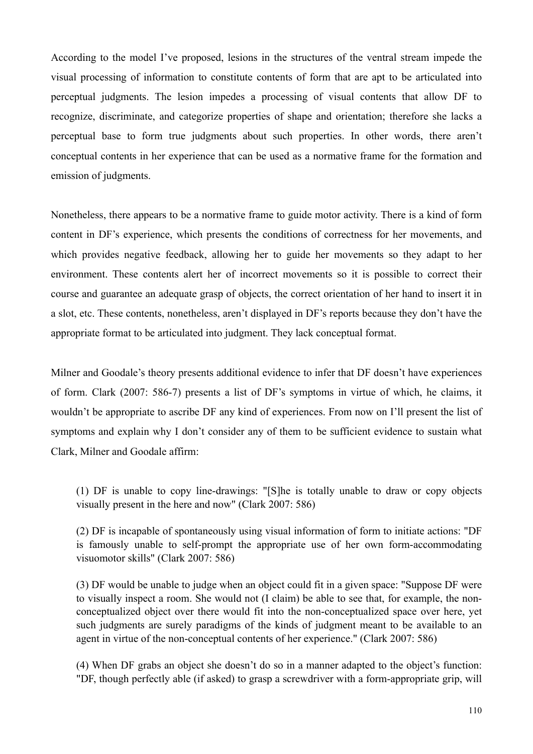According to the model I've proposed, lesions in the structures of the ventral stream impede the visual processing of information to constitute contents of form that are apt to be articulated into perceptual judgments. The lesion impedes a processing of visual contents that allow DF to recognize, discriminate, and categorize properties of shape and orientation; therefore she lacks a perceptual base to form true judgments about such properties. In other words, there aren't conceptual contents in her experience that can be used as a normative frame for the formation and emission of judgments.

Nonetheless, there appears to be a normative frame to guide motor activity. There is a kind of form content in DF's experience, which presents the conditions of correctness for her movements, and which provides negative feedback, allowing her to guide her movements so they adapt to her environment. These contents alert her of incorrect movements so it is possible to correct their course and guarantee an adequate grasp of objects, the correct orientation of her hand to insert it in a slot, etc. These contents, nonetheless, aren't displayed in DF's reports because they don't have the appropriate format to be articulated into judgment. They lack conceptual format.

Milner and Goodale's theory presents additional evidence to infer that DF doesn't have experiences of form. Clark (2007: 586-7) presents a list of DF's symptoms in virtue of which, he claims, it wouldn't be appropriate to ascribe DF any kind of experiences. From now on I'll present the list of symptoms and explain why I don't consider any of them to be sufficient evidence to sustain what Clark, Milner and Goodale affirm:

> (1) DF is unable to copy line-drawings: "[S]he is totally unable to draw or copy objects visually present in the here and now" (Clark 2007: 586)
>
> (2) DF is incapable of spontaneously using visual information of form to initiate actions: "DF is famously unable to self-prompt the appropriate use of her own form-accommodating visuomotor skills" (Clark 2007: 586)
>
> (3) DF would be unable to judge when an object could fit in a given space: "Suppose DF were to visually inspect a room. She would not (I claim) be able to see that, for example, the non-conceptualized object over there would fit into the non-conceptualized space over here, yet such judgments are surely paradigms of the kinds of judgment meant to be available to an agent in virtue of the non-conceptual contents of her experience." (Clark 2007: 586)
>
> (4) When DF grabs an object she doesn't do so in a manner adapted to the object's function: "DF, though perfectly able (if asked) to grasp a screwdriver with a form-appropriate grip, will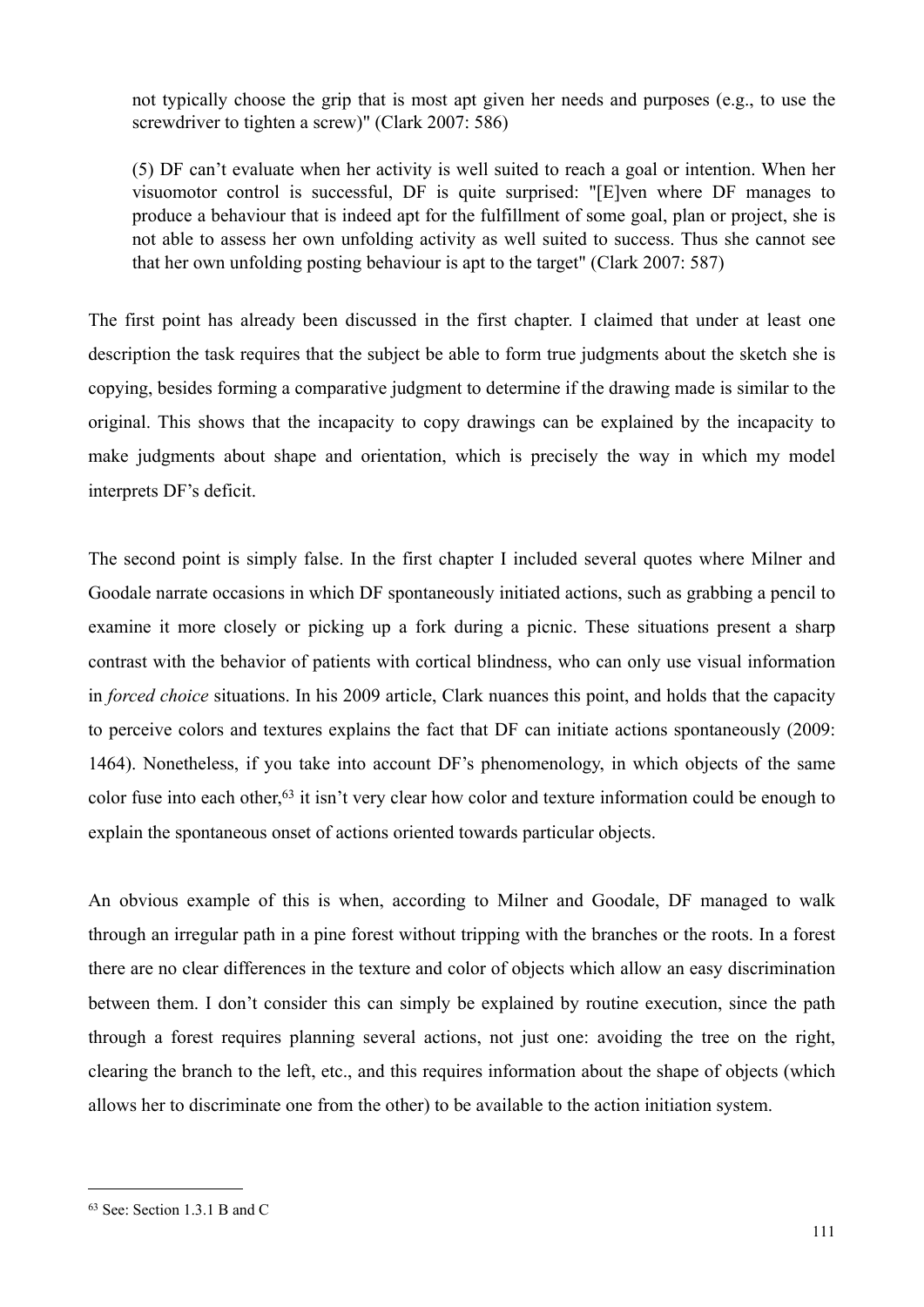> not typically choose the grip that is most apt given her needs and purposes (e.g., to use the screwdriver to tighten a screw)" (Clark 2007: 586)
>
> (5) DF can't evaluate when her activity is well suited to reach a goal or intention. When her visuomotor control is successful, DF is quite surprised: "[E]ven where DF manages to produce a behaviour that is indeed apt for the fulfillment of some goal, plan or project, she is not able to assess her own unfolding activity as well suited to success. Thus she cannot see that her own unfolding posting behaviour is apt to the target" (Clark 2007: 587)

The first point has already been discussed in the first chapter. I claimed that under at least one description the task requires that the subject be able to form true judgments about the sketch she is copying, besides forming a comparative judgment to determine if the drawing made is similar to the original. This shows that the incapacity to copy drawings can be explained by the incapacity to make judgments about shape and orientation, which is precisely the way in which my model interprets DF's deficit.

The second point is simply false. In the first chapter I included several quotes where Milner and Goodale narrate occasions in which DF spontaneously initiated actions, such as grabbing a pencil to examine it more closely or picking up a fork during a picnic. These situations present a sharp contrast with the behavior of patients with cortical blindness, who can only use visual information in *forced choice* situations. In his 2009 article, Clark nuances this point, and holds that the capacity to perceive colors and textures explains the fact that DF can initiate actions spontaneously (2009: 1464). Nonetheless, if you take into account DF's phenomenology, in which objects of the same color fuse into each other,[63] it isn't very clear how color and texture information could be enough to explain the spontaneous onset of actions oriented towards particular objects.

An obvious example of this is when, according to Milner and Goodale, DF managed to walk through an irregular path in a pine forest without tripping with the branches or the roots. In a forest there are no clear differences in the texture and color of objects which allow an easy discrimination between them. I don't consider this can simply be explained by routine execution, since the path through a forest requires planning several actions, not just one: avoiding the tree on the right, clearing the branch to the left, etc., and this requires information about the shape of objects (which allows her to discriminate one from the other) to be available to the action initiation system.

---

[63] See: Section 1.3.1 B and C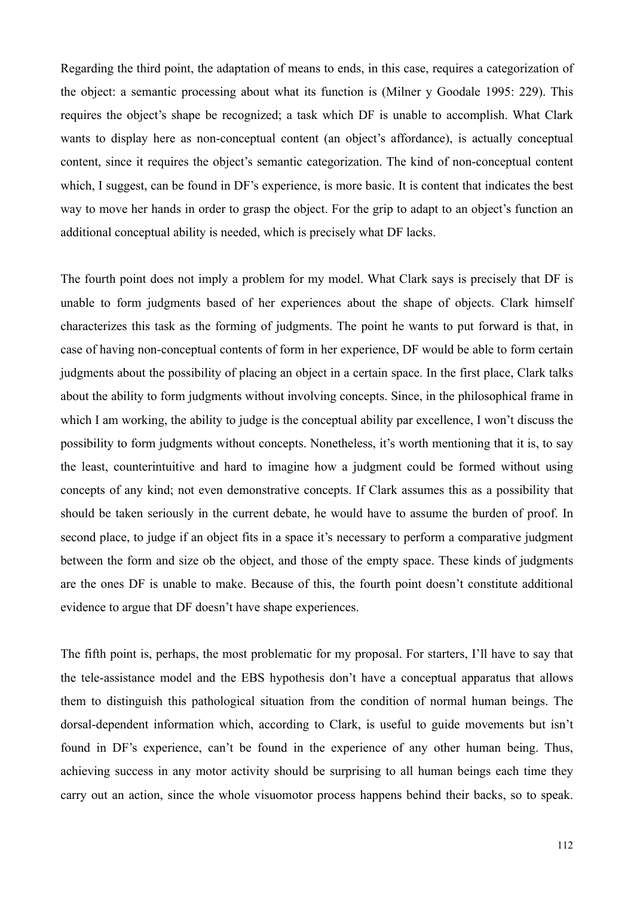Regarding the third point, the adaptation of means to ends, in this case, requires a categorization of the object: a semantic processing about what its function is (Milner y Goodale 1995: 229). This requires the object's shape be recognized; a task which DF is unable to accomplish. What Clark wants to display here as non-conceptual content (an object's affordance), is actually conceptual content, since it requires the object's semantic categorization. The kind of non-conceptual content which, I suggest, can be found in DF's experience, is more basic. It is content that indicates the best way to move her hands in order to grasp the object. For the grip to adapt to an object's function an additional conceptual ability is needed, which is precisely what DF lacks.

The fourth point does not imply a problem for my model. What Clark says is precisely that DF is unable to form judgments based of her experiences about the shape of objects. Clark himself characterizes this task as the forming of judgments. The point he wants to put forward is that, in case of having non-conceptual contents of form in her experience, DF would be able to form certain judgments about the possibility of placing an object in a certain space. In the first place, Clark talks about the ability to form judgments without involving concepts. Since, in the philosophical frame in which I am working, the ability to judge is the conceptual ability par excellence, I won't discuss the possibility to form judgments without concepts. Nonetheless, it's worth mentioning that it is, to say the least, counterintuitive and hard to imagine how a judgment could be formed without using concepts of any kind; not even demonstrative concepts. If Clark assumes this as a possibility that should be taken seriously in the current debate, he would have to assume the burden of proof. In second place, to judge if an object fits in a space it's necessary to perform a comparative judgment between the form and size ob the object, and those of the empty space. These kinds of judgments are the ones DF is unable to make. Because of this, the fourth point doesn't constitute additional evidence to argue that DF doesn't have shape experiences.

The fifth point is, perhaps, the most problematic for my proposal. For starters, I'll have to say that the tele-assistance model and the EBS hypothesis don't have a conceptual apparatus that allows them to distinguish this pathological situation from the condition of normal human beings. The dorsal-dependent information which, according to Clark, is useful to guide movements but isn't found in DF's experience, can't be found in the experience of any other human being. Thus, achieving success in any motor activity should be surprising to all human beings each time they carry out an action, since the whole visuomotor process happens behind their backs, so to speak.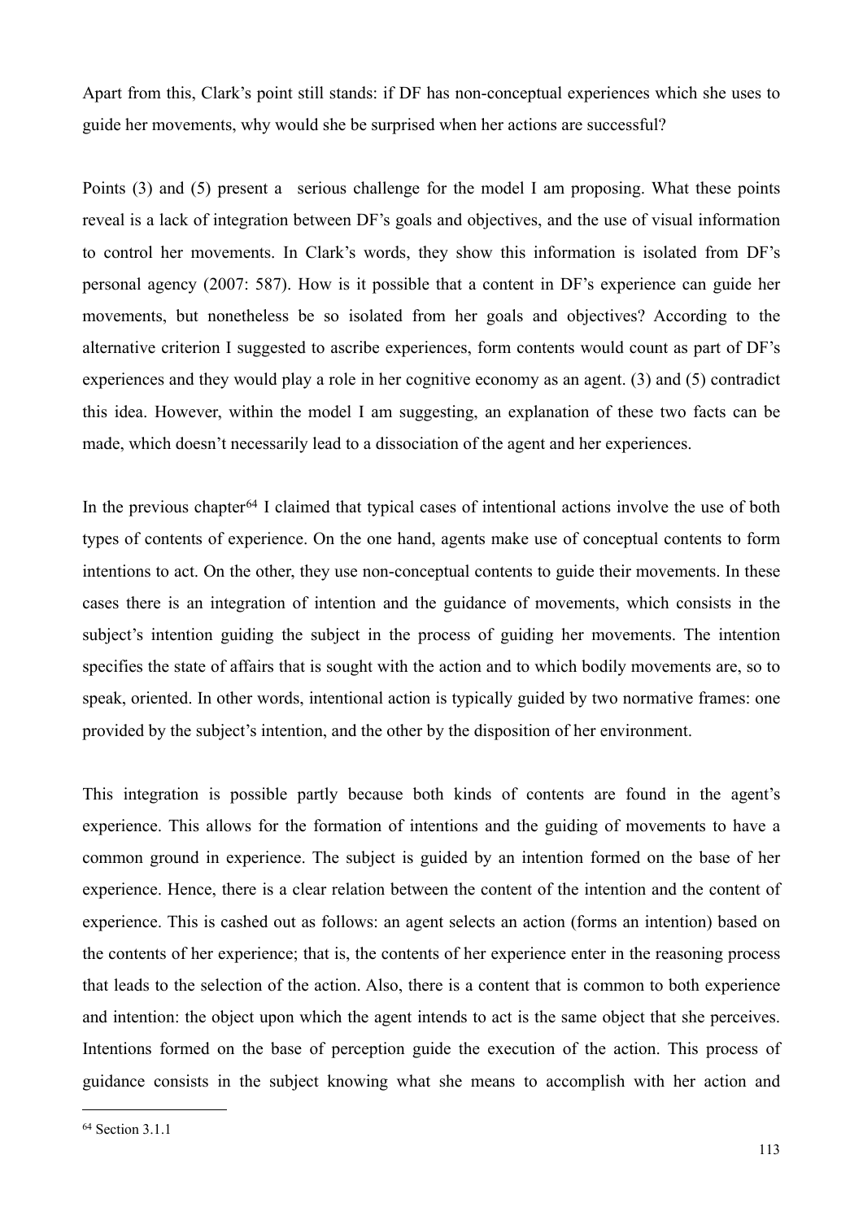Apart from this, Clark's point still stands: if DF has non-conceptual experiences which she uses to guide her movements, why would she be surprised when her actions are successful?

Points (3) and (5) present a serious challenge for the model I am proposing. What these points reveal is a lack of integration between DF's goals and objectives, and the use of visual information to control her movements. In Clark's words, they show this information is isolated from DF's personal agency (2007: 587). How is it possible that a content in DF's experience can guide her movements, but nonetheless be so isolated from her goals and objectives? According to the alternative criterion I suggested to ascribe experiences, form contents would count as part of DF's experiences and they would play a role in her cognitive economy as an agent. (3) and (5) contradict this idea. However, within the model I am suggesting, an explanation of these two facts can be made, which doesn't necessarily lead to a dissociation of the agent and her experiences.

In the previous chapter[64] I claimed that typical cases of intentional actions involve the use of both types of contents of experience. On the one hand, agents make use of conceptual contents to form intentions to act. On the other, they use non-conceptual contents to guide their movements. In these cases there is an integration of intention and the guidance of movements, which consists in the subject's intention guiding the subject in the process of guiding her movements. The intention specifies the state of affairs that is sought with the action and to which bodily movements are, so to speak, oriented. In other words, intentional action is typically guided by two normative frames: one provided by the subject's intention, and the other by the disposition of her environment.

This integration is possible partly because both kinds of contents are found in the agent's experience. This allows for the formation of intentions and the guiding of movements to have a common ground in experience. The subject is guided by an intention formed on the base of her experience. Hence, there is a clear relation between the content of the intention and the content of experience. This is cashed out as follows: an agent selects an action (forms an intention) based on the contents of her experience; that is, the contents of her experience enter in the reasoning process that leads to the selection of the action. Also, there is a content that is common to both experience and intention: the object upon which the agent intends to act is the same object that she perceives. Intentions formed on the base of perception guide the execution of the action. This process of guidance consists in the subject knowing what she means to accomplish with her action and

[64] Section 3.1.1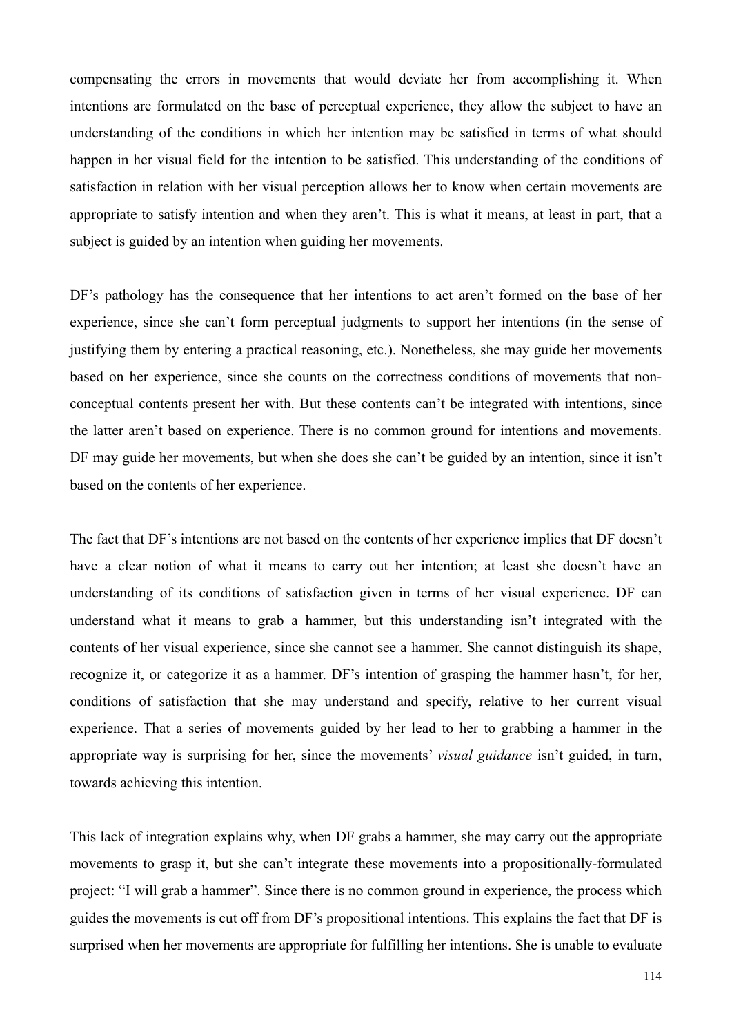compensating the errors in movements that would deviate her from accomplishing it. When intentions are formulated on the base of perceptual experience, they allow the subject to have an understanding of the conditions in which her intention may be satisfied in terms of what should happen in her visual field for the intention to be satisfied. This understanding of the conditions of satisfaction in relation with her visual perception allows her to know when certain movements are appropriate to satisfy intention and when they aren't. This is what it means, at least in part, that a subject is guided by an intention when guiding her movements.

DF's pathology has the consequence that her intentions to act aren't formed on the base of her experience, since she can't form perceptual judgments to support her intentions (in the sense of justifying them by entering a practical reasoning, etc.). Nonetheless, she may guide her movements based on her experience, since she counts on the correctness conditions of movements that non-conceptual contents present her with. But these contents can't be integrated with intentions, since the latter aren't based on experience. There is no common ground for intentions and movements. DF may guide her movements, but when she does she can't be guided by an intention, since it isn't based on the contents of her experience.

The fact that DF's intentions are not based on the contents of her experience implies that DF doesn't have a clear notion of what it means to carry out her intention; at least she doesn't have an understanding of its conditions of satisfaction given in terms of her visual experience. DF can understand what it means to grab a hammer, but this understanding isn't integrated with the contents of her visual experience, since she cannot see a hammer. She cannot distinguish its shape, recognize it, or categorize it as a hammer. DF's intention of grasping the hammer hasn't, for her, conditions of satisfaction that she may understand and specify, relative to her current visual experience. That a series of movements guided by her lead to her to grabbing a hammer in the appropriate way is surprising for her, since the movements' *visual guidance* isn't guided, in turn, towards achieving this intention.

This lack of integration explains why, when DF grabs a hammer, she may carry out the appropriate movements to grasp it, but she can't integrate these movements into a propositionally-formulated project: "I will grab a hammer". Since there is no common ground in experience, the process which guides the movements is cut off from DF's propositional intentions. This explains the fact that DF is surprised when her movements are appropriate for fulfilling her intentions. She is unable to evaluate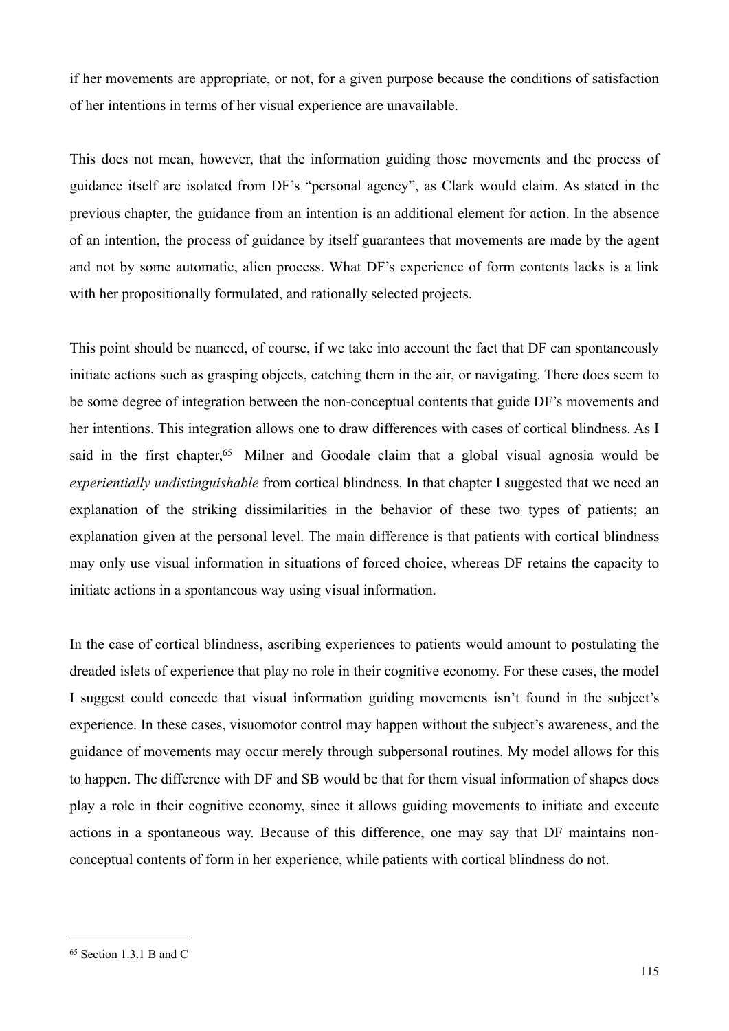if her movements are appropriate, or not, for a given purpose because the conditions of satisfaction of her intentions in terms of her visual experience are unavailable.

This does not mean, however, that the information guiding those movements and the process of guidance itself are isolated from DF's "personal agency", as Clark would claim. As stated in the previous chapter, the guidance from an intention is an additional element for action. In the absence of an intention, the process of guidance by itself guarantees that movements are made by the agent and not by some automatic, alien process. What DF's experience of form contents lacks is a link with her propositionally formulated, and rationally selected projects.

This point should be nuanced, of course, if we take into account the fact that DF can spontaneously initiate actions such as grasping objects, catching them in the air, or navigating. There does seem to be some degree of integration between the non-conceptual contents that guide DF's movements and her intentions. This integration allows one to draw differences with cases of cortical blindness. As I said in the first chapter,[65] Milner and Goodale claim that a global visual agnosia would be *experientially undistinguishable* from cortical blindness. In that chapter I suggested that we need an explanation of the striking dissimilarities in the behavior of these two types of patients; an explanation given at the personal level. The main difference is that patients with cortical blindness may only use visual information in situations of forced choice, whereas DF retains the capacity to initiate actions in a spontaneous way using visual information.

In the case of cortical blindness, ascribing experiences to patients would amount to postulating the dreaded islets of experience that play no role in their cognitive economy. For these cases, the model I suggest could concede that visual information guiding movements isn't found in the subject's experience. In these cases, visuomotor control may happen without the subject's awareness, and the guidance of movements may occur merely through subpersonal routines. My model allows for this to happen. The difference with DF and SB would be that for them visual information of shapes does play a role in their cognitive economy, since it allows guiding movements to initiate and execute actions in a spontaneous way. Because of this difference, one may say that DF maintains non-conceptual contents of form in her experience, while patients with cortical blindness do not.

---

[65] Section 1.3.1 B and C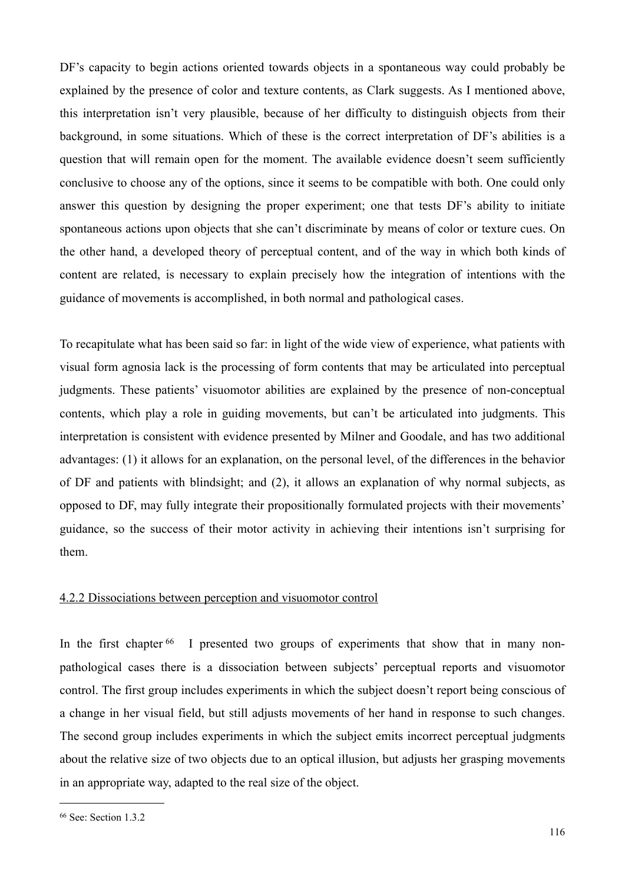DF's capacity to begin actions oriented towards objects in a spontaneous way could probably be explained by the presence of color and texture contents, as Clark suggests. As I mentioned above, this interpretation isn't very plausible, because of her difficulty to distinguish objects from their background, in some situations. Which of these is the correct interpretation of DF's abilities is a question that will remain open for the moment. The available evidence doesn't seem sufficiently conclusive to choose any of the options, since it seems to be compatible with both. One could only answer this question by designing the proper experiment; one that tests DF's ability to initiate spontaneous actions upon objects that she can't discriminate by means of color or texture cues. On the other hand, a developed theory of perceptual content, and of the way in which both kinds of content are related, is necessary to explain precisely how the integration of intentions with the guidance of movements is accomplished, in both normal and pathological cases.

To recapitulate what has been said so far: in light of the wide view of experience, what patients with visual form agnosia lack is the processing of form contents that may be articulated into perceptual judgments. These patients' visuomotor abilities are explained by the presence of non-conceptual contents, which play a role in guiding movements, but can't be articulated into judgments. This interpretation is consistent with evidence presented by Milner and Goodale, and has two additional advantages: (1) it allows for an explanation, on the personal level, of the differences in the behavior of DF and patients with blindsight; and (2), it allows an explanation of why normal subjects, as opposed to DF, may fully integrate their propositionally formulated projects with their movements' guidance, so the success of their motor activity in achieving their intentions isn't surprising for them.

#### 4.2.2 Dissociations between perception and visuomotor control

In the first chapter [66] I presented two groups of experiments that show that in many non-pathological cases there is a dissociation between subjects' perceptual reports and visuomotor control. The first group includes experiments in which the subject doesn't report being conscious of a change in her visual field, but still adjusts movements of her hand in response to such changes. The second group includes experiments in which the subject emits incorrect perceptual judgments about the relative size of two objects due to an optical illusion, but adjusts her grasping movements in an appropriate way, adapted to the real size of the object.

---

[66] See: Section 1.3.2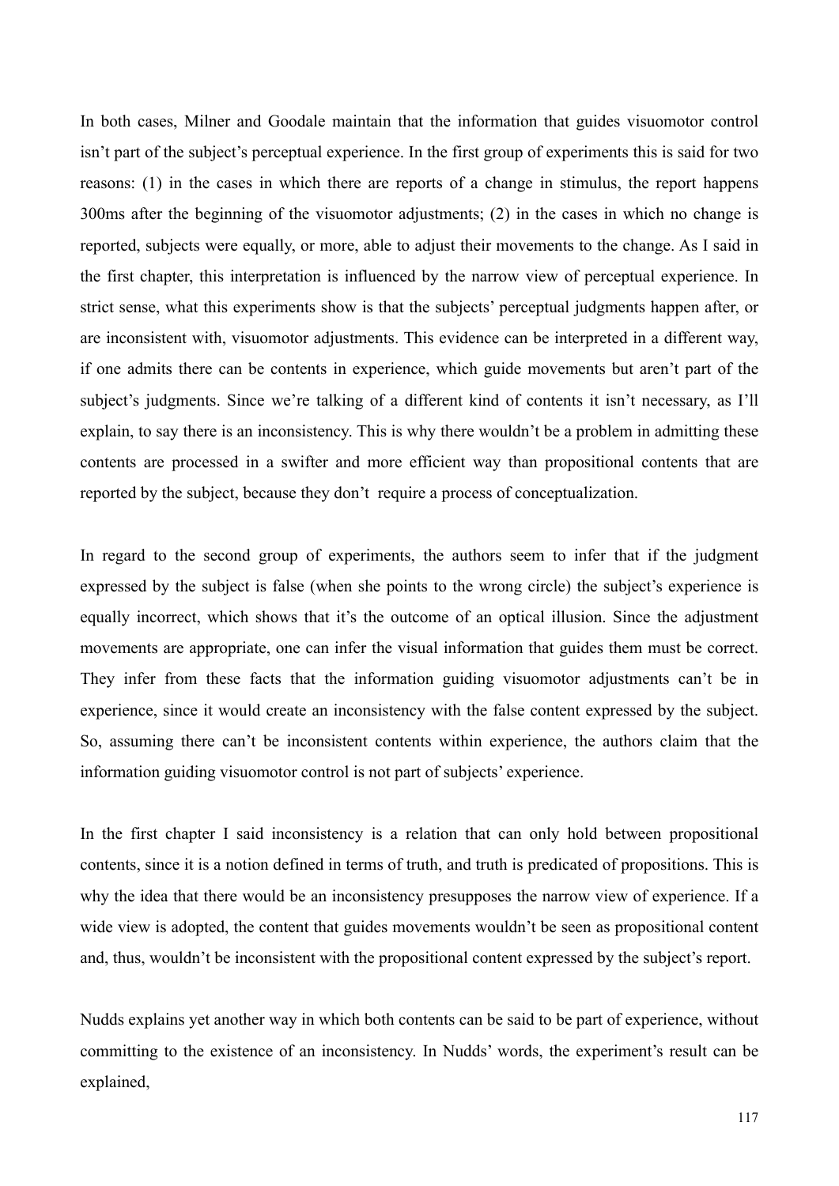In both cases, Milner and Goodale maintain that the information that guides visuomotor control isn't part of the subject's perceptual experience. In the first group of experiments this is said for two reasons: (1) in the cases in which there are reports of a change in stimulus, the report happens 300ms after the beginning of the visuomotor adjustments; (2) in the cases in which no change is reported, subjects were equally, or more, able to adjust their movements to the change. As I said in the first chapter, this interpretation is influenced by the narrow view of perceptual experience. In strict sense, what this experiments show is that the subjects' perceptual judgments happen after, or are inconsistent with, visuomotor adjustments. This evidence can be interpreted in a different way, if one admits there can be contents in experience, which guide movements but aren't part of the subject's judgments. Since we're talking of a different kind of contents it isn't necessary, as I'll explain, to say there is an inconsistency. This is why there wouldn't be a problem in admitting these contents are processed in a swifter and more efficient way than propositional contents that are reported by the subject, because they don't  require a process of conceptualization.

In regard to the second group of experiments, the authors seem to infer that if the judgment expressed by the subject is false (when she points to the wrong circle) the subject's experience is equally incorrect, which shows that it's the outcome of an optical illusion. Since the adjustment movements are appropriate, one can infer the visual information that guides them must be correct. They infer from these facts that the information guiding visuomotor adjustments can't be in experience, since it would create an inconsistency with the false content expressed by the subject. So, assuming there can't be inconsistent contents within experience, the authors claim that the information guiding visuomotor control is not part of subjects' experience.

In the first chapter I said inconsistency is a relation that can only hold between propositional contents, since it is a notion defined in terms of truth, and truth is predicated of propositions. This is why the idea that there would be an inconsistency presupposes the narrow view of experience. If a wide view is adopted, the content that guides movements wouldn't be seen as propositional content and, thus, wouldn't be inconsistent with the propositional content expressed by the subject's report.

Nudds explains yet another way in which both contents can be said to be part of experience, without committing to the existence of an inconsistency. In Nudds' words, the experiment's result can be explained,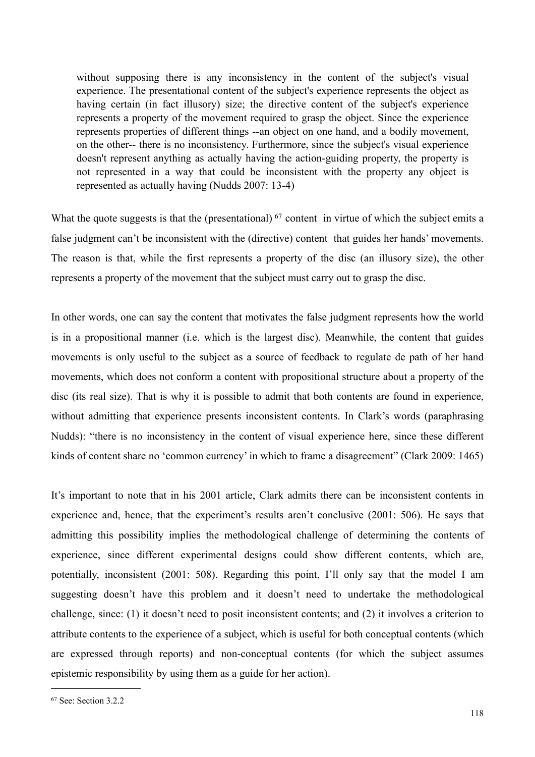> without supposing there is any inconsistency in the content of the subject's visual experience. The presentational content of the subject's experience represents the object as having certain (in fact illusory) size; the directive content of the subject's experience represents a property of the movement required to grasp the object. Since the experience represents properties of different things --an object on one hand, and a bodily movement, on the other-- there is no inconsistency. Furthermore, since the subject's visual experience doesn't represent anything as actually having the action-guiding property, the property is not represented in a way that could be inconsistent with the property any object is represented as actually having (Nudds 2007: 13-4)

What the quote suggests is that the (presentational) [67] content in virtue of which the subject emits a false judgment can't be inconsistent with the (directive) content that guides her hands' movements. The reason is that, while the first represents a property of the disc (an illusory size), the other represents a property of the movement that the subject must carry out to grasp the disc.

In other words, one can say the content that motivates the false judgment represents how the world is in a propositional manner (i.e. which is the largest disc). Meanwhile, the content that guides movements is only useful to the subject as a source of feedback to regulate de path of her hand movements, which does not conform a content with propositional structure about a property of the disc (its real size). That is why it is possible to admit that both contents are found in experience, without admitting that experience presents inconsistent contents. In Clark's words (paraphrasing Nudds): "there is no inconsistency in the content of visual experience here, since these different kinds of content share no 'common currency' in which to frame a disagreement" (Clark 2009: 1465)

It's important to note that in his 2001 article, Clark admits there can be inconsistent contents in experience and, hence, that the experiment's results aren't conclusive (2001: 506). He says that admitting this possibility implies the methodological challenge of determining the contents of experience, since different experimental designs could show different contents, which are, potentially, inconsistent (2001: 508). Regarding this point, I'll only say that the model I am suggesting doesn't have this problem and it doesn't need to undertake the methodological challenge, since: (1) it doesn't need to posit inconsistent contents; and (2) it involves a criterion to attribute contents to the experience of a subject, which is useful for both conceptual contents (which are expressed through reports) and non-conceptual contents (for which the subject assumes epistemic responsibility by using them as a guide for her action).

---

[67] See: Section 3.2.2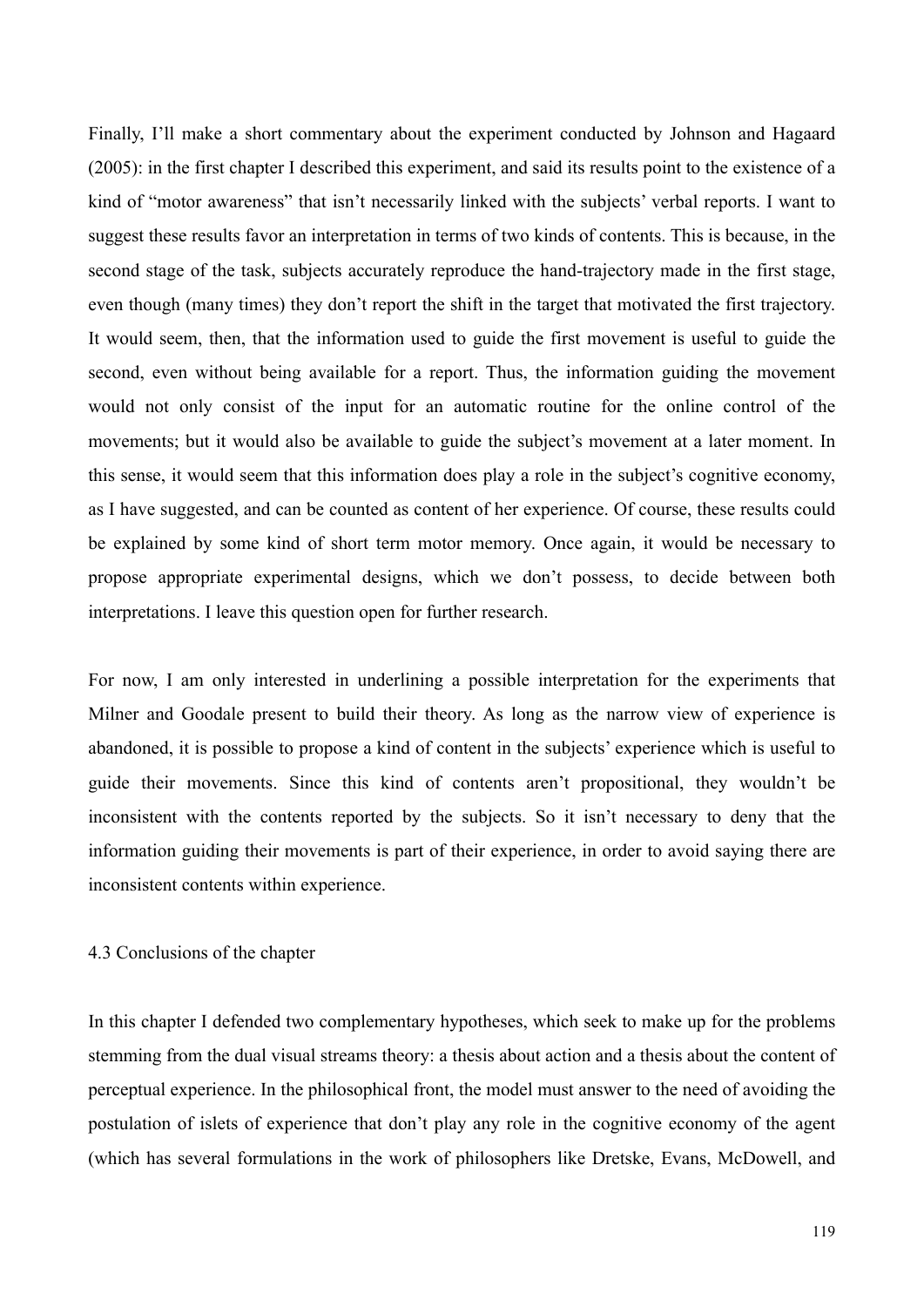Finally, I'll make a short commentary about the experiment conducted by Johnson and Hagaard (2005): in the first chapter I described this experiment, and said its results point to the existence of a kind of "motor awareness" that isn't necessarily linked with the subjects' verbal reports. I want to suggest these results favor an interpretation in terms of two kinds of contents. This is because, in the second stage of the task, subjects accurately reproduce the hand-trajectory made in the first stage, even though (many times) they don't report the shift in the target that motivated the first trajectory. It would seem, then, that the information used to guide the first movement is useful to guide the second, even without being available for a report. Thus, the information guiding the movement would not only consist of the input for an automatic routine for the online control of the movements; but it would also be available to guide the subject's movement at a later moment. In this sense, it would seem that this information does play a role in the subject's cognitive economy, as I have suggested, and can be counted as content of her experience. Of course, these results could be explained by some kind of short term motor memory. Once again, it would be necessary to propose appropriate experimental designs, which we don't possess, to decide between both interpretations. I leave this question open for further research.

For now, I am only interested in underlining a possible interpretation for the experiments that Milner and Goodale present to build their theory. As long as the narrow view of experience is abandoned, it is possible to propose a kind of content in the subjects' experience which is useful to guide their movements. Since this kind of contents aren't propositional, they wouldn't be inconsistent with the contents reported by the subjects. So it isn't necessary to deny that the information guiding their movements is part of their experience, in order to avoid saying there are inconsistent contents within experience.

## 4.3 Conclusions of the chapter

In this chapter I defended two complementary hypotheses, which seek to make up for the problems stemming from the dual visual streams theory: a thesis about action and a thesis about the content of perceptual experience. In the philosophical front, the model must answer to the need of avoiding the postulation of islets of experience that don't play any role in the cognitive economy of the agent (which has several formulations in the work of philosophers like Dretske, Evans, McDowell, and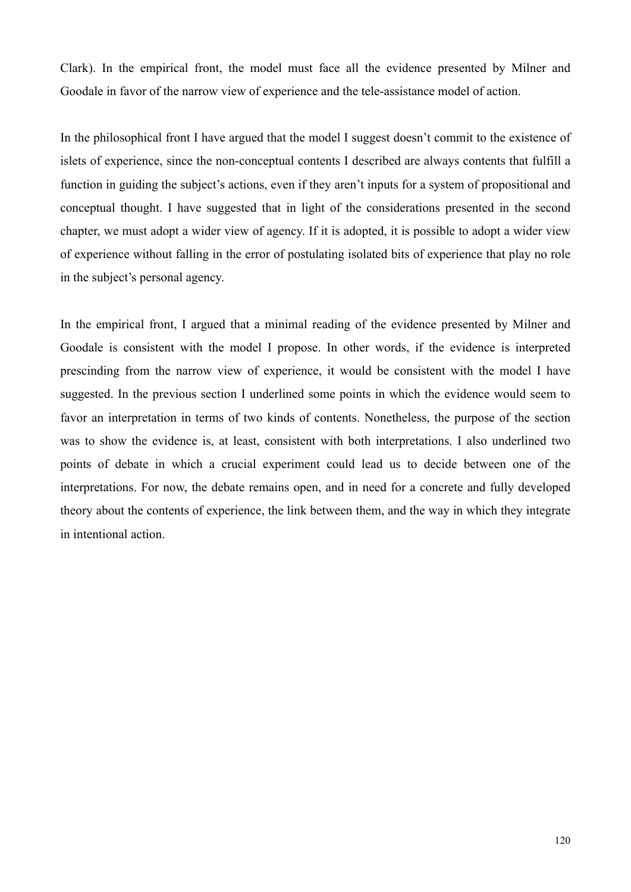Clark). In the empirical front, the model must face all the evidence presented by Milner and Goodale in favor of the narrow view of experience and the tele-assistance model of action.

In the philosophical front I have argued that the model I suggest doesn't commit to the existence of islets of experience, since the non-conceptual contents I described are always contents that fulfill a function in guiding the subject's actions, even if they aren't inputs for a system of propositional and conceptual thought. I have suggested that in light of the considerations presented in the second chapter, we must adopt a wider view of agency. If it is adopted, it is possible to adopt a wider view of experience without falling in the error of postulating isolated bits of experience that play no role in the subject's personal agency.

In the empirical front, I argued that a minimal reading of the evidence presented by Milner and Goodale is consistent with the model I propose. In other words, if the evidence is interpreted prescinding from the narrow view of experience, it would be consistent with the model I have suggested. In the previous section I underlined some points in which the evidence would seem to favor an interpretation in terms of two kinds of contents. Nonetheless, the purpose of the section was to show the evidence is, at least, consistent with both interpretations. I also underlined two points of debate in which a crucial experiment could lead us to decide between one of the interpretations. For now, the debate remains open, and in need for a concrete and fully developed theory about the contents of experience, the link between them, and the way in which they integrate in intentional action.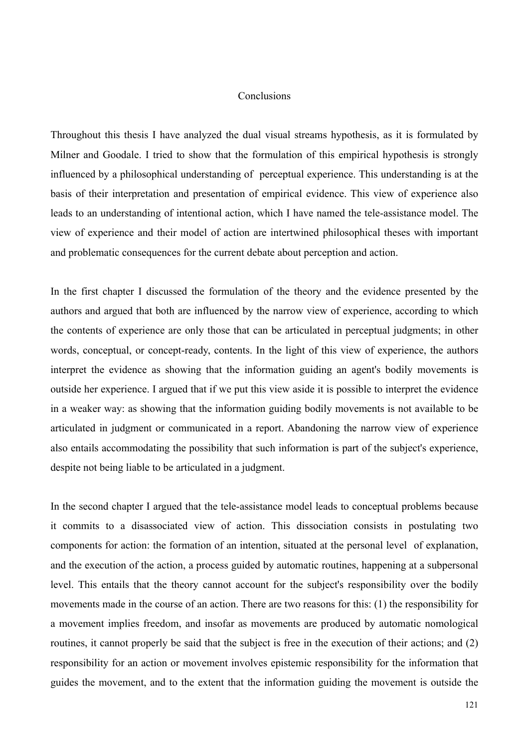# Conclusions

Throughout this thesis I have analyzed the dual visual streams hypothesis, as it is formulated by Milner and Goodale. I tried to show that the formulation of this empirical hypothesis is strongly influenced by a philosophical understanding of perceptual experience. This understanding is at the basis of their interpretation and presentation of empirical evidence. This view of experience also leads to an understanding of intentional action, which I have named the tele-assistance model. The view of experience and their model of action are intertwined philosophical theses with important and problematic consequences for the current debate about perception and action.

In the first chapter I discussed the formulation of the theory and the evidence presented by the authors and argued that both are influenced by the narrow view of experience, according to which the contents of experience are only those that can be articulated in perceptual judgments; in other words, conceptual, or concept-ready, contents. In the light of this view of experience, the authors interpret the evidence as showing that the information guiding an agent's bodily movements is outside her experience. I argued that if we put this view aside it is possible to interpret the evidence in a weaker way: as showing that the information guiding bodily movements is not available to be articulated in judgment or communicated in a report. Abandoning the narrow view of experience also entails accommodating the possibility that such information is part of the subject's experience, despite not being liable to be articulated in a judgment.

In the second chapter I argued that the tele-assistance model leads to conceptual problems because it commits to a disassociated view of action. This dissociation consists in postulating two components for action: the formation of an intention, situated at the personal level of explanation, and the execution of the action, a process guided by automatic routines, happening at a subpersonal level. This entails that the theory cannot account for the subject's responsibility over the bodily movements made in the course of an action. There are two reasons for this: (1) the responsibility for a movement implies freedom, and insofar as movements are produced by automatic nomological routines, it cannot properly be said that the subject is free in the execution of their actions; and (2) responsibility for an action or movement involves epistemic responsibility for the information that guides the movement, and to the extent that the information guiding the movement is outside the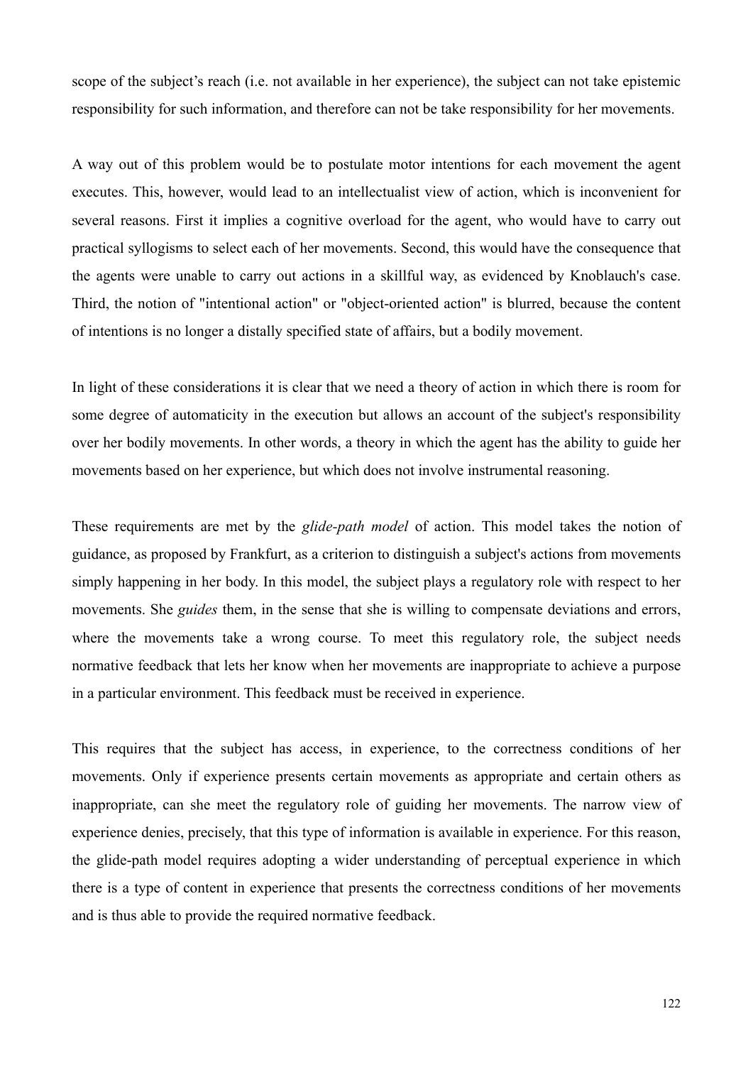scope of the subject's reach (i.e. not available in her experience), the subject can not take epistemic responsibility for such information, and therefore can not be take responsibility for her movements.

A way out of this problem would be to postulate motor intentions for each movement the agent executes. This, however, would lead to an intellectualist view of action, which is inconvenient for several reasons. First it implies a cognitive overload for the agent, who would have to carry out practical syllogisms to select each of her movements. Second, this would have the consequence that the agents were unable to carry out actions in a skillful way, as evidenced by Knoblauch's case. Third, the notion of "intentional action" or "object-oriented action" is blurred, because the content of intentions is no longer a distally specified state of affairs, but a bodily movement.

In light of these considerations it is clear that we need a theory of action in which there is room for some degree of automaticity in the execution but allows an account of the subject's responsibility over her bodily movements. In other words, a theory in which the agent has the ability to guide her movements based on her experience, but which does not involve instrumental reasoning.

These requirements are met by the *glide-path model* of action. This model takes the notion of guidance, as proposed by Frankfurt, as a criterion to distinguish a subject's actions from movements simply happening in her body. In this model, the subject plays a regulatory role with respect to her movements. She *guides* them, in the sense that she is willing to compensate deviations and errors, where the movements take a wrong course. To meet this regulatory role, the subject needs normative feedback that lets her know when her movements are inappropriate to achieve a purpose in a particular environment. This feedback must be received in experience.

This requires that the subject has access, in experience, to the correctness conditions of her movements. Only if experience presents certain movements as appropriate and certain others as inappropriate, can she meet the regulatory role of guiding her movements. The narrow view of experience denies, precisely, that this type of information is available in experience. For this reason, the glide-path model requires adopting a wider understanding of perceptual experience in which there is a type of content in experience that presents the correctness conditions of her movements and is thus able to provide the required normative feedback.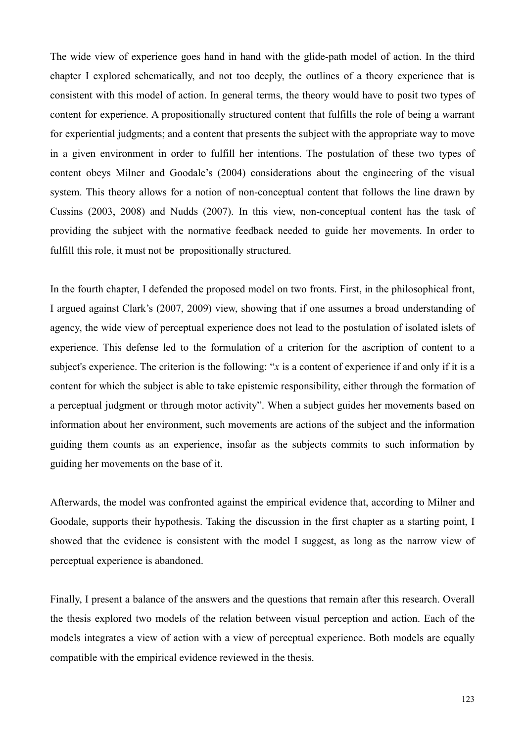The wide view of experience goes hand in hand with the glide-path model of action. In the third chapter I explored schematically, and not too deeply, the outlines of a theory experience that is consistent with this model of action. In general terms, the theory would have to posit two types of content for experience. A propositionally structured content that fulfills the role of being a warrant for experiential judgments; and a content that presents the subject with the appropriate way to move in a given environment in order to fulfill her intentions. The postulation of these two types of content obeys Milner and Goodale's (2004) considerations about the engineering of the visual system. This theory allows for a notion of non-conceptual content that follows the line drawn by Cussins (2003, 2008) and Nudds (2007). In this view, non-conceptual content has the task of providing the subject with the normative feedback needed to guide her movements. In order to fulfill this role, it must not be propositionally structured.

In the fourth chapter, I defended the proposed model on two fronts. First, in the philosophical front, I argued against Clark's (2007, 2009) view, showing that if one assumes a broad understanding of agency, the wide view of perceptual experience does not lead to the postulation of isolated islets of experience. This defense led to the formulation of a criterion for the ascription of content to a subject's experience. The criterion is the following: "*x* is a content of experience if and only if it is a content for which the subject is able to take epistemic responsibility, either through the formation of a perceptual judgment or through motor activity". When a subject guides her movements based on information about her environment, such movements are actions of the subject and the information guiding them counts as an experience, insofar as the subjects commits to such information by guiding her movements on the base of it.

Afterwards, the model was confronted against the empirical evidence that, according to Milner and Goodale, supports their hypothesis. Taking the discussion in the first chapter as a starting point, I showed that the evidence is consistent with the model I suggest, as long as the narrow view of perceptual experience is abandoned.

Finally, I present a balance of the answers and the questions that remain after this research. Overall the thesis explored two models of the relation between visual perception and action. Each of the models integrates a view of action with a view of perceptual experience. Both models are equally compatible with the empirical evidence reviewed in the thesis.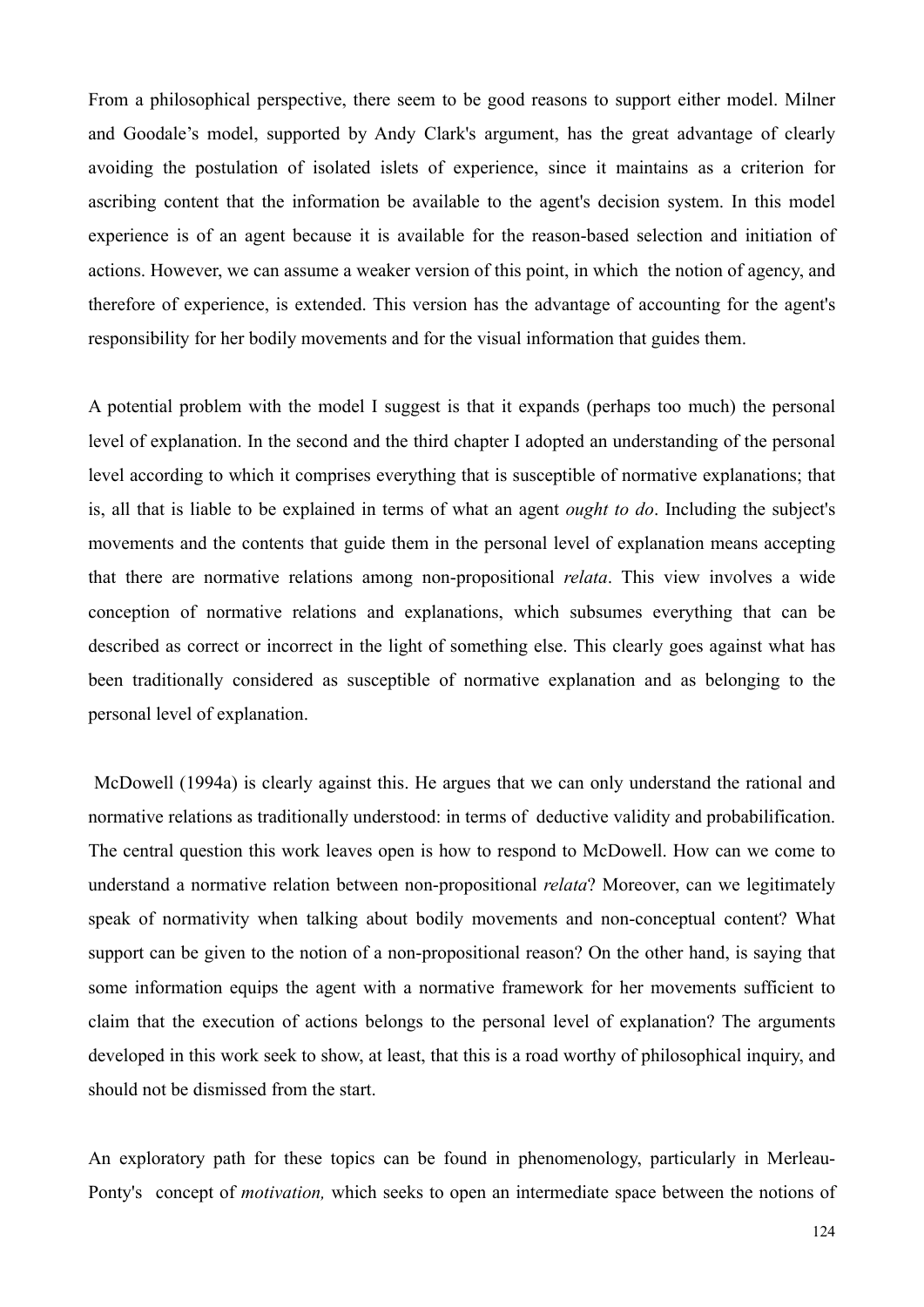From a philosophical perspective, there seem to be good reasons to support either model. Milner and Goodale's model, supported by Andy Clark's argument, has the great advantage of clearly avoiding the postulation of isolated islets of experience, since it maintains as a criterion for ascribing content that the information be available to the agent's decision system. In this model experience is of an agent because it is available for the reason-based selection and initiation of actions. However, we can assume a weaker version of this point, in which the notion of agency, and therefore of experience, is extended. This version has the advantage of accounting for the agent's responsibility for her bodily movements and for the visual information that guides them.

A potential problem with the model I suggest is that it expands (perhaps too much) the personal level of explanation. In the second and the third chapter I adopted an understanding of the personal level according to which it comprises everything that is susceptible of normative explanations; that is, all that is liable to be explained in terms of what an agent *ought to do*. Including the subject's movements and the contents that guide them in the personal level of explanation means accepting that there are normative relations among non-propositional *relata*. This view involves a wide conception of normative relations and explanations, which subsumes everything that can be described as correct or incorrect in the light of something else. This clearly goes against what has been traditionally considered as susceptible of normative explanation and as belonging to the personal level of explanation.

McDowell (1994a) is clearly against this. He argues that we can only understand the rational and normative relations as traditionally understood: in terms of deductive validity and probabilification. The central question this work leaves open is how to respond to McDowell. How can we come to understand a normative relation between non-propositional *relata*? Moreover, can we legitimately speak of normativity when talking about bodily movements and non-conceptual content? What support can be given to the notion of a non-propositional reason? On the other hand, is saying that some information equips the agent with a normative framework for her movements sufficient to claim that the execution of actions belongs to the personal level of explanation? The arguments developed in this work seek to show, at least, that this is a road worthy of philosophical inquiry, and should not be dismissed from the start.

An exploratory path for these topics can be found in phenomenology, particularly in Merleau-Ponty's concept of *motivation,* which seeks to open an intermediate space between the notions of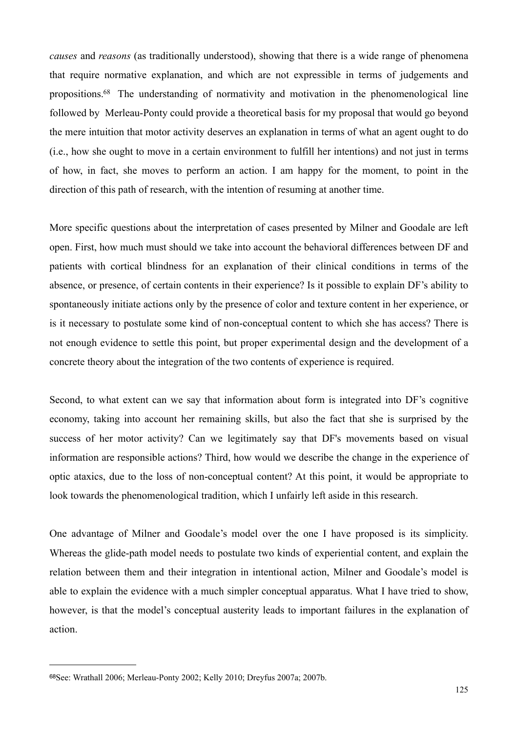*causes* and *reasons* (as traditionally understood), showing that there is a wide range of phenomena that require normative explanation, and which are not expressible in terms of judgements and propositions.[68] The understanding of normativity and motivation in the phenomenological line followed by Merleau-Ponty could provide a theoretical basis for my proposal that would go beyond the mere intuition that motor activity deserves an explanation in terms of what an agent ought to do (i.e., how she ought to move in a certain environment to fulfill her intentions) and not just in terms of how, in fact, she moves to perform an action. I am happy for the moment, to point in the direction of this path of research, with the intention of resuming at another time.

More specific questions about the interpretation of cases presented by Milner and Goodale are left open. First, how much must should we take into account the behavioral differences between DF and patients with cortical blindness for an explanation of their clinical conditions in terms of the absence, or presence, of certain contents in their experience? Is it possible to explain DF's ability to spontaneously initiate actions only by the presence of color and texture content in her experience, or is it necessary to postulate some kind of non-conceptual content to which she has access? There is not enough evidence to settle this point, but proper experimental design and the development of a concrete theory about the integration of the two contents of experience is required.

Second, to what extent can we say that information about form is integrated into DF's cognitive economy, taking into account her remaining skills, but also the fact that she is surprised by the success of her motor activity? Can we legitimately say that DF's movements based on visual information are responsible actions? Third, how would we describe the change in the experience of optic ataxics, due to the loss of non-conceptual content? At this point, it would be appropriate to look towards the phenomenological tradition, which I unfairly left aside in this research.

One advantage of Milner and Goodale's model over the one I have proposed is its simplicity. Whereas the glide-path model needs to postulate two kinds of experiential content, and explain the relation between them and their integration in intentional action, Milner and Goodale's model is able to explain the evidence with a much simpler conceptual apparatus. What I have tried to show, however, is that the model's conceptual austerity leads to important failures in the explanation of action.

---

[68] See: Wrathall 2006; Merleau-Ponty 2002; Kelly 2010; Dreyfus 2007a; 2007b.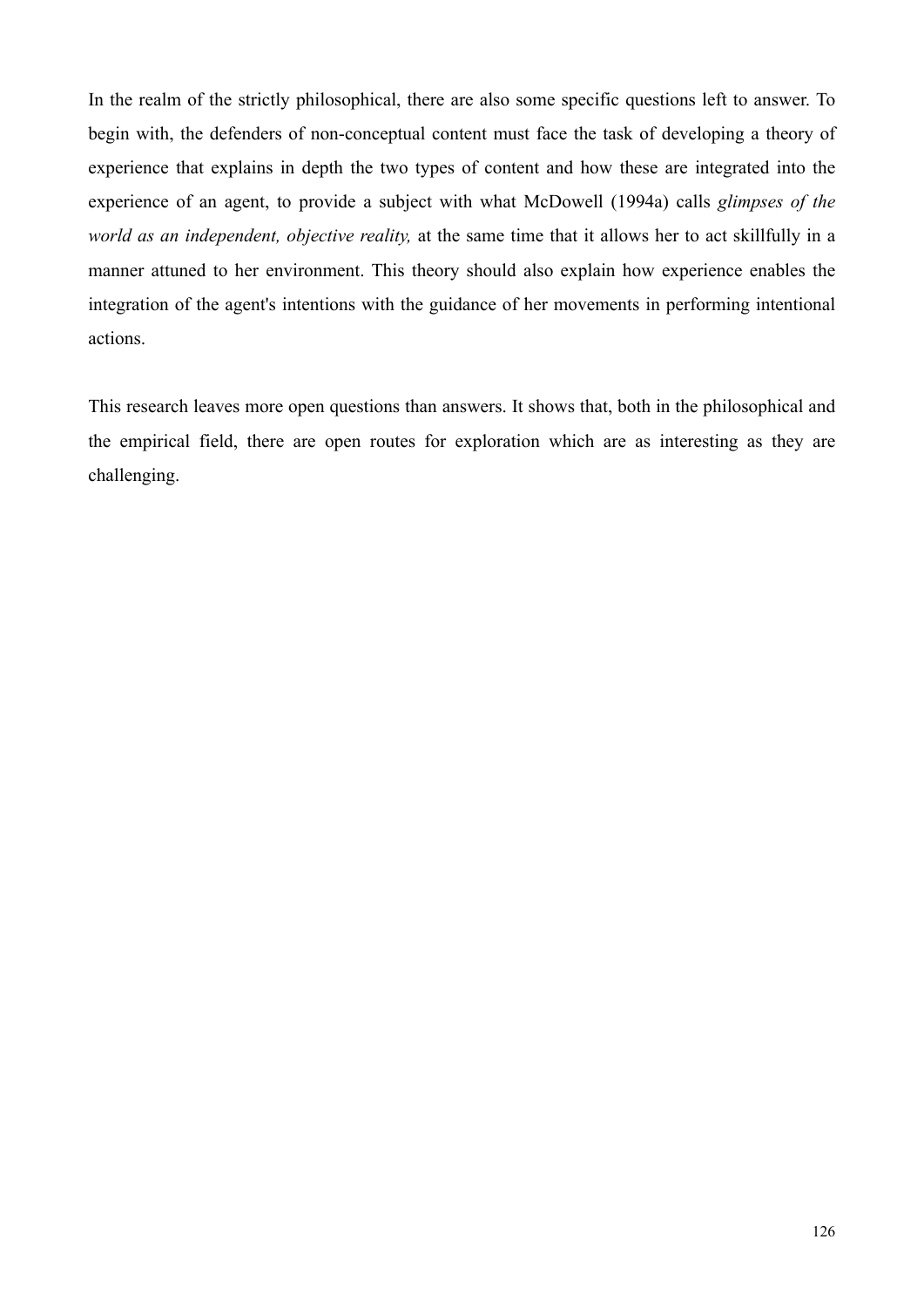In the realm of the strictly philosophical, there are also some specific questions left to answer. To begin with, the defenders of non-conceptual content must face the task of developing a theory of experience that explains in depth the two types of content and how these are integrated into the experience of an agent, to provide a subject with what McDowell (1994a) calls *glimpses of the world as an independent, objective reality,* at the same time that it allows her to act skillfully in a manner attuned to her environment. This theory should also explain how experience enables the integration of the agent's intentions with the guidance of her movements in performing intentional actions.

This research leaves more open questions than answers. It shows that, both in the philosophical and the empirical field, there are open routes for exploration which are as interesting as they are challenging.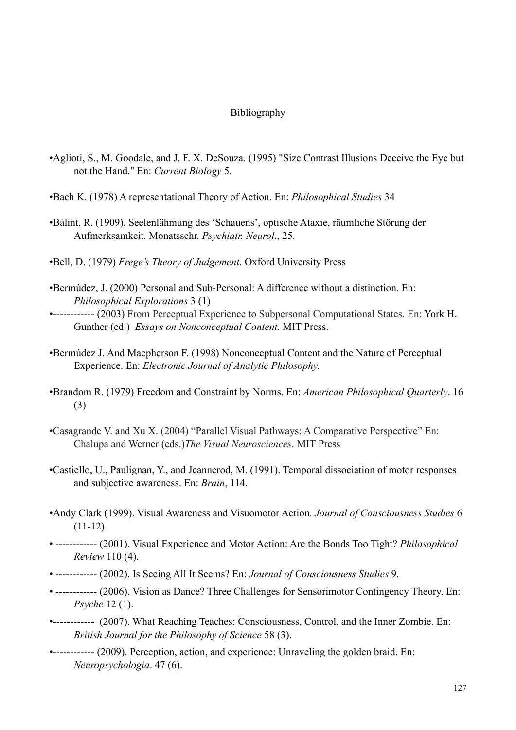# Bibliography

- Aglioti, S., M. Goodale, and J. F. X. DeSouza. (1995) "Size Contrast Illusions Deceive the Eye but not the Hand." En: *Current Biology* 5.

- Bach K. (1978) A representational Theory of Action. En: *Philosophical Studies* 34

- Bálint, R. (1909). Seelenlähmung des 'Schauens', optische Ataxie, räumliche Störung der Aufmerksamkeit. Monatsschr. *Psychiatr. Neurol*., 25.

- Bell, D. (1979) *Frege's Theory of Judgement*. Oxford University Press

- Bermúdez, J. (2000) Personal and Sub-Personal: A difference without a distinction. En: *Philosophical Explorations* 3 (1)
- ------------ (2003) From Perceptual Experience to Subpersonal Computational States. En: York H. Gunther (ed.) *Essays on Nonconceptual Content.* MIT Press.

- Bermúdez J. And Macpherson F. (1998) Nonconceptual Content and the Nature of Perceptual Experience. En: *Electronic Journal of Analytic Philosophy.*

- Brandom R. (1979) Freedom and Constraint by Norms. En: *American Philosophical Quarterly*. 16 (3)

- Casagrande V. and Xu X. (2004) "Parallel Visual Pathways: A Comparative Perspective" En: Chalupa and Werner (eds.)*The Visual Neurosciences*. MIT Press

- Castiello, U., Paulignan, Y., and Jeannerod, M. (1991). Temporal dissociation of motor responses and subjective awareness. En: *Brain*, 114.

- Andy Clark (1999). Visual Awareness and Visuomotor Action. *Journal of Consciousness Studies* 6 (11-12).
- ------------ (2001). Visual Experience and Motor Action: Are the Bonds Too Tight? *Philosophical Review* 110 (4).
- ------------ (2002). Is Seeing All It Seems? En: *Journal of Consciousness Studies* 9.
- ------------ (2006). Vision as Dance? Three Challenges for Sensorimotor Contingency Theory. En: *Psyche* 12 (1).
- ------------ (2007). What Reaching Teaches: Consciousness, Control, and the Inner Zombie. En: *British Journal for the Philosophy of Science* 58 (3).
- ------------ (2009). Perception, action, and experience: Unraveling the golden braid. En: *Neuropsychologia*. 47 (6).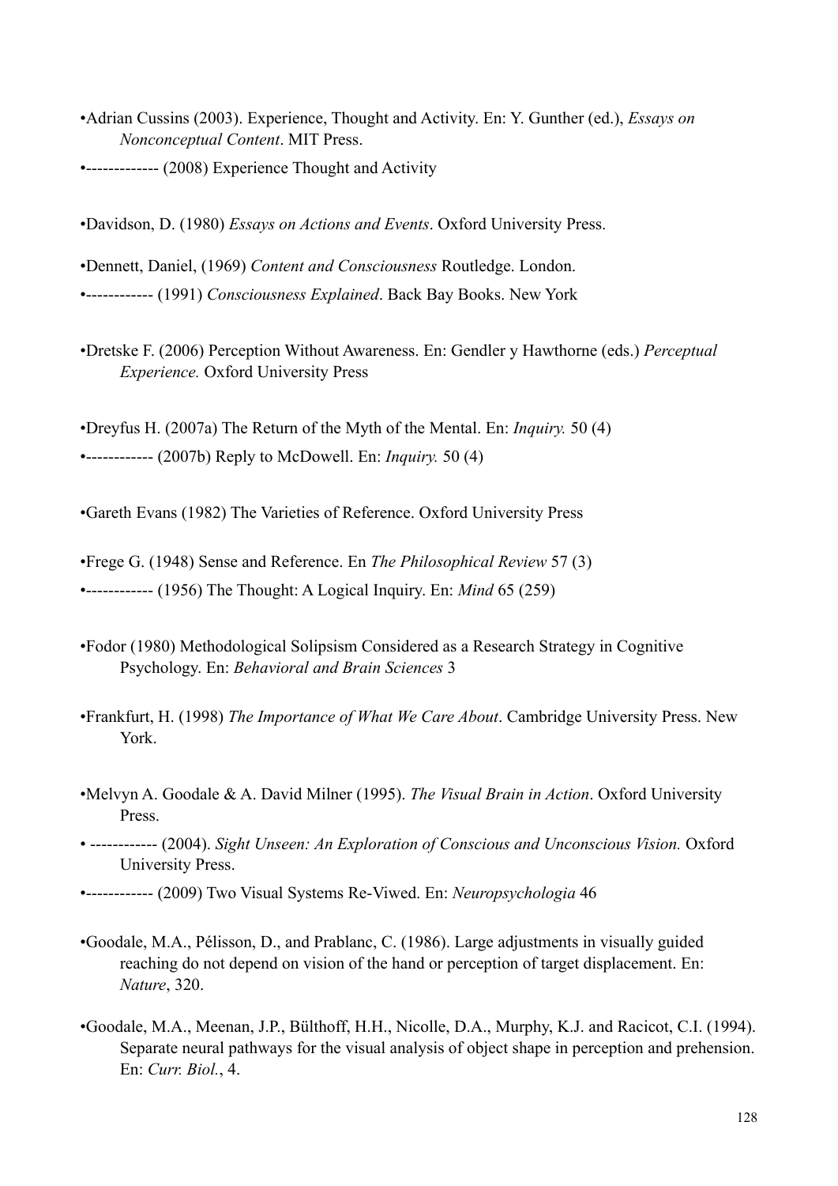- Adrian Cussins (2003). Experience, Thought and Activity. En: Y. Gunther (ed.), *Essays on Nonconceptual Content*. MIT Press.
- ------------- (2008) Experience Thought and Activity

- Davidson, D. (1980) *Essays on Actions and Events*. Oxford University Press.

- Dennett, Daniel, (1969) *Content and Consciousness* Routledge. London.
- ------------ (1991) *Consciousness Explained*. Back Bay Books. New York

- Dretske F. (2006) Perception Without Awareness. En: Gendler y Hawthorne (eds.) *Perceptual Experience.* Oxford University Press

- Dreyfus H. (2007a) The Return of the Myth of the Mental. En: *Inquiry.* 50 (4)
- ------------ (2007b) Reply to McDowell. En: *Inquiry.* 50 (4)

- Gareth Evans (1982) The Varieties of Reference. Oxford University Press

- Frege G. (1948) Sense and Reference. En *The Philosophical Review* 57 (3)
- ------------ (1956) The Thought: A Logical Inquiry. En: *Mind* 65 (259)

- Fodor (1980) Methodological Solipsism Considered as a Research Strategy in Cognitive Psychology. En: *Behavioral and Brain Sciences* 3

- Frankfurt, H. (1998) *The Importance of What We Care About*. Cambridge University Press. New York.

- Melvyn A. Goodale & A. David Milner (1995). *The Visual Brain in Action*. Oxford University Press.
- ------------ (2004). *Sight Unseen: An Exploration of Conscious and Unconscious Vision.* Oxford University Press.
- ------------ (2009) Two Visual Systems Re-Viwed. En: *Neuropsychologia* 46

- Goodale, M.A., Pélisson, D., and Prablanc, C. (1986). Large adjustments in visually guided reaching do not depend on vision of the hand or perception of target displacement. En: *Nature*, 320.

- Goodale, M.A., Meenan, J.P., Bülthoff, H.H., Nicolle, D.A., Murphy, K.J. and Racicot, C.I. (1994). Separate neural pathways for the visual analysis of object shape in perception and prehension. En: *Curr. Biol.*, 4.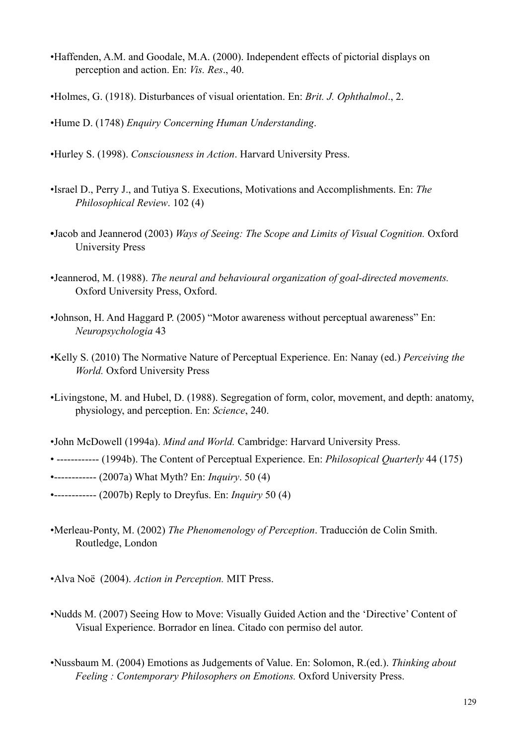- Haffenden, A.M. and Goodale, M.A. (2000). Independent effects of pictorial displays on perception and action. En: *Vis. Res*., 40.

- Holmes, G. (1918). Disturbances of visual orientation. En: *Brit. J. Ophthalmol*., 2.

- Hume D. (1748) *Enquiry Concerning Human Understanding*.

- Hurley S. (1998). *Consciousness in Action*. Harvard University Press.

- Israel D., Perry J., and Tutiya S. Executions, Motivations and Accomplishments. En: *The Philosophical Review*. 102 (4)

- Jacob and Jeannerod (2003) *Ways of Seeing: The Scope and Limits of Visual Cognition.* Oxford University Press

- Jeannerod, M. (1988). *The neural and behavioural organization of goal-directed movements.* Oxford University Press, Oxford.

- Johnson, H. And Haggard P. (2005) "Motor awareness without perceptual awareness" En: *Neuropsychologia* 43

- Kelly S. (2010) The Normative Nature of Perceptual Experience. En: Nanay (ed.) *Perceiving the World.* Oxford University Press

- Livingstone, M. and Hubel, D. (1988). Segregation of form, color, movement, and depth: anatomy, physiology, and perception. En: *Science*, 240.

- John McDowell (1994a). *Mind and World.* Cambridge: Harvard University Press.
- ------------ (1994b). The Content of Perceptual Experience. En: *Philosophical Quarterly* 44 (175)
- ------------ (2007a) What Myth? En: *Inquiry*. 50 (4)
- ------------ (2007b) Reply to Dreyfus. En: *Inquiry* 50 (4)

- Merleau-Ponty, M. (2002) *The Phenomenology of Perception*. Traducción de Colin Smith. Routledge, London

- Alva Noë (2004). *Action in Perception.* MIT Press.

- Nudds M. (2007) Seeing How to Move: Visually Guided Action and the 'Directive' Content of Visual Experience. Borrador en línea. Citado con permiso del autor.

- Nussbaum M. (2004) Emotions as Judgements of Value. En: Solomon, R.(ed.). *Thinking about Feeling : Contemporary Philosophers on Emotions.* Oxford University Press.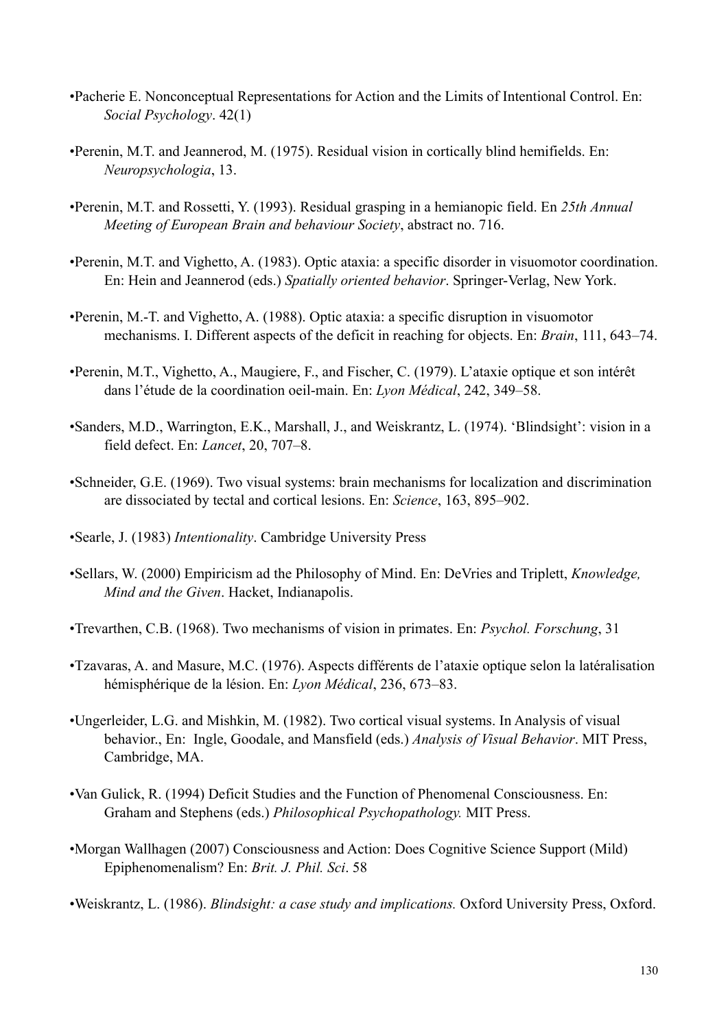- •Pacherie E. Nonconceptual Representations for Action and the Limits of Intentional Control. En: *Social Psychology*. 42(1)

- •Perenin, M.T. and Jeannerod, M. (1975). Residual vision in cortically blind hemifields. En: *Neuropsychologia*, 13.

- •Perenin, M.T. and Rossetti, Y. (1993). Residual grasping in a hemianopic field. En *25th Annual Meeting of European Brain and behaviour Society*, abstract no. 716.

- •Perenin, M.T. and Vighetto, A. (1983). Optic ataxia: a specific disorder in visuomotor coordination. En: Hein and Jeannerod (eds.) *Spatially oriented behavior*. Springer-Verlag, New York.

- •Perenin, M.-T. and Vighetto, A. (1988). Optic ataxia: a specific disruption in visuomotor mechanisms. I. Different aspects of the deficit in reaching for objects. En: *Brain*, 111, 643–74.

- •Perenin, M.T., Vighetto, A., Maugiere, F., and Fischer, C. (1979). L'ataxie optique et son intérêt dans l'étude de la coordination oeil-main. En: *Lyon Médical*, 242, 349–58.

- •Sanders, M.D., Warrington, E.K., Marshall, J., and Weiskrantz, L. (1974). 'Blindsight': vision in a field defect. En: *Lancet*, 20, 707–8.

- •Schneider, G.E. (1969). Two visual systems: brain mechanisms for localization and discrimination are dissociated by tectal and cortical lesions. En: *Science*, 163, 895–902.

- •Searle, J. (1983) *Intentionality*. Cambridge University Press

- •Sellars, W. (2000) Empiricism ad the Philosophy of Mind. En: DeVries and Triplett, *Knowledge, Mind and the Given*. Hacket, Indianapolis.

- •Trevarthen, C.B. (1968). Two mechanisms of vision in primates. En: *Psychol. Forschung*, 31

- •Tzavaras, A. and Masure, M.C. (1976). Aspects différents de l'ataxie optique selon la latéralisation hémisphérique de la lésion. En: *Lyon Médical*, 236, 673–83.

- •Ungerleider, L.G. and Mishkin, M. (1982). Two cortical visual systems. In Analysis of visual behavior., En: Ingle, Goodale, and Mansfield (eds.) *Analysis of Visual Behavior*. MIT Press, Cambridge, MA.

- •Van Gulick, R. (1994) Deficit Studies and the Function of Phenomenal Consciousness. En: Graham and Stephens (eds.) *Philosophical Psychopathology.* MIT Press.

- •Morgan Wallhagen (2007) Consciousness and Action: Does Cognitive Science Support (Mild) Epiphenomenalism? En: *Brit. J. Phil. Sci*. 58

- •Weiskrantz, L. (1986). *Blindsight: a case study and implications.* Oxford University Press, Oxford.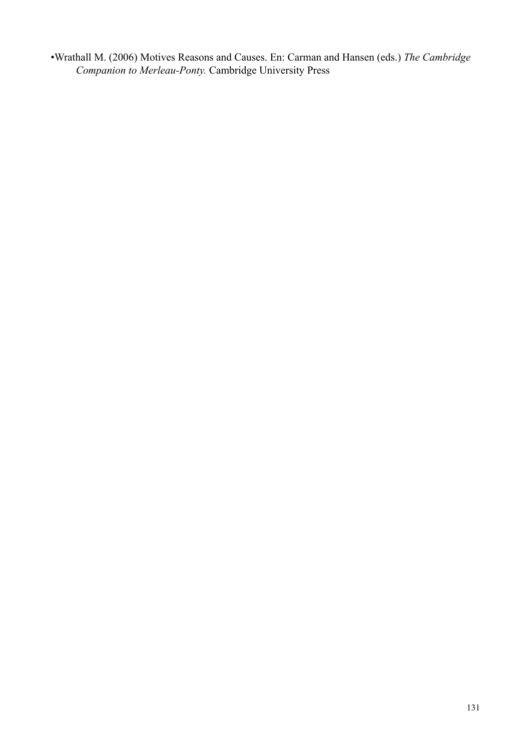- Wrathall M. (2006) Motives Reasons and Causes. En: Carman and Hansen (eds.) *The Cambridge Companion to Merleau-Ponty.* Cambridge University Press